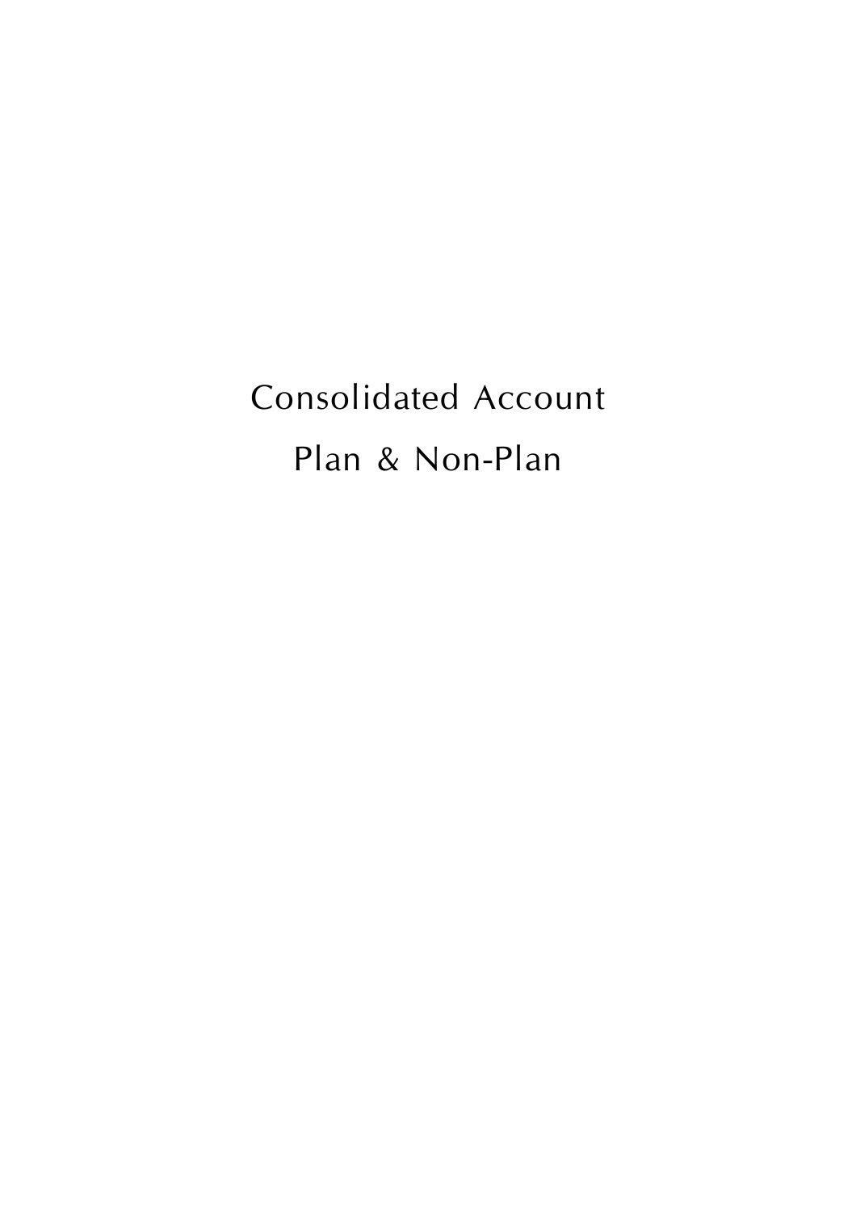# Consolidated Account

## Plan & Non-Plan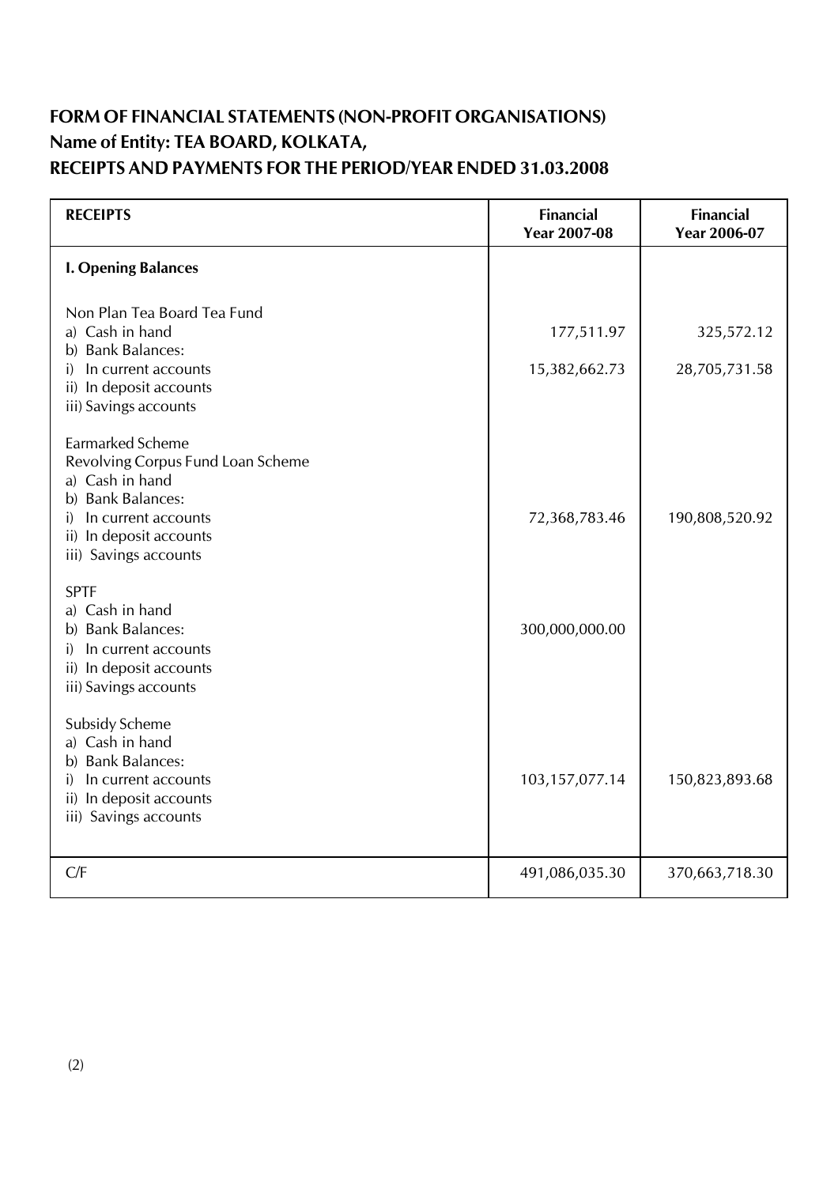## FORM OF FINANCIAL STATEMENTS (NON-PROFIT ORGANISATIONS)
## Name of Entity: TEA BOARD, KOLKATA,
## RECEIPTS AND PAYMENTS FOR THE PERIOD/YEAR ENDED 31.03.2008

| RECEIPTS | Financial Year 2007-08 | Financial Year 2006-07 |
|---|---|---|
| **I. Opening Balances** | | |
| Non Plan Tea Board Tea Fund | | |
| a) Cash in hand | 177,511.97 | 325,572.12 |
| b) Bank Balances: | | |
| i) In current accounts | 15,382,662.73 | 28,705,731.58 |
| ii) In deposit accounts | | |
| iii) Savings accounts | | |
| Earmarked Scheme | | |
| Revolving Corpus Fund Loan Scheme | | |
| a) Cash in hand | | |
| b) Bank Balances: | | |
| i) In current accounts | 72,368,783.46 | 190,808,520.92 |
| ii) In deposit accounts | | |
| iii) Savings accounts | | |
| SPTF | | |
| a) Cash in hand | | |
| b) Bank Balances: | 300,000,000.00 | |
| i) In current accounts | | |
| ii) In deposit accounts | | |
| iii) Savings accounts | | |
| Subsidy Scheme | | |
| a) Cash in hand | | |
| b) Bank Balances: | | |
| i) In current accounts | 103,157,077.14 | 150,823,893.68 |
| ii) In deposit accounts | | |
| iii) Savings accounts | | |
| C/F | 491,086,035.30 | 370,663,718.30 |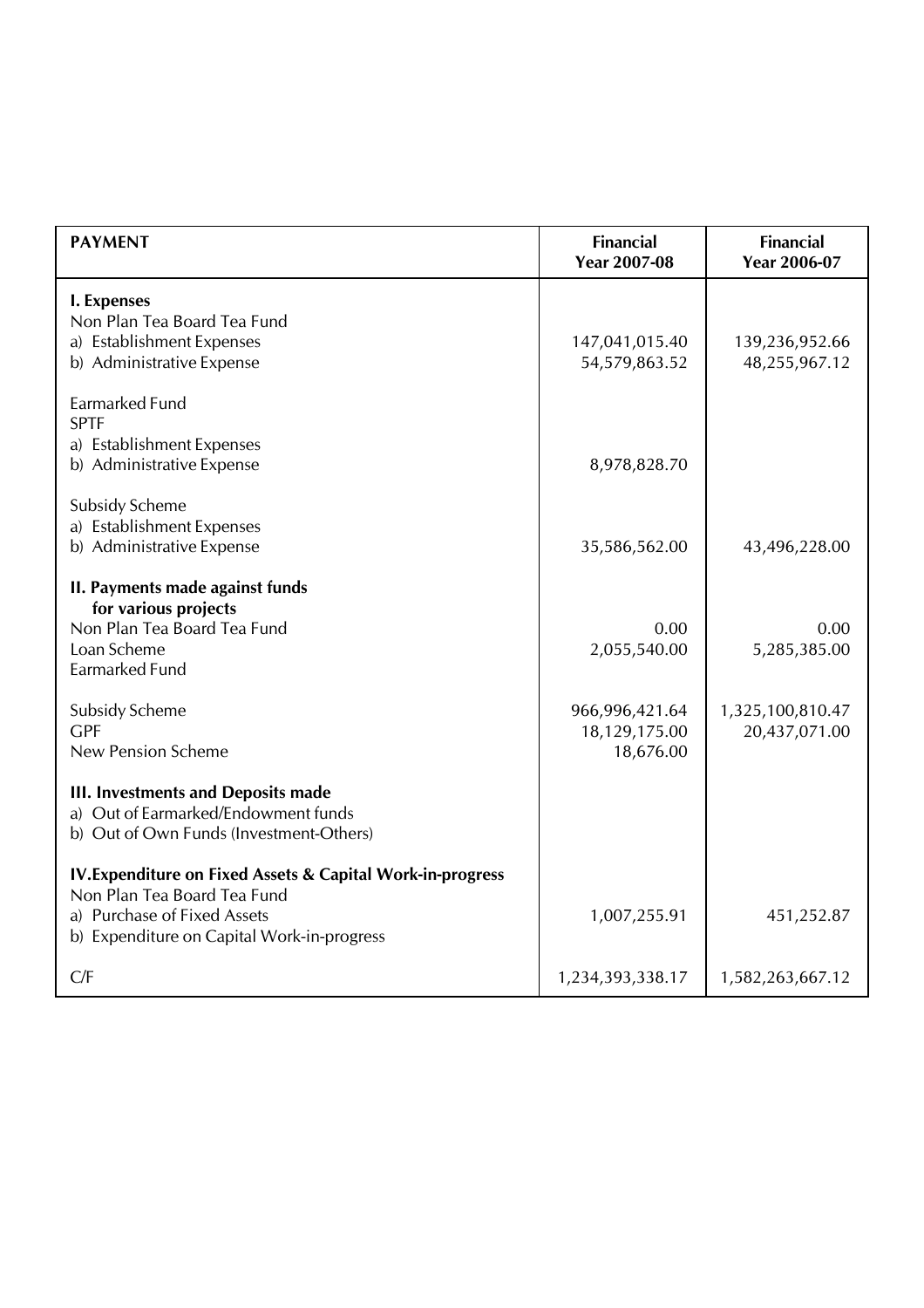| PAYMENT | Financial Year 2007-08 | Financial Year 2006-07 |
|---|---|---|
| **I. Expenses** | | |
| Non Plan Tea Board Tea Fund | | |
| a) Establishment Expenses | 147,041,015.40 | 139,236,952.66 |
| b) Administrative Expense | 54,579,863.52 | 48,255,967.12 |
| Earmarked Fund | | |
| SPTF | | |
| a) Establishment Expenses | | |
| b) Administrative Expense | 8,978,828.70 | |
| Subsidy Scheme | | |
| a) Establishment Expenses | | |
| b) Administrative Expense | 35,586,562.00 | 43,496,228.00 |
| **II. Payments made against funds for various projects** | | |
| Non Plan Tea Board Tea Fund | 0.00 | 0.00 |
| Loan Scheme | 2,055,540.00 | 5,285,385.00 |
| Earmarked Fund | | |
| Subsidy Scheme | 966,996,421.64 | 1,325,100,810.47 |
| GPF | 18,129,175.00 | 20,437,071.00 |
| New Pension Scheme | 18,676.00 | |
| **III. Investments and Deposits made** | | |
| a) Out of Earmarked/Endowment funds | | |
| b) Out of Own Funds (Investment-Others) | | |
| **IV.Expenditure on Fixed Assets & Capital Work-in-progress** | | |
| Non Plan Tea Board Tea Fund | | |
| a) Purchase of Fixed Assets | 1,007,255.91 | 451,252.87 |
| b) Expenditure on Capital Work-in-progress | | |
| C/F | 1,234,393,338.17 | 1,582,263,667.12 |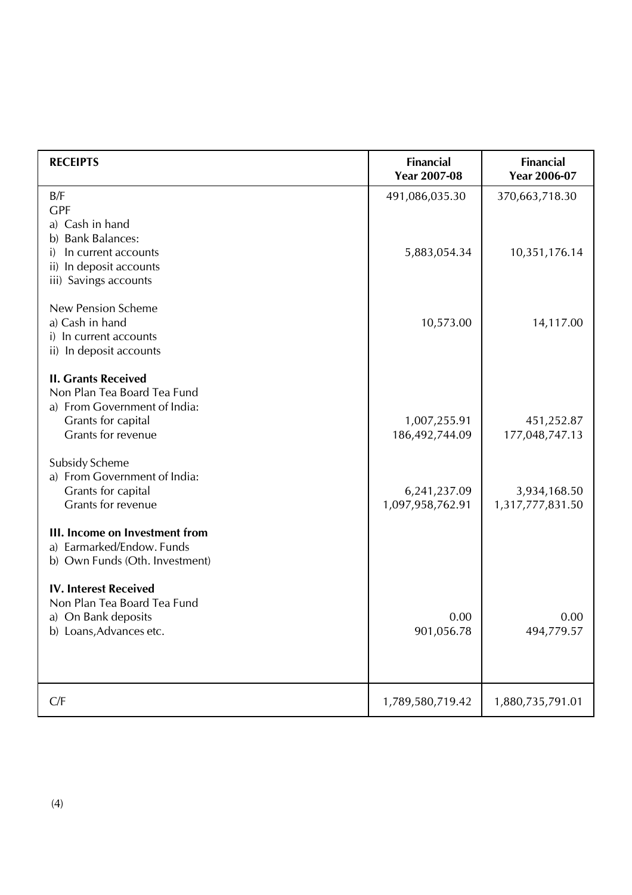| RECEIPTS | Financial Year 2007-08 | Financial Year 2006-07 |
| --- | --- | --- |
| B/F | 491,086,035.30 | 370,663,718.30 |
| GPF | | |
| a) Cash in hand | | |
| b) Bank Balances: | | |
| i) In current accounts | 5,883,054.34 | 10,351,176.14 |
| ii) In deposit accounts | | |
| iii) Savings accounts | | |
| New Pension Scheme | | |
| a) Cash in hand | 10,573.00 | 14,117.00 |
| i) In current accounts | | |
| ii) In deposit accounts | | |
| **II. Grants Received** | | |
| Non Plan Tea Board Tea Fund | | |
| a) From Government of India: | | |
| Grants for capital | 1,007,255.91 | 451,252.87 |
| Grants for revenue | 186,492,744.09 | 177,048,747.13 |
| Subsidy Scheme | | |
| a) From Government of India: | | |
| Grants for capital | 6,241,237.09 | 3,934,168.50 |
| Grants for revenue | 1,097,958,762.91 | 1,317,777,831.50 |
| **III. Income on Investment from** | | |
| a) Earmarked/Endow. Funds | | |
| b) Own Funds (Oth. Investment) | | |
| **IV. Interest Received** | | |
| Non Plan Tea Board Tea Fund | | |
| a) On Bank deposits | 0.00 | 0.00 |
| b) Loans,Advances etc. | 901,056.78 | 494,779.57 |
| C/F | 1,789,580,719.42 | 1,880,735,791.01 |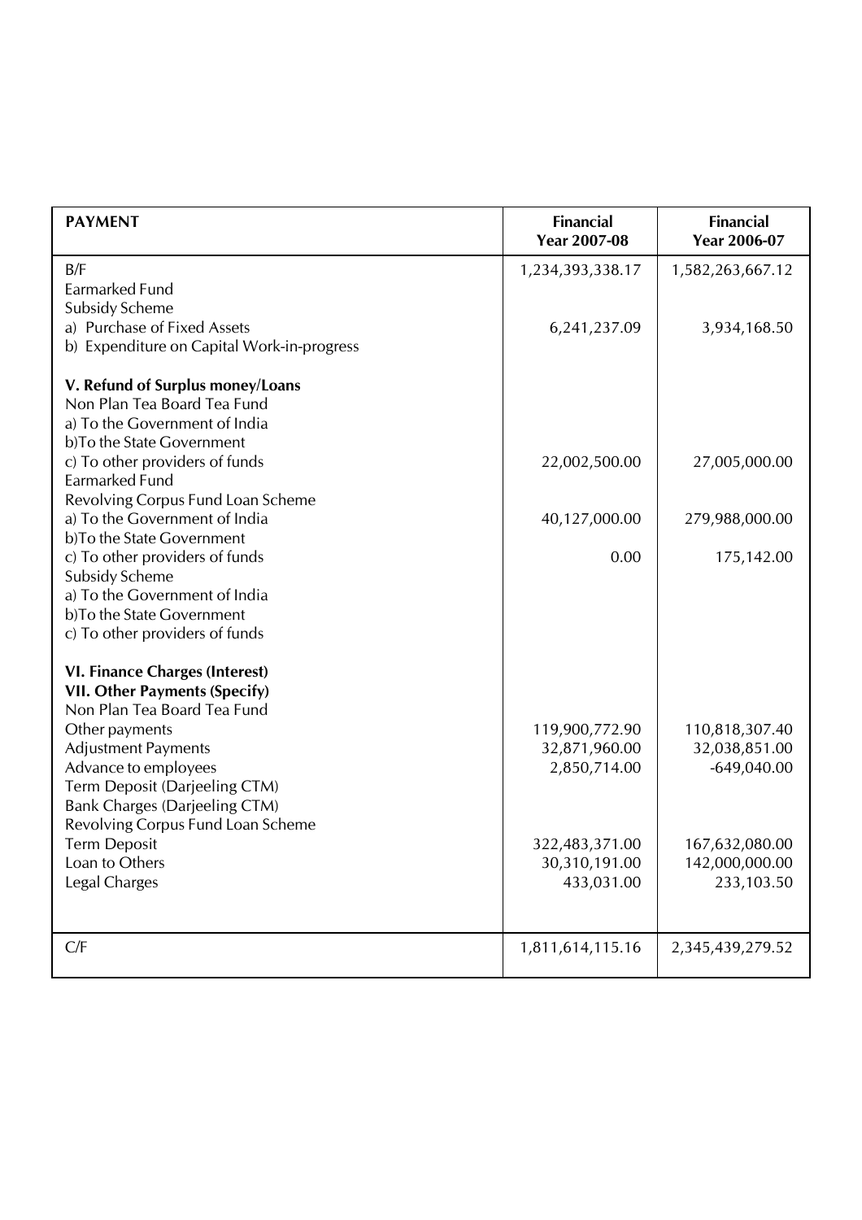| PAYMENT | Financial Year 2007-08 | Financial Year 2006-07 |
|---|---|---|
| B/F | 1,234,393,338.17 | 1,582,263,667.12 |
| Earmarked Fund | | |
| Subsidy Scheme | | |
| a) Purchase of Fixed Assets | 6,241,237.09 | 3,934,168.50 |
| b) Expenditure on Capital Work-in-progress | | |
| **V. Refund of Surplus money/Loans** | | |
| Non Plan Tea Board Tea Fund | | |
| a) To the Government of India | | |
| b)To the State Government | | |
| c) To other providers of funds | 22,002,500.00 | 27,005,000.00 |
| Earmarked Fund | | |
| Revolving Corpus Fund Loan Scheme | | |
| a) To the Government of India | 40,127,000.00 | 279,988,000.00 |
| b)To the State Government | | |
| c) To other providers of funds | 0.00 | 175,142.00 |
| Subsidy Scheme | | |
| a) To the Government of India | | |
| b)To the State Government | | |
| c) To other providers of funds | | |
| **VI. Finance Charges (Interest)** | | |
| **VII. Other Payments (Specify)** | | |
| Non Plan Tea Board Tea Fund | | |
| Other payments | 119,900,772.90 | 110,818,307.40 |
| Adjustment Payments | 32,871,960.00 | 32,038,851.00 |
| Advance to employees | 2,850,714.00 | -649,040.00 |
| Term Deposit (Darjeeling CTM) | | |
| Bank Charges (Darjeeling CTM) | | |
| Revolving Corpus Fund Loan Scheme | | |
| Term Deposit | 322,483,371.00 | 167,632,080.00 |
| Loan to Others | 30,310,191.00 | 142,000,000.00 |
| Legal Charges | 433,031.00 | 233,103.50 |
| C/F | 1,811,614,115.16 | 2,345,439,279.52 |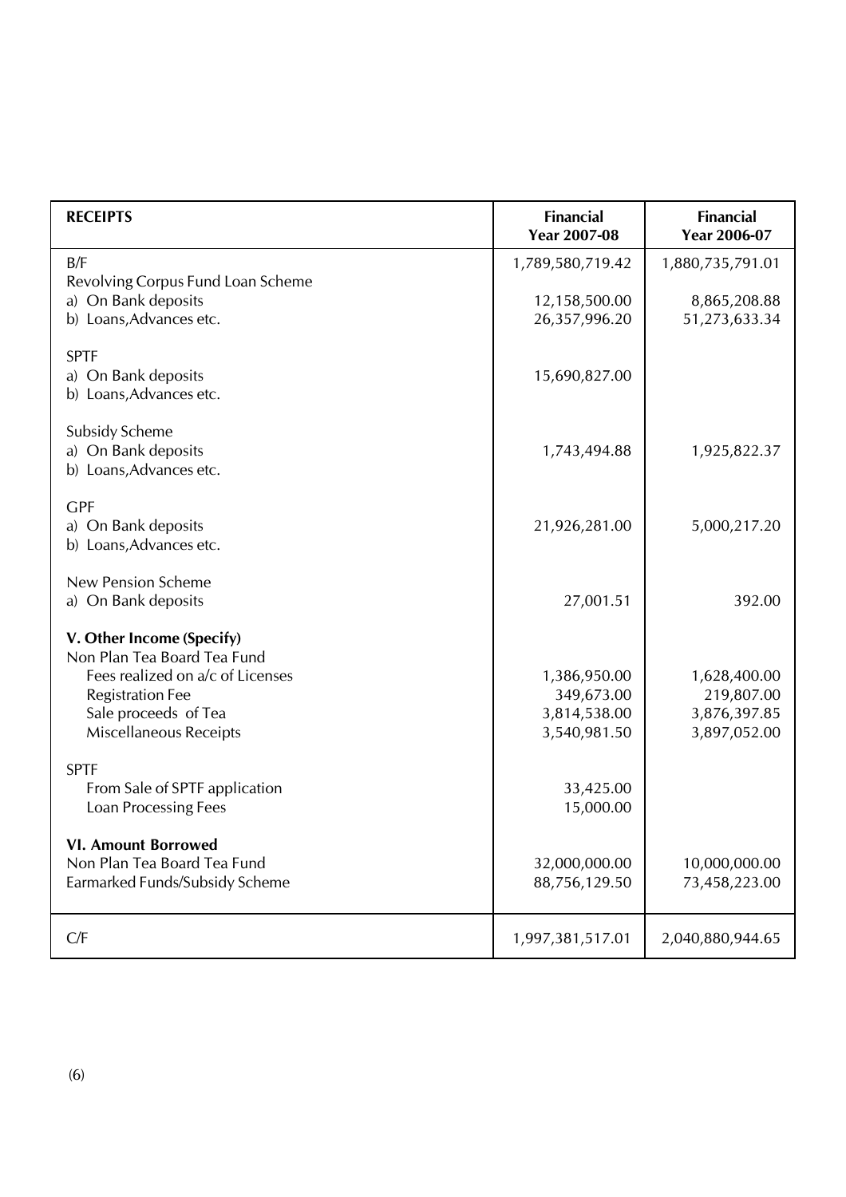| RECEIPTS | Financial Year 2007-08 | Financial Year 2006-07 |
|---|---|---|
| B/F | 1,789,580,719.42 | 1,880,735,791.01 |
| Revolving Corpus Fund Loan Scheme | | |
| a) On Bank deposits | 12,158,500.00 | 8,865,208.88 |
| b) Loans,Advances etc. | 26,357,996.20 | 51,273,633.34 |
| | | |
| SPTF | | |
| a) On Bank deposits | 15,690,827.00 | |
| b) Loans,Advances etc. | | |
| | | |
| Subsidy Scheme | | |
| a) On Bank deposits | 1,743,494.88 | 1,925,822.37 |
| b) Loans,Advances etc. | | |
| | | |
| GPF | | |
| a) On Bank deposits | 21,926,281.00 | 5,000,217.20 |
| b) Loans,Advances etc. | | |
| | | |
| New Pension Scheme | | |
| a) On Bank deposits | 27,001.51 | 392.00 |
| | | |
| **V. Other Income (Specify)** | | |
| Non Plan Tea Board Tea Fund | | |
| Fees realized on a/c of Licenses | 1,386,950.00 | 1,628,400.00 |
| Registration Fee | 349,673.00 | 219,807.00 |
| Sale proceeds of Tea | 3,814,538.00 | 3,876,397.85 |
| Miscellaneous Receipts | 3,540,981.50 | 3,897,052.00 |
| | | |
| SPTF | | |
| From Sale of SPTF application | 33,425.00 | |
| Loan Processing Fees | 15,000.00 | |
| | | |
| **VI. Amount Borrowed** | | |
| Non Plan Tea Board Tea Fund | 32,000,000.00 | 10,000,000.00 |
| Earmarked Funds/Subsidy Scheme | 88,756,129.50 | 73,458,223.00 |
| | | |
| C/F | 1,997,381,517.01 | 2,040,880,944.65 |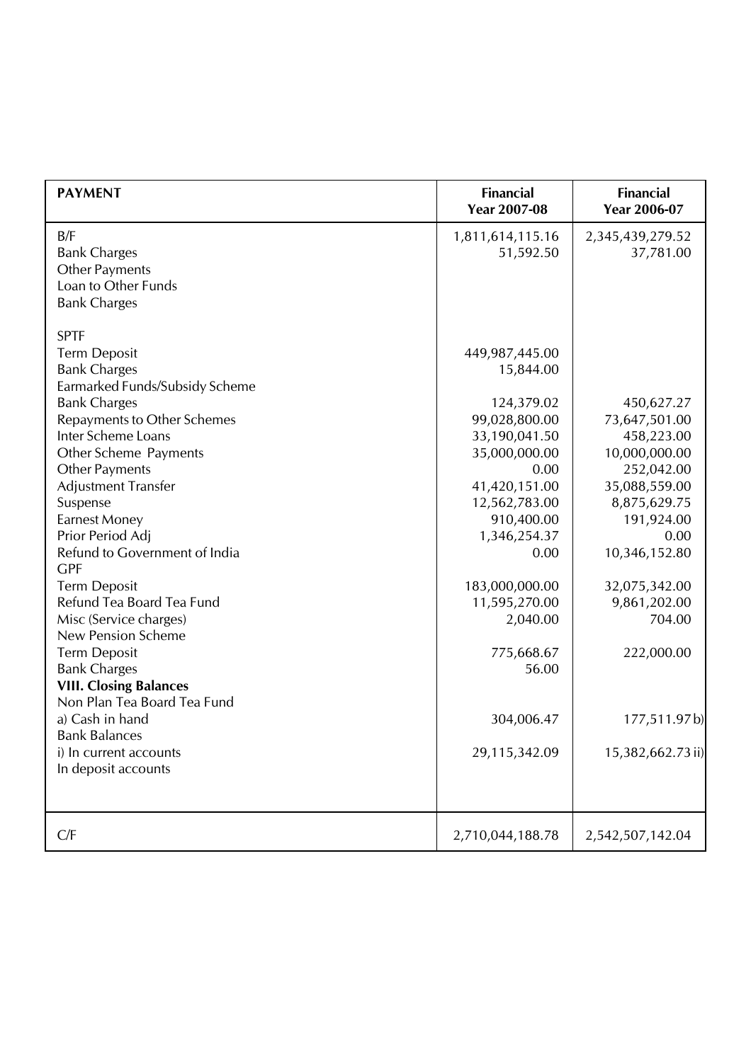| PAYMENT | Financial Year 2007-08 | Financial Year 2006-07 |
|---|---|---|
| B/F | 1,811,614,115.16 | 2,345,439,279.52 |
| Bank Charges | 51,592.50 | 37,781.00 |
| Other Payments | | |
| Loan to Other Funds | | |
| Bank Charges | | |
| SPTF | | |
| Term Deposit | 449,987,445.00 | |
| Bank Charges | 15,844.00 | |
| Earmarked Funds/Subsidy Scheme | | |
| Bank Charges | 124,379.02 | 450,627.27 |
| Repayments to Other Schemes | 99,028,800.00 | 73,647,501.00 |
| Inter Scheme Loans | 33,190,041.50 | 458,223.00 |
| Other Scheme Payments | 35,000,000.00 | 10,000,000.00 |
| Other Payments | 0.00 | 252,042.00 |
| Adjustment Transfer | 41,420,151.00 | 35,088,559.00 |
| Suspense | 12,562,783.00 | 8,875,629.75 |
| Earnest Money | 910,400.00 | 191,924.00 |
| Prior Period Adj | 1,346,254.37 | 0.00 |
| Refund to Government of India | 0.00 | 10,346,152.80 |
| GPF | | |
| Term Deposit | 183,000,000.00 | 32,075,342.00 |
| Refund Tea Board Tea Fund | 11,595,270.00 | 9,861,202.00 |
| Misc (Service charges) | 2,040.00 | 704.00 |
| New Pension Scheme | | |
| Term Deposit | 775,668.67 | 222,000.00 |
| Bank Charges | 56.00 | |
| **VIII. Closing Balances** | | |
| Non Plan Tea Board Tea Fund | | |
| a) Cash in hand | 304,006.47 | 177,511.97 b) |
| Bank Balances | | |
| i) In current accounts | 29,115,342.09 | 15,382,662.73 ii) |
| In deposit accounts | | |
| C/F | 2,710,044,188.78 | 2,542,507,142.04 |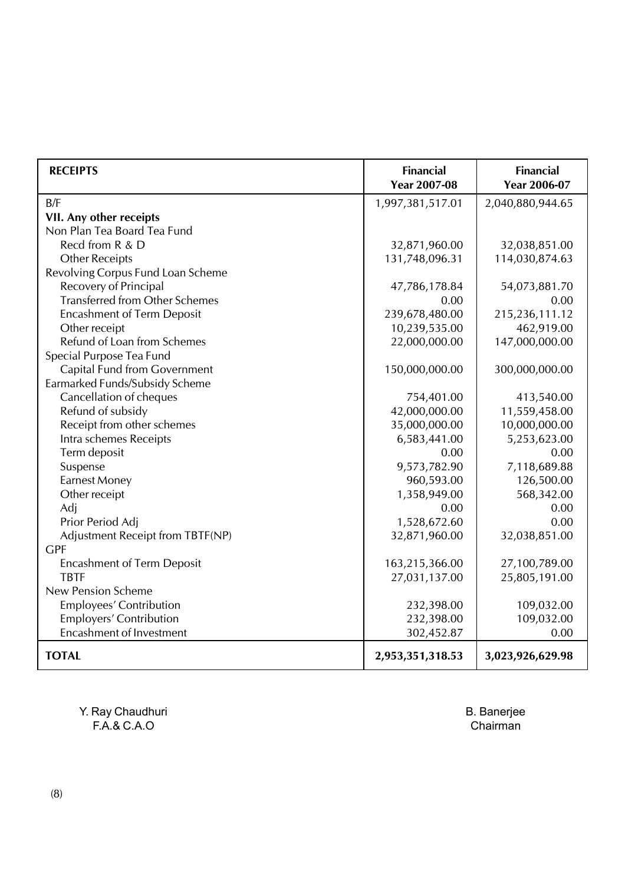| RECEIPTS | Financial Year 2007-08 | Financial Year 2006-07 |
|---|---|---|
| B/F | 1,997,381,517.01 | 2,040,880,944.65 |
| **VII. Any other receipts** | | |
| Non Plan Tea Board Tea Fund | | |
| Recd from R & D | 32,871,960.00 | 32,038,851.00 |
| Other Receipts | 131,748,096.31 | 114,030,874.63 |
| Revolving Corpus Fund Loan Scheme | | |
| Recovery of Principal | 47,786,178.84 | 54,073,881.70 |
| Transferred from Other Schemes | 0.00 | 0.00 |
| Encashment of Term Deposit | 239,678,480.00 | 215,236,111.12 |
| Other receipt | 10,239,535.00 | 462,919.00 |
| Refund of Loan from Schemes | 22,000,000.00 | 147,000,000.00 |
| Special Purpose Tea Fund | | |
| Capital Fund from Government | 150,000,000.00 | 300,000,000.00 |
| Earmarked Funds/Subsidy Scheme | | |
| Cancellation of cheques | 754,401.00 | 413,540.00 |
| Refund of subsidy | 42,000,000.00 | 11,559,458.00 |
| Receipt from other schemes | 35,000,000.00 | 10,000,000.00 |
| Intra schemes Receipts | 6,583,441.00 | 5,253,623.00 |
| Term deposit | 0.00 | 0.00 |
| Suspense | 9,573,782.90 | 7,118,689.88 |
| Earnest Money | 960,593.00 | 126,500.00 |
| Other receipt | 1,358,949.00 | 568,342.00 |
| Adj | 0.00 | 0.00 |
| Prior Period Adj | 1,528,672.60 | 0.00 |
| Adjustment Receipt from TBTF(NP) | 32,871,960.00 | 32,038,851.00 |
| GPF | | |
| Encashment of Term Deposit | 163,215,366.00 | 27,100,789.00 |
| TBTF | 27,031,137.00 | 25,805,191.00 |
| New Pension Scheme | | |
| Employees' Contribution | 232,398.00 | 109,032.00 |
| Employers' Contribution | 232,398.00 | 109,032.00 |
| Encashment of Investment | 302,452.87 | 0.00 |
| **TOTAL** | **2,953,351,318.53** | **3,023,926,629.98** |

Y. Ray Chaudhuri
F.A.& C.A.O

B. Banerjee
Chairman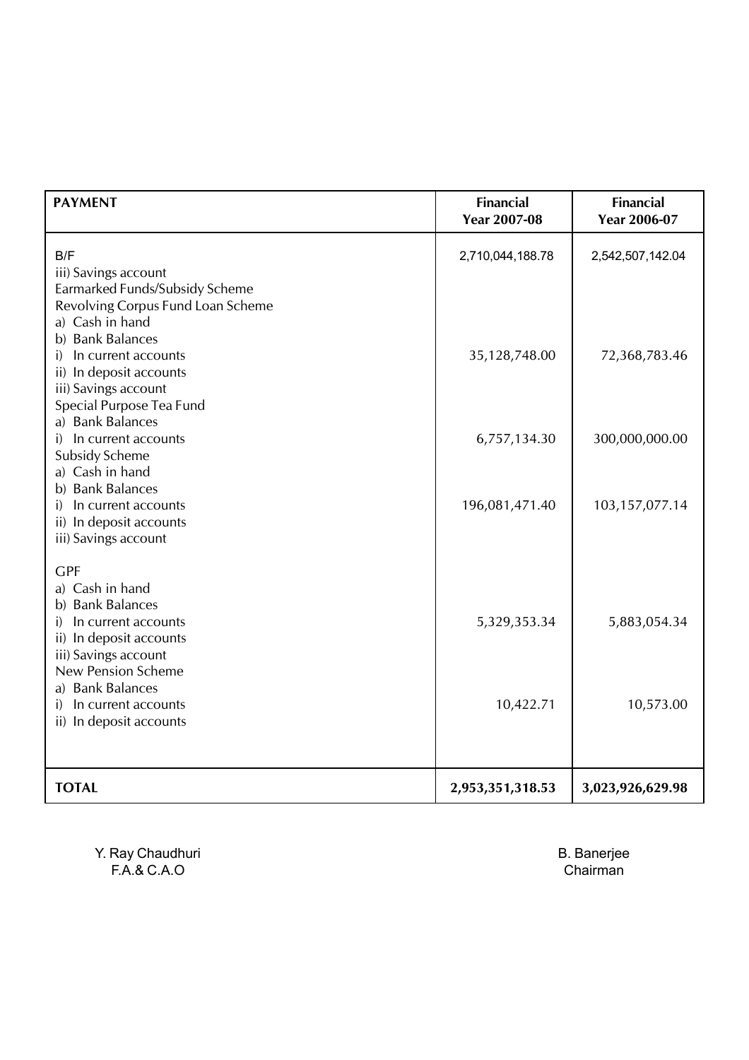| PAYMENT | Financial Year 2007-08 | Financial Year 2006-07 |
|---|---|---|
| B/F | 2,710,044,188.78 | 2,542,507,142.04 |
| iii) Savings account | | |
| Earmarked Funds/Subsidy Scheme | | |
| Revolving Corpus Fund Loan Scheme | | |
| a) Cash in hand | | |
| b) Bank Balances | | |
| i) In current accounts | 35,128,748.00 | 72,368,783.46 |
| ii) In deposit accounts | | |
| iii) Savings account | | |
| Special Purpose Tea Fund | | |
| a) Bank Balances | | |
| i) In current accounts | 6,757,134.30 | 300,000,000.00 |
| Subsidy Scheme | | |
| a) Cash in hand | | |
| b) Bank Balances | | |
| i) In current accounts | 196,081,471.40 | 103,157,077.14 |
| ii) In deposit accounts | | |
| iii) Savings account | | |
| GPF | | |
| a) Cash in hand | | |
| b) Bank Balances | | |
| i) In current accounts | 5,329,353.34 | 5,883,054.34 |
| ii) In deposit accounts | | |
| iii) Savings account | | |
| New Pension Scheme | | |
| a) Bank Balances | | |
| i) In current accounts | 10,422.71 | 10,573.00 |
| ii) In deposit accounts | | |
| **TOTAL** | **2,953,351,318.53** | **3,023,926,629.98** |

Y. Ray Chaudhuri
F.A.& C.A.O

B. Banerjee
Chairman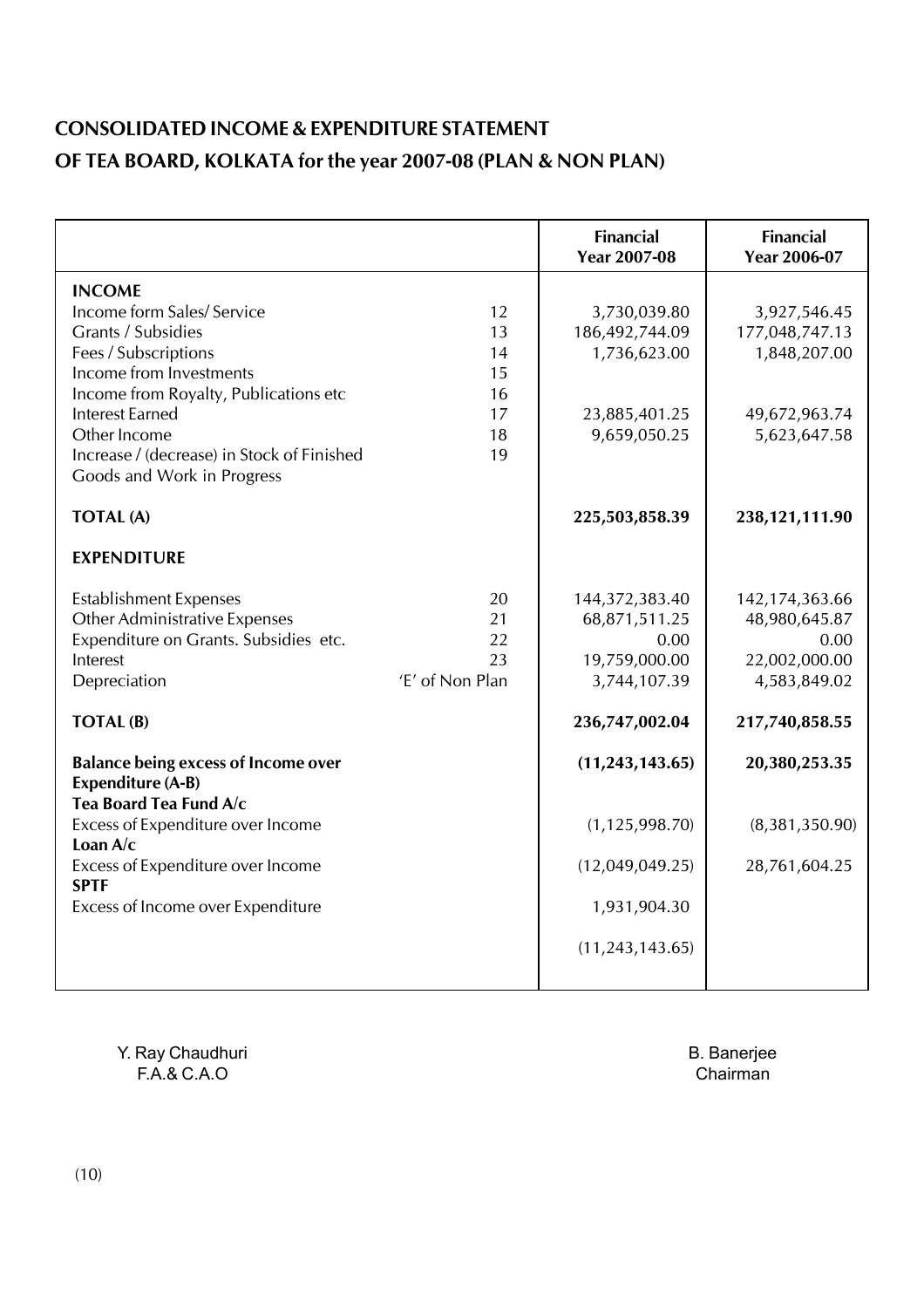## CONSOLIDATED INCOME & EXPENDITURE STATEMENT
## OF TEA BOARD, KOLKATA for the year 2007-08 (PLAN & NON PLAN)

| | | Financial Year 2007-08 | Financial Year 2006-07 |
|---|---|---|---|
| **INCOME** | | | |
| Income form Sales/ Service | 12 | 3,730,039.80 | 3,927,546.45 |
| Grants / Subsidies | 13 | 186,492,744.09 | 177,048,747.13 |
| Fees / Subscriptions | 14 | 1,736,623.00 | 1,848,207.00 |
| Income from Investments | 15 | | |
| Income from Royalty, Publications etc | 16 | | |
| Interest Earned | 17 | 23,885,401.25 | 49,672,963.74 |
| Other Income | 18 | 9,659,050.25 | 5,623,647.58 |
| Increase / (decrease) in Stock of Finished Goods and Work in Progress | 19 | | |
| **TOTAL (A)** | | **225,503,858.39** | **238,121,111.90** |
| **EXPENDITURE** | | | |
| Establishment Expenses | 20 | 144,372,383.40 | 142,174,363.66 |
| Other Administrative Expenses | 21 | 68,871,511.25 | 48,980,645.87 |
| Expenditure on Grants. Subsidies etc. | 22 | 0.00 | 0.00 |
| Interest | 23 | 19,759,000.00 | 22,002,000.00 |
| Depreciation | 'E' of Non Plan | 3,744,107.39 | 4,583,849.02 |
| **TOTAL (B)** | | **236,747,002.04** | **217,740,858.55** |
| **Balance being excess of Income over Expenditure (A-B)** | | **(11,243,143.65)** | **20,380,253.35** |
| **Tea Board Tea Fund A/c** | | | |
| Excess of Expenditure over Income | | (1,125,998.70) | (8,381,350.90) |
| **Loan A/c** | | | |
| Excess of Expenditure over Income | | (12,049,049.25) | 28,761,604.25 |
| **SPTF** | | | |
| Excess of Income over Expenditure | | 1,931,904.30 | |
| | | (11,243,143.65) | |

Y. Ray Chaudhuri
F.A.& C.A.O

B. Banerjee
Chairman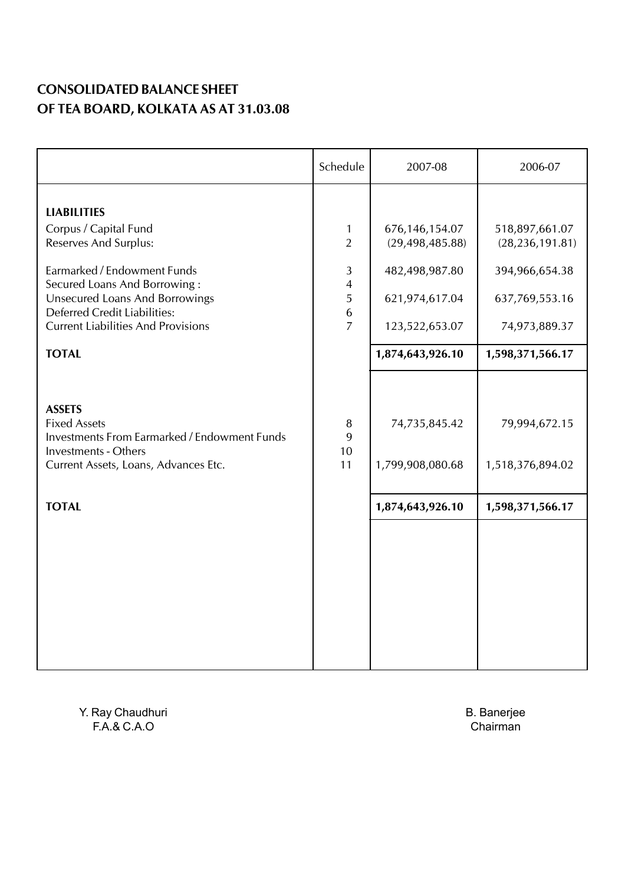**CONSOLIDATED BALANCE SHEET**
**OF TEA BOARD, KOLKATA AS AT 31.03.08**

| | Schedule | 2007-08 | 2006-07 |
|---|---|---|---|
| **LIABILITIES** | | | |
| Corpus / Capital Fund | 1 | 676,146,154.07 | 518,897,661.07 |
| Reserves And Surplus: | 2 | (29,498,485.88) | (28,236,191.81) |
| Earmarked / Endowment Funds | 3 | 482,498,987.80 | 394,966,654.38 |
| Secured Loans And Borrowing : | 4 | | |
| Unsecured Loans And Borrowings | 5 | 621,974,617.04 | 637,769,553.16 |
| Deferred Credit Liabilities: | 6 | | |
| Current Liabilities And Provisions | 7 | 123,522,653.07 | 74,973,889.37 |
| **TOTAL** | | **1,874,643,926.10** | **1,598,371,566.17** |
| **ASSETS** | | | |
| Fixed Assets | 8 | 74,735,845.42 | 79,994,672.15 |
| Investments From Earmarked / Endowment Funds | 9 | | |
| Investments - Others | 10 | | |
| Current Assets, Loans, Advances Etc. | 11 | 1,799,908,080.68 | 1,518,376,894.02 |
| **TOTAL** | | **1,874,643,926.10** | **1,598,371,566.17** |

Y. Ray Chaudhuri
F.A.& C.A.O

B. Banerjee
Chairman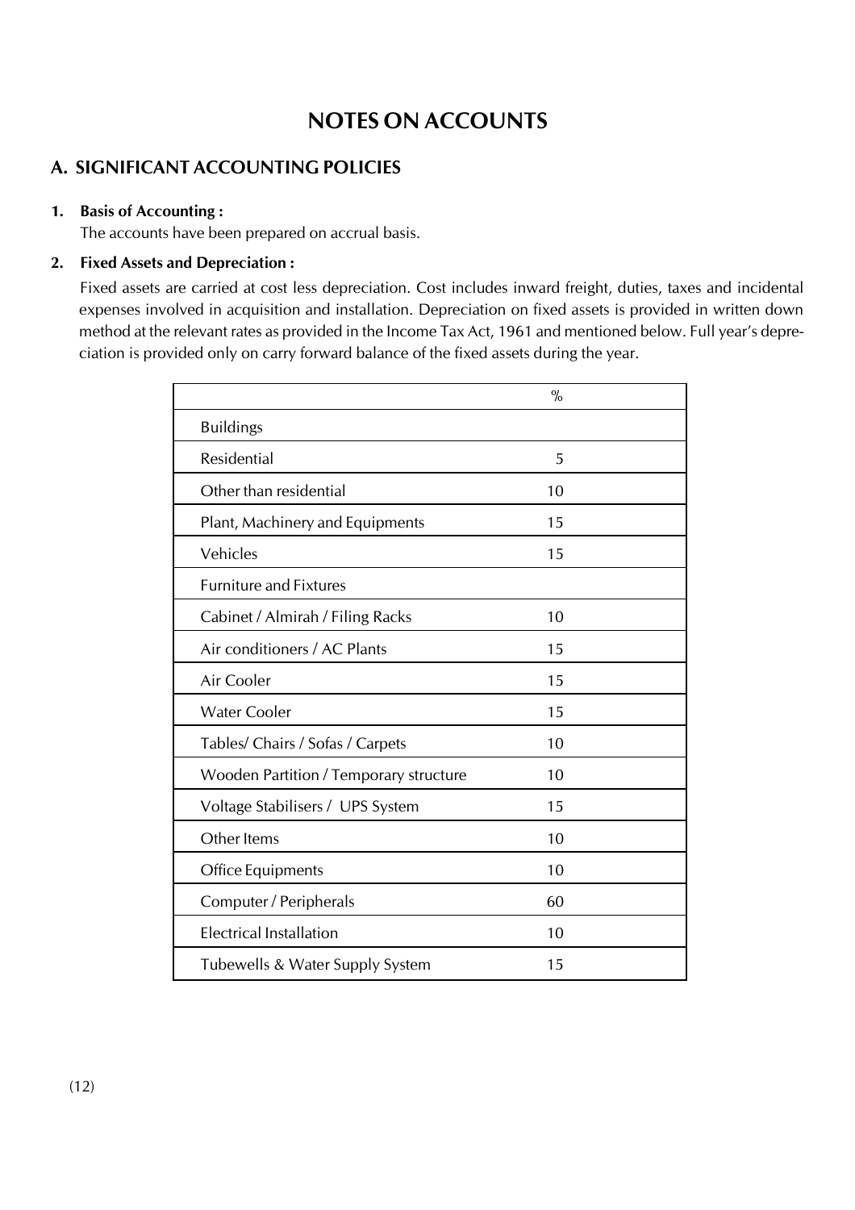# NOTES ON ACCOUNTS

## A. SIGNIFICANT ACCOUNTING POLICIES

**1. Basis of Accounting :**

The accounts have been prepared on accrual basis.

**2. Fixed Assets and Depreciation :**

Fixed assets are carried at cost less depreciation. Cost includes inward freight, duties, taxes and incidental expenses involved in acquisition and installation. Depreciation on fixed assets is provided in written down method at the relevant rates as provided in the Income Tax Act, 1961 and mentioned below. Full year's depreciation is provided only on carry forward balance of the fixed assets during the year.

| | % |
|---|---|
| Buildings | |
| Residential | 5 |
| Other than residential | 10 |
| Plant, Machinery and Equipments | 15 |
| Vehicles | 15 |
| Furniture and Fixtures | |
| Cabinet / Almirah / Filing Racks | 10 |
| Air conditioners / AC Plants | 15 |
| Air Cooler | 15 |
| Water Cooler | 15 |
| Tables/ Chairs / Sofas / Carpets | 10 |
| Wooden Partition / Temporary structure | 10 |
| Voltage Stabilisers / UPS System | 15 |
| Other Items | 10 |
| Office Equipments | 10 |
| Computer / Peripherals | 60 |
| Electrical Installation | 10 |
| Tubewells & Water Supply System | 15 |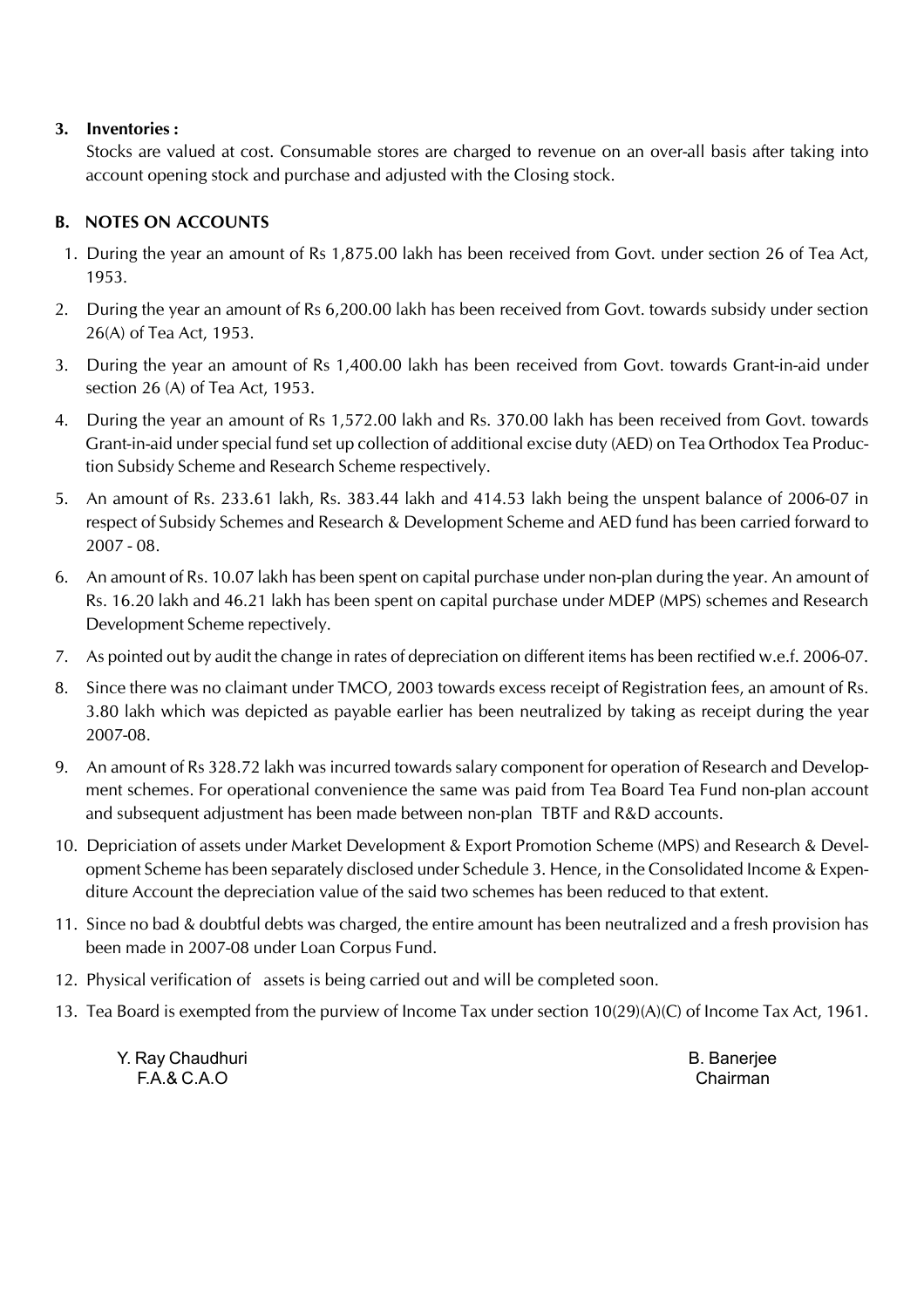**3. Inventories :**

Stocks are valued at cost. Consumable stores are charged to revenue on an over-all basis after taking into account opening stock and purchase and adjusted with the Closing stock.

## B. NOTES ON ACCOUNTS

1. During the year an amount of Rs 1,875.00 lakh has been received from Govt. under section 26 of Tea Act, 1953.
2. During the year an amount of Rs 6,200.00 lakh has been received from Govt. towards subsidy under section 26(A) of Tea Act, 1953.
3. During the year an amount of Rs 1,400.00 lakh has been received from Govt. towards Grant-in-aid under section 26 (A) of Tea Act, 1953.
4. During the year an amount of Rs 1,572.00 lakh and Rs. 370.00 lakh has been received from Govt. towards Grant-in-aid under special fund set up collection of additional excise duty (AED) on Tea Orthodox Tea Production Subsidy Scheme and Research Scheme respectively.
5. An amount of Rs. 233.61 lakh, Rs. 383.44 lakh and 414.53 lakh being the unspent balance of 2006-07 in respect of Subsidy Schemes and Research & Development Scheme and AED fund has been carried forward to 2007 - 08.
6. An amount of Rs. 10.07 lakh has been spent on capital purchase under non-plan during the year. An amount of Rs. 16.20 lakh and 46.21 lakh has been spent on capital purchase under MDEP (MPS) schemes and Research Development Scheme repectively.
7. As pointed out by audit the change in rates of depreciation on different items has been rectified w.e.f. 2006-07.
8. Since there was no claimant under TMCO, 2003 towards excess receipt of Registration fees, an amount of Rs. 3.80 lakh which was depicted as payable earlier has been neutralized by taking as receipt during the year 2007-08.
9. An amount of Rs 328.72 lakh was incurred towards salary component for operation of Research and Development schemes. For operational convenience the same was paid from Tea Board Tea Fund non-plan account and subsequent adjustment has been made between non-plan TBTF and R&D accounts.
10. Depriciation of assets under Market Development & Export Promotion Scheme (MPS) and Research & Development Scheme has been separately disclosed under Schedule 3. Hence, in the Consolidated Income & Expenditure Account the depreciation value of the said two schemes has been reduced to that extent.
11. Since no bad & doubtful debts was charged, the entire amount has been neutralized and a fresh provision has been made in 2007-08 under Loan Corpus Fund.
12. Physical verification of assets is being carried out and will be completed soon.
13. Tea Board is exempted from the purview of Income Tax under section 10(29)(A)(C) of Income Tax Act, 1961.

Y. Ray Chaudhuri
F.A.& C.A.O

B. Banerjee
Chairman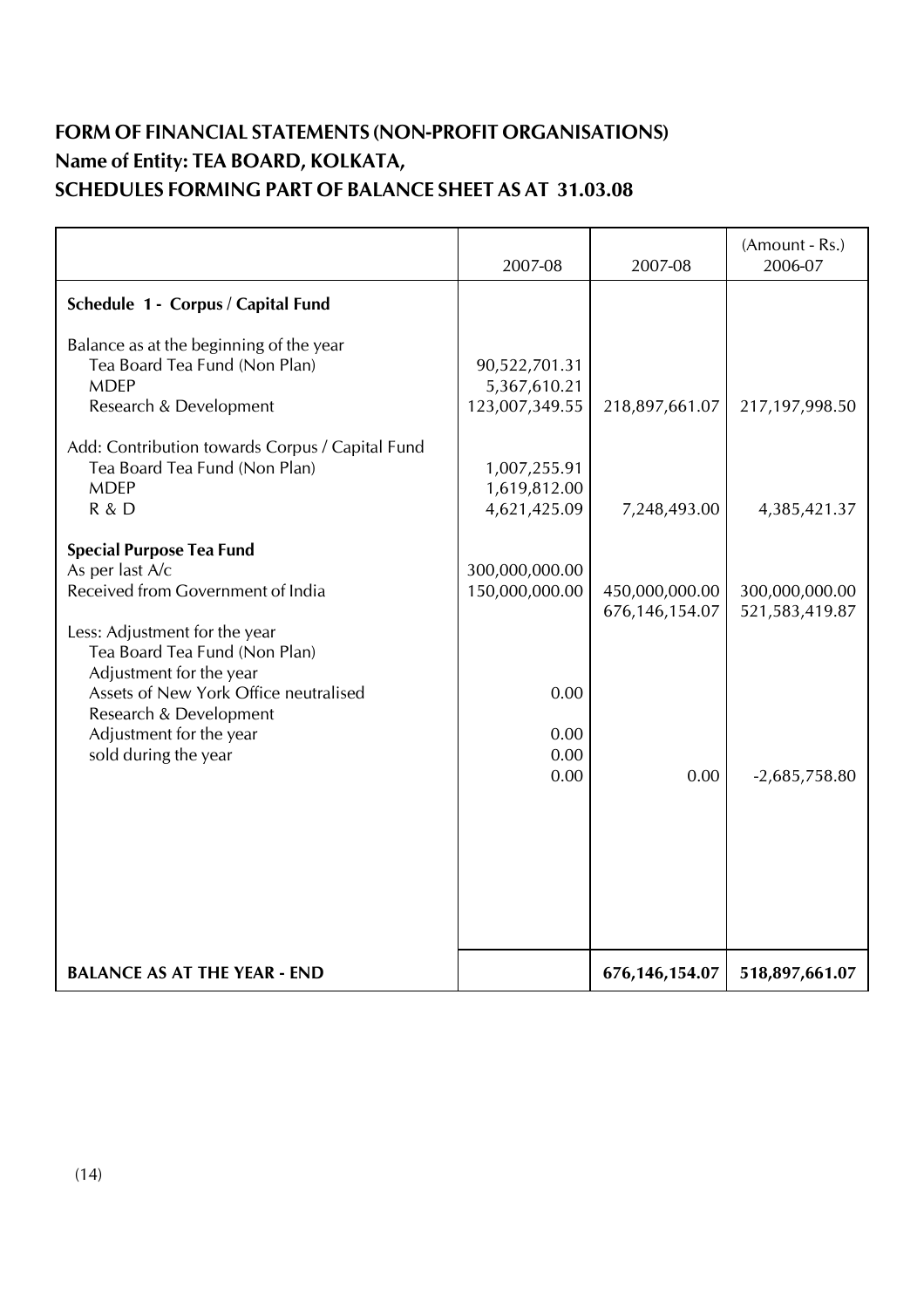# FORM OF FINANCIAL STATEMENTS (NON-PROFIT ORGANISATIONS)

## Name of Entity: TEA BOARD, KOLKATA,

## SCHEDULES FORMING PART OF BALANCE SHEET AS AT 31.03.08

| | 2007-08 | 2007-08 | (Amount - Rs.) 2006-07 |
|---|---|---|---|
| **Schedule 1 - Corpus / Capital Fund** | | | |
| Balance as at the beginning of the year | | | |
| Tea Board Tea Fund (Non Plan) | 90,522,701.31 | | |
| MDEP | 5,367,610.21 | | |
| Research & Development | 123,007,349.55 | 218,897,661.07 | 217,197,998.50 |
| Add: Contribution towards Corpus / Capital Fund | | | |
| Tea Board Tea Fund (Non Plan) | 1,007,255.91 | | |
| MDEP | 1,619,812.00 | | |
| R & D | 4,621,425.09 | 7,248,493.00 | 4,385,421.37 |
| **Special Purpose Tea Fund** | | | |
| As per last A/c | 300,000,000.00 | | |
| Received from Government of India | 150,000,000.00 | 450,000,000.00 | 300,000,000.00 |
| | | 676,146,154.07 | 521,583,419.87 |
| Less: Adjustment for the year | | | |
| Tea Board Tea Fund (Non Plan) | | | |
| Adjustment for the year | | | |
| Assets of New York Office neutralised | 0.00 | | |
| Research & Development | | | |
| Adjustment for the year | 0.00 | | |
| sold during the year | 0.00 | | |
| | 0.00 | 0.00 | -2,685,758.80 |
| **BALANCE AS AT THE YEAR - END** | | **676,146,154.07** | **518,897,661.07** |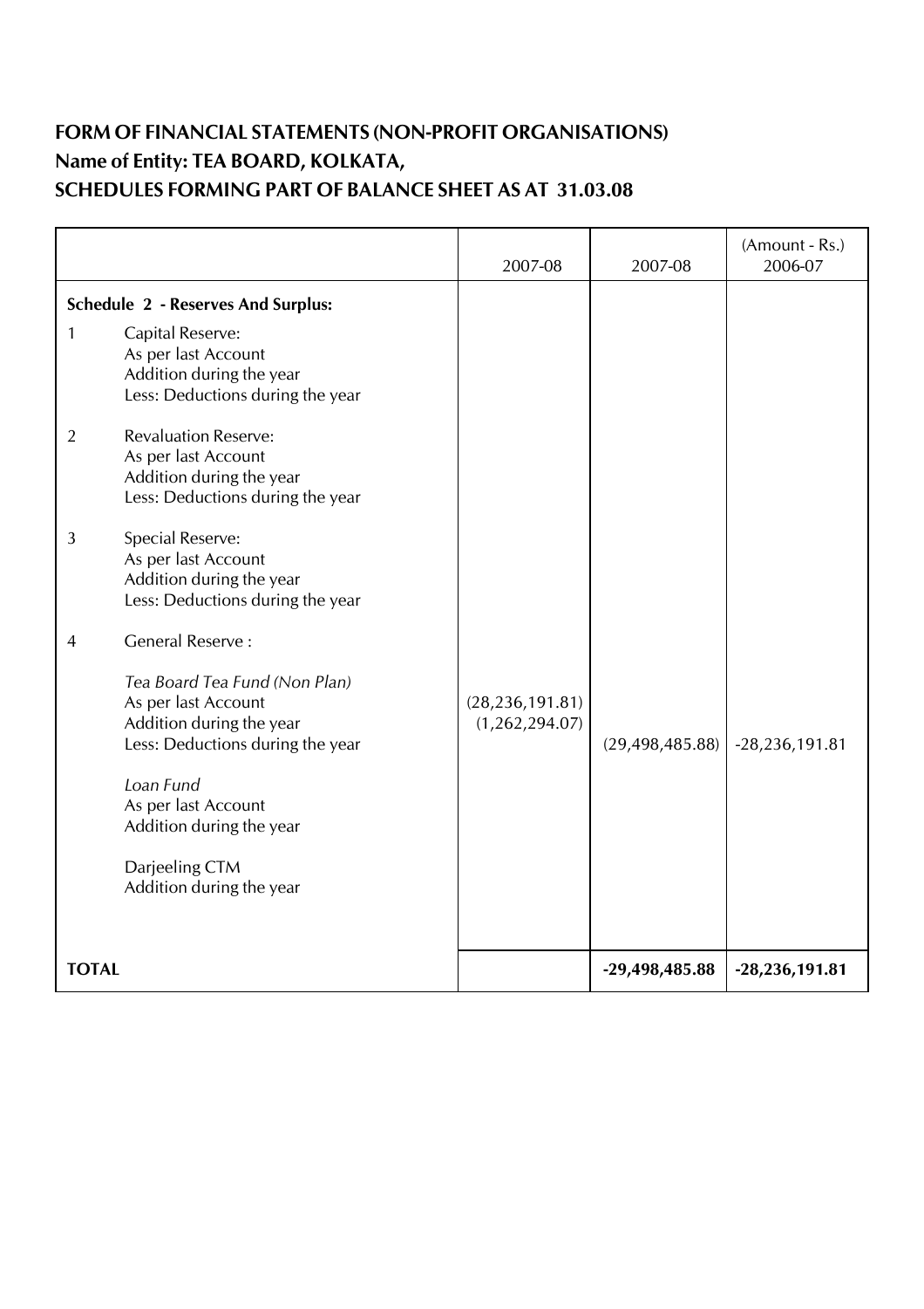# FORM OF FINANCIAL STATEMENTS (NON-PROFIT ORGANISATIONS)
## Name of Entity: TEA BOARD, KOLKATA,
## SCHEDULES FORMING PART OF BALANCE SHEET AS AT 31.03.08

| | 2007-08 | 2007-08 | (Amount - Rs.) 2006-07 |
|---|---|---|---|
| **Schedule 2 - Reserves And Surplus:** | | | |
| 1 Capital Reserve: | | | |
| As per last Account | | | |
| Addition during the year | | | |
| Less: Deductions during the year | | | |
| 2 Revaluation Reserve: | | | |
| As per last Account | | | |
| Addition during the year | | | |
| Less: Deductions during the year | | | |
| 3 Special Reserve: | | | |
| As per last Account | | | |
| Addition during the year | | | |
| Less: Deductions during the year | | | |
| 4 General Reserve : | | | |
| *Tea Board Tea Fund (Non Plan)* | | | |
| As per last Account | (28,236,191.81) | | |
| Addition during the year | (1,262,294.07) | | |
| Less: Deductions during the year | | (29,498,485.88) | -28,236,191.81 |
| *Loan Fund* | | | |
| As per last Account | | | |
| Addition during the year | | | |
| Darjeeling CTM | | | |
| Addition during the year | | | |
| **TOTAL** | | **-29,498,485.88** | **-28,236,191.81** |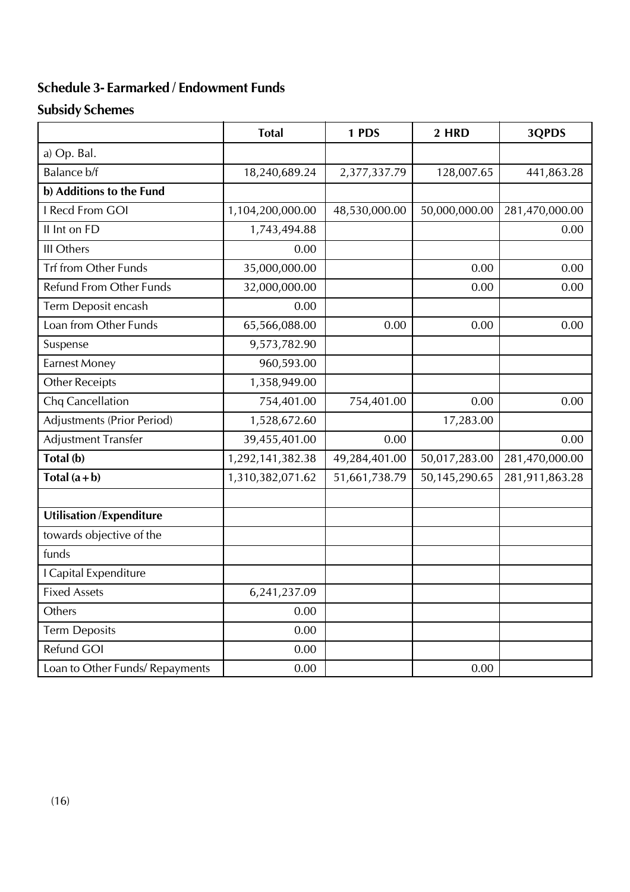## Schedule 3- Earmarked / Endowment Funds

### Subsidy Schemes

| | Total | 1 PDS | 2 HRD | 3QPDS |
|---|---|---|---|---|
| a) Op. Bal. | | | | |
| Balance b/f | 18,240,689.24 | 2,377,337.79 | 128,007.65 | 441,863.28 |
| **b) Additions to the Fund** | | | | |
| I Recd From GOI | 1,104,200,000.00 | 48,530,000.00 | 50,000,000.00 | 281,470,000.00 |
| II Int on FD | 1,743,494.88 | | | 0.00 |
| III Others | 0.00 | | | |
| Trf from Other Funds | 35,000,000.00 | | 0.00 | 0.00 |
| Refund From Other Funds | 32,000,000.00 | | 0.00 | 0.00 |
| Term Deposit encash | 0.00 | | | |
| Loan from Other Funds | 65,566,088.00 | 0.00 | 0.00 | 0.00 |
| Suspense | 9,573,782.90 | | | |
| Earnest Money | 960,593.00 | | | |
| Other Receipts | 1,358,949.00 | | | |
| Chq Cancellation | 754,401.00 | 754,401.00 | 0.00 | 0.00 |
| Adjustments (Prior Period) | 1,528,672.60 | | 17,283.00 | |
| Adjustment Transfer | 39,455,401.00 | 0.00 | | 0.00 |
| **Total (b)** | 1,292,141,382.38 | 49,284,401.00 | 50,017,283.00 | 281,470,000.00 |
| **Total (a+b)** | 1,310,382,071.62 | 51,661,738.79 | 50,145,290.65 | 281,911,863.28 |
| | | | | |
| **Utilisation /Expenditure** | | | | |
| towards objective of the | | | | |
| funds | | | | |
| I Capital Expenditure | | | | |
| Fixed Assets | 6,241,237.09 | | | |
| Others | 0.00 | | | |
| Term Deposits | 0.00 | | | |
| Refund GOI | 0.00 | | | |
| Loan to Other Funds/ Repayments | 0.00 | | 0.00 | |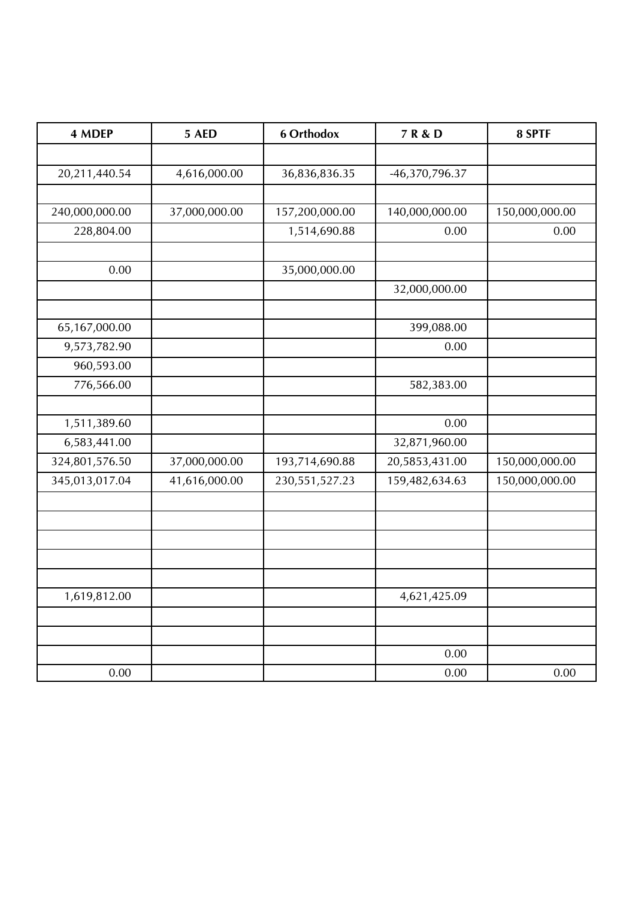| 4 MDEP | 5 AED | 6 Orthodox | 7 R & D | 8 SPTF |
|---|---|---|---|---|
| | | | | |
| 20,211,440.54 | 4,616,000.00 | 36,836,836.35 | -46,370,796.37 | |
| | | | | |
| 240,000,000.00 | 37,000,000.00 | 157,200,000.00 | 140,000,000.00 | 150,000,000.00 |
| 228,804.00 | | 1,514,690.88 | 0.00 | 0.00 |
| | | | | |
| 0.00 | | 35,000,000.00 | | |
| | | | 32,000,000.00 | |
| | | | | |
| 65,167,000.00 | | | 399,088.00 | |
| 9,573,782.90 | | | 0.00 | |
| 960,593.00 | | | | |
| 776,566.00 | | | 582,383.00 | |
| | | | | |
| 1,511,389.60 | | | 0.00 | |
| 6,583,441.00 | | | 32,871,960.00 | |
| 324,801,576.50 | 37,000,000.00 | 193,714,690.88 | 20,5853,431.00 | 150,000,000.00 |
| 345,013,017.04 | 41,616,000.00 | 230,551,527.23 | 159,482,634.63 | 150,000,000.00 |
| | | | | |
| | | | | |
| | | | | |
| | | | | |
| | | | | |
| 1,619,812.00 | | | 4,621,425.09 | |
| | | | | |
| | | | | |
| | | | 0.00 | |
| 0.00 | | | 0.00 | 0.00 |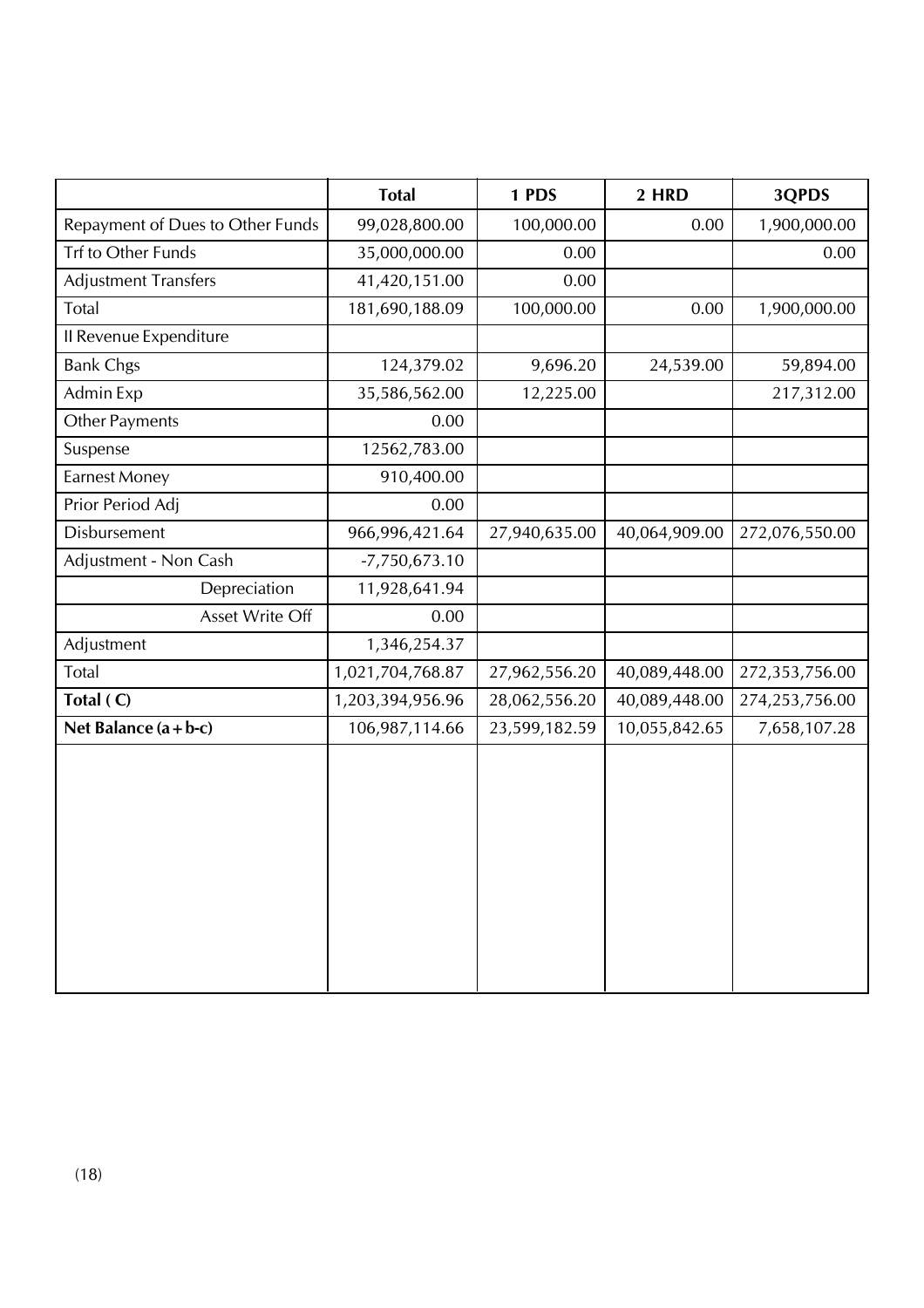| | Total | 1 PDS | 2 HRD | 3QPDS |
|---|---|---|---|---|
| Repayment of Dues to Other Funds | 99,028,800.00 | 100,000.00 | 0.00 | 1,900,000.00 |
| Trf to Other Funds | 35,000,000.00 | 0.00 | | 0.00 |
| Adjustment Transfers | 41,420,151.00 | 0.00 | | |
| Total | 181,690,188.09 | 100,000.00 | 0.00 | 1,900,000.00 |
| II Revenue Expenditure | | | | |
| Bank Chgs | 124,379.02 | 9,696.20 | 24,539.00 | 59,894.00 |
| Admin Exp | 35,586,562.00 | 12,225.00 | | 217,312.00 |
| Other Payments | 0.00 | | | |
| Suspense | 12562,783.00 | | | |
| Earnest Money | 910,400.00 | | | |
| Prior Period Adj | 0.00 | | | |
| Disbursement | 966,996,421.64 | 27,940,635.00 | 40,064,909.00 | 272,076,550.00 |
| Adjustment - Non Cash | -7,750,673.10 | | | |
| Depreciation | 11,928,641.94 | | | |
| Asset Write Off | 0.00 | | | |
| Adjustment | 1,346,254.37 | | | |
| Total | 1,021,704,768.87 | 27,962,556.20 | 40,089,448.00 | 272,353,756.00 |
| **Total ( C)** | 1,203,394,956.96 | 28,062,556.20 | 40,089,448.00 | 274,253,756.00 |
| **Net Balance (a + b-c)** | 106,987,114.66 | 23,599,182.59 | 10,055,842.65 | 7,658,107.28 |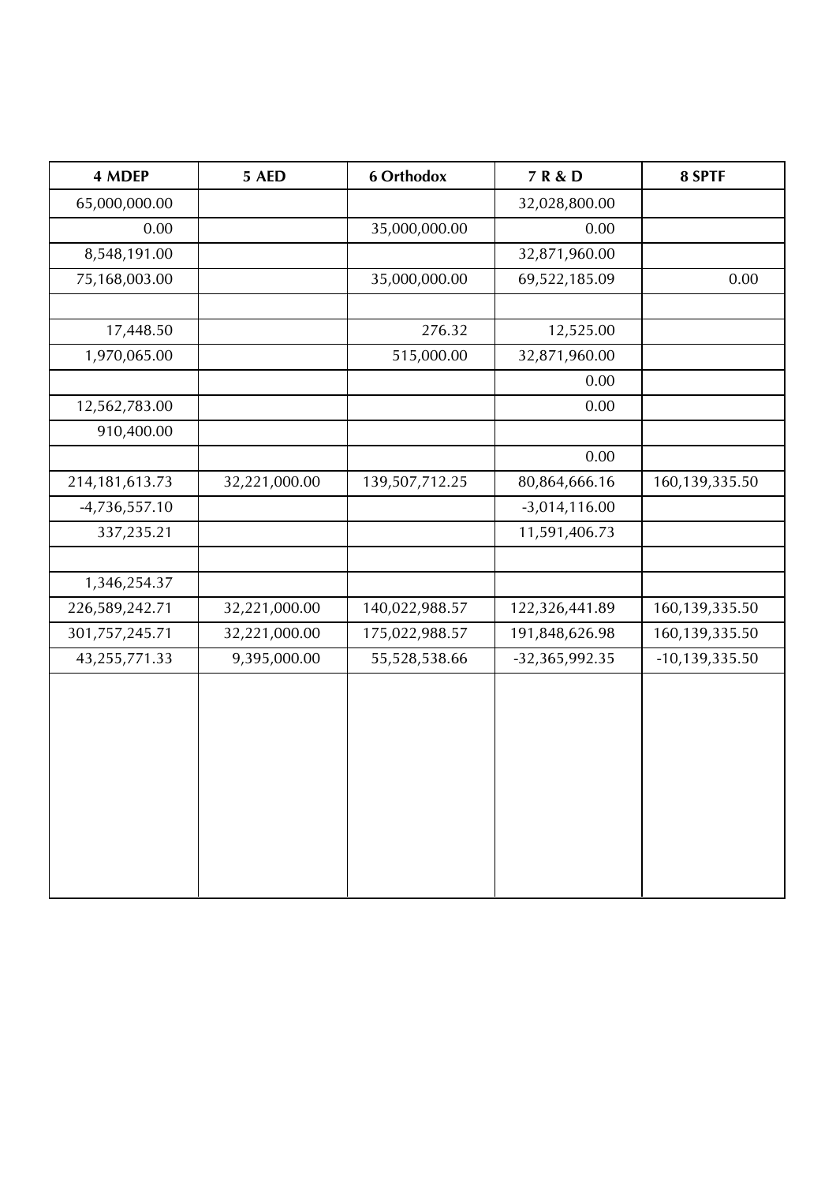| 4 MDEP | 5 AED | 6 Orthodox | 7 R & D | 8 SPTF |
|---|---|---|---|---|
| 65,000,000.00 | | | 32,028,800.00 | |
| 0.00 | | 35,000,000.00 | 0.00 | |
| 8,548,191.00 | | | 32,871,960.00 | |
| 75,168,003.00 | | 35,000,000.00 | 69,522,185.09 | 0.00 |
| | | | | |
| 17,448.50 | | 276.32 | 12,525.00 | |
| 1,970,065.00 | | 515,000.00 | 32,871,960.00 | |
| | | | 0.00 | |
| 12,562,783.00 | | | 0.00 | |
| 910,400.00 | | | | |
| | | | 0.00 | |
| 214,181,613.73 | 32,221,000.00 | 139,507,712.25 | 80,864,666.16 | 160,139,335.50 |
| -4,736,557.10 | | | -3,014,116.00 | |
| 337,235.21 | | | 11,591,406.73 | |
| | | | | |
| 1,346,254.37 | | | | |
| 226,589,242.71 | 32,221,000.00 | 140,022,988.57 | 122,326,441.89 | 160,139,335.50 |
| 301,757,245.71 | 32,221,000.00 | 175,022,988.57 | 191,848,626.98 | 160,139,335.50 |
| 43,255,771.33 | 9,395,000.00 | 55,528,538.66 | -32,365,992.35 | -10,139,335.50 |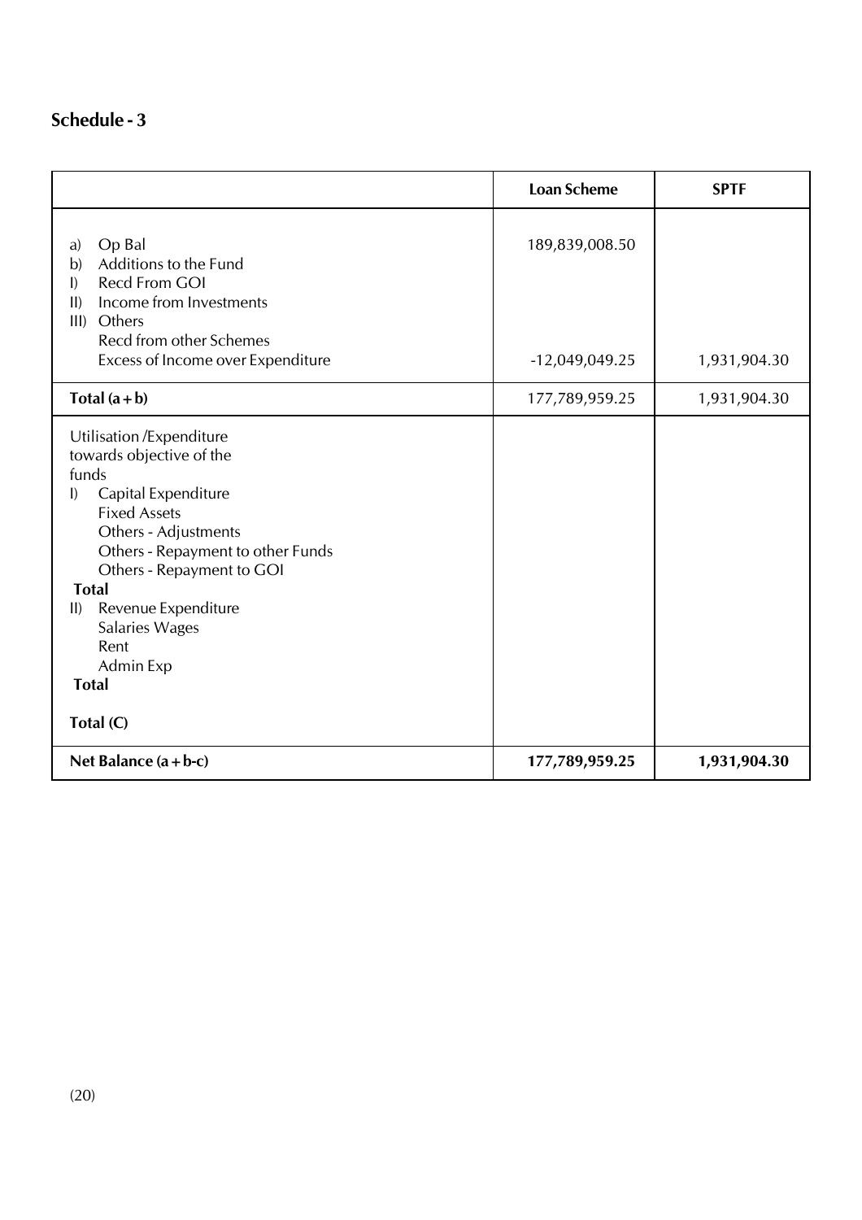## Schedule - 3

| | Loan Scheme | SPTF |
|---|---|---|
| a) Op Bal | 189,839,008.50 | |
| b) Additions to the Fund | | |
| I) Recd From GOI | | |
| II) Income from Investments | | |
| III) Others | | |
| Recd from other Schemes | | |
| Excess of Income over Expenditure | -12,049,049.25 | 1,931,904.30 |
| **Total (a + b)** | 177,789,959.25 | 1,931,904.30 |
| Utilisation /Expenditure towards objective of the funds | | |
| I) Capital Expenditure | | |
| Fixed Assets | | |
| Others - Adjustments | | |
| Others - Repayment to other Funds | | |
| Others - Repayment to GOI | | |
| **Total** | | |
| II) Revenue Expenditure | | |
| Salaries Wages | | |
| Rent | | |
| Admin Exp | | |
| **Total** | | |
| **Total (C)** | | |
| **Net Balance (a + b-c)** | **177,789,959.25** | **1,931,904.30** |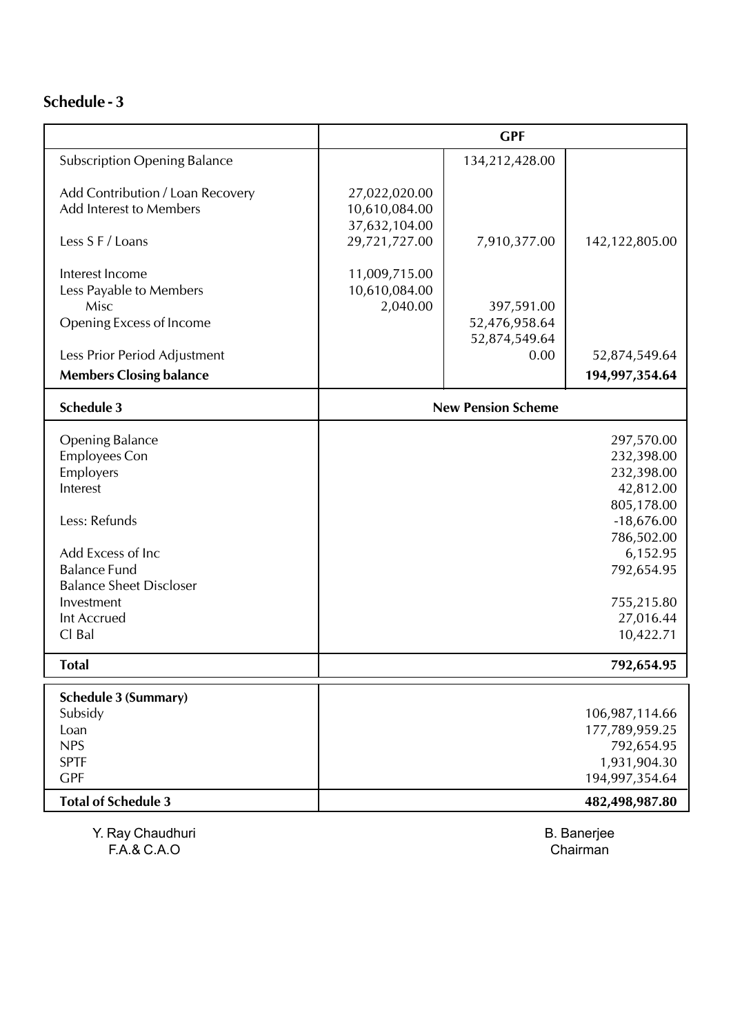## Schedule - 3

| | GPF | | |
|---|---|---|---|
| Subscription Opening Balance | | 134,212,428.00 | |
| Add Contribution / Loan Recovery | 27,022,020.00 | | |
| Add Interest to Members | 10,610,084.00 | | |
| | 37,632,104.00 | | |
| Less S F / Loans | 29,721,727.00 | 7,910,377.00 | 142,122,805.00 |
| Interest Income | 11,009,715.00 | | |
| Less Payable to Members | 10,610,084.00 | | |
| Misc | 2,040.00 | 397,591.00 | |
| Opening Excess of Income | | 52,476,958.64 | |
| | | 52,874,549.64 | |
| Less Prior Period Adjustment | | 0.00 | 52,874,549.64 |
| **Members Closing balance** | | | **194,997,354.64** |

| **Schedule 3** | **New Pension Scheme** |
|---|---|
| Opening Balance | 297,570.00 |
| Employees Con | 232,398.00 |
| Employers | 232,398.00 |
| Interest | 42,812.00 |
| | 805,178.00 |
| Less: Refunds | -18,676.00 |
| | 786,502.00 |
| Add Excess of Inc | 6,152.95 |
| Balance Fund | 792,654.95 |
| Balance Sheet Discloser | |
| Investment | 755,215.80 |
| Int Accrued | 27,016.44 |
| Cl Bal | 10,422.71 |
| **Total** | **792,654.95** |

| **Schedule 3 (Summary)** | |
|---|---|
| Subsidy | 106,987,114.66 |
| Loan | 177,789,959.25 |
| NPS | 792,654.95 |
| SPTF | 1,931,904.30 |
| GPF | 194,997,354.64 |
| **Total of Schedule 3** | **482,498,987.80** |

Y. Ray Chaudhuri
F.A.& C.A.O

B. Banerjee
Chairman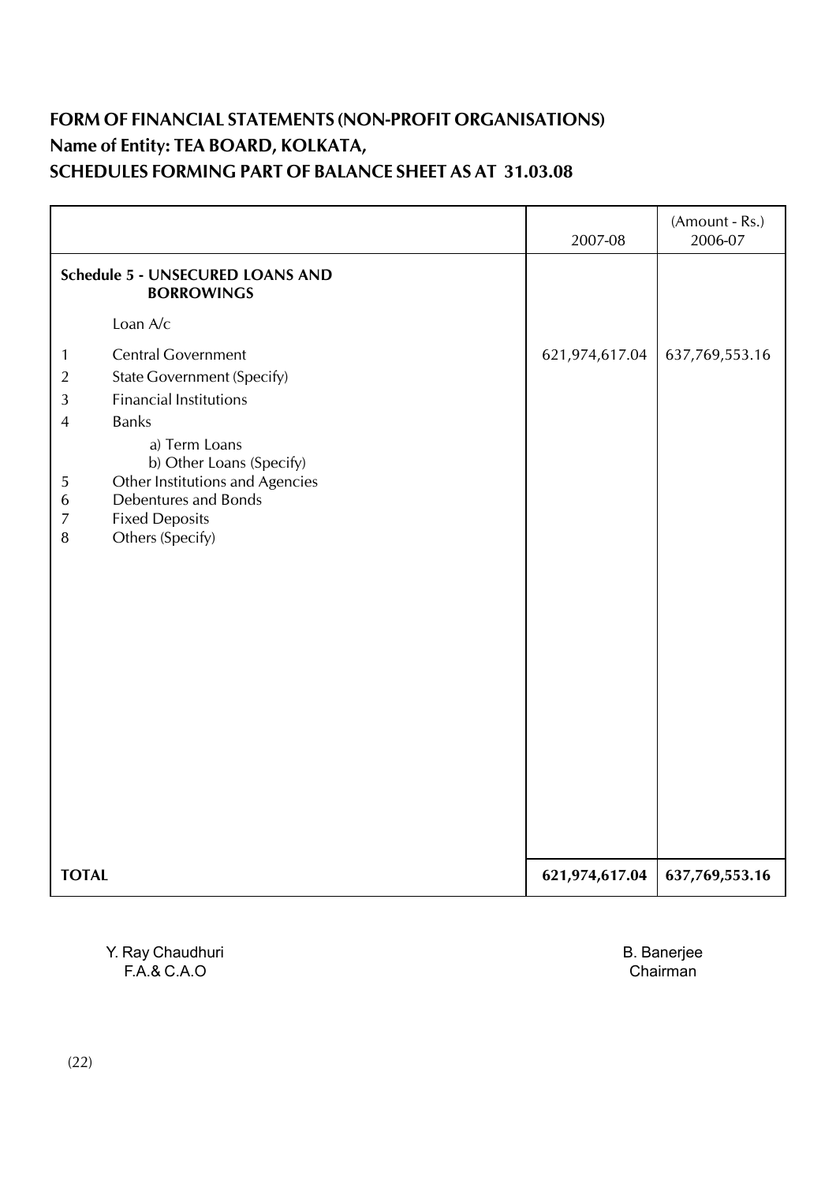# FORM OF FINANCIAL STATEMENTS (NON-PROFIT ORGANISATIONS)
## Name of Entity: TEA BOARD, KOLKATA,
## SCHEDULES FORMING PART OF BALANCE SHEET AS AT 31.03.08

| | | 2007-08 | (Amount - Rs.) 2006-07 |
|---|---|---|---|
| **Schedule 5 - UNSECURED LOANS AND BORROWINGS** | | | |
| | Loan A/c | | |
| 1 | Central Government | 621,974,617.04 | 637,769,553.16 |
| 2 | State Government (Specify) | | |
| 3 | Financial Institutions | | |
| 4 | Banks | | |
| | a) Term Loans | | |
| | b) Other Loans (Specify) | | |
| 5 | Other Institutions and Agencies | | |
| 6 | Debentures and Bonds | | |
| 7 | Fixed Deposits | | |
| 8 | Others (Specify) | | |
| **TOTAL** | | **621,974,617.04** | **637,769,553.16** |

Y. Ray Chaudhuri
F.A.& C.A.O

B. Banerjee
Chairman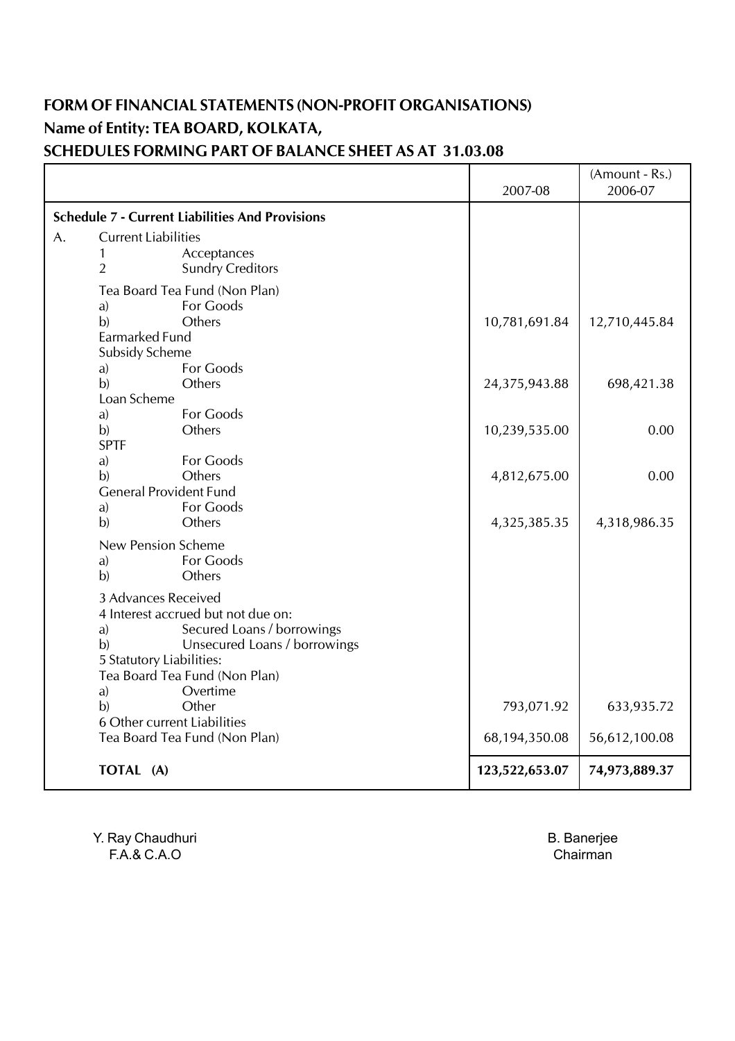# FORM OF FINANCIAL STATEMENTS (NON-PROFIT ORGANISATIONS)

## Name of Entity: TEA BOARD, KOLKATA,

## SCHEDULES FORMING PART OF BALANCE SHEET AS AT 31.03.08

| | 2007-08 | (Amount - Rs.) 2006-07 |
|---|---|---|
| **Schedule 7 - Current Liabilities And Provisions** | | |
| A. Current Liabilities | | |
| 1 Acceptances | | |
| 2 Sundry Creditors | | |
| Tea Board Tea Fund (Non Plan) | | |
| a) For Goods | | |
| b) Others | 10,781,691.84 | 12,710,445.84 |
| Earmarked Fund | | |
| Subsidy Scheme | | |
| a) For Goods | | |
| b) Others | 24,375,943.88 | 698,421.38 |
| Loan Scheme | | |
| a) For Goods | | |
| b) Others | 10,239,535.00 | 0.00 |
| SPTF | | |
| a) For Goods | | |
| b) Others | 4,812,675.00 | 0.00 |
| General Provident Fund | | |
| a) For Goods | | |
| b) Others | 4,325,385.35 | 4,318,986.35 |
| New Pension Scheme | | |
| a) For Goods | | |
| b) Others | | |
| 3 Advances Received | | |
| 4 Interest accrued but not due on: | | |
| a) Secured Loans / borrowings | | |
| b) Unsecured Loans / borrowings | | |
| 5 Statutory Liabilities: | | |
| Tea Board Tea Fund (Non Plan) | | |
| a) Overtime | | |
| b) Other | 793,071.92 | 633,935.72 |
| 6 Other current Liabilities | | |
| Tea Board Tea Fund (Non Plan) | 68,194,350.08 | 56,612,100.08 |
| **TOTAL (A)** | **123,522,653.07** | **74,973,889.37** |

Y. Ray Chaudhuri
F.A.& C.A.O

B. Banerjee
Chairman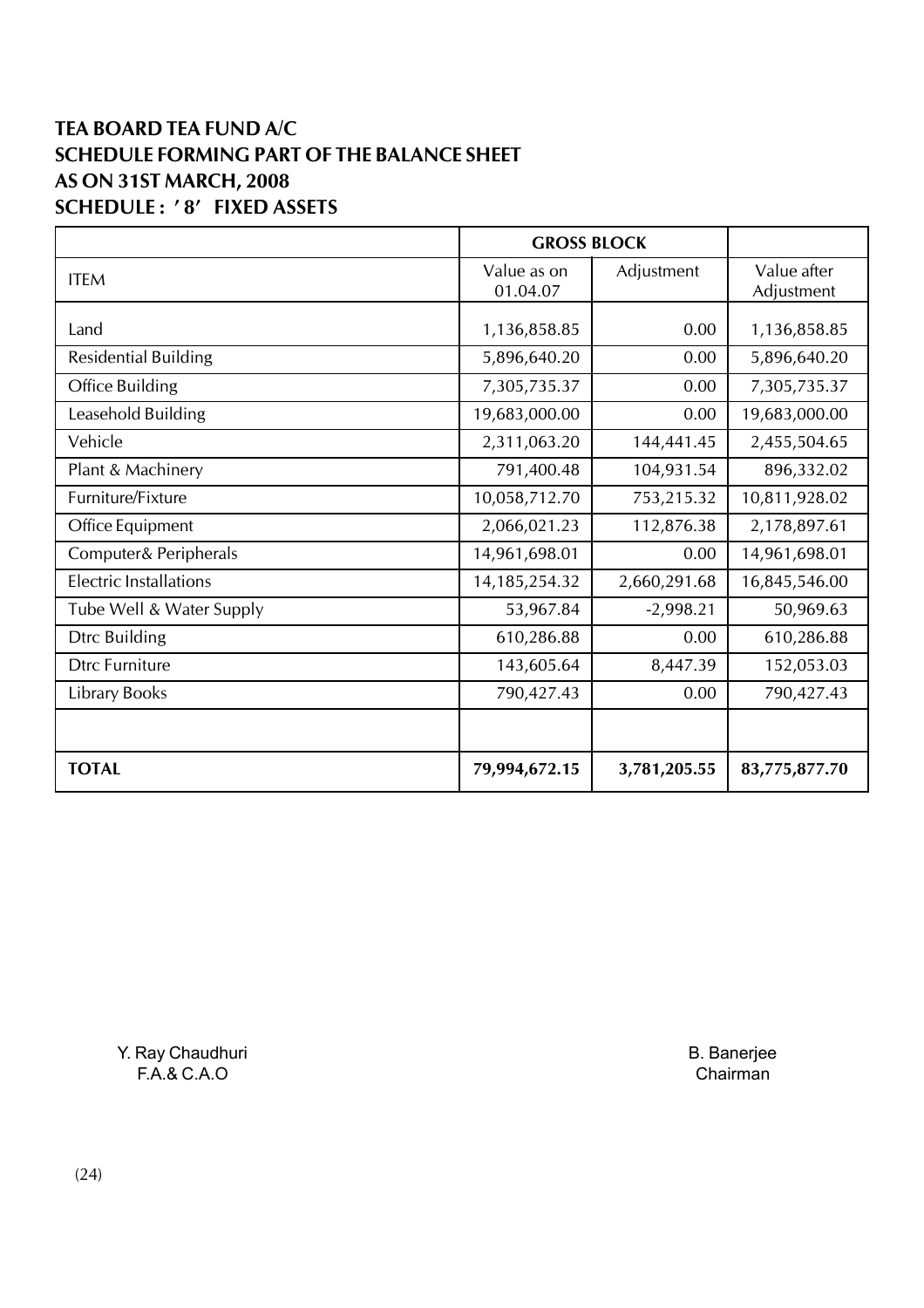**TEA BOARD TEA FUND A/C**
**SCHEDULE FORMING PART OF THE BALANCE SHEET**
**AS ON 31ST MARCH, 2008**
**SCHEDULE : '8' FIXED ASSETS**

| | GROSS BLOCK | | |
|---|---|---|---|
| ITEM | Value as on 01.04.07 | Adjustment | Value after Adjustment |
| Land | 1,136,858.85 | 0.00 | 1,136,858.85 |
| Residential Building | 5,896,640.20 | 0.00 | 5,896,640.20 |
| Office Building | 7,305,735.37 | 0.00 | 7,305,735.37 |
| Leasehold Building | 19,683,000.00 | 0.00 | 19,683,000.00 |
| Vehicle | 2,311,063.20 | 144,441.45 | 2,455,504.65 |
| Plant & Machinery | 791,400.48 | 104,931.54 | 896,332.02 |
| Furniture/Fixture | 10,058,712.70 | 753,215.32 | 10,811,928.02 |
| Office Equipment | 2,066,021.23 | 112,876.38 | 2,178,897.61 |
| Computer& Peripherals | 14,961,698.01 | 0.00 | 14,961,698.01 |
| Electric Installations | 14,185,254.32 | 2,660,291.68 | 16,845,546.00 |
| Tube Well & Water Supply | 53,967.84 | -2,998.21 | 50,969.63 |
| Dtrc Building | 610,286.88 | 0.00 | 610,286.88 |
| Dtrc Furniture | 143,605.64 | 8,447.39 | 152,053.03 |
| Library Books | 790,427.43 | 0.00 | 790,427.43 |
| | | | |
| **TOTAL** | **79,994,672.15** | **3,781,205.55** | **83,775,877.70** |

Y. Ray Chaudhuri
F.A.& C.A.O

B. Banerjee
Chairman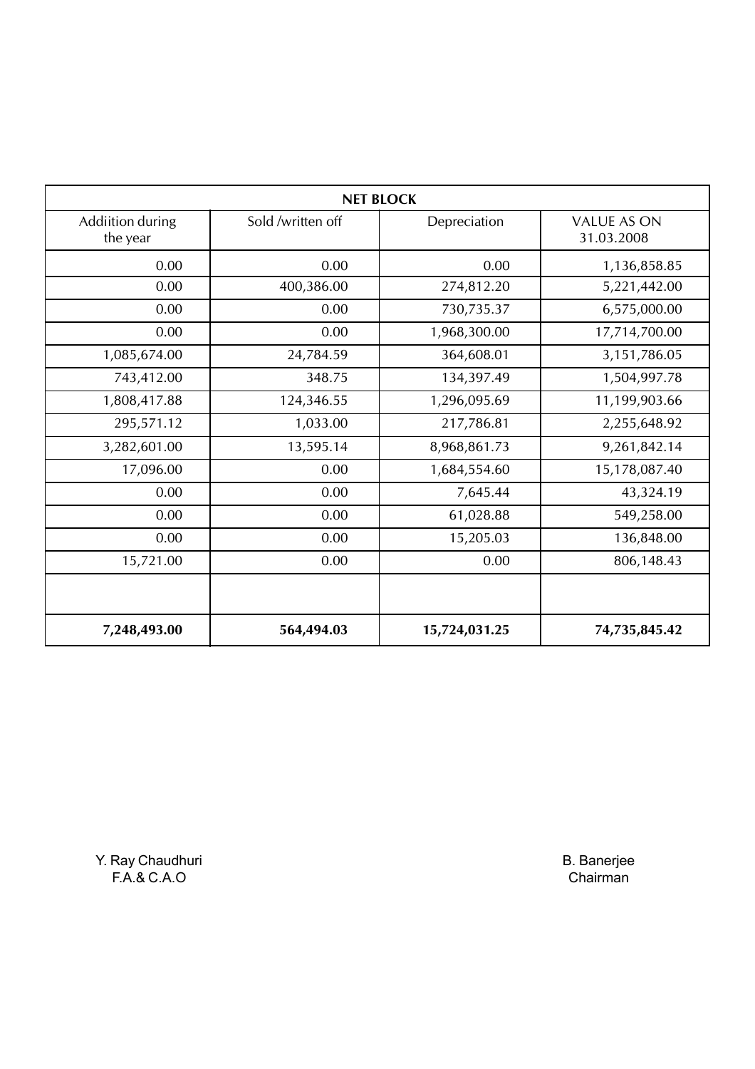| NET BLOCK | | | |
|---|---|---|---|
| Addiition during the year | Sold /written off | Depreciation | VALUE AS ON 31.03.2008 |
| 0.00 | 0.00 | 0.00 | 1,136,858.85 |
| 0.00 | 400,386.00 | 274,812.20 | 5,221,442.00 |
| 0.00 | 0.00 | 730,735.37 | 6,575,000.00 |
| 0.00 | 0.00 | 1,968,300.00 | 17,714,700.00 |
| 1,085,674.00 | 24,784.59 | 364,608.01 | 3,151,786.05 |
| 743,412.00 | 348.75 | 134,397.49 | 1,504,997.78 |
| 1,808,417.88 | 124,346.55 | 1,296,095.69 | 11,199,903.66 |
| 295,571.12 | 1,033.00 | 217,786.81 | 2,255,648.92 |
| 3,282,601.00 | 13,595.14 | 8,968,861.73 | 9,261,842.14 |
| 17,096.00 | 0.00 | 1,684,554.60 | 15,178,087.40 |
| 0.00 | 0.00 | 7,645.44 | 43,324.19 |
| 0.00 | 0.00 | 61,028.88 | 549,258.00 |
| 0.00 | 0.00 | 15,205.03 | 136,848.00 |
| 15,721.00 | 0.00 | 0.00 | 806,148.43 |
| | | | |
| **7,248,493.00** | **564,494.03** | **15,724,031.25** | **74,735,845.42** |

Y. Ray Chaudhuri
F.A.& C.A.O

B. Banerjee
Chairman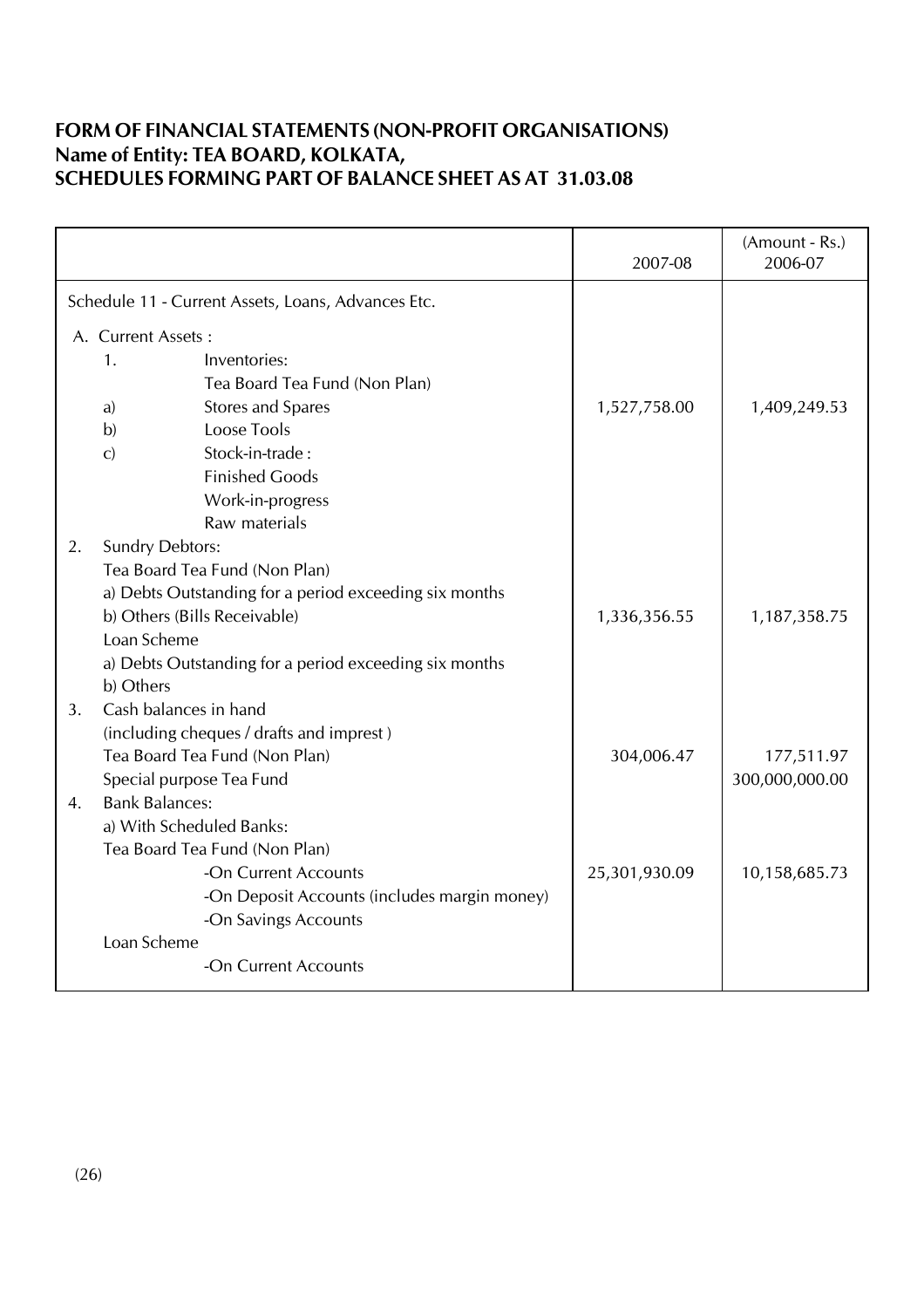## FORM OF FINANCIAL STATEMENTS (NON-PROFIT ORGANISATIONS)
## Name of Entity: TEA BOARD, KOLKATA,
## SCHEDULES FORMING PART OF BALANCE SHEET AS AT 31.03.08

| | 2007-08 | (Amount - Rs.) 2006-07 |
|---|---|---|
| Schedule 11 - Current Assets, Loans, Advances Etc. | | |
| A. Current Assets : | | |
| 1. Inventories: | | |
| Tea Board Tea Fund (Non Plan) | | |
| a) Stores and Spares | 1,527,758.00 | 1,409,249.53 |
| b) Loose Tools | | |
| c) Stock-in-trade : | | |
| Finished Goods | | |
| Work-in-progress | | |
| Raw materials | | |
| 2. Sundry Debtors: | | |
| Tea Board Tea Fund (Non Plan) | | |
| a) Debts Outstanding for a period exceeding six months | | |
| b) Others (Bills Receivable) | 1,336,356.55 | 1,187,358.75 |
| Loan Scheme | | |
| a) Debts Outstanding for a period exceeding six months | | |
| b) Others | | |
| 3. Cash balances in hand (including cheques / drafts and imprest ) | | |
| Tea Board Tea Fund (Non Plan) | 304,006.47 | 177,511.97 |
| Special purpose Tea Fund | | 300,000,000.00 |
| 4. Bank Balances: | | |
| a) With Scheduled Banks: | | |
| Tea Board Tea Fund (Non Plan) | | |
| -On Current Accounts | 25,301,930.09 | 10,158,685.73 |
| -On Deposit Accounts (includes margin money) | | |
| -On Savings Accounts | | |
| Loan Scheme | | |
| -On Current Accounts | | |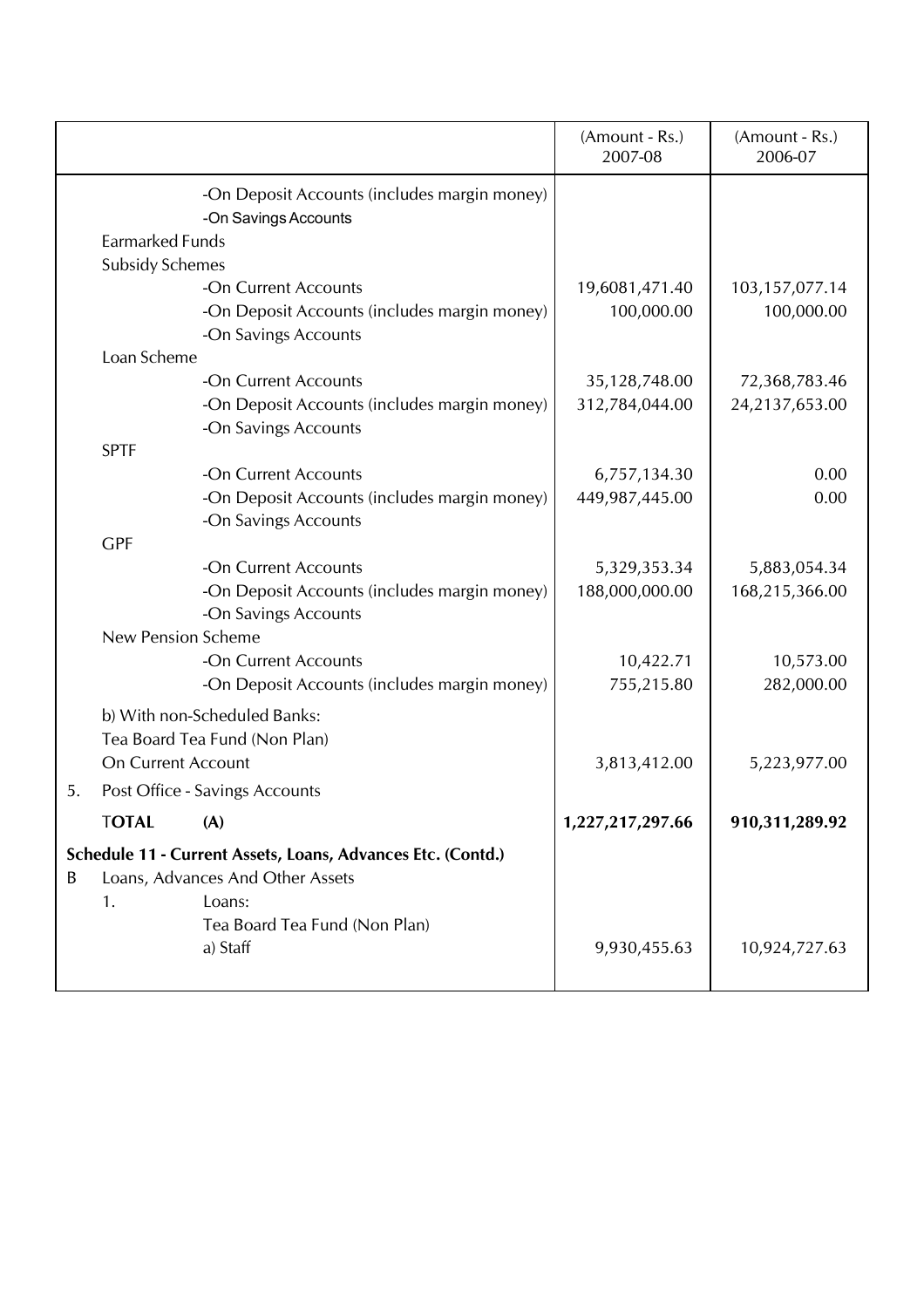| | | | (Amount - Rs.) 2007-08 | (Amount - Rs.) 2006-07 |
|---|---|---|---|---|
| | | -On Deposit Accounts (includes margin money) | | |
| | | -On Savings Accounts | | |
| | Earmarked Funds | | | |
| | Subsidy Schemes | | | |
| | | -On Current Accounts | 19,6081,471.40 | 103,157,077.14 |
| | | -On Deposit Accounts (includes margin money) | 100,000.00 | 100,000.00 |
| | | -On Savings Accounts | | |
| | Loan Scheme | | | |
| | | -On Current Accounts | 35,128,748.00 | 72,368,783.46 |
| | | -On Deposit Accounts (includes margin money) | 312,784,044.00 | 24,2137,653.00 |
| | | -On Savings Accounts | | |
| | SPTF | | | |
| | | -On Current Accounts | 6,757,134.30 | 0.00 |
| | | -On Deposit Accounts (includes margin money) | 449,987,445.00 | 0.00 |
| | | -On Savings Accounts | | |
| | GPF | | | |
| | | -On Current Accounts | 5,329,353.34 | 5,883,054.34 |
| | | -On Deposit Accounts (includes margin money) | 188,000,000.00 | 168,215,366.00 |
| | | -On Savings Accounts | | |
| | New Pension Scheme | | | |
| | | -On Current Accounts | 10,422.71 | 10,573.00 |
| | | -On Deposit Accounts (includes margin money) | 755,215.80 | 282,000.00 |
| | b) With non-Scheduled Banks: | | | |
| | Tea Board Tea Fund (Non Plan) | | | |
| | On Current Account | | 3,813,412.00 | 5,223,977.00 |
| 5. | Post Office - Savings Accounts | | | |
| | **TOTAL** | **(A)** | **1,227,217,297.66** | **910,311,289.92** |
| **Schedule 11 - Current Assets, Loans, Advances Etc. (Contd.)** | | | | |
| B | Loans, Advances And Other Assets | | | |
| | 1. | Loans: | | |
| | | Tea Board Tea Fund (Non Plan) | | |
| | | a) Staff | 9,930,455.63 | 10,924,727.63 |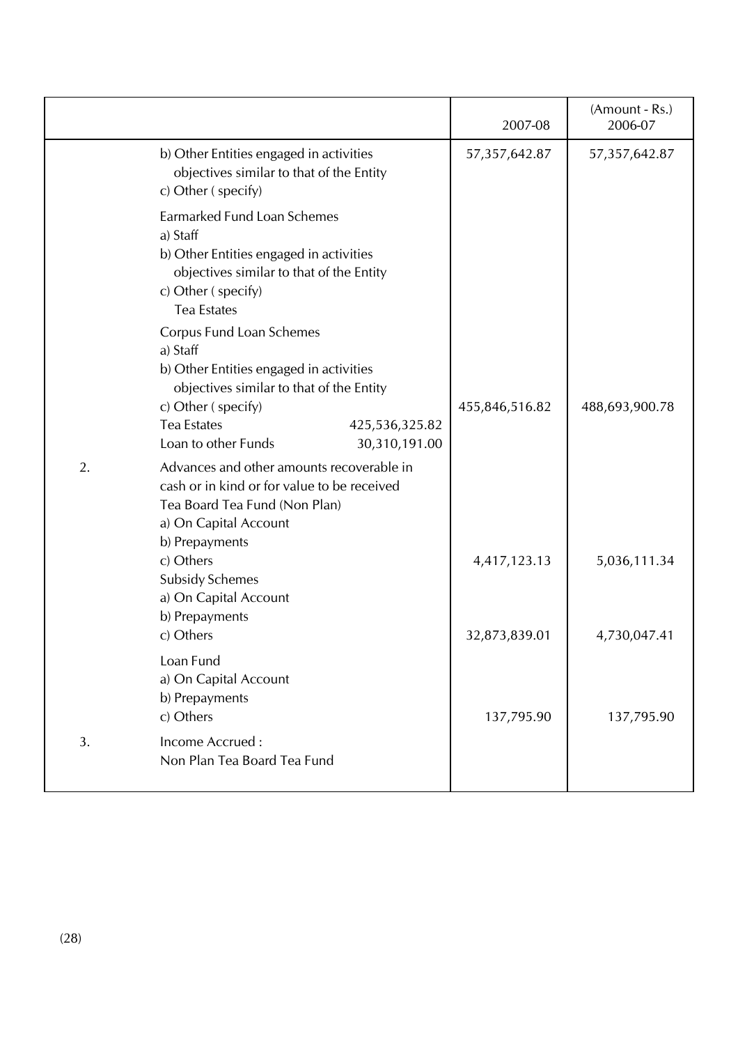| | | 2007-08 | (Amount - Rs.) 2006-07 |
|---|---|---|---|
| | b) Other Entities engaged in activities objectives similar to that of the Entity | 57,357,642.87 | 57,357,642.87 |
| | c) Other ( specify) | | |
| | Earmarked Fund Loan Schemes | | |
| | a) Staff | | |
| | b) Other Entities engaged in activities objectives similar to that of the Entity | | |
| | c) Other ( specify) | | |
| | Tea Estates | | |
| | Corpus Fund Loan Schemes | | |
| | a) Staff | | |
| | b) Other Entities engaged in activities objectives similar to that of the Entity | | |
| | c) Other ( specify) | 455,846,516.82 | 488,693,900.78 |
| | Tea Estates 425,536,325.82 | | |
| | Loan to other Funds 30,310,191.00 | | |
| 2. | Advances and other amounts recoverable in cash or in kind or for value to be received | | |
| | Tea Board Tea Fund (Non Plan) | | |
| | a) On Capital Account | | |
| | b) Prepayments | | |
| | c) Others | 4,417,123.13 | 5,036,111.34 |
| | Subsidy Schemes | | |
| | a) On Capital Account | | |
| | b) Prepayments | | |
| | c) Others | 32,873,839.01 | 4,730,047.41 |
| | Loan Fund | | |
| | a) On Capital Account | | |
| | b) Prepayments | | |
| | c) Others | 137,795.90 | 137,795.90 |
| 3. | Income Accrued : | | |
| | Non Plan Tea Board Tea Fund | | |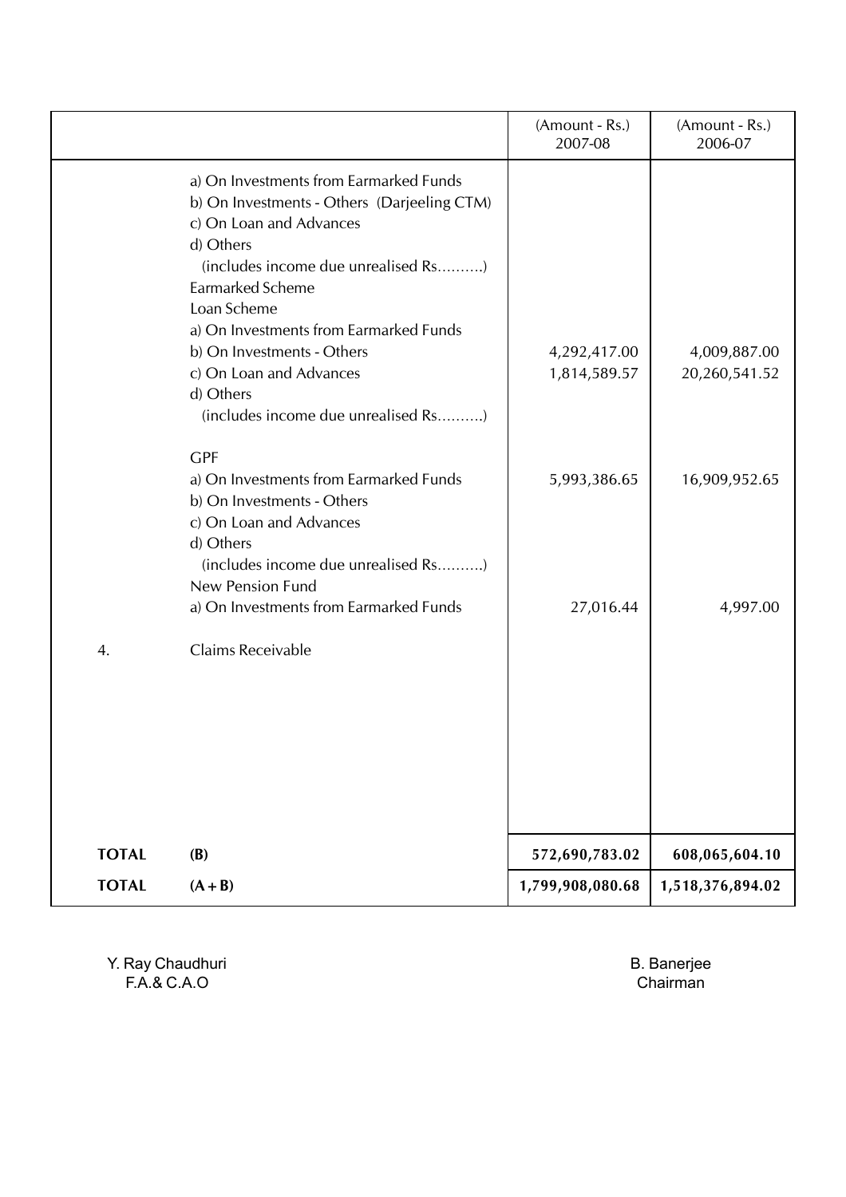|  |  | (Amount - Rs.) 2007-08 | (Amount - Rs.) 2006-07 |
|---|---|---|---|
|  | a) On Investments from Earmarked Funds |  |  |
|  | b) On Investments - Others (Darjeeling CTM) |  |  |
|  | c) On Loan and Advances |  |  |
|  | d) Others |  |  |
|  | (includes income due unrealised Rs..........) |  |  |
|  | Earmarked Scheme |  |  |
|  | Loan Scheme |  |  |
|  | a) On Investments from Earmarked Funds |  |  |
|  | b) On Investments - Others | 4,292,417.00 | 4,009,887.00 |
|  | c) On Loan and Advances | 1,814,589.57 | 20,260,541.52 |
|  | d) Others |  |  |
|  | (includes income due unrealised Rs..........) |  |  |
|  | GPF |  |  |
|  | a) On Investments from Earmarked Funds | 5,993,386.65 | 16,909,952.65 |
|  | b) On Investments - Others |  |  |
|  | c) On Loan and Advances |  |  |
|  | d) Others |  |  |
|  | (includes income due unrealised Rs..........) |  |  |
|  | New Pension Fund |  |  |
|  | a) On Investments from Earmarked Funds | 27,016.44 | 4,997.00 |
| 4. | Claims Receivable |  |  |
| **TOTAL** | **(B)** | **572,690,783.02** | **608,065,604.10** |
| **TOTAL** | **(A + B)** | **1,799,908,080.68** | **1,518,376,894.02** |

Y. Ray Chaudhuri
F.A.& C.A.O

B. Banerjee
Chairman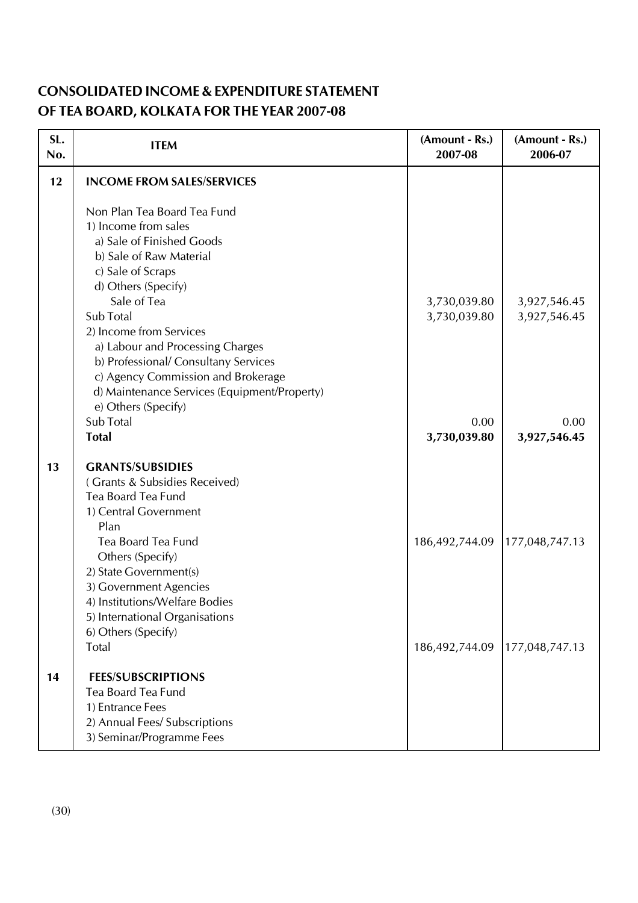# CONSOLIDATED INCOME & EXPENDITURE STATEMENT OF TEA BOARD, KOLKATA FOR THE YEAR 2007-08

| SL. No. | ITEM | (Amount - Rs.) 2007-08 | (Amount - Rs.) 2006-07 |
|---|---|---|---|
| 12 | **INCOME FROM SALES/SERVICES** | | |
| | Non Plan Tea Board Tea Fund | | |
| | 1) Income from sales | | |
| | a) Sale of Finished Goods | | |
| | b) Sale of Raw Material | | |
| | c) Sale of Scraps | | |
| | d) Others (Specify) | | |
| | Sale of Tea | 3,730,039.80 | 3,927,546.45 |
| | Sub Total | 3,730,039.80 | 3,927,546.45 |
| | 2) Income from Services | | |
| | a) Labour and Processing Charges | | |
| | b) Professional/ Consultany Services | | |
| | c) Agency Commission and Brokerage | | |
| | d) Maintenance Services (Equipment/Property) | | |
| | e) Others (Specify) | | |
| | Sub Total | 0.00 | 0.00 |
| | **Total** | **3,730,039.80** | **3,927,546.45** |
| 13 | **GRANTS/SUBSIDIES** | | |
| | ( Grants & Subsidies Received) | | |
| | Tea Board Tea Fund | | |
| | 1) Central Government | | |
| | Plan | | |
| | Tea Board Tea Fund | 186,492,744.09 | 177,048,747.13 |
| | Others (Specify) | | |
| | 2) State Government(s) | | |
| | 3) Government Agencies | | |
| | 4) Institutions/Welfare Bodies | | |
| | 5) International Organisations | | |
| | 6) Others (Specify) | | |
| | Total | 186,492,744.09 | 177,048,747.13 |
| 14 | **FEES/SUBSCRIPTIONS** | | |
| | Tea Board Tea Fund | | |
| | 1) Entrance Fees | | |
| | 2) Annual Fees/ Subscriptions | | |
| | 3) Seminar/Programme Fees | | |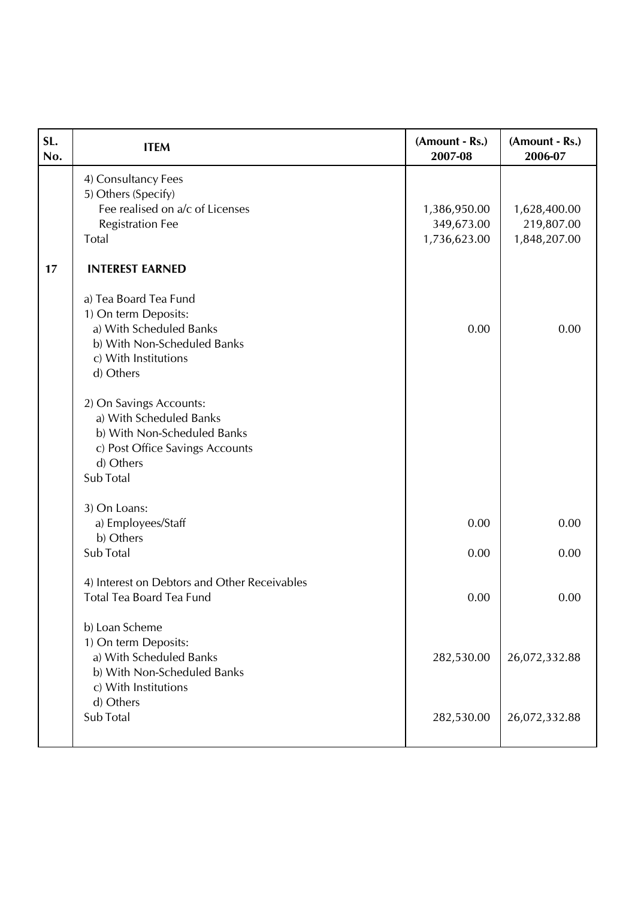| SL. No. | ITEM | (Amount - Rs.) 2007-08 | (Amount - Rs.) 2006-07 |
|---|---|---|---|
| | 4) Consultancy Fees | | |
| | 5) Others (Specify) | | |
| | Fee realised on a/c of Licenses | 1,386,950.00 | 1,628,400.00 |
| | Registration Fee | 349,673.00 | 219,807.00 |
| | Total | 1,736,623.00 | 1,848,207.00 |
| **17** | **INTEREST EARNED** | | |
| | a) Tea Board Tea Fund | | |
| | 1) On term Deposits: | | |
| | a) With Scheduled Banks | 0.00 | 0.00 |
| | b) With Non-Scheduled Banks | | |
| | c) With Institutions | | |
| | d) Others | | |
| | 2) On Savings Accounts: | | |
| | a) With Scheduled Banks | | |
| | b) With Non-Scheduled Banks | | |
| | c) Post Office Savings Accounts | | |
| | d) Others | | |
| | Sub Total | | |
| | 3) On Loans: | | |
| | a) Employees/Staff | 0.00 | 0.00 |
| | b) Others | | |
| | Sub Total | 0.00 | 0.00 |
| | 4) Interest on Debtors and Other Receivables | | |
| | Total Tea Board Tea Fund | 0.00 | 0.00 |
| | b) Loan Scheme | | |
| | 1) On term Deposits: | | |
| | a) With Scheduled Banks | 282,530.00 | 26,072,332.88 |
| | b) With Non-Scheduled Banks | | |
| | c) With Institutions | | |
| | d) Others | | |
| | Sub Total | 282,530.00 | 26,072,332.88 |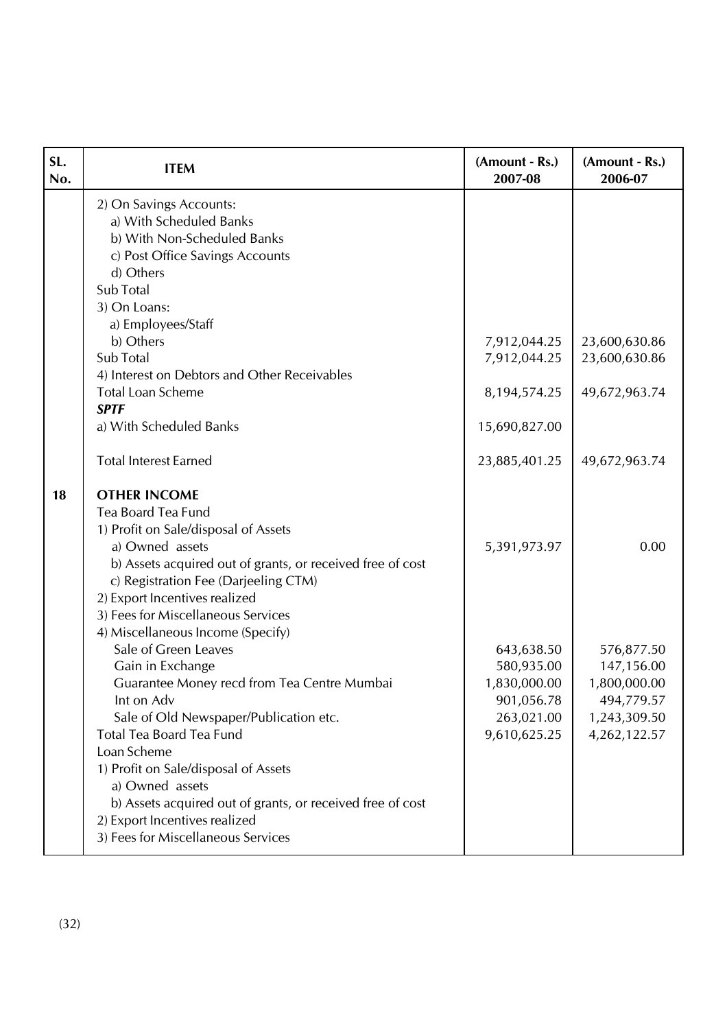| SL. No. | ITEM | (Amount - Rs.) 2007-08 | (Amount - Rs.) 2006-07 |
|---|---|---|---|
| | 2) On Savings Accounts: | | |
| | a) With Scheduled Banks | | |
| | b) With Non-Scheduled Banks | | |
| | c) Post Office Savings Accounts | | |
| | d) Others | | |
| | Sub Total | | |
| | 3) On Loans: | | |
| | a) Employees/Staff | | |
| | b) Others | 7,912,044.25 | 23,600,630.86 |
| | Sub Total | 7,912,044.25 | 23,600,630.86 |
| | 4) Interest on Debtors and Other Receivables | | |
| | Total Loan Scheme | 8,194,574.25 | 49,672,963.74 |
| | ***SPTF*** | | |
| | a) With Scheduled Banks | 15,690,827.00 | |
| | Total Interest Earned | 23,885,401.25 | 49,672,963.74 |
| **18** | **OTHER INCOME** | | |
| | Tea Board Tea Fund | | |
| | 1) Profit on Sale/disposal of Assets | | |
| | a) Owned assets | 5,391,973.97 | 0.00 |
| | b) Assets acquired out of grants, or received free of cost | | |
| | c) Registration Fee (Darjeeling CTM) | | |
| | 2) Export Incentives realized | | |
| | 3) Fees for Miscellaneous Services | | |
| | 4) Miscellaneous Income (Specify) | | |
| | Sale of Green Leaves | 643,638.50 | 576,877.50 |
| | Gain in Exchange | 580,935.00 | 147,156.00 |
| | Guarantee Money recd from Tea Centre Mumbai | 1,830,000.00 | 1,800,000.00 |
| | Int on Adv | 901,056.78 | 494,779.57 |
| | Sale of Old Newspaper/Publication etc. | 263,021.00 | 1,243,309.50 |
| | Total Tea Board Tea Fund | 9,610,625.25 | 4,262,122.57 |
| | Loan Scheme | | |
| | 1) Profit on Sale/disposal of Assets | | |
| | a) Owned assets | | |
| | b) Assets acquired out of grants, or received free of cost | | |
| | 2) Export Incentives realized | | |
| | 3) Fees for Miscellaneous Services | | |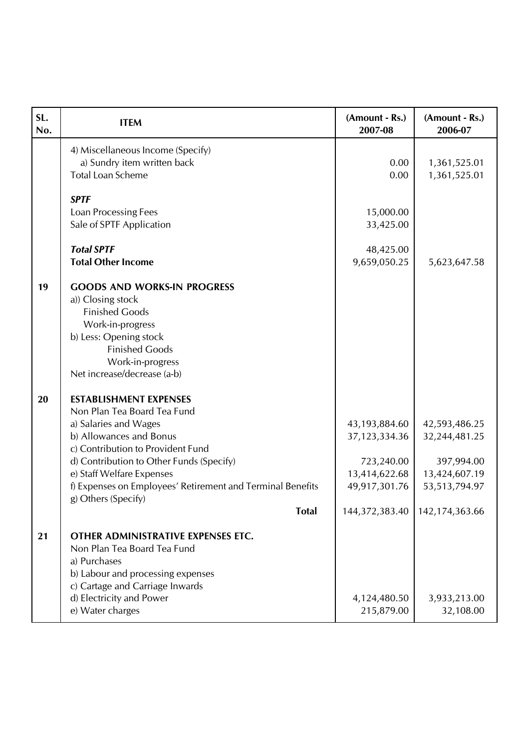| SL. No. | ITEM | (Amount - Rs.) 2007-08 | (Amount - Rs.) 2006-07 |
|---|---|---|---|
| | 4) Miscellaneous Income (Specify) | | |
| | a) Sundry item written back | 0.00 | 1,361,525.01 |
| | Total Loan Scheme | 0.00 | 1,361,525.01 |
| | | | |
| | ***SPTF*** | | |
| | Loan Processing Fees | 15,000.00 | |
| | Sale of SPTF Application | 33,425.00 | |
| | | | |
| | ***Total SPTF*** | 48,425.00 | |
| | **Total Other Income** | 9,659,050.25 | 5,623,647.58 |
| | | | |
| **19** | **GOODS AND WORKS-IN PROGRESS** | | |
| | a)) Closing stock | | |
| | Finished Goods | | |
| | Work-in-progress | | |
| | b) Less: Opening stock | | |
| | Finished Goods | | |
| | Work-in-progress | | |
| | Net increase/decrease (a-b) | | |
| | | | |
| **20** | **ESTABLISHMENT EXPENSES** | | |
| | Non Plan Tea Board Tea Fund | | |
| | a) Salaries and Wages | 43,193,884.60 | 42,593,486.25 |
| | b) Allowances and Bonus | 37,123,334.36 | 32,244,481.25 |
| | c) Contribution to Provident Fund | | |
| | d) Contribution to Other Funds (Specify) | 723,240.00 | 397,994.00 |
| | e) Staff Welfare Expenses | 13,414,622.68 | 13,424,607.19 |
| | f) Expenses on Employees' Retirement and Terminal Benefits | 49,917,301.76 | 53,513,794.97 |
| | g) Others (Specify) | | |
| | **Total** | 144,372,383.40 | 142,174,363.66 |
| | | | |
| **21** | **OTHER ADMINISTRATIVE EXPENSES ETC.** | | |
| | Non Plan Tea Board Tea Fund | | |
| | a) Purchases | | |
| | b) Labour and processing expenses | | |
| | c) Cartage and Carriage Inwards | | |
| | d) Electricity and Power | 4,124,480.50 | 3,933,213.00 |
| | e) Water charges | 215,879.00 | 32,108.00 |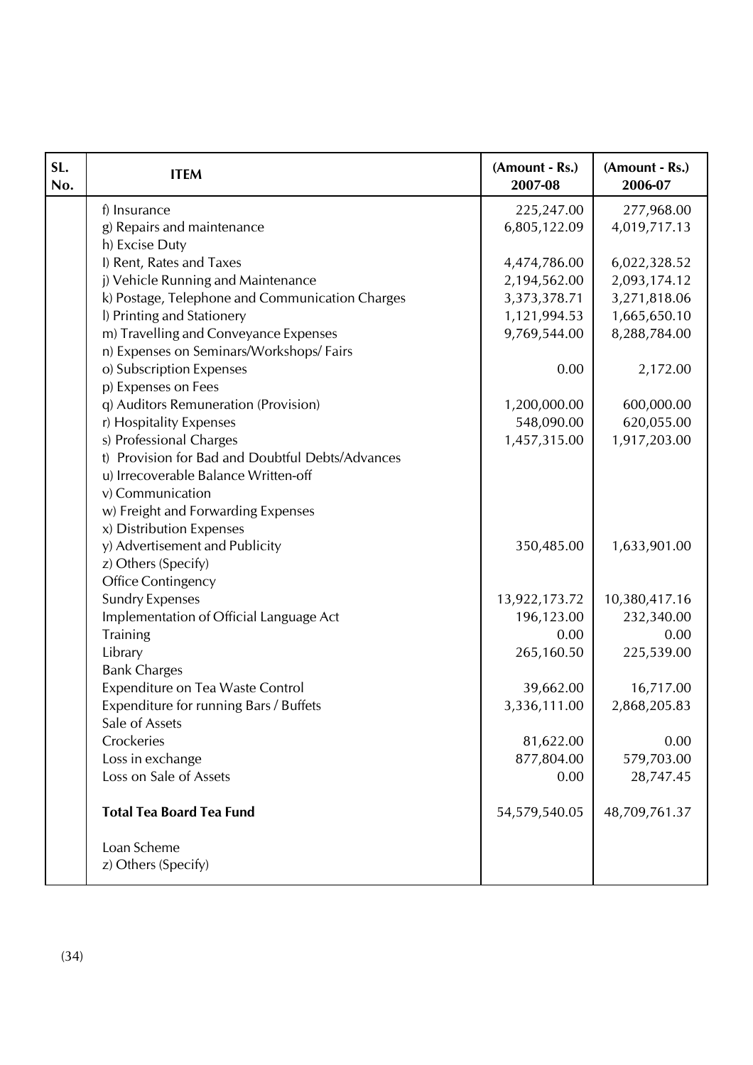| SL. No. | ITEM | (Amount - Rs.) 2007-08 | (Amount - Rs.) 2006-07 |
|---|---|---|---|
| | f) Insurance | 225,247.00 | 277,968.00 |
| | g) Repairs and maintenance | 6,805,122.09 | 4,019,717.13 |
| | h) Excise Duty | | |
| | I) Rent, Rates and Taxes | 4,474,786.00 | 6,022,328.52 |
| | j) Vehicle Running and Maintenance | 2,194,562.00 | 2,093,174.12 |
| | k) Postage, Telephone and Communication Charges | 3,373,378.71 | 3,271,818.06 |
| | l) Printing and Stationery | 1,121,994.53 | 1,665,650.10 |
| | m) Travelling and Conveyance Expenses | 9,769,544.00 | 8,288,784.00 |
| | n) Expenses on Seminars/Workshops/ Fairs | | |
| | o) Subscription Expenses | 0.00 | 2,172.00 |
| | p) Expenses on Fees | | |
| | q) Auditors Remuneration (Provision) | 1,200,000.00 | 600,000.00 |
| | r) Hospitality Expenses | 548,090.00 | 620,055.00 |
| | s) Professional Charges | 1,457,315.00 | 1,917,203.00 |
| | t) Provision for Bad and Doubtful Debts/Advances | | |
| | u) Irrecoverable Balance Written-off | | |
| | v) Communication | | |
| | w) Freight and Forwarding Expenses | | |
| | x) Distribution Expenses | | |
| | y) Advertisement and Publicity | 350,485.00 | 1,633,901.00 |
| | z) Others (Specify) | | |
| | Office Contingency | | |
| | Sundry Expenses | 13,922,173.72 | 10,380,417.16 |
| | Implementation of Official Language Act | 196,123.00 | 232,340.00 |
| | Training | 0.00 | 0.00 |
| | Library | 265,160.50 | 225,539.00 |
| | Bank Charges | | |
| | Expenditure on Tea Waste Control | 39,662.00 | 16,717.00 |
| | Expenditure for running Bars / Buffets | 3,336,111.00 | 2,868,205.83 |
| | Sale of Assets | | |
| | Crockeries | 81,622.00 | 0.00 |
| | Loss in exchange | 877,804.00 | 579,703.00 |
| | Loss on Sale of Assets | 0.00 | 28,747.45 |
| | **Total Tea Board Tea Fund** | 54,579,540.05 | 48,709,761.37 |
| | Loan Scheme | | |
| | z) Others (Specify) | | |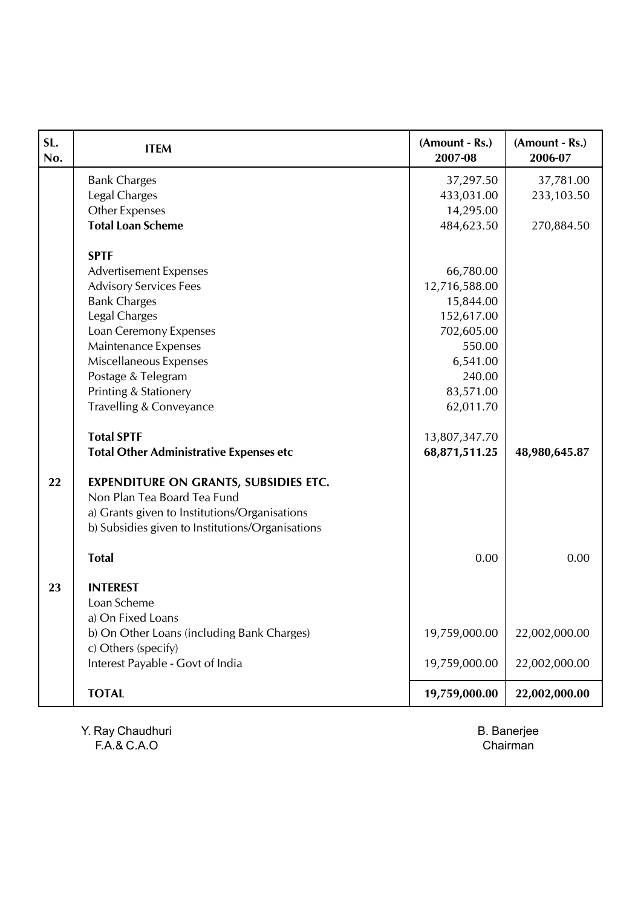| SL. No. | ITEM | (Amount - Rs.) 2007-08 | (Amount - Rs.) 2006-07 |
|---|---|---|---|
| | Bank Charges | 37,297.50 | 37,781.00 |
| | Legal Charges | 433,031.00 | 233,103.50 |
| | Other Expenses | 14,295.00 | |
| | **Total Loan Scheme** | 484,623.50 | 270,884.50 |
| | | | |
| | **SPTF** | | |
| | Advertisement Expenses | 66,780.00 | |
| | Advisory Services Fees | 12,716,588.00 | |
| | Bank Charges | 15,844.00 | |
| | Legal Charges | 152,617.00 | |
| | Loan Ceremony Expenses | 702,605.00 | |
| | Maintenance Expenses | 550.00 | |
| | Miscellaneous Expenses | 6,541.00 | |
| | Postage & Telegram | 240.00 | |
| | Printing & Stationery | 83,571.00 | |
| | Travelling & Conveyance | 62,011.70 | |
| | | | |
| | **Total SPTF** | 13,807,347.70 | |
| | **Total Other Administrative Expenses etc** | **68,871,511.25** | **48,980,645.87** |
| | | | |
| **22** | **EXPENDITURE ON GRANTS, SUBSIDIES ETC.** | | |
| | Non Plan Tea Board Tea Fund | | |
| | a) Grants given to Institutions/Organisations | | |
| | b) Subsidies given to Institutions/Organisations | | |
| | | | |
| | **Total** | 0.00 | 0.00 |
| | | | |
| **23** | **INTEREST** | | |
| | Loan Scheme | | |
| | a) On Fixed Loans | | |
| | b) On Other Loans (including Bank Charges) | 19,759,000.00 | 22,002,000.00 |
| | c) Others (specify) | | |
| | Interest Payable - Govt of India | 19,759,000.00 | 22,002,000.00 |
| | | | |
| | **TOTAL** | **19,759,000.00** | **22,002,000.00** |

Y. Ray Chaudhuri
F.A.& C.A.O

B. Banerjee
Chairman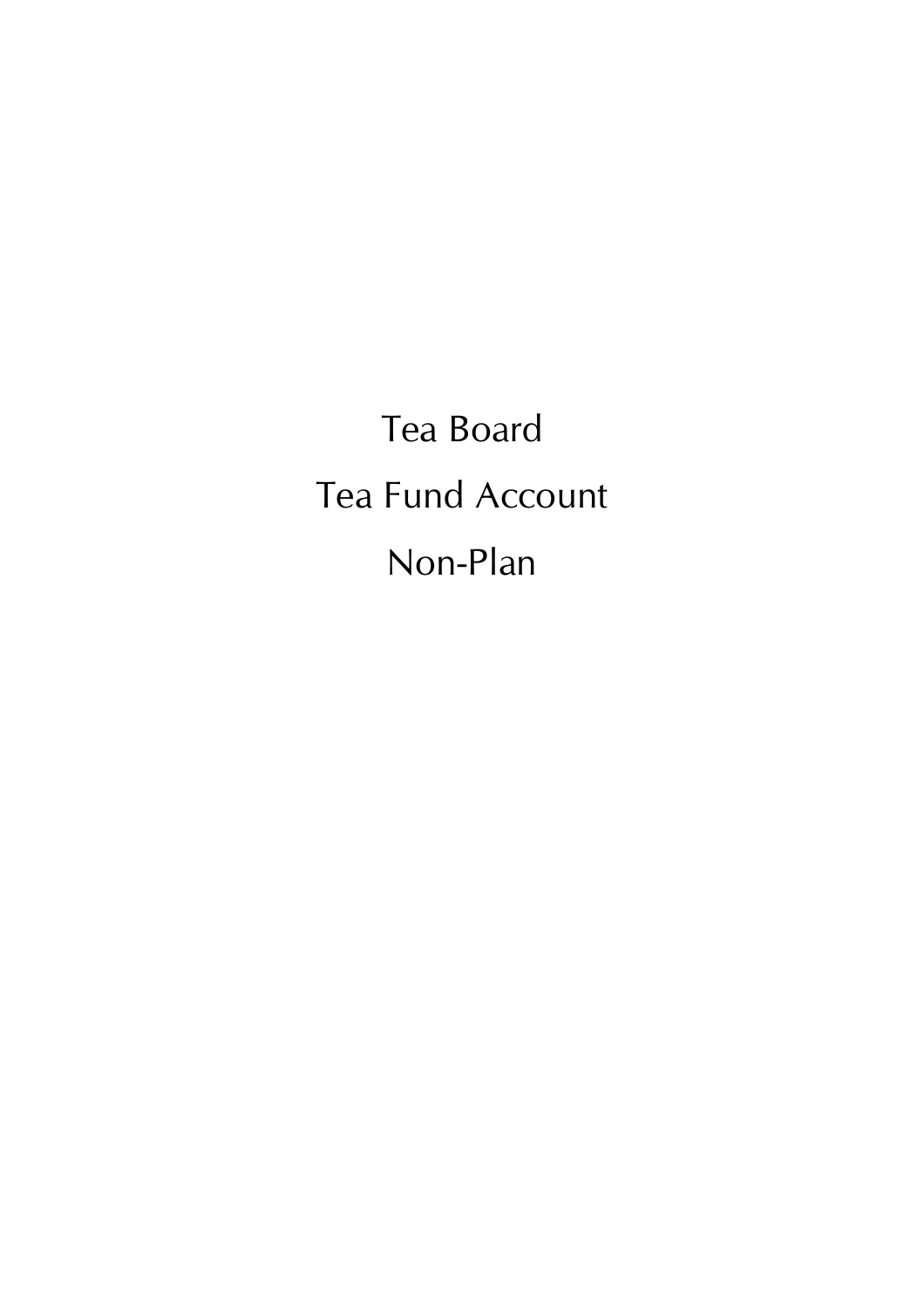# Tea Board

# Tea Fund Account

# Non-Plan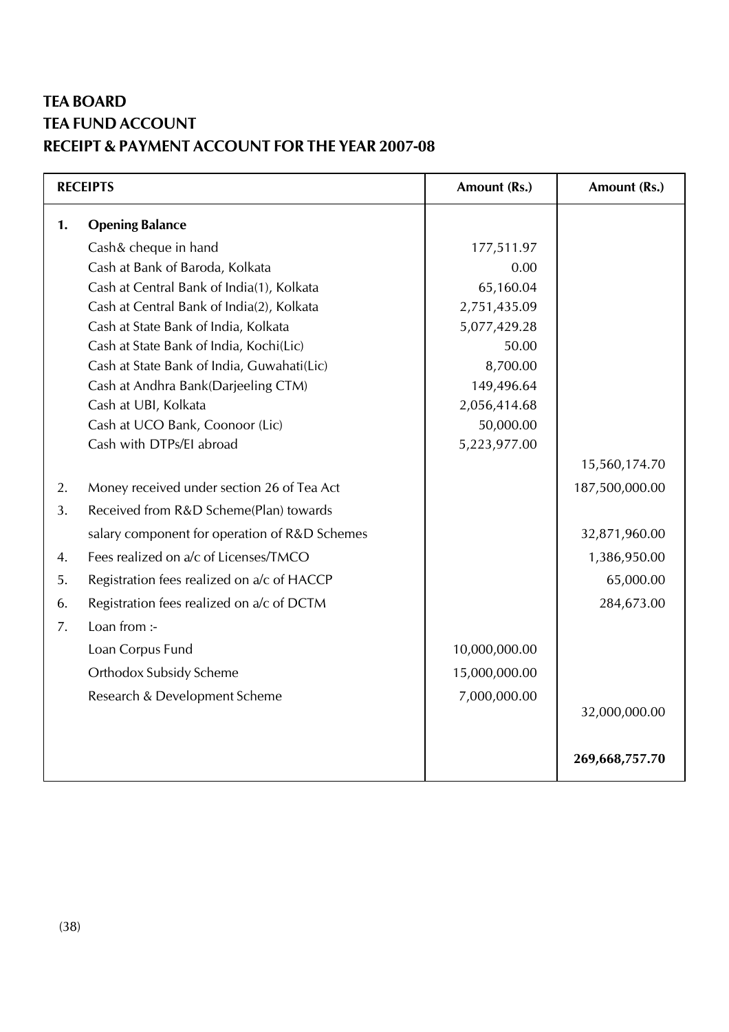**TEA BOARD**

**TEA FUND ACCOUNT**

**RECEIPT & PAYMENT ACCOUNT FOR THE YEAR 2007-08**

| | RECEIPTS | Amount (Rs.) | Amount (Rs.) |
|---|---|---|---|
| **1.** | **Opening Balance** | | |
| | Cash& cheque in hand | 177,511.97 | |
| | Cash at Bank of Baroda, Kolkata | 0.00 | |
| | Cash at Central Bank of India(1), Kolkata | 65,160.04 | |
| | Cash at Central Bank of India(2), Kolkata | 2,751,435.09 | |
| | Cash at State Bank of India, Kolkata | 5,077,429.28 | |
| | Cash at State Bank of India, Kochi(Lic) | 50.00 | |
| | Cash at State Bank of India, Guwahati(Lic) | 8,700.00 | |
| | Cash at Andhra Bank(Darjeeling CTM) | 149,496.64 | |
| | Cash at UBI, Kolkata | 2,056,414.68 | |
| | Cash at UCO Bank, Coonoor (Lic) | 50,000.00 | |
| | Cash with DTPs/EI abroad | 5,223,977.00 | |
| | | | 15,560,174.70 |
| 2. | Money received under section 26 of Tea Act | | 187,500,000.00 |
| 3. | Received from R&D Scheme(Plan) towards | | |
| | salary component for operation of R&D Schemes | | 32,871,960.00 |
| 4. | Fees realized on a/c of Licenses/TMCO | | 1,386,950.00 |
| 5. | Registration fees realized on a/c of HACCP | | 65,000.00 |
| 6. | Registration fees realized on a/c of DCTM | | 284,673.00 |
| 7. | Loan from :- | | |
| | Loan Corpus Fund | 10,000,000.00 | |
| | Orthodox Subsidy Scheme | 15,000,000.00 | |
| | Research & Development Scheme | 7,000,000.00 | |
| | | | 32,000,000.00 |
| | | | **269,668,757.70** |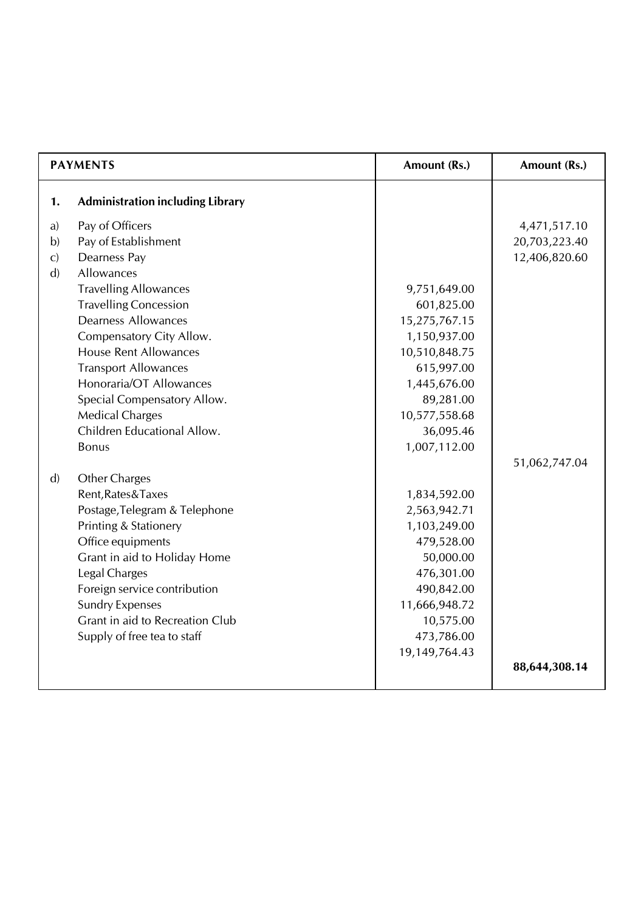| PAYMENTS | Amount (Rs.) | Amount (Rs.) |
|---|---|---|
| **1. Administration including Library** | | |
| a) Pay of Officers | | 4,471,517.10 |
| b) Pay of Establishment | | 20,703,223.40 |
| c) Dearness Pay | | 12,406,820.60 |
| d) Allowances | | |
| Travelling Allowances | 9,751,649.00 | |
| Travelling Concession | 601,825.00 | |
| Dearness Allowances | 15,275,767.15 | |
| Compensatory City Allow. | 1,150,937.00 | |
| House Rent Allowances | 10,510,848.75 | |
| Transport Allowances | 615,997.00 | |
| Honoraria/OT Allowances | 1,445,676.00 | |
| Special Compensatory Allow. | 89,281.00 | |
| Medical Charges | 10,577,558.68 | |
| Children Educational Allow. | 36,095.46 | |
| Bonus | 1,007,112.00 | |
| | | 51,062,747.04 |
| d) Other Charges | | |
| Rent,Rates&Taxes | 1,834,592.00 | |
| Postage,Telegram & Telephone | 2,563,942.71 | |
| Printing & Stationery | 1,103,249.00 | |
| Office equipments | 479,528.00 | |
| Grant in aid to Holiday Home | 50,000.00 | |
| Legal Charges | 476,301.00 | |
| Foreign service contribution | 490,842.00 | |
| Sundry Expenses | 11,666,948.72 | |
| Grant in aid to Recreation Club | 10,575.00 | |
| Supply of free tea to staff | 473,786.00 | |
| | 19,149,764.43 | |
| | | **88,644,308.14** |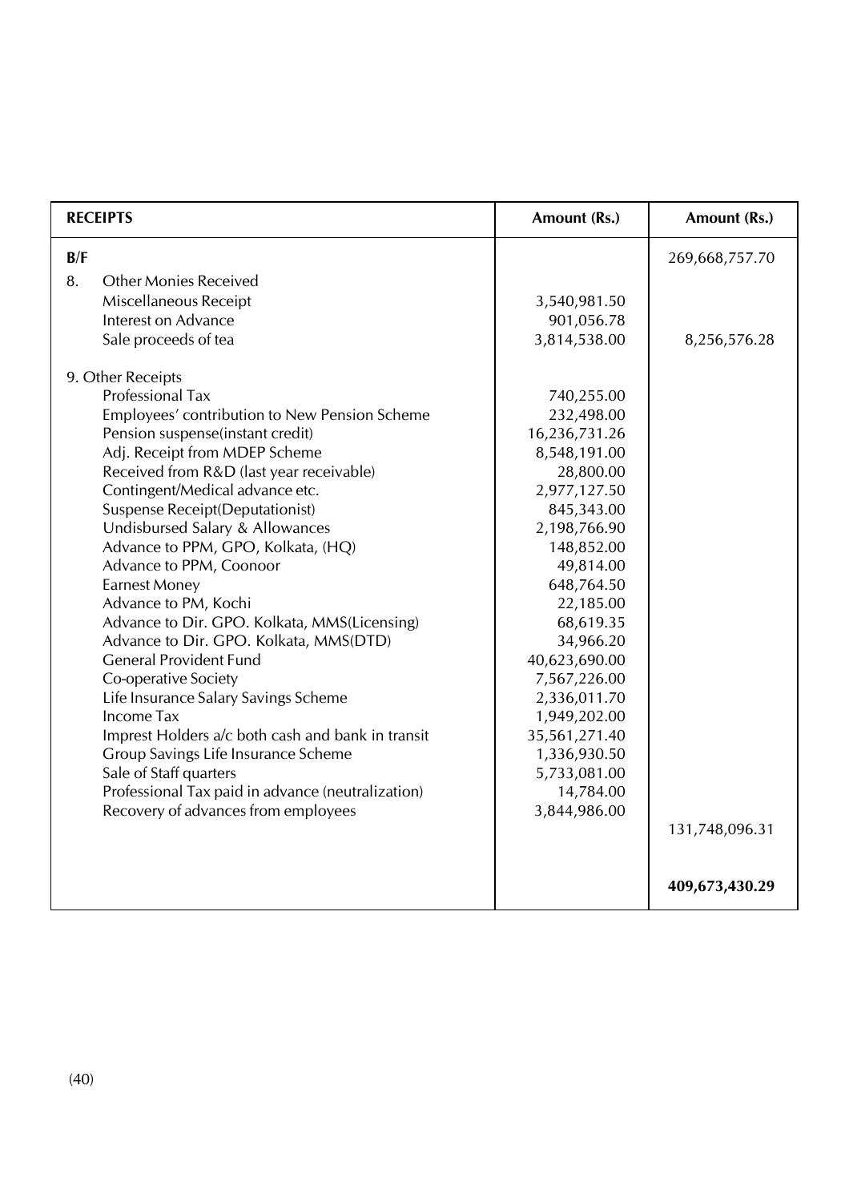| RECEIPTS | Amount (Rs.) | Amount (Rs.) |
|---|---|---|
| B/F | | 269,668,757.70 |
| 8. Other Monies Received | | |
| Miscellaneous Receipt | 3,540,981.50 | |
| Interest on Advance | 901,056.78 | |
| Sale proceeds of tea | 3,814,538.00 | 8,256,576.28 |
| 9. Other Receipts | | |
| Professional Tax | 740,255.00 | |
| Employees' contribution to New Pension Scheme | 232,498.00 | |
| Pension suspense(instant credit) | 16,236,731.26 | |
| Adj. Receipt from MDEP Scheme | 8,548,191.00 | |
| Received from R&D (last year receivable) | 28,800.00 | |
| Contingent/Medical advance etc. | 2,977,127.50 | |
| Suspense Receipt(Deputationist) | 845,343.00 | |
| Undisbursed Salary & Allowances | 2,198,766.90 | |
| Advance to PPM, GPO, Kolkata, (HQ) | 148,852.00 | |
| Advance to PPM, Coonoor | 49,814.00 | |
| Earnest Money | 648,764.50 | |
| Advance to PM, Kochi | 22,185.00 | |
| Advance to Dir. GPO. Kolkata, MMS(Licensing) | 68,619.35 | |
| Advance to Dir. GPO. Kolkata, MMS(DTD) | 34,966.20 | |
| General Provident Fund | 40,623,690.00 | |
| Co-operative Society | 7,567,226.00 | |
| Life Insurance Salary Savings Scheme | 2,336,011.70 | |
| Income Tax | 1,949,202.00 | |
| Imprest Holders a/c both cash and bank in transit | 35,561,271.40 | |
| Group Savings Life Insurance Scheme | 1,336,930.50 | |
| Sale of Staff quarters | 5,733,081.00 | |
| Professional Tax paid in advance (neutralization) | 14,784.00 | |
| Recovery of advances from employees | 3,844,986.00 | |
| | | 131,748,096.31 |
| | | **409,673,430.29** |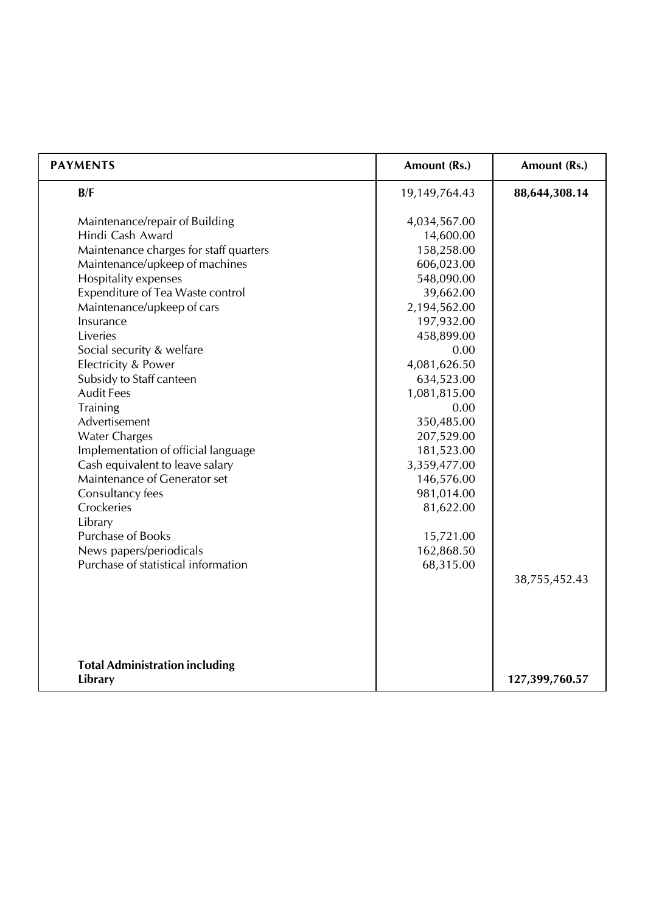| PAYMENTS | Amount (Rs.) | Amount (Rs.) |
|---|---|---|
| **B/F** | 19,149,764.43 | **88,644,308.14** |
| Maintenance/repair of Building | 4,034,567.00 | |
| Hindi Cash Award | 14,600.00 | |
| Maintenance charges for staff quarters | 158,258.00 | |
| Maintenance/upkeep of machines | 606,023.00 | |
| Hospitality expenses | 548,090.00 | |
| Expenditure of Tea Waste control | 39,662.00 | |
| Maintenance/upkeep of cars | 2,194,562.00 | |
| Insurance | 197,932.00 | |
| Liveries | 458,899.00 | |
| Social security & welfare | 0.00 | |
| Electricity & Power | 4,081,626.50 | |
| Subsidy to Staff canteen | 634,523.00 | |
| Audit Fees | 1,081,815.00 | |
| Training | 0.00 | |
| Advertisement | 350,485.00 | |
| Water Charges | 207,529.00 | |
| Implementation of official language | 181,523.00 | |
| Cash equivalent to leave salary | 3,359,477.00 | |
| Maintenance of Generator set | 146,576.00 | |
| Consultancy fees | 981,014.00 | |
| Crockeries | 81,622.00 | |
| Library | | |
| Purchase of Books | 15,721.00 | |
| News papers/periodicals | 162,868.50 | |
| Purchase of statistical information | 68,315.00 | |
| | | 38,755,452.43 |
| **Total Administration including Library** | | **127,399,760.57** |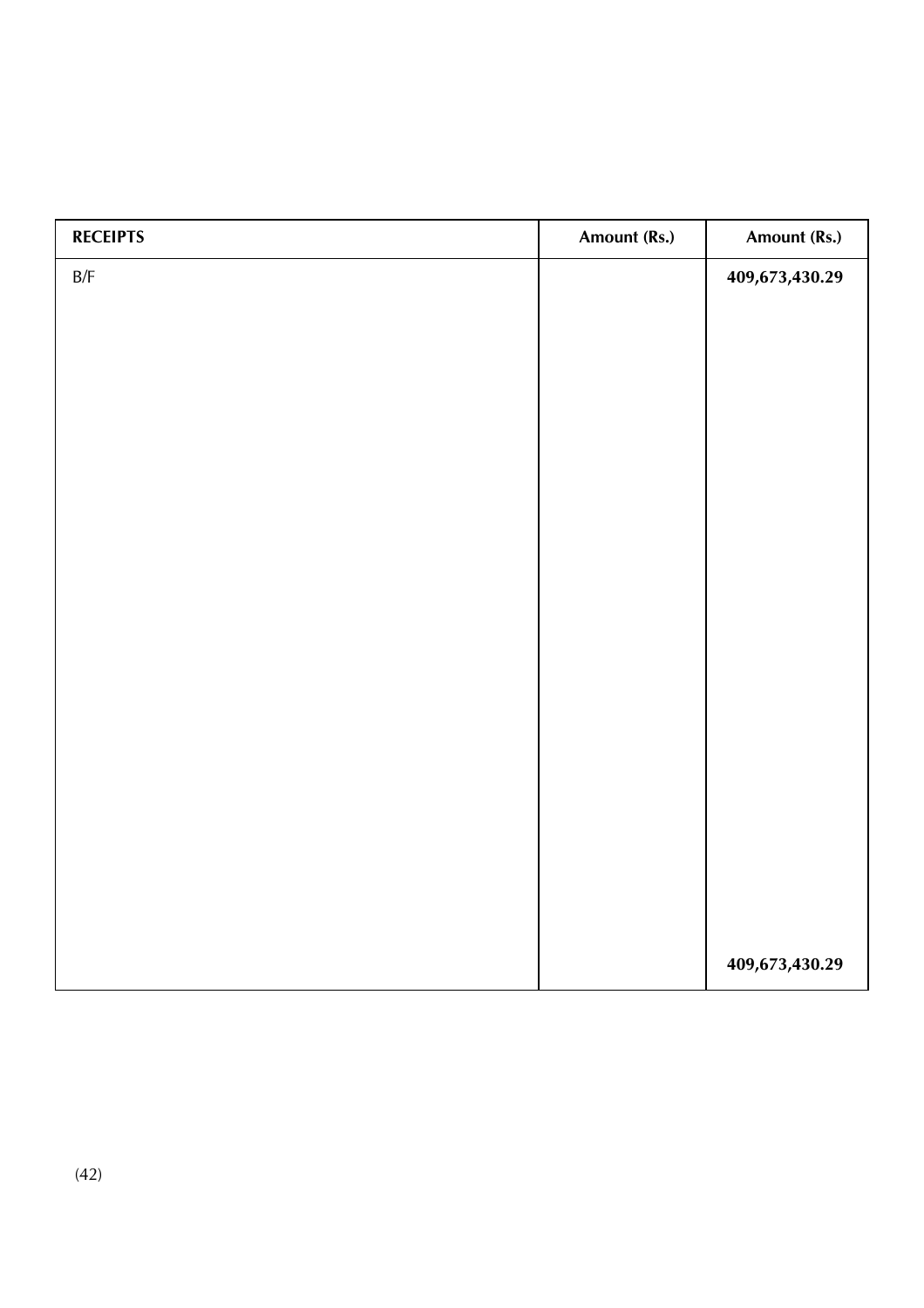| RECEIPTS | Amount (Rs.) | Amount (Rs.) |
|---|---|---|
| B/F | | **409,673,430.29** |
| | | **409,673,430.29** |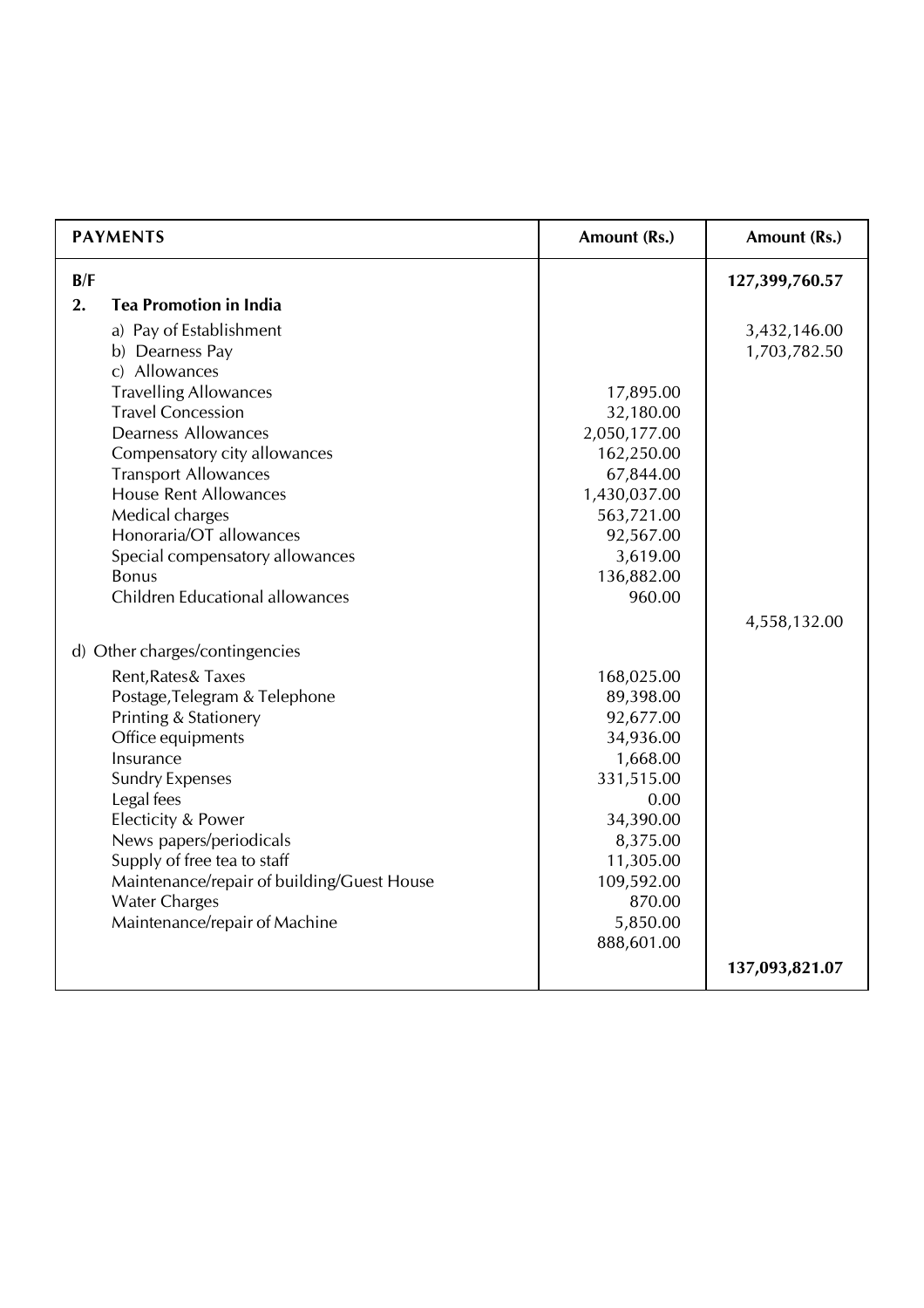| PAYMENTS | Amount (Rs.) | Amount (Rs.) |
|---|---|---|
| **B/F** | | **127,399,760.57** |
| **2. Tea Promotion in India** | | |
| a) Pay of Establishment | | 3,432,146.00 |
| b) Dearness Pay | | 1,703,782.50 |
| c) Allowances | | |
| Travelling Allowances | 17,895.00 | |
| Travel Concession | 32,180.00 | |
| Dearness Allowances | 2,050,177.00 | |
| Compensatory city allowances | 162,250.00 | |
| Transport Allowances | 67,844.00 | |
| House Rent Allowances | 1,430,037.00 | |
| Medical charges | 563,721.00 | |
| Honoraria/OT allowances | 92,567.00 | |
| Special compensatory allowances | 3,619.00 | |
| Bonus | 136,882.00 | |
| Children Educational allowances | 960.00 | |
| | | 4,558,132.00 |
| d) Other charges/contingencies | | |
| Rent,Rates& Taxes | 168,025.00 | |
| Postage,Telegram & Telephone | 89,398.00 | |
| Printing & Stationery | 92,677.00 | |
| Office equipments | 34,936.00 | |
| Insurance | 1,668.00 | |
| Sundry Expenses | 331,515.00 | |
| Legal fees | 0.00 | |
| Electicity & Power | 34,390.00 | |
| News papers/periodicals | 8,375.00 | |
| Supply of free tea to staff | 11,305.00 | |
| Maintenance/repair of building/Guest House | 109,592.00 | |
| Water Charges | 870.00 | |
| Maintenance/repair of Machine | 5,850.00 | |
| | 888,601.00 | |
| | | **137,093,821.07** |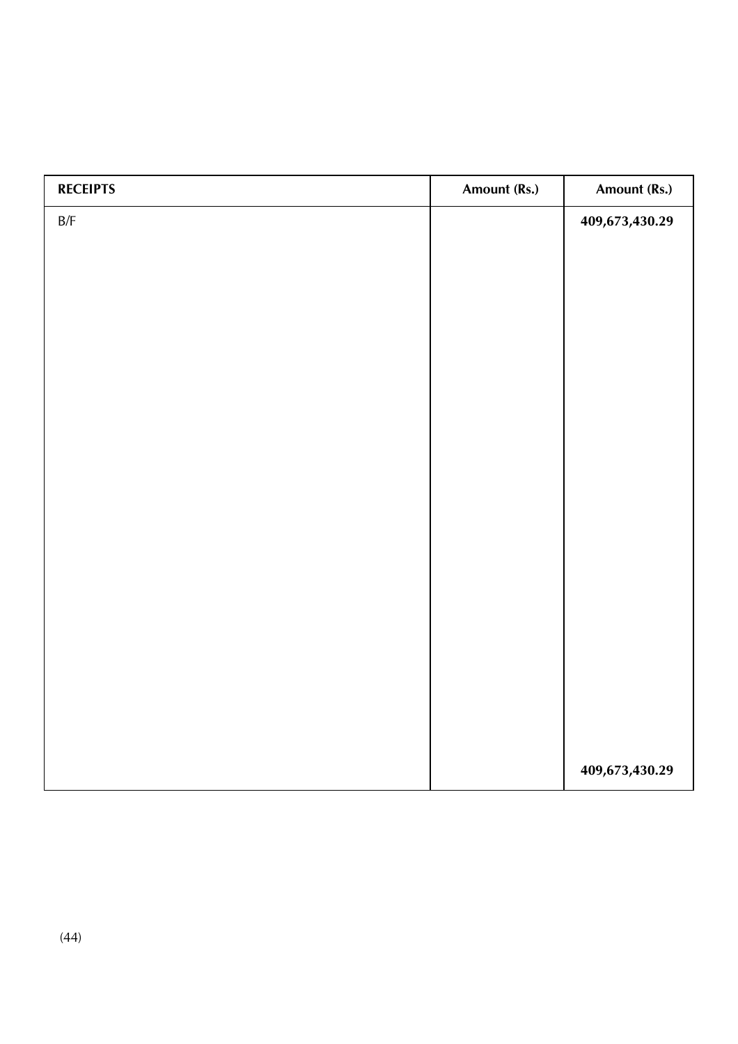| RECEIPTS | Amount (Rs.) | Amount (Rs.) |
|---|---|---|
| B/F | | **409,673,430.29** |
| | | **409,673,430.29** |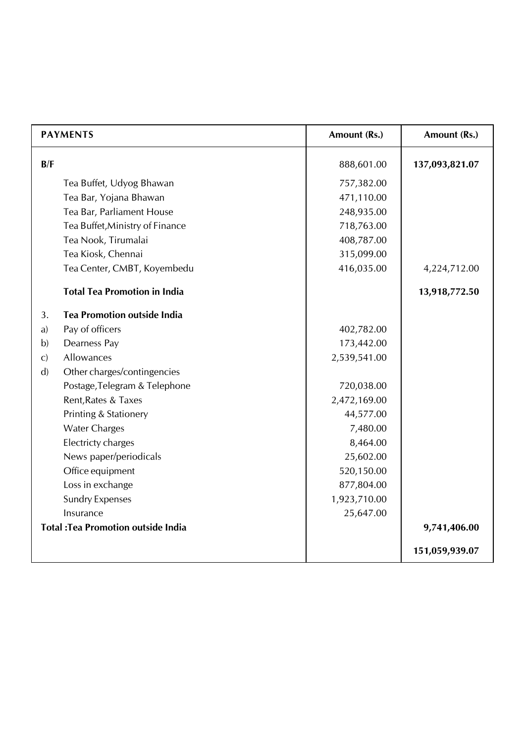| PAYMENTS | | Amount (Rs.) | Amount (Rs.) |
|---|---|---|---|
| **B/F** | | 888,601.00 | **137,093,821.07** |
| | Tea Buffet, Udyog Bhawan | 757,382.00 | |
| | Tea Bar, Yojana Bhawan | 471,110.00 | |
| | Tea Bar, Parliament House | 248,935.00 | |
| | Tea Buffet,Ministry of Finance | 718,763.00 | |
| | Tea Nook, Tirumalai | 408,787.00 | |
| | Tea Kiosk, Chennai | 315,099.00 | |
| | Tea Center, CMBT, Koyembedu | 416,035.00 | 4,224,712.00 |
| | **Total Tea Promotion in India** | | **13,918,772.50** |
| 3. | **Tea Promotion outside India** | | |
| a) | Pay of officers | 402,782.00 | |
| b) | Dearness Pay | 173,442.00 | |
| c) | Allowances | 2,539,541.00 | |
| d) | Other charges/contingencies | | |
| | Postage,Telegram & Telephone | 720,038.00 | |
| | Rent,Rates & Taxes | 2,472,169.00 | |
| | Printing & Stationery | 44,577.00 | |
| | Water Charges | 7,480.00 | |
| | Electricty charges | 8,464.00 | |
| | News paper/periodicals | 25,602.00 | |
| | Office equipment | 520,150.00 | |
| | Loss in exchange | 877,804.00 | |
| | Sundry Expenses | 1,923,710.00 | |
| | Insurance | 25,647.00 | |
| **Total :Tea Promotion outside India** | | | **9,741,406.00** |
| | | | **151,059,939.07** |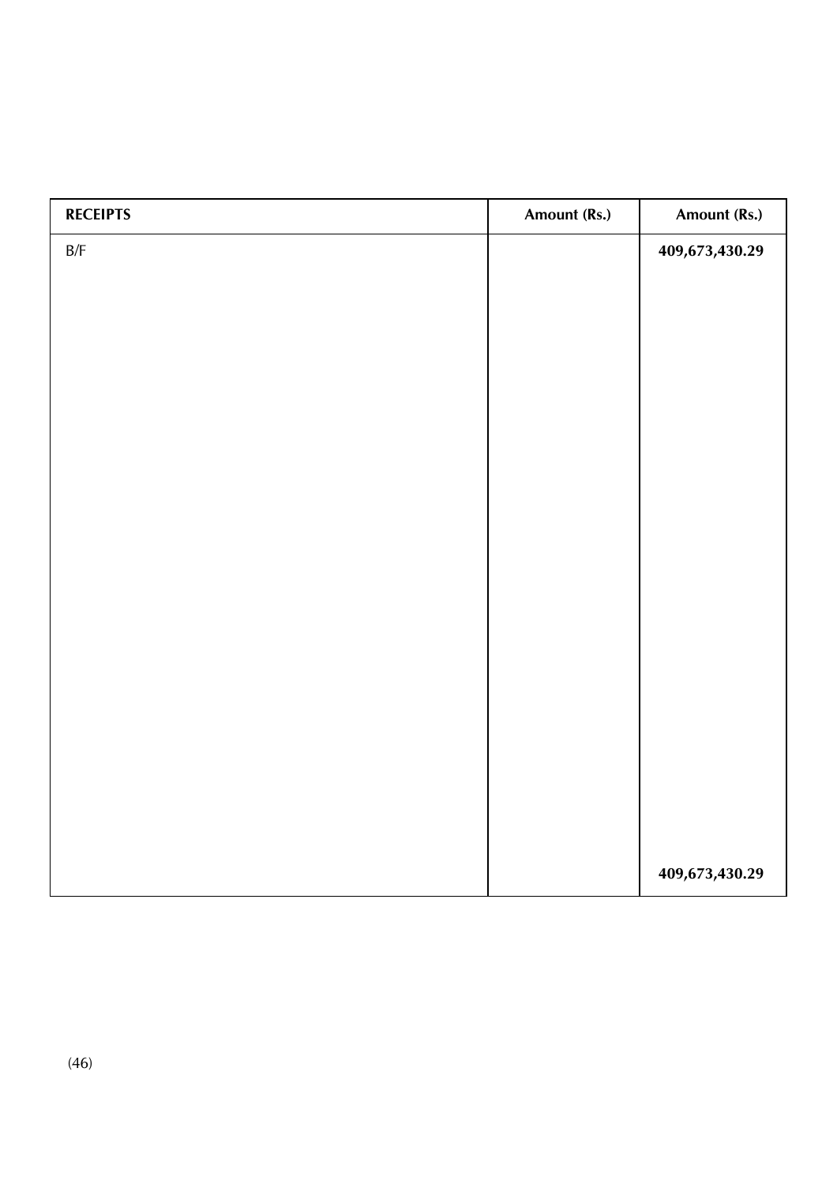| RECEIPTS | Amount (Rs.) | Amount (Rs.) |
|---|---|---|
| B/F | | **409,673,430.29** |
| | | **409,673,430.29** |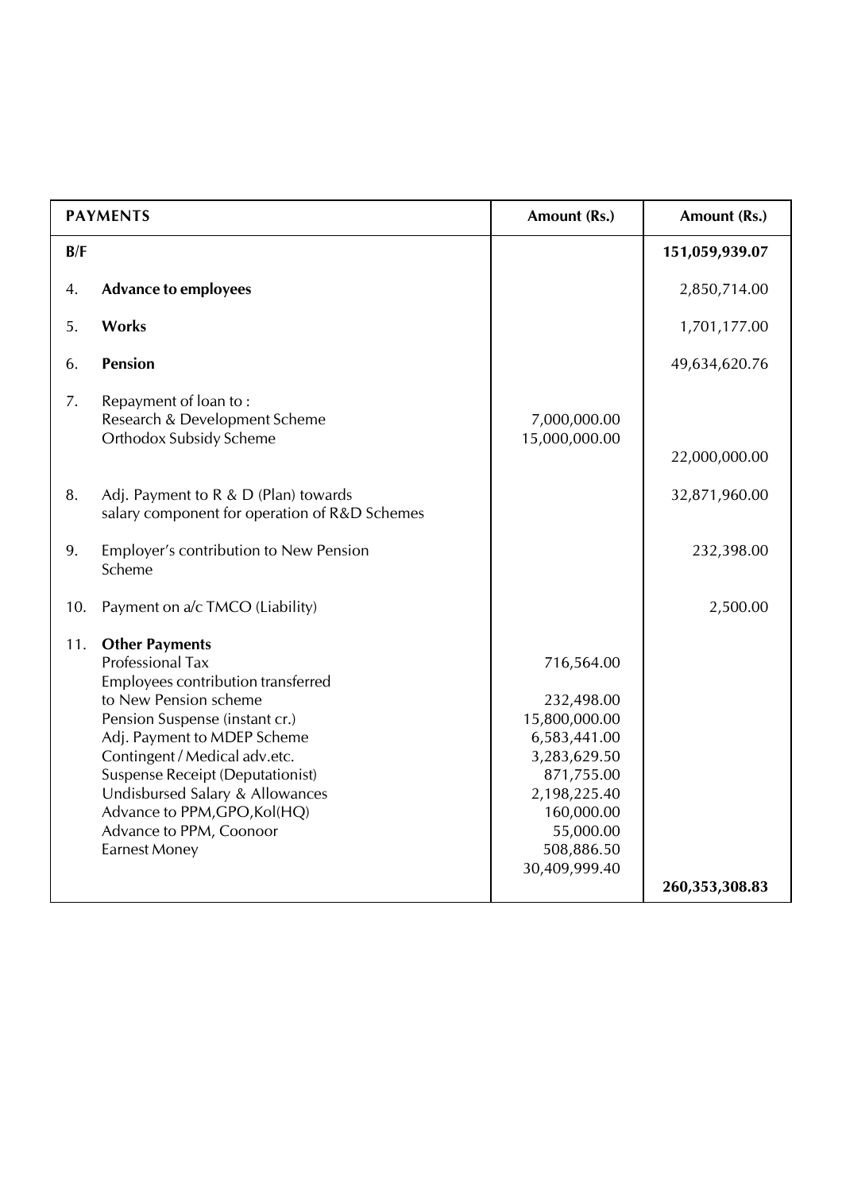| PAYMENTS | | Amount (Rs.) | Amount (Rs.) |
|---|---|---|---|
| **B/F** | | | **151,059,939.07** |
| 4. | **Advance to employees** | | 2,850,714.00 |
| 5. | **Works** | | 1,701,177.00 |
| 6. | **Pension** | | 49,634,620.76 |
| 7. | Repayment of loan to : | | |
| | Research & Development Scheme | 7,000,000.00 | |
| | Orthodox Subsidy Scheme | 15,000,000.00 | |
| | | | 22,000,000.00 |
| 8. | Adj. Payment to R & D (Plan) towards salary component for operation of R&D Schemes | | 32,871,960.00 |
| 9. | Employer's contribution to New Pension Scheme | | 232,398.00 |
| 10. | Payment on a/c TMCO (Liability) | | 2,500.00 |
| 11. | **Other Payments** | | |
| | Professional Tax | 716,564.00 | |
| | Employees contribution transferred to New Pension scheme | 232,498.00 | |
| | Pension Suspense (instant cr.) | 15,800,000.00 | |
| | Adj. Payment to MDEP Scheme | 6,583,441.00 | |
| | Contingent / Medical adv.etc. | 3,283,629.50 | |
| | Suspense Receipt (Deputationist) | 871,755.00 | |
| | Undisbursed Salary & Allowances | 2,198,225.40 | |
| | Advance to PPM,GPO,Kol(HQ) | 160,000.00 | |
| | Advance to PPM, Coonoor | 55,000.00 | |
| | Earnest Money | 508,886.50 | |
| | | 30,409,999.40 | |
| | | | **260,353,308.83** |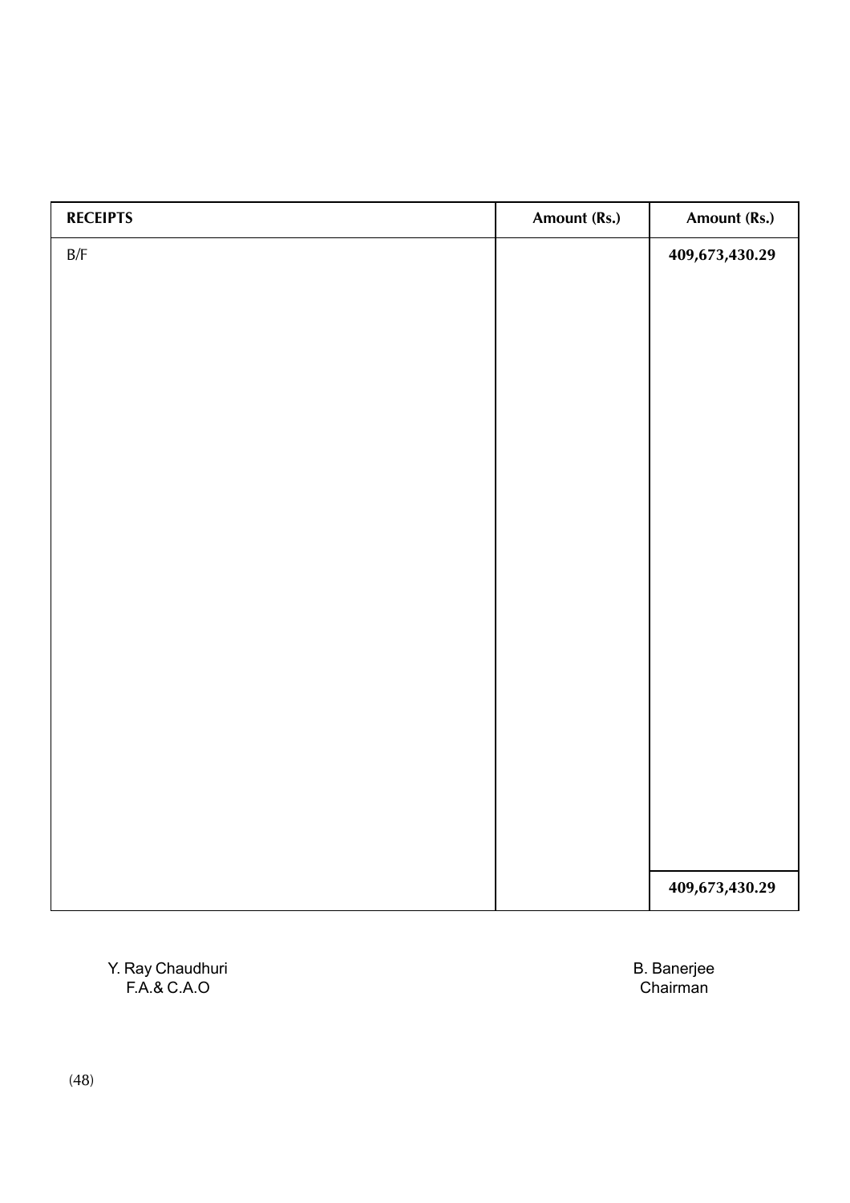| RECEIPTS | Amount (Rs.) | Amount (Rs.) |
|---|---|---|
| B/F | | **409,673,430.29** |
| | | **409,673,430.29** |

Y. Ray Chaudhuri
F.A.& C.A.O

B. Banerjee
Chairman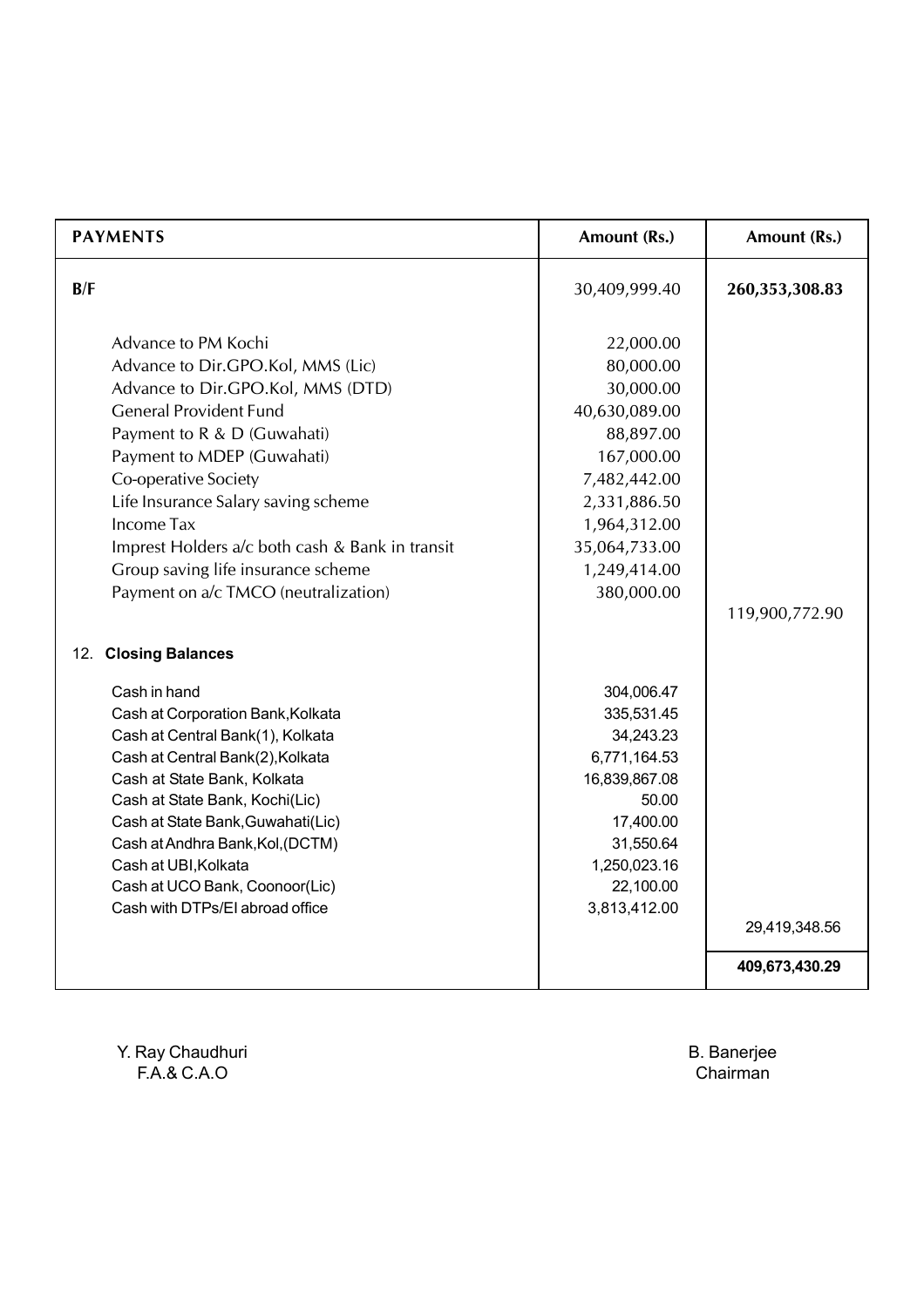| PAYMENTS | Amount (Rs.) | Amount (Rs.) |
|---|---|---|
| **B/F** | 30,409,999.40 | **260,353,308.83** |
| Advance to PM Kochi | 22,000.00 | |
| Advance to Dir.GPO.Kol, MMS (Lic) | 80,000.00 | |
| Advance to Dir.GPO.Kol, MMS (DTD) | 30,000.00 | |
| General Provident Fund | 40,630,089.00 | |
| Payment to R & D (Guwahati) | 88,897.00 | |
| Payment to MDEP (Guwahati) | 167,000.00 | |
| Co-operative Society | 7,482,442.00 | |
| Life Insurance Salary saving scheme | 2,331,886.50 | |
| Income Tax | 1,964,312.00 | |
| Imprest Holders a/c both cash & Bank in transit | 35,064,733.00 | |
| Group saving life insurance scheme | 1,249,414.00 | |
| Payment on a/c TMCO (neutralization) | 380,000.00 | |
| | | 119,900,772.90 |
| 12. **Closing Balances** | | |
| Cash in hand | 304,006.47 | |
| Cash at Corporation Bank,Kolkata | 335,531.45 | |
| Cash at Central Bank(1), Kolkata | 34,243.23 | |
| Cash at Central Bank(2),Kolkata | 6,771,164.53 | |
| Cash at State Bank, Kolkata | 16,839,867.08 | |
| Cash at State Bank, Kochi(Lic) | 50.00 | |
| Cash at State Bank,Guwahati(Lic) | 17,400.00 | |
| Cash at Andhra Bank,Kol,(DCTM) | 31,550.64 | |
| Cash at UBI,Kolkata | 1,250,023.16 | |
| Cash at UCO Bank, Coonoor(Lic) | 22,100.00 | |
| Cash with DTPs/EI abroad office | 3,813,412.00 | |
| | | 29,419,348.56 |
| | | **409,673,430.29** |

Y. Ray Chaudhuri
F.A.& C.A.O

B. Banerjee
Chairman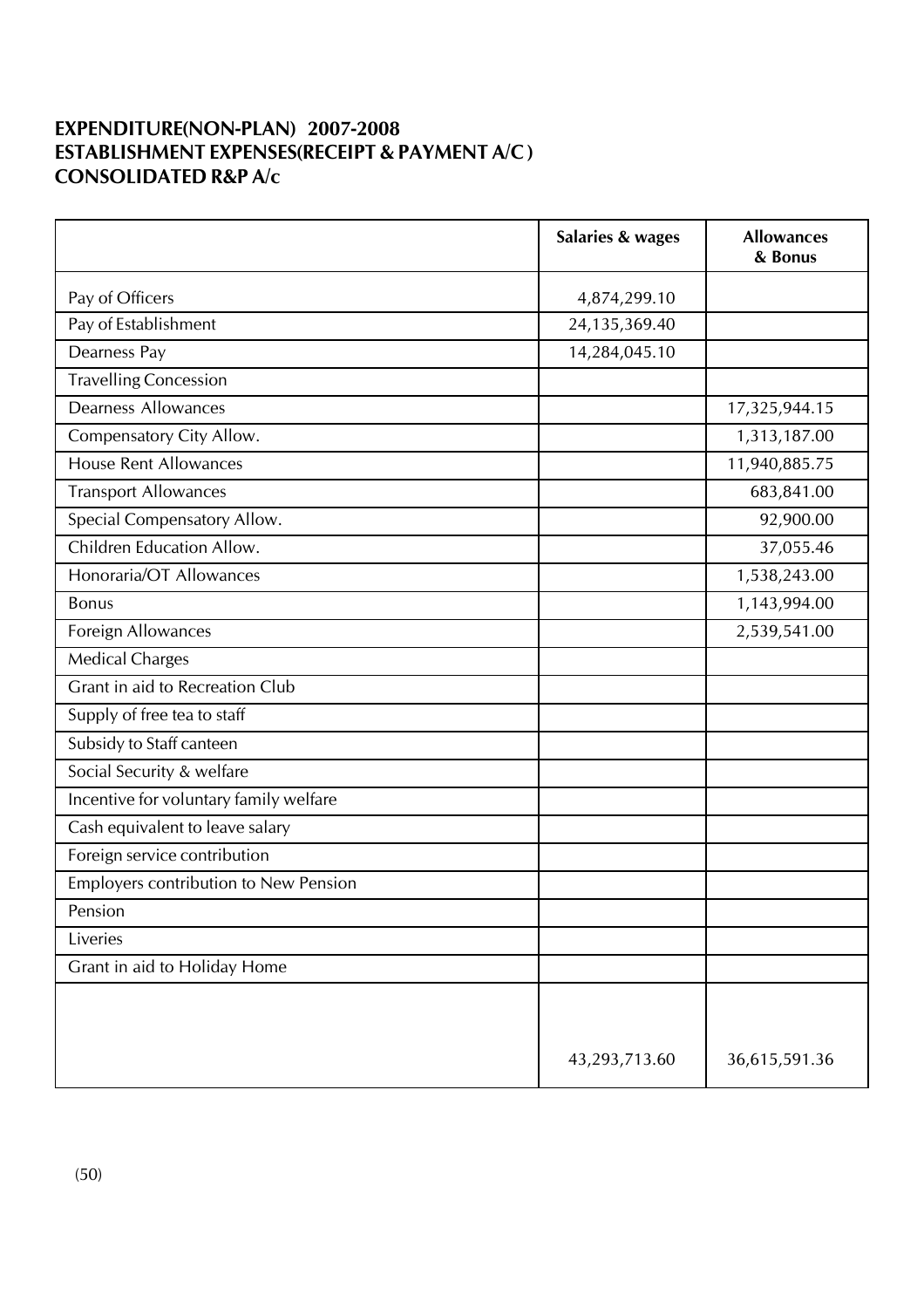**EXPENDITURE(NON-PLAN) 2007-2008**
**ESTABLISHMENT EXPENSES(RECEIPT & PAYMENT A/C )**
**CONSOLIDATED R&P A/c**

| | Salaries & wages | Allowances & Bonus |
|---|---|---|
| Pay of Officers | 4,874,299.10 | |
| Pay of Establishment | 24,135,369.40 | |
| Dearness Pay | 14,284,045.10 | |
| Travelling Concession | | |
| Dearness Allowances | | 17,325,944.15 |
| Compensatory City Allow. | | 1,313,187.00 |
| House Rent Allowances | | 11,940,885.75 |
| Transport Allowances | | 683,841.00 |
| Special Compensatory Allow. | | 92,900.00 |
| Children Education Allow. | | 37,055.46 |
| Honoraria/OT Allowances | | 1,538,243.00 |
| Bonus | | 1,143,994.00 |
| Foreign Allowances | | 2,539,541.00 |
| Medical Charges | | |
| Grant in aid to Recreation Club | | |
| Supply of free tea to staff | | |
| Subsidy to Staff canteen | | |
| Social Security & welfare | | |
| Incentive for voluntary family welfare | | |
| Cash equivalent to leave salary | | |
| Foreign service contribution | | |
| Employers contribution to New Pension | | |
| Pension | | |
| Liveries | | |
| Grant in aid to Holiday Home | | |
| | 43,293,713.60 | 36,615,591.36 |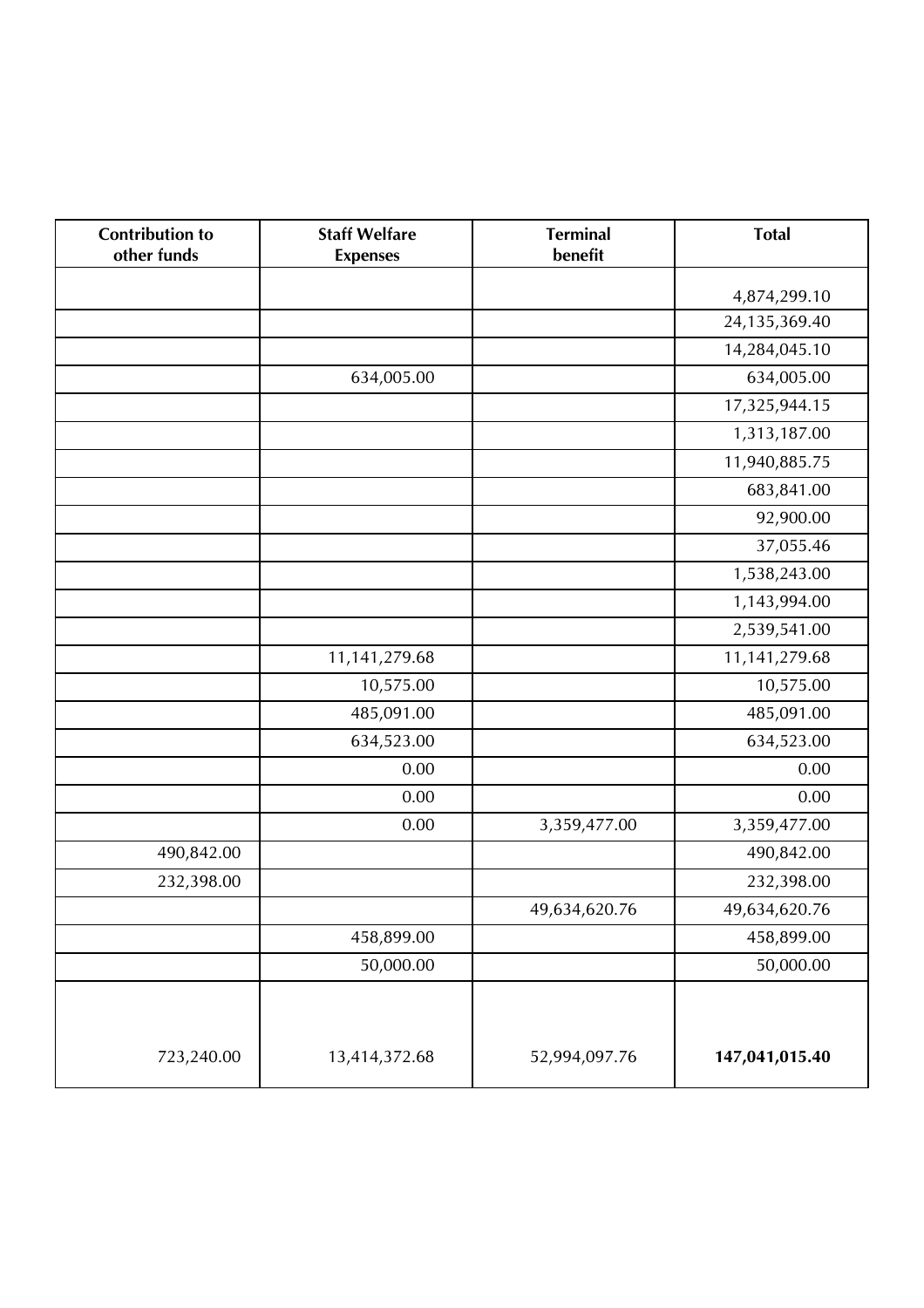| Contribution to other funds | Staff Welfare Expenses | Terminal benefit | Total |
|---|---|---|---|
| | | | 4,874,299.10 |
| | | | 24,135,369.40 |
| | | | 14,284,045.10 |
| | 634,005.00 | | 634,005.00 |
| | | | 17,325,944.15 |
| | | | 1,313,187.00 |
| | | | 11,940,885.75 |
| | | | 683,841.00 |
| | | | 92,900.00 |
| | | | 37,055.46 |
| | | | 1,538,243.00 |
| | | | 1,143,994.00 |
| | | | 2,539,541.00 |
| | 11,141,279.68 | | 11,141,279.68 |
| | 10,575.00 | | 10,575.00 |
| | 485,091.00 | | 485,091.00 |
| | 634,523.00 | | 634,523.00 |
| | 0.00 | | 0.00 |
| | 0.00 | | 0.00 |
| | 0.00 | 3,359,477.00 | 3,359,477.00 |
| 490,842.00 | | | 490,842.00 |
| 232,398.00 | | | 232,398.00 |
| | | 49,634,620.76 | 49,634,620.76 |
| | 458,899.00 | | 458,899.00 |
| | 50,000.00 | | 50,000.00 |
| 723,240.00 | 13,414,372.68 | 52,994,097.76 | **147,041,015.40** |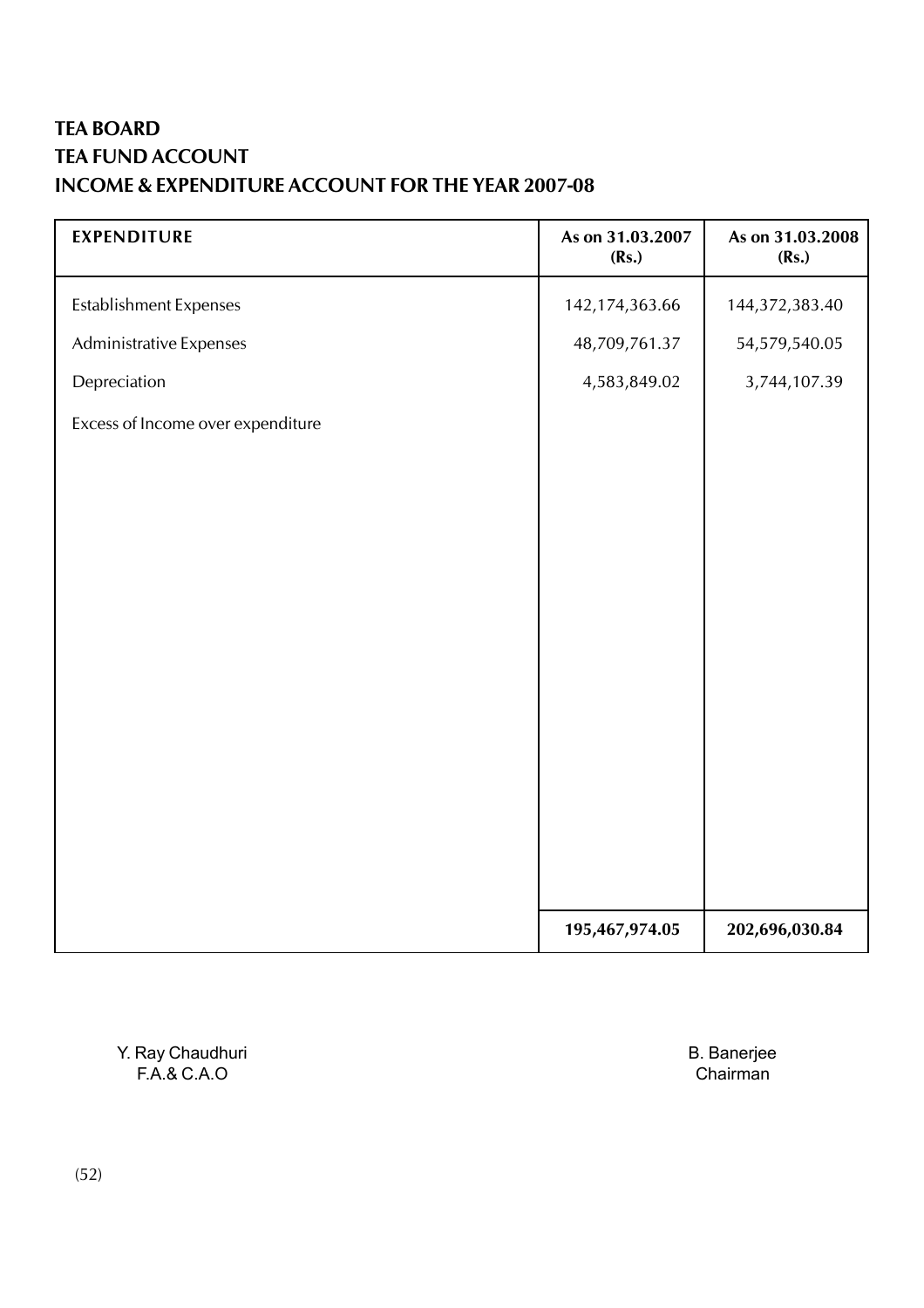# TEA BOARD
# TEA FUND ACCOUNT
# INCOME & EXPENDITURE ACCOUNT FOR THE YEAR 2007-08

| EXPENDITURE | As on 31.03.2007 (Rs.) | As on 31.03.2008 (Rs.) |
|---|---|---|
| Establishment Expenses | 142,174,363.66 | 144,372,383.40 |
| Administrative Expenses | 48,709,761.37 | 54,579,540.05 |
| Depreciation | 4,583,849.02 | 3,744,107.39 |
| Excess of Income over expenditure | | |
| | **195,467,974.05** | **202,696,030.84** |

Y. Ray Chaudhuri
F.A.& C.A.O

B. Banerjee
Chairman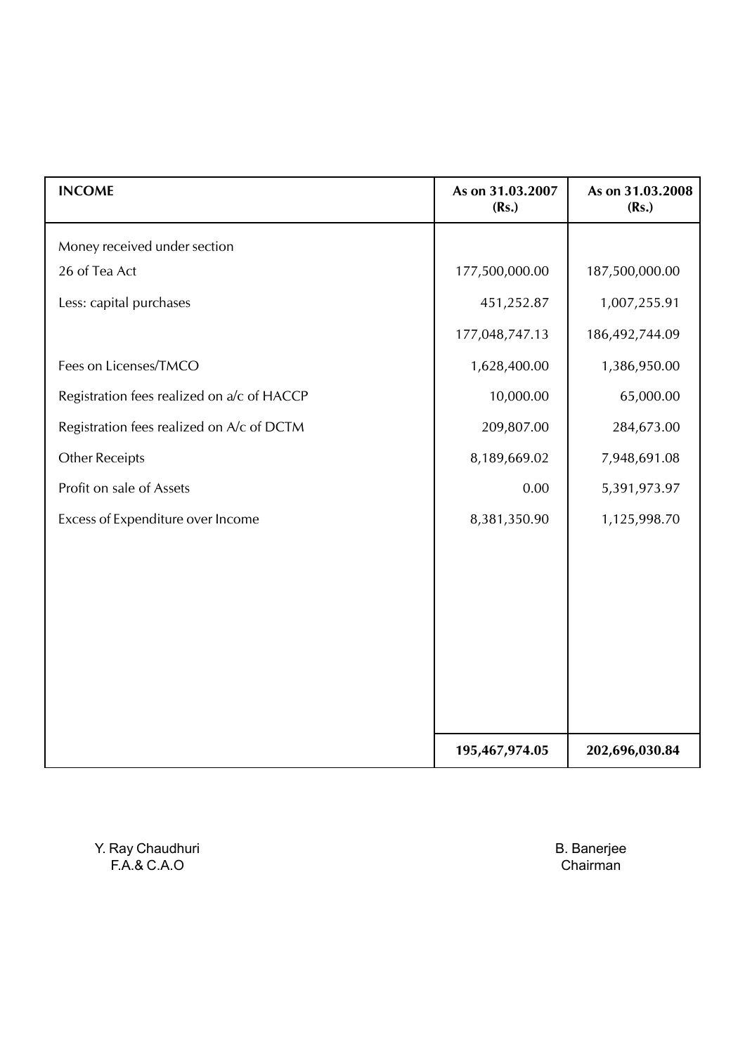| INCOME | As on 31.03.2007 (Rs.) | As on 31.03.2008 (Rs.) |
|---|---|---|
| Money received under section | | |
| 26 of Tea Act | 177,500,000.00 | 187,500,000.00 |
| Less: capital purchases | 451,252.87 | 1,007,255.91 |
| | 177,048,747.13 | 186,492,744.09 |
| Fees on Licenses/TMCO | 1,628,400.00 | 1,386,950.00 |
| Registration fees realized on a/c of HACCP | 10,000.00 | 65,000.00 |
| Registration fees realized on A/c of DCTM | 209,807.00 | 284,673.00 |
| Other Receipts | 8,189,669.02 | 7,948,691.08 |
| Profit on sale of Assets | 0.00 | 5,391,973.97 |
| Excess of Expenditure over Income | 8,381,350.90 | 1,125,998.70 |
| | **195,467,974.05** | **202,696,030.84** |

Y. Ray Chaudhuri
F.A.& C.A.O

B. Banerjee
Chairman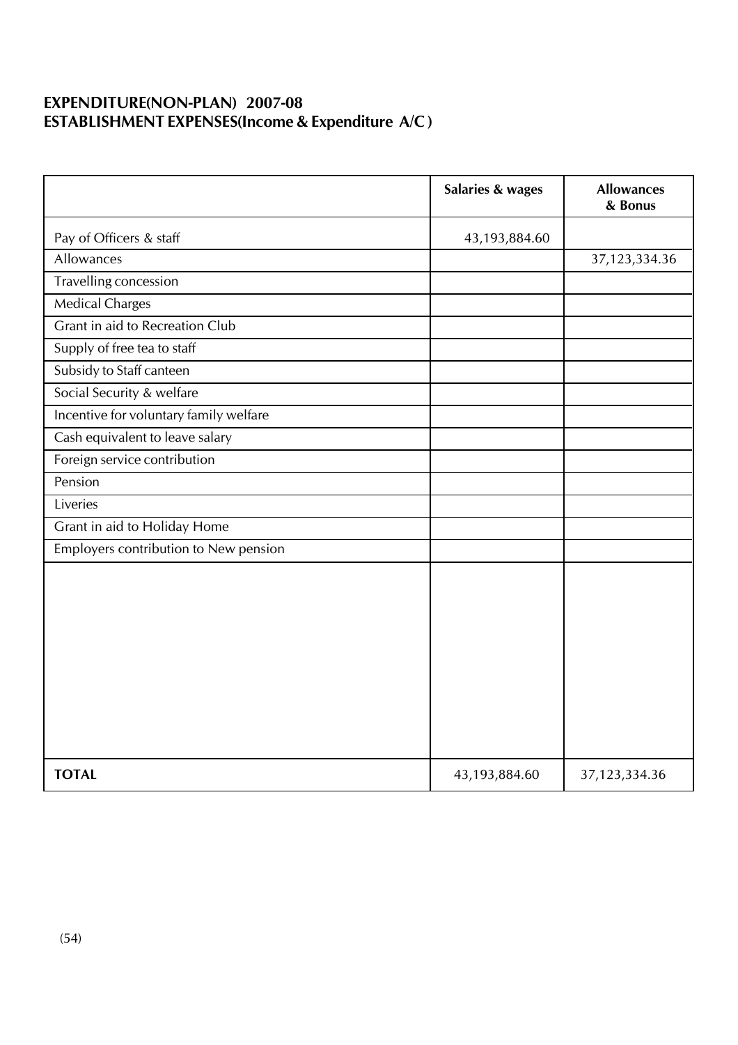**EXPENDITURE(NON-PLAN) 2007-08**
**ESTABLISHMENT EXPENSES(Income & Expenditure A/C )**

| | Salaries & wages | Allowances & Bonus |
|---|---|---|
| Pay of Officers & staff | 43,193,884.60 | |
| Allowances | | 37,123,334.36 |
| Travelling concession | | |
| Medical Charges | | |
| Grant in aid to Recreation Club | | |
| Supply of free tea to staff | | |
| Subsidy to Staff canteen | | |
| Social Security & welfare | | |
| Incentive for voluntary family welfare | | |
| Cash equivalent to leave salary | | |
| Foreign service contribution | | |
| Pension | | |
| Liveries | | |
| Grant in aid to Holiday Home | | |
| Employers contribution to New pension | | |
| **TOTAL** | 43,193,884.60 | 37,123,334.36 |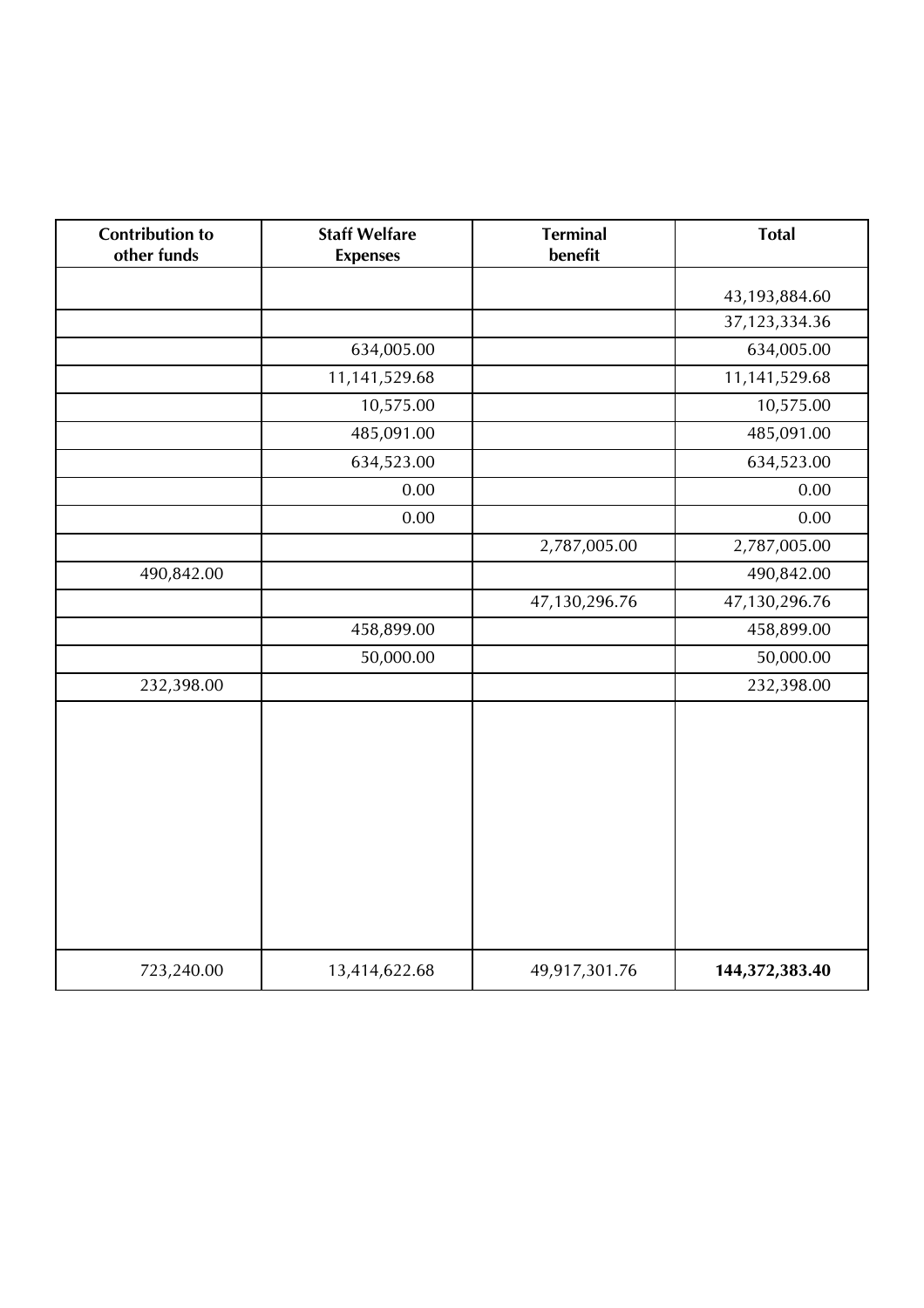| Contribution to other funds | Staff Welfare Expenses | Terminal benefit | Total |
|---|---|---|---|
| | | | 43,193,884.60 |
| | | | 37,123,334.36 |
| | 634,005.00 | | 634,005.00 |
| | 11,141,529.68 | | 11,141,529.68 |
| | 10,575.00 | | 10,575.00 |
| | 485,091.00 | | 485,091.00 |
| | 634,523.00 | | 634,523.00 |
| | 0.00 | | 0.00 |
| | 0.00 | | 0.00 |
| | | 2,787,005.00 | 2,787,005.00 |
| 490,842.00 | | | 490,842.00 |
| | | 47,130,296.76 | 47,130,296.76 |
| | 458,899.00 | | 458,899.00 |
| | 50,000.00 | | 50,000.00 |
| 232,398.00 | | | 232,398.00 |
| 723,240.00 | 13,414,622.68 | 49,917,301.76 | **144,372,383.40** |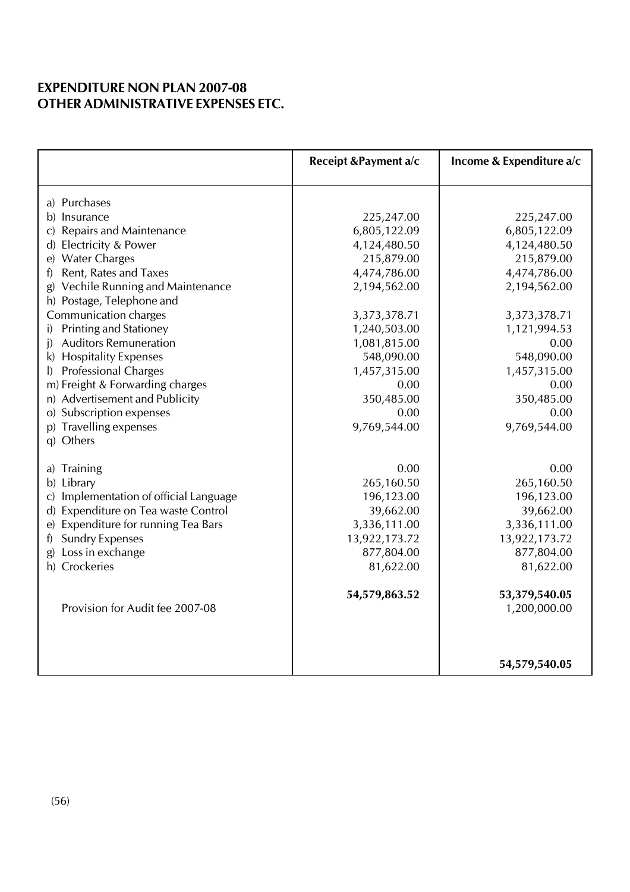**EXPENDITURE NON PLAN 2007-08**
**OTHER ADMINISTRATIVE EXPENSES ETC.**

| | Receipt &Payment a/c | Income & Expenditure a/c |
|---|---|---|
| a) Purchases | | |
| b) Insurance | 225,247.00 | 225,247.00 |
| c) Repairs and Maintenance | 6,805,122.09 | 6,805,122.09 |
| d) Electricity & Power | 4,124,480.50 | 4,124,480.50 |
| e) Water Charges | 215,879.00 | 215,879.00 |
| f) Rent, Rates and Taxes | 4,474,786.00 | 4,474,786.00 |
| g) Vechile Running and Maintenance | 2,194,562.00 | 2,194,562.00 |
| h) Postage, Telephone and Communication charges | 3,373,378.71 | 3,373,378.71 |
| i) Printing and Stationey | 1,240,503.00 | 1,121,994.53 |
| j) Auditors Remuneration | 1,081,815.00 | 0.00 |
| k) Hospitality Expenses | 548,090.00 | 548,090.00 |
| l) Professional Charges | 1,457,315.00 | 1,457,315.00 |
| m) Freight & Forwarding charges | 0.00 | 0.00 |
| n) Advertisement and Publicity | 350,485.00 | 350,485.00 |
| o) Subscription expenses | 0.00 | 0.00 |
| p) Travelling expenses | 9,769,544.00 | 9,769,544.00 |
| q) Others | | |
| a) Training | 0.00 | 0.00 |
| b) Library | 265,160.50 | 265,160.50 |
| c) Implementation of official Language | 196,123.00 | 196,123.00 |
| d) Expenditure on Tea waste Control | 39,662.00 | 39,662.00 |
| e) Expenditure for running Tea Bars | 3,336,111.00 | 3,336,111.00 |
| f) Sundry Expenses | 13,922,173.72 | 13,922,173.72 |
| g) Loss in exchange | 877,804.00 | 877,804.00 |
| h) Crockeries | 81,622.00 | 81,622.00 |
| | **54,579,863.52** | **53,379,540.05** |
| Provision for Audit fee 2007-08 | | 1,200,000.00 |
| | | **54,579,540.05** |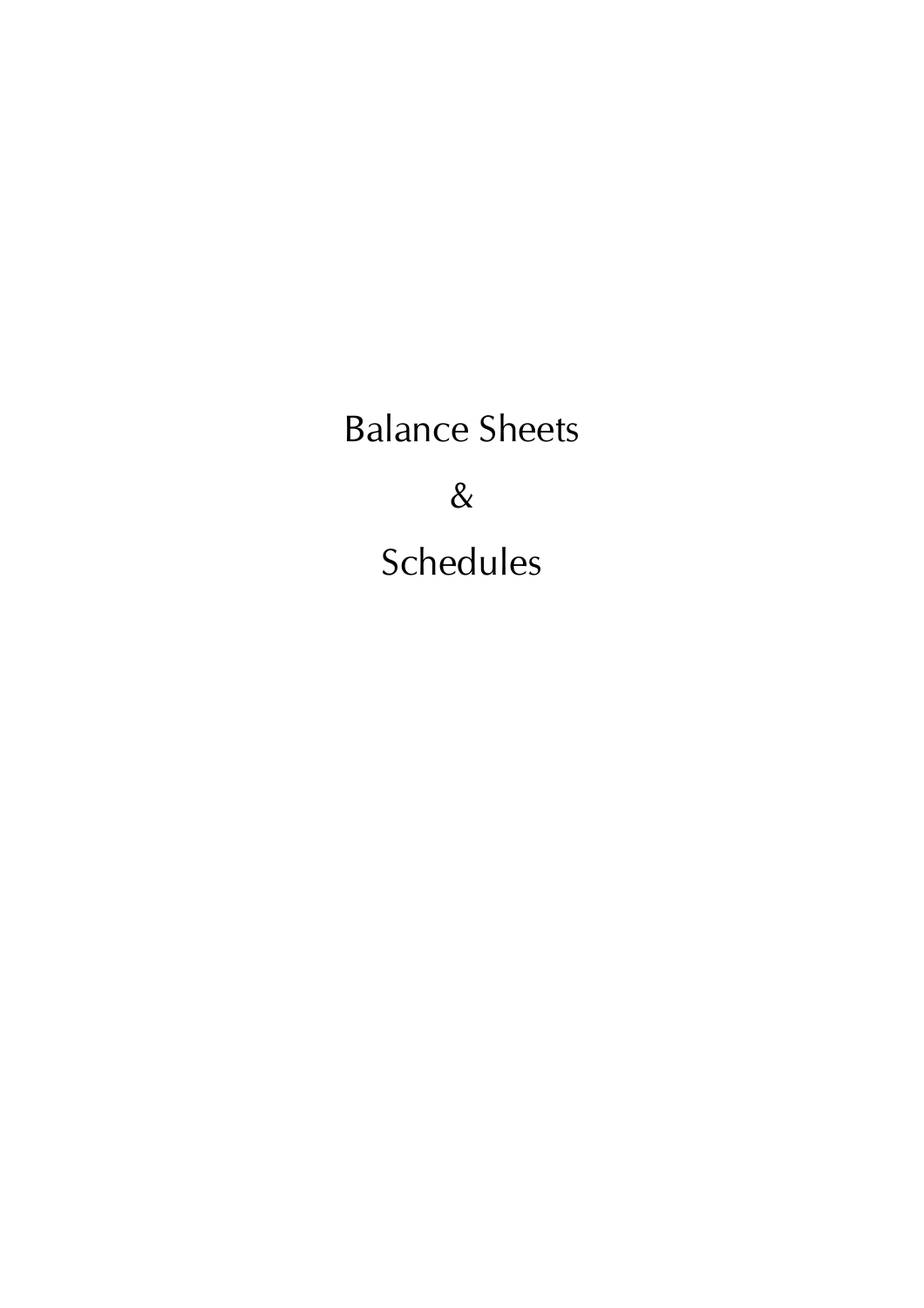# Balance Sheets

# &

# Schedules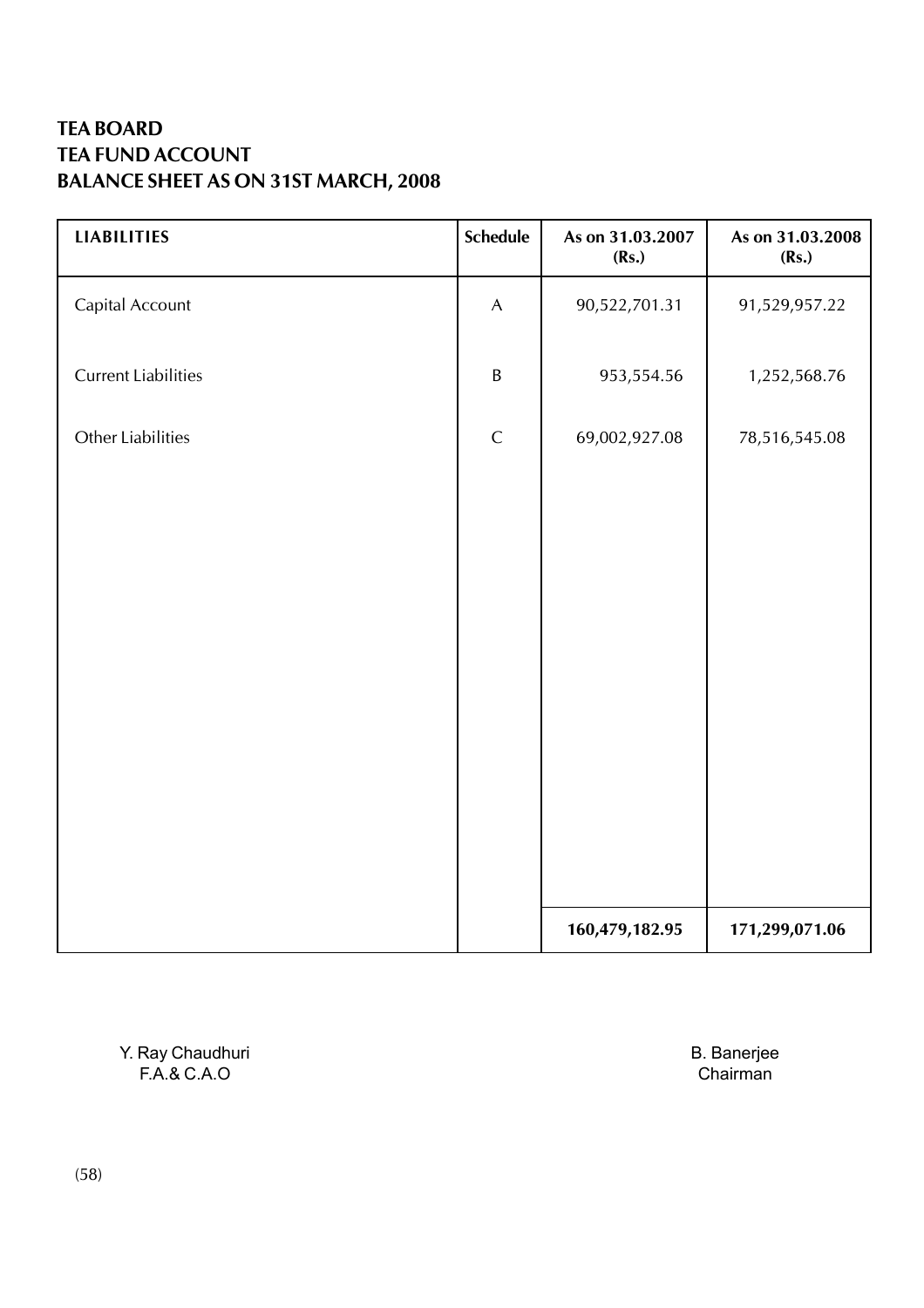**TEA BOARD**
**TEA FUND ACCOUNT**
**BALANCE SHEET AS ON 31ST MARCH, 2008**

| LIABILITIES | Schedule | As on 31.03.2007 (Rs.) | As on 31.03.2008 (Rs.) |
|---|---|---|---|
| Capital Account | A | 90,522,701.31 | 91,529,957.22 |
| Current Liabilities | B | 953,554.56 | 1,252,568.76 |
| Other Liabilities | C | 69,002,927.08 | 78,516,545.08 |
| | | **160,479,182.95** | **171,299,071.06** |

Y. Ray Chaudhuri
F.A.& C.A.O

B. Banerjee
Chairman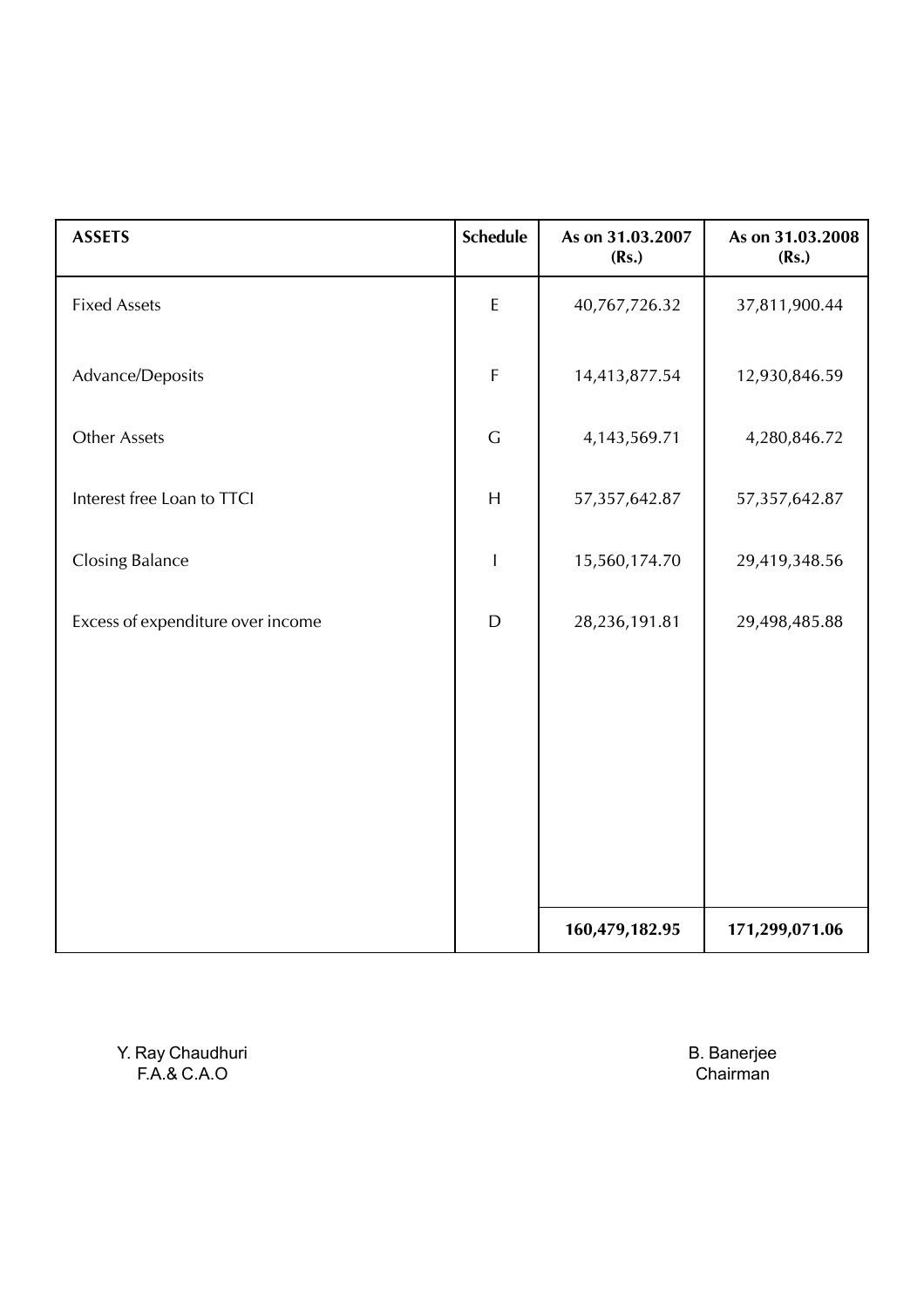| ASSETS | Schedule | As on 31.03.2007 (Rs.) | As on 31.03.2008 (Rs.) |
|---|---|---|---|
| Fixed Assets | E | 40,767,726.32 | 37,811,900.44 |
| Advance/Deposits | F | 14,413,877.54 | 12,930,846.59 |
| Other Assets | G | 4,143,569.71 | 4,280,846.72 |
| Interest free Loan to TTCI | H | 57,357,642.87 | 57,357,642.87 |
| Closing Balance | I | 15,560,174.70 | 29,419,348.56 |
| Excess of expenditure over income | D | 28,236,191.81 | 29,498,485.88 |
| | | **160,479,182.95** | **171,299,071.06** |

Y. Ray Chaudhuri
F.A.& C.A.O

B. Banerjee
Chairman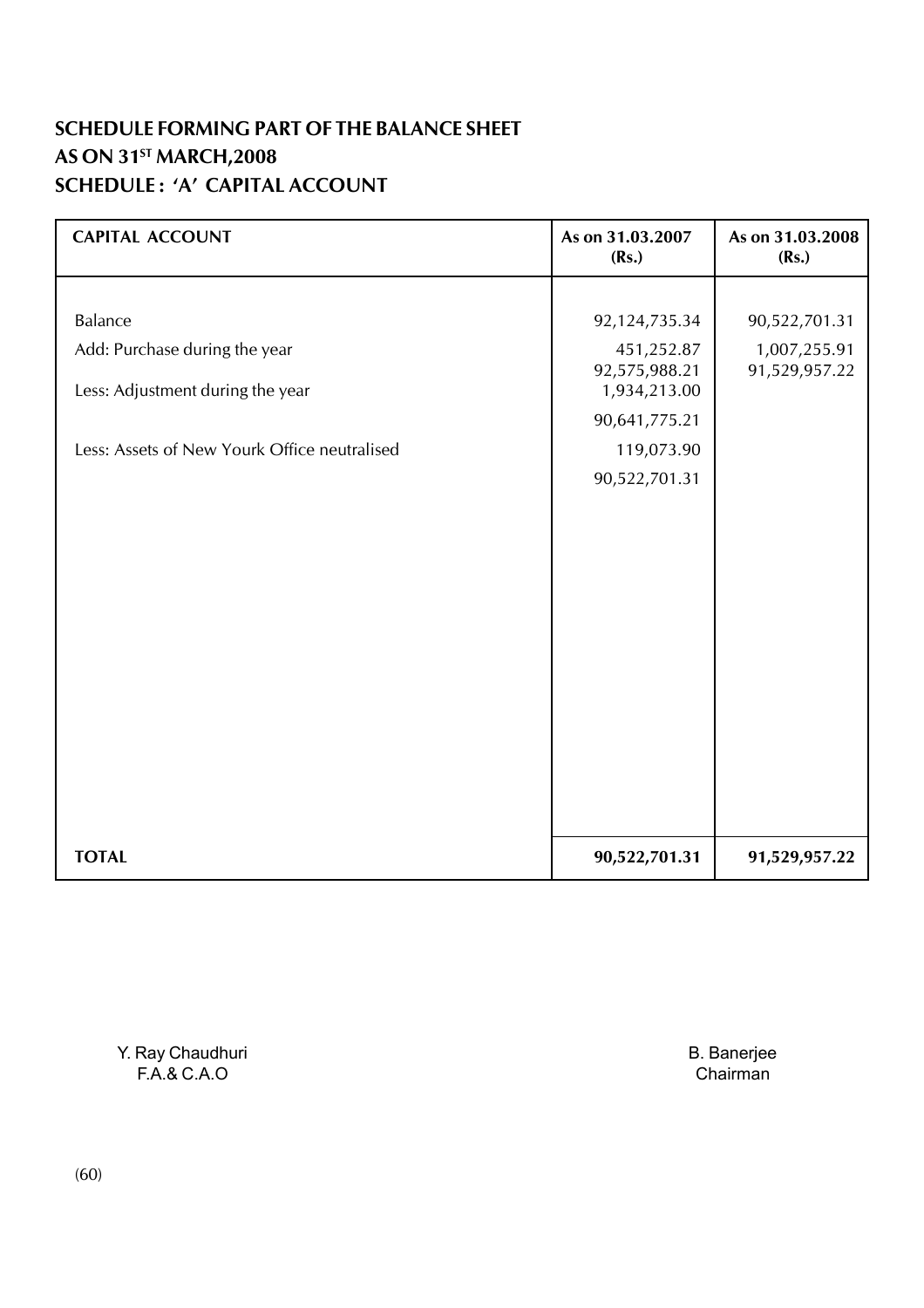# SCHEDULE FORMING PART OF THE BALANCE SHEET
# AS ON 31ST MARCH,2008
## SCHEDULE : 'A' CAPITAL ACCOUNT

| CAPITAL ACCOUNT | As on 31.03.2007 (Rs.) | As on 31.03.2008 (Rs.) |
|---|---|---|
| Balance | 92,124,735.34 | 90,522,701.31 |
| Add: Purchase during the year | 451,252.87 | 1,007,255.91 |
| | 92,575,988.21 | 91,529,957.22 |
| Less: Adjustment during the year | 1,934,213.00 | |
| | 90,641,775.21 | |
| Less: Assets of New Yourk Office neutralised | 119,073.90 | |
| | 90,522,701.31 | |
| **TOTAL** | **90,522,701.31** | **91,529,957.22** |

Y. Ray Chaudhuri
F.A.& C.A.O

B. Banerjee
Chairman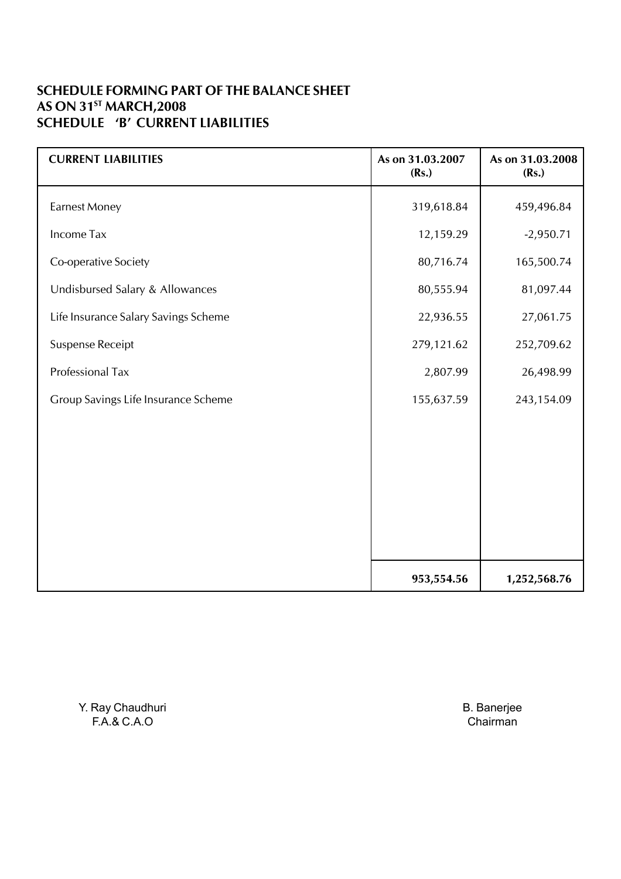# SCHEDULE FORMING PART OF THE BALANCE SHEET
# AS ON 31[ST] MARCH,2008
## SCHEDULE 'B' CURRENT LIABILITIES

| CURRENT LIABILITIES | As on 31.03.2007 (Rs.) | As on 31.03.2008 (Rs.) |
|---|---|---|
| Earnest Money | 319,618.84 | 459,496.84 |
| Income Tax | 12,159.29 | -2,950.71 |
| Co-operative Society | 80,716.74 | 165,500.74 |
| Undisbursed Salary & Allowances | 80,555.94 | 81,097.44 |
| Life Insurance Salary Savings Scheme | 22,936.55 | 27,061.75 |
| Suspense Receipt | 279,121.62 | 252,709.62 |
| Professional Tax | 2,807.99 | 26,498.99 |
| Group Savings Life Insurance Scheme | 155,637.59 | 243,154.09 |
| | **953,554.56** | **1,252,568.76** |

Y. Ray Chaudhuri
F.A.& C.A.O

B. Banerjee
Chairman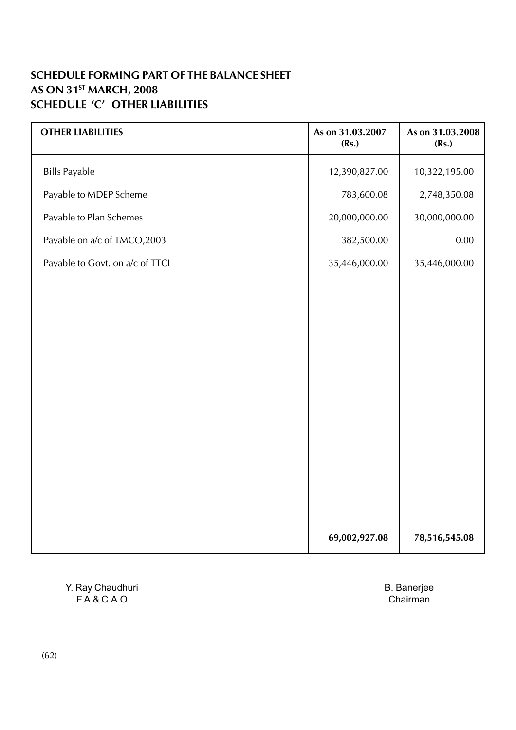## SCHEDULE FORMING PART OF THE BALANCE SHEET
## AS ON 31ST MARCH, 2008
## SCHEDULE 'C' OTHER LIABILITIES

| OTHER LIABILITIES | As on 31.03.2007 (Rs.) | As on 31.03.2008 (Rs.) |
|---|---|---|
| Bills Payable | 12,390,827.00 | 10,322,195.00 |
| Payable to MDEP Scheme | 783,600.08 | 2,748,350.08 |
| Payable to Plan Schemes | 20,000,000.00 | 30,000,000.00 |
| Payable on a/c of TMCO,2003 | 382,500.00 | 0.00 |
| Payable to Govt. on a/c of TTCI | 35,446,000.00 | 35,446,000.00 |
| | **69,002,927.08** | **78,516,545.08** |

Y. Ray Chaudhuri
F.A.& C.A.O

B. Banerjee
Chairman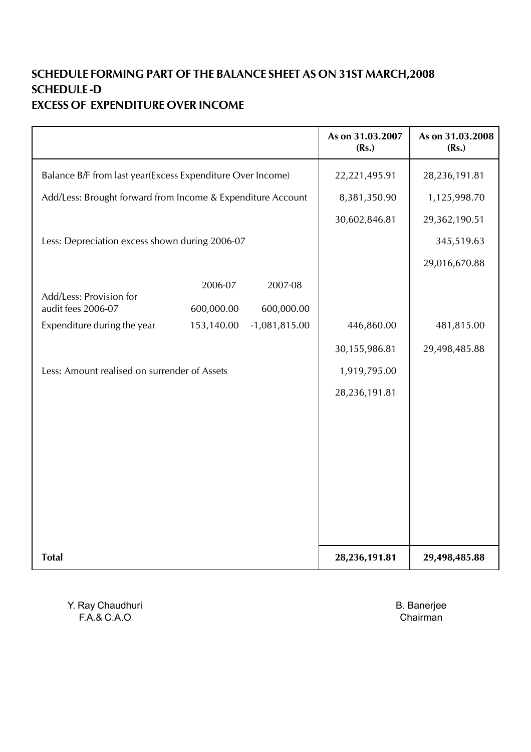# SCHEDULE FORMING PART OF THE BALANCE SHEET AS ON 31ST MARCH,2008

## SCHEDULE -D

## EXCESS OF EXPENDITURE OVER INCOME

| | | | As on 31.03.2007 (Rs.) | As on 31.03.2008 (Rs.) |
|---|---|---|---|---|
| Balance B/F from last year(Excess Expenditure Over Income) | | | 22,221,495.91 | 28,236,191.81 |
| Add/Less: Brought forward from Income & Expenditure Account | | | 8,381,350.90 | 1,125,998.70 |
| | | | 30,602,846.81 | 29,362,190.51 |
| Less: Depreciation excess shown during 2006-07 | | | | 345,519.63 |
| | | | | 29,016,670.88 |
| | 2006-07 | 2007-08 | | |
| Add/Less: Provision for audit fees 2006-07 | 600,000.00 | 600,000.00 | | |
| Expenditure during the year | 153,140.00 | -1,081,815.00 | 446,860.00 | 481,815.00 |
| | | | 30,155,986.81 | 29,498,485.88 |
| Less: Amount realised on surrender of Assets | | | 1,919,795.00 | |
| | | | 28,236,191.81 | |
| **Total** | | | **28,236,191.81** | **29,498,485.88** |

Y. Ray Chaudhuri
F.A.& C.A.O

B. Banerjee
Chairman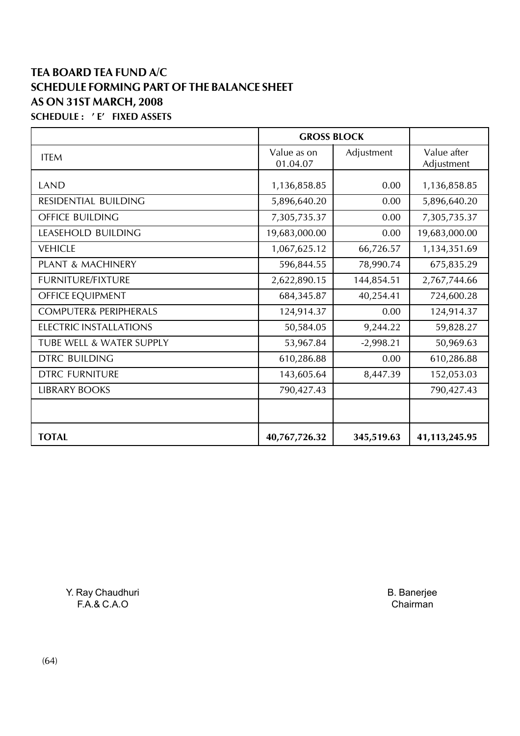# TEA BOARD TEA FUND A/C
## SCHEDULE FORMING PART OF THE BALANCE SHEET
## AS ON 31ST MARCH, 2008
### SCHEDULE : 'E' FIXED ASSETS

| ITEM | GROSS BLOCK | | |
|---|---|---|---|
| | Value as on 01.04.07 | Adjustment | Value after Adjustment |
| LAND | 1,136,858.85 | 0.00 | 1,136,858.85 |
| RESIDENTIAL BUILDING | 5,896,640.20 | 0.00 | 5,896,640.20 |
| OFFICE BUILDING | 7,305,735.37 | 0.00 | 7,305,735.37 |
| LEASEHOLD BUILDING | 19,683,000.00 | 0.00 | 19,683,000.00 |
| VEHICLE | 1,067,625.12 | 66,726.57 | 1,134,351.69 |
| PLANT & MACHINERY | 596,844.55 | 78,990.74 | 675,835.29 |
| FURNITURE/FIXTURE | 2,622,890.15 | 144,854.51 | 2,767,744.66 |
| OFFICE EQUIPMENT | 684,345.87 | 40,254.41 | 724,600.28 |
| COMPUTER& PERIPHERALS | 124,914.37 | 0.00 | 124,914.37 |
| ELECTRIC INSTALLATIONS | 50,584.05 | 9,244.22 | 59,828.27 |
| TUBE WELL & WATER SUPPLY | 53,967.84 | -2,998.21 | 50,969.63 |
| DTRC BUILDING | 610,286.88 | 0.00 | 610,286.88 |
| DTRC FURNITURE | 143,605.64 | 8,447.39 | 152,053.03 |
| LIBRARY BOOKS | 790,427.43 | | 790,427.43 |
| | | | |
| **TOTAL** | **40,767,726.32** | **345,519.63** | **41,113,245.95** |

Y. Ray Chaudhuri
F.A.& C.A.O

B. Banerjee
Chairman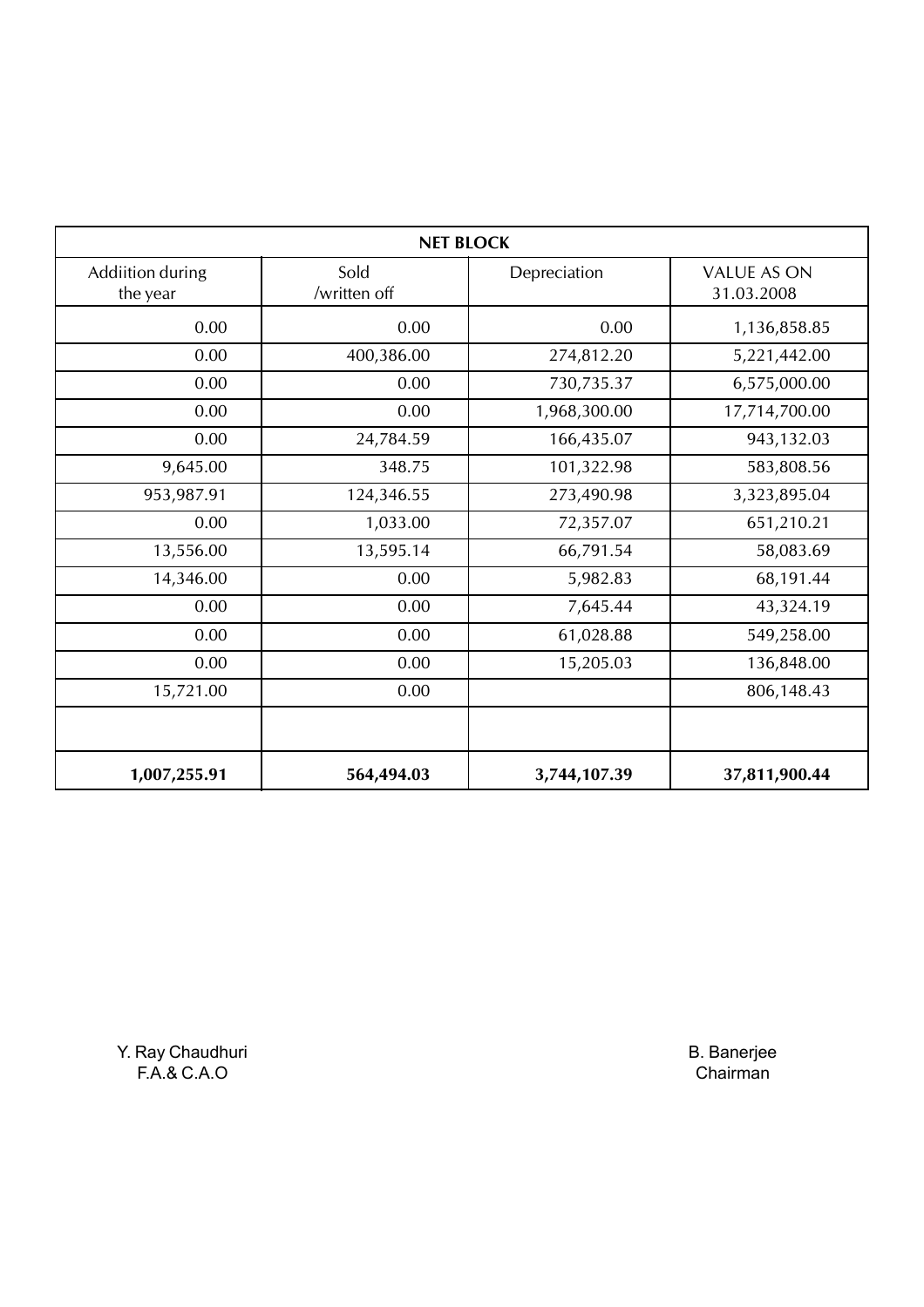| NET BLOCK | | | |
|---|---|---|---|
| Addiition during the year | Sold /written off | Depreciation | VALUE AS ON 31.03.2008 |
| 0.00 | 0.00 | 0.00 | 1,136,858.85 |
| 0.00 | 400,386.00 | 274,812.20 | 5,221,442.00 |
| 0.00 | 0.00 | 730,735.37 | 6,575,000.00 |
| 0.00 | 0.00 | 1,968,300.00 | 17,714,700.00 |
| 0.00 | 24,784.59 | 166,435.07 | 943,132.03 |
| 9,645.00 | 348.75 | 101,322.98 | 583,808.56 |
| 953,987.91 | 124,346.55 | 273,490.98 | 3,323,895.04 |
| 0.00 | 1,033.00 | 72,357.07 | 651,210.21 |
| 13,556.00 | 13,595.14 | 66,791.54 | 58,083.69 |
| 14,346.00 | 0.00 | 5,982.83 | 68,191.44 |
| 0.00 | 0.00 | 7,645.44 | 43,324.19 |
| 0.00 | 0.00 | 61,028.88 | 549,258.00 |
| 0.00 | 0.00 | 15,205.03 | 136,848.00 |
| 15,721.00 | 0.00 | | 806,148.43 |
| | | | |
| **1,007,255.91** | **564,494.03** | **3,744,107.39** | **37,811,900.44** |

Y. Ray Chaudhuri
F.A.& C.A.O

B. Banerjee
Chairman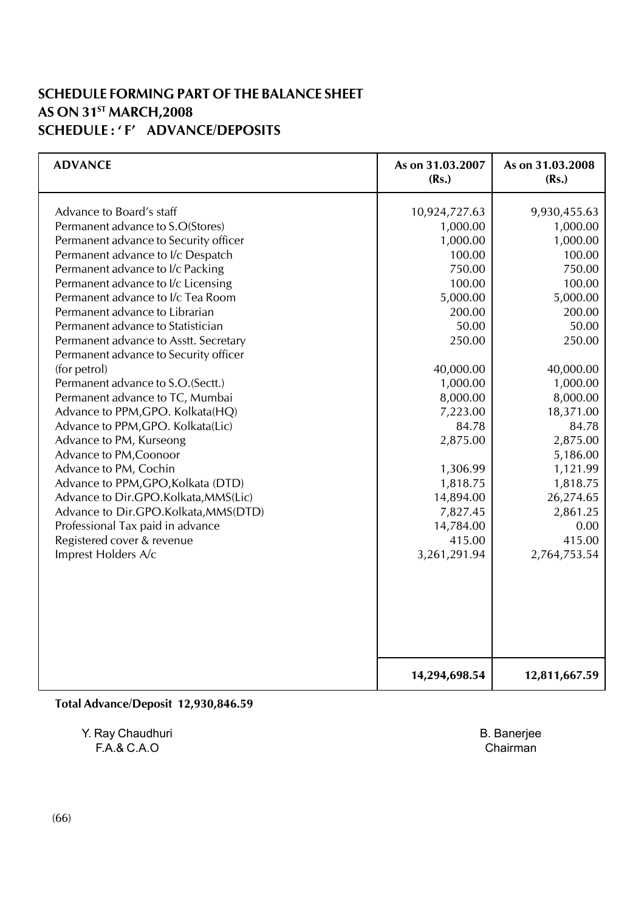# SCHEDULE FORMING PART OF THE BALANCE SHEET
# AS ON 31ST MARCH,2008
# SCHEDULE : ' F'  ADVANCE/DEPOSITS

| ADVANCE | As on 31.03.2007 (Rs.) | As on 31.03.2008 (Rs.) |
|---|---|---|
| Advance to Board's staff | 10,924,727.63 | 9,930,455.63 |
| Permanent advance to S.O(Stores) | 1,000.00 | 1,000.00 |
| Permanent advance to Security officer | 1,000.00 | 1,000.00 |
| Permanent advance to I/c Despatch | 100.00 | 100.00 |
| Permanent advance to I/c Packing | 750.00 | 750.00 |
| Permanent advance to I/c Licensing | 100.00 | 100.00 |
| Permanent advance to I/c Tea Room | 5,000.00 | 5,000.00 |
| Permanent advance to Librarian | 200.00 | 200.00 |
| Permanent advance to Statistician | 50.00 | 50.00 |
| Permanent advance to Asstt. Secretary | 250.00 | 250.00 |
| Permanent advance to Security officer (for petrol) | 40,000.00 | 40,000.00 |
| Permanent advance to S.O.(Sectt.) | 1,000.00 | 1,000.00 |
| Permanent advance to TC, Mumbai | 8,000.00 | 8,000.00 |
| Advance to PPM,GPO. Kolkata(HQ) | 7,223.00 | 18,371.00 |
| Advance to PPM,GPO. Kolkata(Lic) | 84.78 | 84.78 |
| Advance to PM, Kurseong | 2,875.00 | 2,875.00 |
| Advance to PM,Coonoor | | 5,186.00 |
| Advance to PM, Cochin | 1,306.99 | 1,121.99 |
| Advance to PPM,GPO,Kolkata (DTD) | 1,818.75 | 1,818.75 |
| Advance to Dir.GPO.Kolkata,MMS(Lic) | 14,894.00 | 26,274.65 |
| Advance to Dir.GPO.Kolkata,MMS(DTD) | 7,827.45 | 2,861.25 |
| Professional Tax paid in advance | 14,784.00 | 0.00 |
| Registered cover & revenue | 415.00 | 415.00 |
| Impress Holders A/c | 3,261,291.94 | 2,764,753.54 |
| | **14,294,698.54** | **12,811,667.59** |

**Total Advance/Deposit 12,930,846.59**

Y. Ray Chaudhuri
F.A.& C.A.O

B. Banerjee
Chairman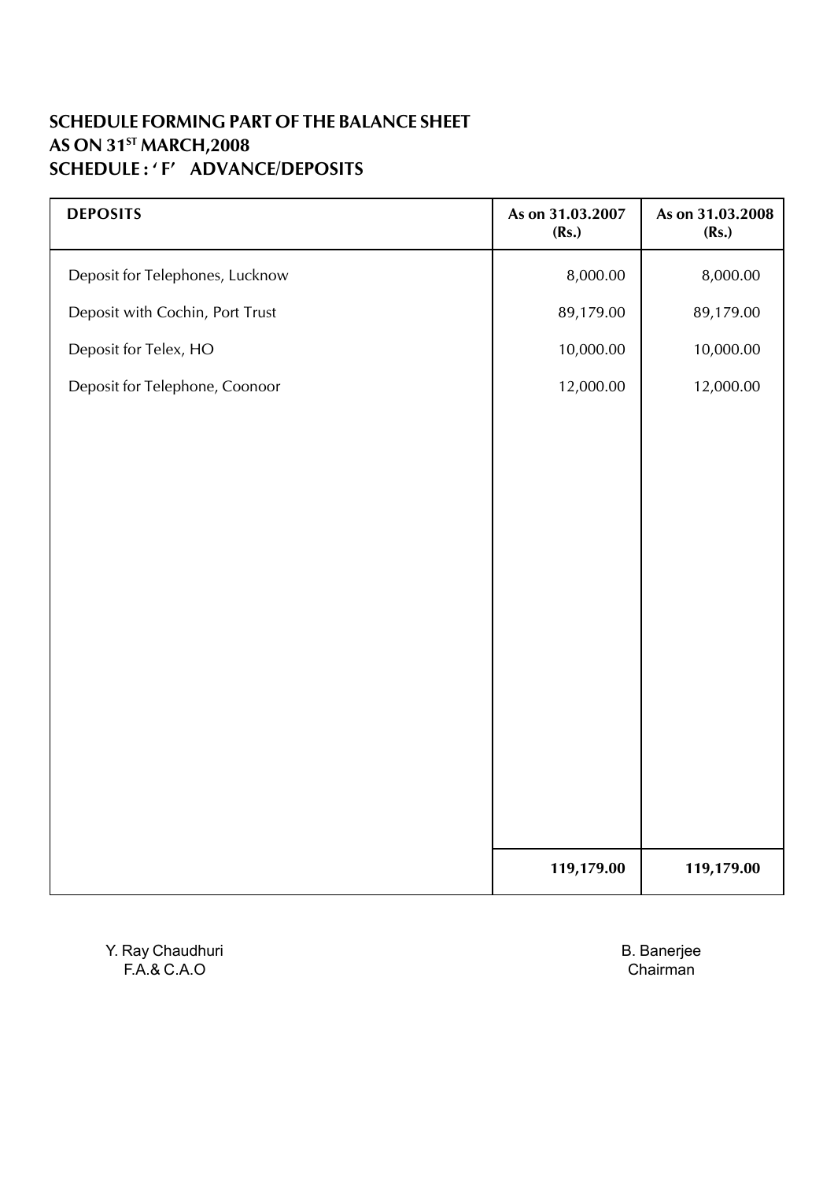## SCHEDULE FORMING PART OF THE BALANCE SHEET
## AS ON 31[ST] MARCH,2008
## SCHEDULE : ' F' ADVANCE/DEPOSITS

| DEPOSITS | As on 31.03.2007 (Rs.) | As on 31.03.2008 (Rs.) |
|---|---|---|
| Deposit for Telephones, Lucknow | 8,000.00 | 8,000.00 |
| Deposit with Cochin, Port Trust | 89,179.00 | 89,179.00 |
| Deposit for Telex, HO | 10,000.00 | 10,000.00 |
| Deposit for Telephone, Coonoor | 12,000.00 | 12,000.00 |
| | **119,179.00** | **119,179.00** |

Y. Ray Chaudhuri
F.A.& C.A.O

B. Banerjee
Chairman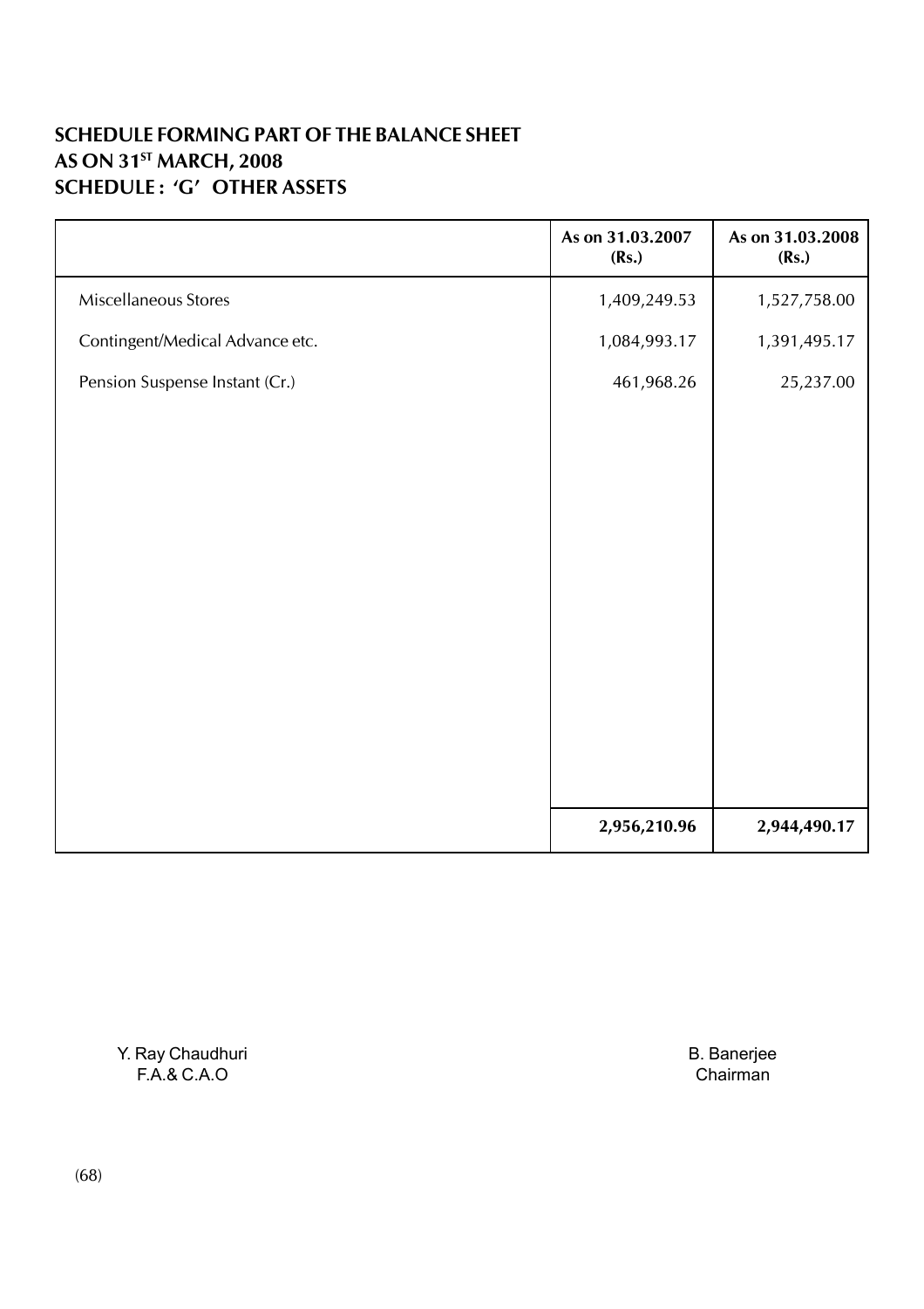**SCHEDULE FORMING PART OF THE BALANCE SHEET**
**AS ON 31ST MARCH, 2008**
**SCHEDULE : 'G' OTHER ASSETS**

| | As on 31.03.2007 (Rs.) | As on 31.03.2008 (Rs.) |
|---|---|---|
| Miscellaneous Stores | 1,409,249.53 | 1,527,758.00 |
| Contingent/Medical Advance etc. | 1,084,993.17 | 1,391,495.17 |
| Pension Suspense Instant (Cr.) | 461,968.26 | 25,237.00 |
| | **2,956,210.96** | **2,944,490.17** |

Y. Ray Chaudhuri
F.A.& C.A.O

B. Banerjee
Chairman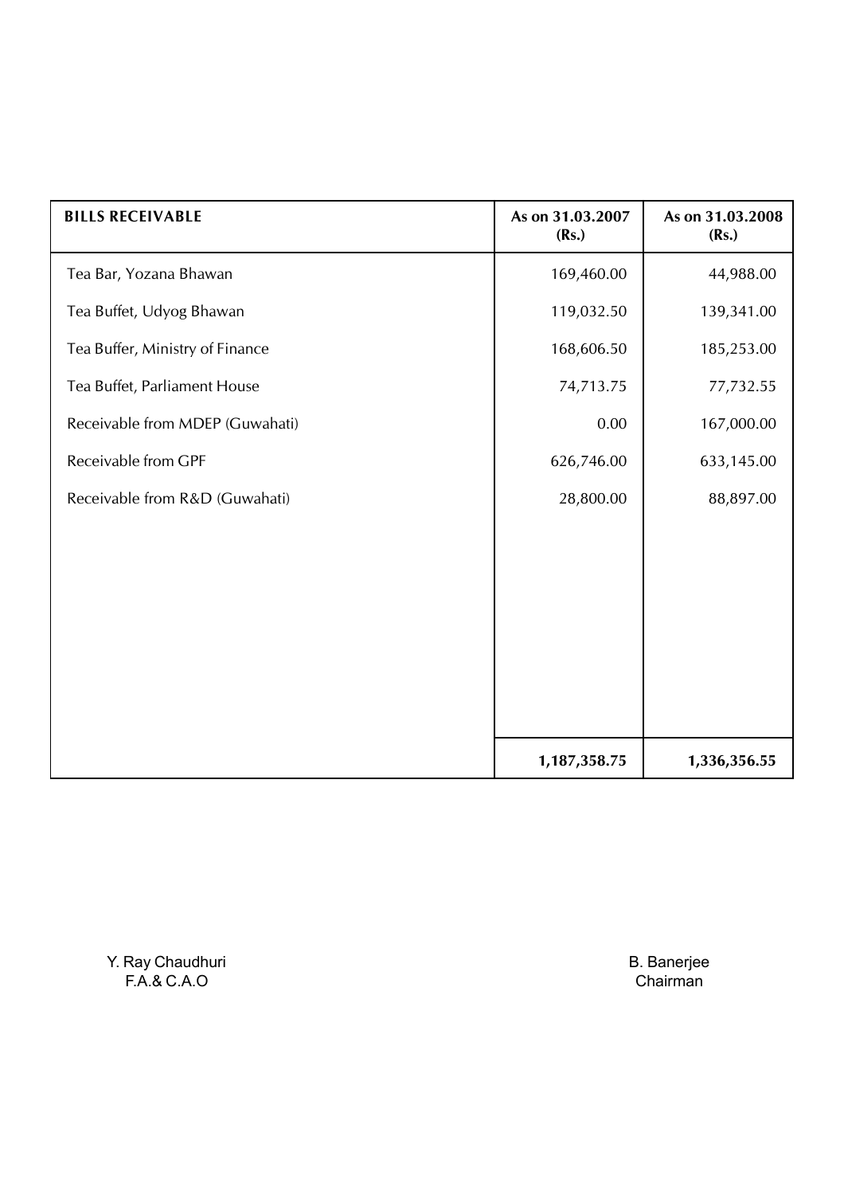| BILLS RECEIVABLE | As on 31.03.2007 (Rs.) | As on 31.03.2008 (Rs.) |
|---|---|---|
| Tea Bar, Yozana Bhawan | 169,460.00 | 44,988.00 |
| Tea Buffet, Udyog Bhawan | 119,032.50 | 139,341.00 |
| Tea Buffer, Ministry of Finance | 168,606.50 | 185,253.00 |
| Tea Buffet, Parliament House | 74,713.75 | 77,732.55 |
| Receivable from MDEP (Guwahati) | 0.00 | 167,000.00 |
| Receivable from GPF | 626,746.00 | 633,145.00 |
| Receivable from R&D (Guwahati) | 28,800.00 | 88,897.00 |
| | **1,187,358.75** | **1,336,356.55** |

Y. Ray Chaudhuri
F.A.& C.A.O

B. Banerjee
Chairman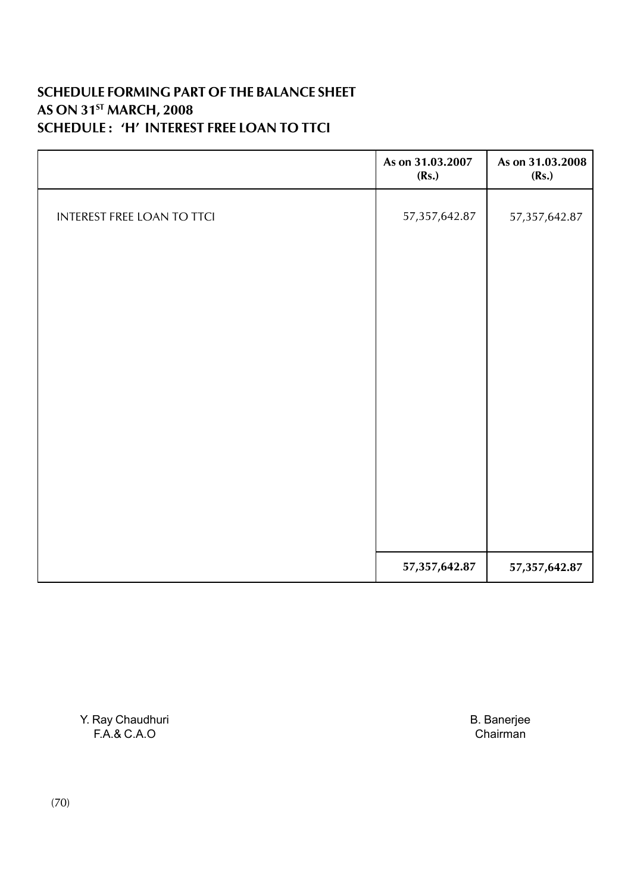# SCHEDULE FORMING PART OF THE BALANCE SHEET
# AS ON 31ST MARCH, 2008
# SCHEDULE : 'H' INTEREST FREE LOAN TO TTCI

| | As on 31.03.2007 (Rs.) | As on 31.03.2008 (Rs.) |
|---|---|---|
| INTEREST FREE LOAN TO TTCI | 57,357,642.87 | 57,357,642.87 |
| | **57,357,642.87** | **57,357,642.87** |

Y. Ray Chaudhuri
F.A.& C.A.O

B. Banerjee
Chairman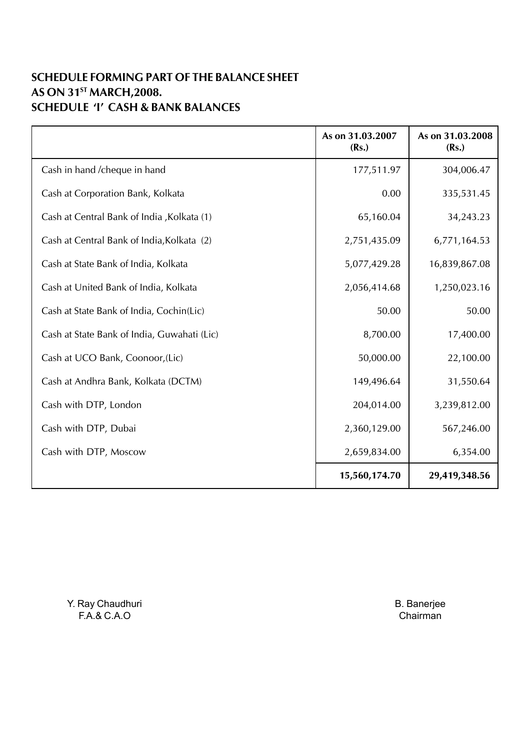## SCHEDULE FORMING PART OF THE BALANCE SHEET AS ON 31ST MARCH,2008.

## SCHEDULE 'I' CASH & BANK BALANCES

| | As on 31.03.2007 (Rs.) | As on 31.03.2008 (Rs.) |
|---|---:|---:|
| Cash in hand /cheque in hand | 177,511.97 | 304,006.47 |
| Cash at Corporation Bank, Kolkata | 0.00 | 335,531.45 |
| Cash at Central Bank of India ,Kolkata (1) | 65,160.04 | 34,243.23 |
| Cash at Central Bank of India,Kolkata (2) | 2,751,435.09 | 6,771,164.53 |
| Cash at State Bank of India, Kolkata | 5,077,429.28 | 16,839,867.08 |
| Cash at United Bank of India, Kolkata | 2,056,414.68 | 1,250,023.16 |
| Cash at State Bank of India, Cochin(Lic) | 50.00 | 50.00 |
| Cash at State Bank of India, Guwahati (Lic) | 8,700.00 | 17,400.00 |
| Cash at UCO Bank, Coonoor,(Lic) | 50,000.00 | 22,100.00 |
| Cash at Andhra Bank, Kolkata (DCTM) | 149,496.64 | 31,550.64 |
| Cash with DTP, London | 204,014.00 | 3,239,812.00 |
| Cash with DTP, Dubai | 2,360,129.00 | 567,246.00 |
| Cash with DTP, Moscow | 2,659,834.00 | 6,354.00 |
| | **15,560,174.70** | **29,419,348.56** |

Y. Ray Chaudhuri
F.A.& C.A.O

B. Banerjee
Chairman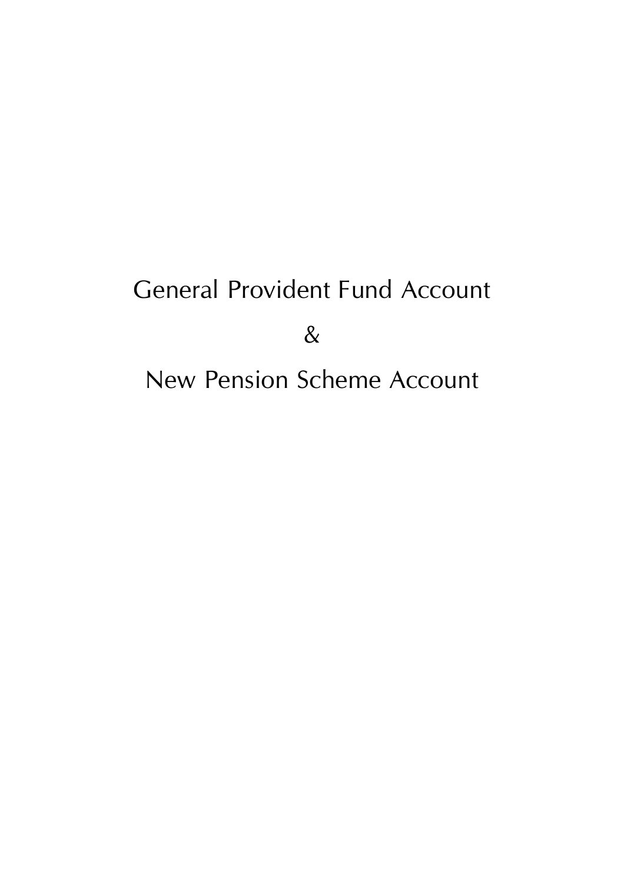# General Provident Fund Account

# &

# New Pension Scheme Account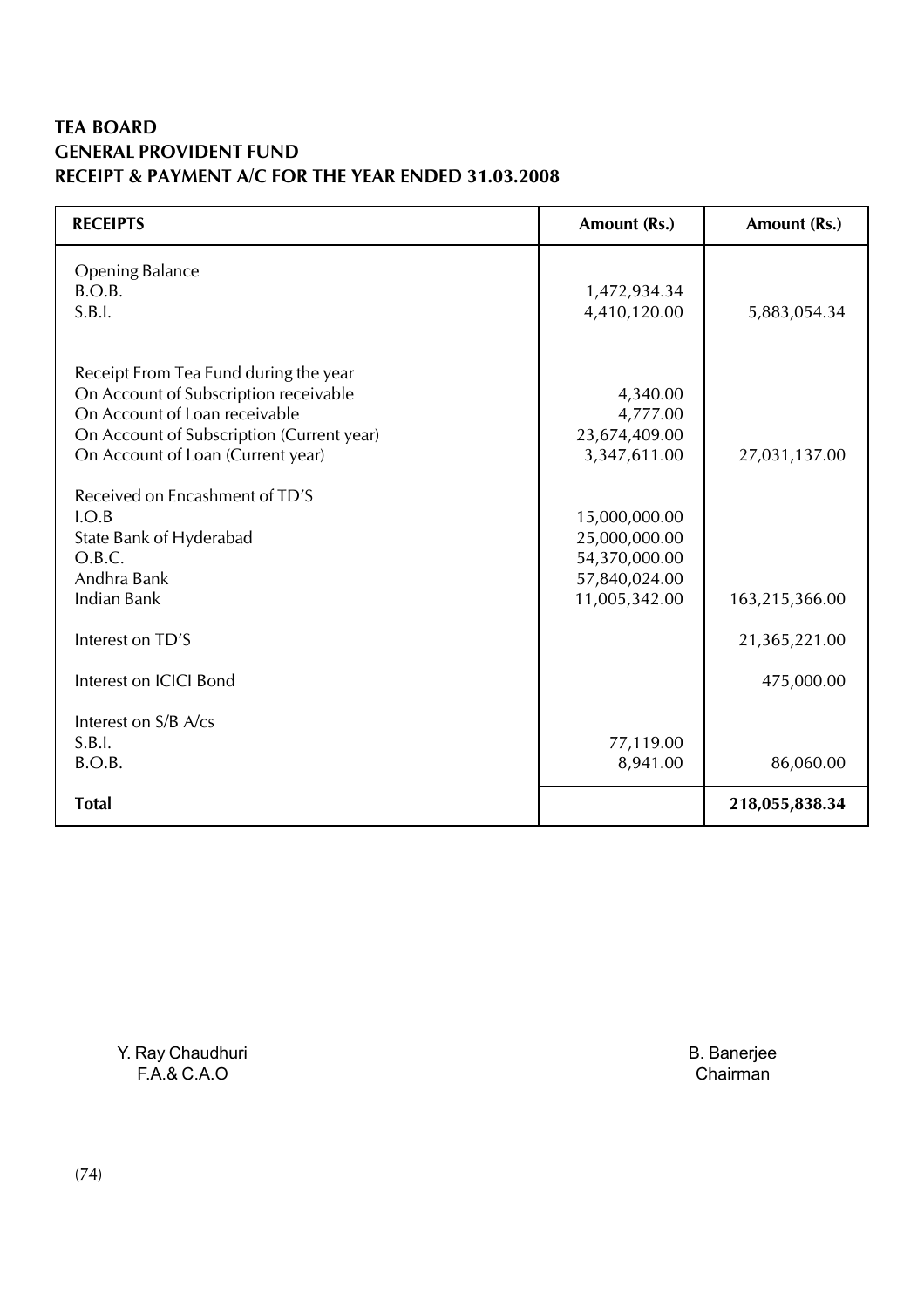**TEA BOARD**
**GENERAL PROVIDENT FUND**
**RECEIPT & PAYMENT A/C FOR THE YEAR ENDED 31.03.2008**

| RECEIPTS | Amount (Rs.) | Amount (Rs.) |
|---|---|---|
| Opening Balance | | |
| B.O.B. | 1,472,934.34 | |
| S.B.I. | 4,410,120.00 | 5,883,054.34 |
| Receipt From Tea Fund during the year | | |
| On Account of Subscription receivable | 4,340.00 | |
| On Account of Loan receivable | 4,777.00 | |
| On Account of Subscription (Current year) | 23,674,409.00 | |
| On Account of Loan (Current year) | 3,347,611.00 | 27,031,137.00 |
| Received on Encashment of TD'S | | |
| I.O.B | 15,000,000.00 | |
| State Bank of Hyderabad | 25,000,000.00 | |
| O.B.C. | 54,370,000.00 | |
| Andhra Bank | 57,840,024.00 | |
| Indian Bank | 11,005,342.00 | 163,215,366.00 |
| Interest on TD'S | | 21,365,221.00 |
| Interest on ICICI Bond | | 475,000.00 |
| Interest on S/B A/cs | | |
| S.B.I. | 77,119.00 | |
| B.O.B. | 8,941.00 | 86,060.00 |
| **Total** | | **218,055,838.34** |

Y. Ray Chaudhuri
F.A.& C.A.O

B. Banerjee
Chairman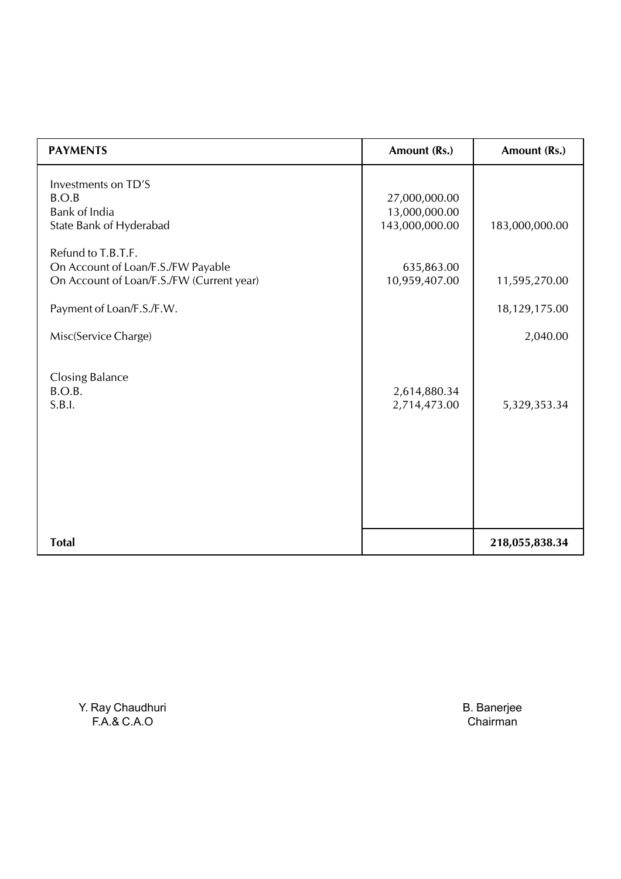| PAYMENTS | Amount (Rs.) | Amount (Rs.) |
|---|---|---|
| Investments on TD'S | | |
| B.O.B | 27,000,000.00 | |
| Bank of India | 13,000,000.00 | |
| State Bank of Hyderabad | 143,000,000.00 | 183,000,000.00 |
| Refund to T.B.T.F. | | |
| On Account of Loan/F.S./FW Payable | 635,863.00 | |
| On Account of Loan/F.S./FW (Current year) | 10,959,407.00 | 11,595,270.00 |
| Payment of Loan/F.S./F.W. | | 18,129,175.00 |
| Misc(Service Charge) | | 2,040.00 |
| Closing Balance | | |
| B.O.B. | 2,614,880.34 | |
| S.B.I. | 2,714,473.00 | 5,329,353.34 |
| **Total** | | **218,055,838.34** |

Y. Ray Chaudhuri
F.A.& C.A.O

B. Banerjee
Chairman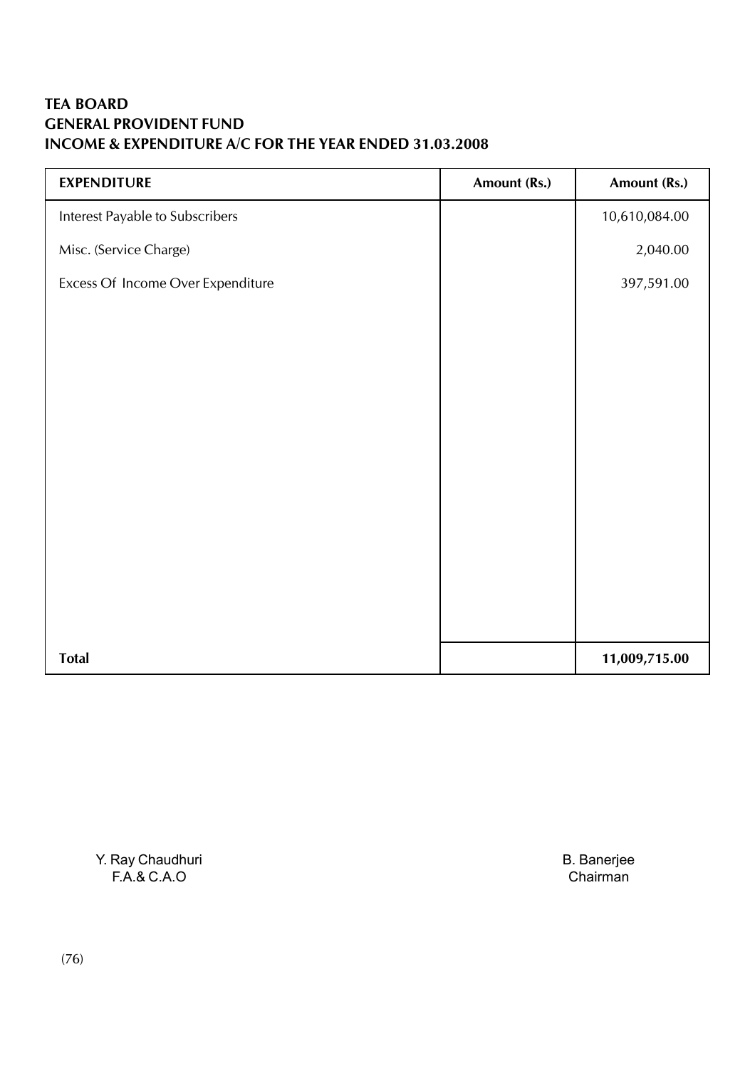**TEA BOARD**
**GENERAL PROVIDENT FUND**
**INCOME & EXPENDITURE A/C FOR THE YEAR ENDED 31.03.2008**

| EXPENDITURE | Amount (Rs.) | Amount (Rs.) |
|---|---|---|
| Interest Payable to Subscribers | | 10,610,084.00 |
| Misc. (Service Charge) | | 2,040.00 |
| Excess Of Income Over Expenditure | | 397,591.00 |
| **Total** | | **11,009,715.00** |

Y. Ray Chaudhuri
F.A.& C.A.O

B. Banerjee
Chairman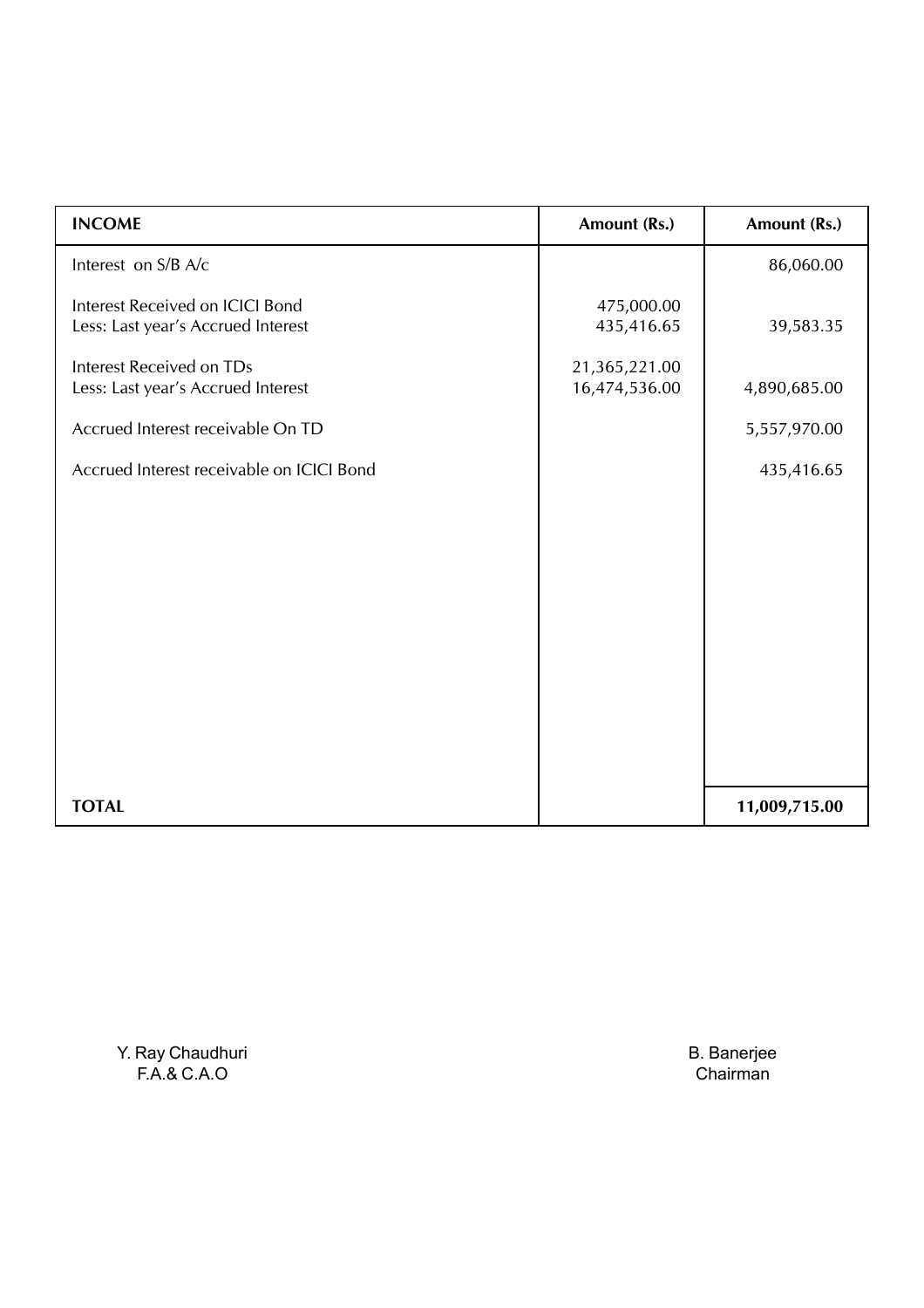| INCOME | Amount (Rs.) | Amount (Rs.) |
|---|---|---|
| Interest on S/B A/c | | 86,060.00 |
| Interest Received on ICICI Bond | 475,000.00 | |
| Less: Last year's Accrued Interest | 435,416.65 | 39,583.35 |
| Interest Received on TDs | 21,365,221.00 | |
| Less: Last year's Accrued Interest | 16,474,536.00 | 4,890,685.00 |
| Accrued Interest receivable On TD | | 5,557,970.00 |
| Accrued Interest receivable on ICICI Bond | | 435,416.65 |
| **TOTAL** | | **11,009,715.00** |

Y. Ray Chaudhuri
F.A.& C.A.O

B. Banerjee
Chairman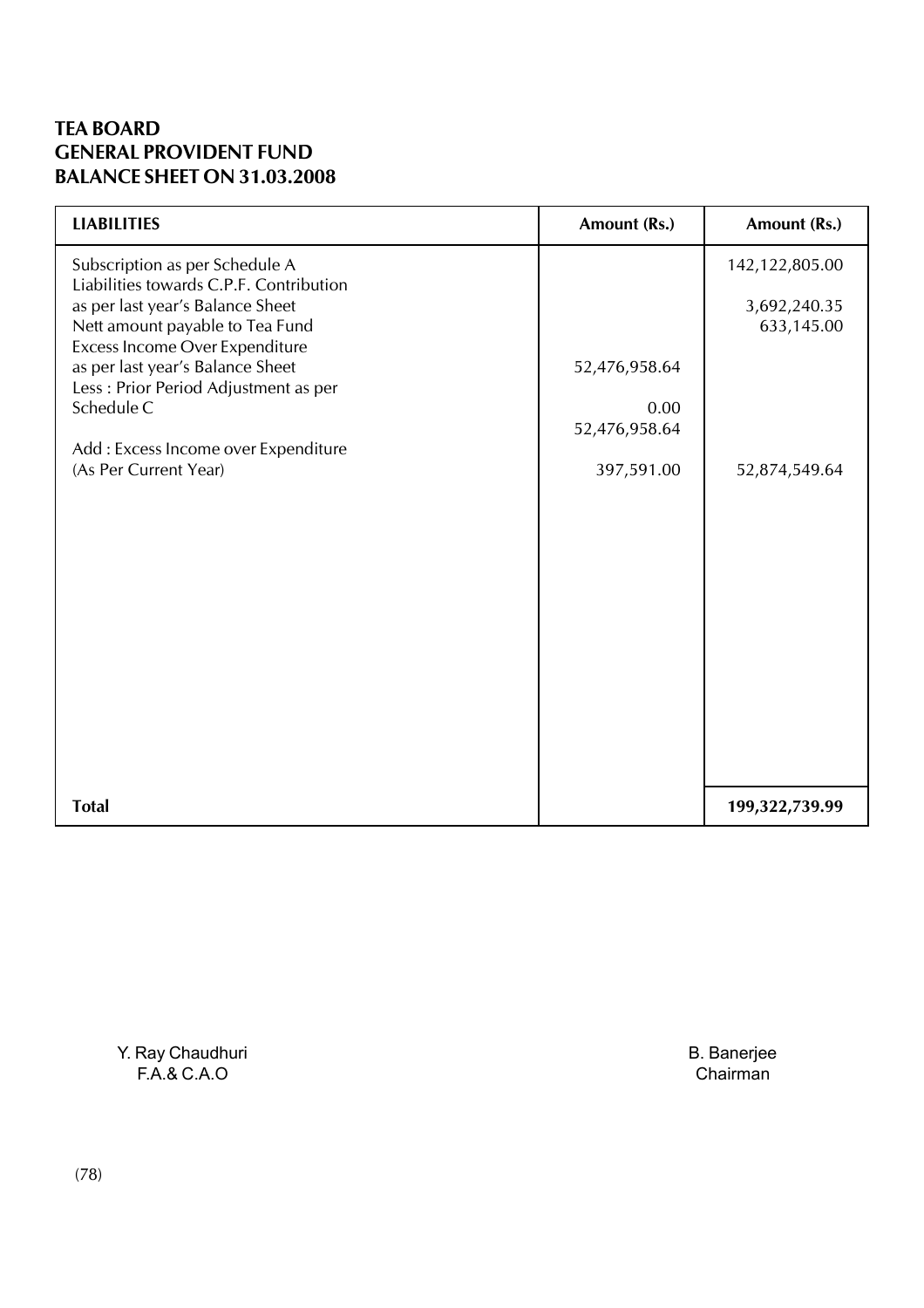**TEA BOARD**
**GENERAL PROVIDENT FUND**
**BALANCE SHEET ON 31.03.2008**

| LIABILITIES | Amount (Rs.) | Amount (Rs.) |
|---|---|---|
| Subscription as per Schedule A | | 142,122,805.00 |
| Liabilities towards C.P.F. Contribution as per last year's Balance Sheet | | 3,692,240.35 |
| Nett amount payable to Tea Fund | | 633,145.00 |
| Excess Income Over Expenditure as per last year's Balance Sheet | 52,476,958.64 | |
| Less : Prior Period Adjustment as per Schedule C | 0.00 | |
| | 52,476,958.64 | |
| Add : Excess Income over Expenditure (As Per Current Year) | 397,591.00 | 52,874,549.64 |
| **Total** | | **199,322,739.99** |

Y. Ray Chaudhuri
F.A.& C.A.O

B. Banerjee
Chairman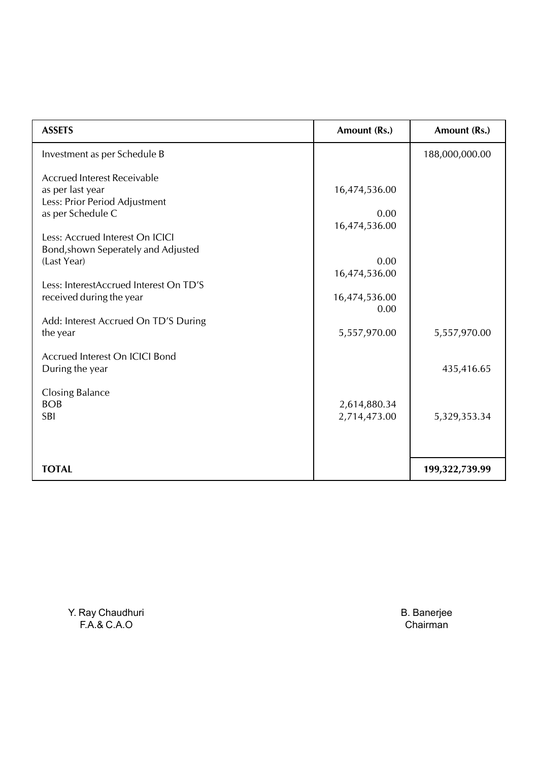| ASSETS | Amount (Rs.) | Amount (Rs.) |
|---|---|---|
| Investment as per Schedule B | | 188,000,000.00 |
| Accrued Interest Receivable | | |
| as per last year | 16,474,536.00 | |
| Less: Prior Period Adjustment | | |
| as per Schedule C | 0.00 | |
| | 16,474,536.00 | |
| Less: Accrued Interest On ICICI Bond,shown Seperately and Adjusted (Last Year) | 0.00 | |
| | 16,474,536.00 | |
| Less: InterestAccrued Interest On TD'S received during the year | 16,474,536.00 | |
| | 0.00 | |
| Add: Interest Accrued On TD'S During the year | 5,557,970.00 | 5,557,970.00 |
| Accrued Interest On ICICI Bond During the year | | 435,416.65 |
| Closing Balance | | |
| BOB | 2,614,880.34 | |
| SBI | 2,714,473.00 | 5,329,353.34 |
| **TOTAL** | | **199,322,739.99** |

Y. Ray Chaudhuri
F.A.& C.A.O

B. Banerjee
Chairman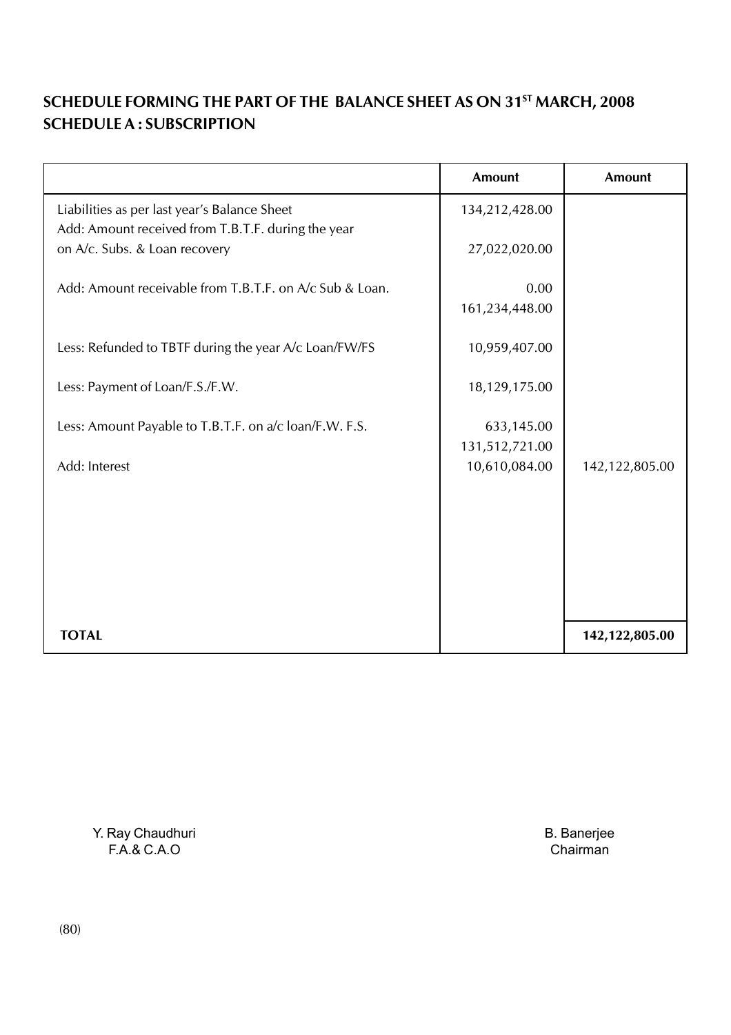## SCHEDULE FORMING THE PART OF THE BALANCE SHEET AS ON 31ST MARCH, 2008
## SCHEDULE A : SUBSCRIPTION

| | Amount | Amount |
|---|---|---|
| Liabilities as per last year's Balance Sheet | 134,212,428.00 | |
| Add: Amount received from T.B.T.F. during the year on A/c. Subs. & Loan recovery | 27,022,020.00 | |
| Add: Amount receivable from T.B.T.F. on A/c Sub & Loan. | 0.00 | |
| | 161,234,448.00 | |
| Less: Refunded to TBTF during the year A/c Loan/FW/FS | 10,959,407.00 | |
| Less: Payment of Loan/F.S./F.W. | 18,129,175.00 | |
| Less: Amount Payable to T.B.T.F. on a/c loan/F.W. F.S. | 633,145.00 | |
| | 131,512,721.00 | |
| Add: Interest | 10,610,084.00 | 142,122,805.00 |
| **TOTAL** | | **142,122,805.00** |

Y. Ray Chaudhuri
F.A.& C.A.O

B. Banerjee
Chairman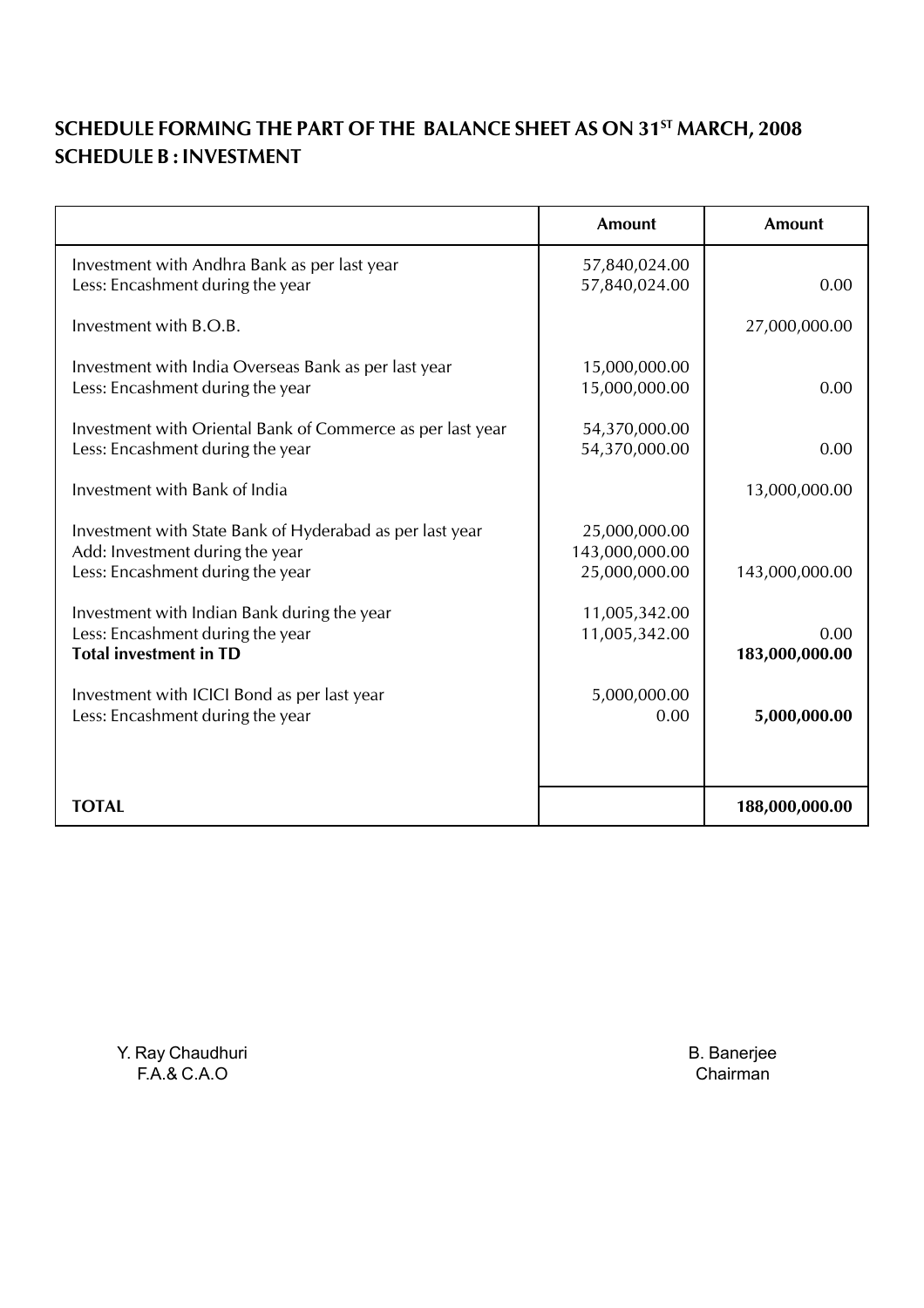## SCHEDULE FORMING THE PART OF THE BALANCE SHEET AS ON 31ST MARCH, 2008

## SCHEDULE B : INVESTMENT

| | Amount | Amount |
|---|---|---|
| Investment with Andhra Bank as per last year | 57,840,024.00 | |
| Less: Encashment during the year | 57,840,024.00 | 0.00 |
| Investment with B.O.B. | | 27,000,000.00 |
| Investment with India Overseas Bank as per last year | 15,000,000.00 | |
| Less: Encashment during the year | 15,000,000.00 | 0.00 |
| Investment with Oriental Bank of Commerce as per last year | 54,370,000.00 | |
| Less: Encashment during the year | 54,370,000.00 | 0.00 |
| Investment with Bank of India | | 13,000,000.00 |
| Investment with State Bank of Hyderabad as per last year | 25,000,000.00 | |
| Add: Investment during the year | 143,000,000.00 | |
| Less: Encashment during the year | 25,000,000.00 | 143,000,000.00 |
| Investment with Indian Bank during the year | 11,005,342.00 | |
| Less: Encashment during the year | 11,005,342.00 | 0.00 |
| **Total investment in TD** | | **183,000,000.00** |
| Investment with ICICI Bond as per last year | 5,000,000.00 | |
| Less: Encashment during the year | 0.00 | **5,000,000.00** |
| **TOTAL** | | **188,000,000.00** |

Y. Ray Chaudhuri
F.A.& C.A.O

B. Banerjee
Chairman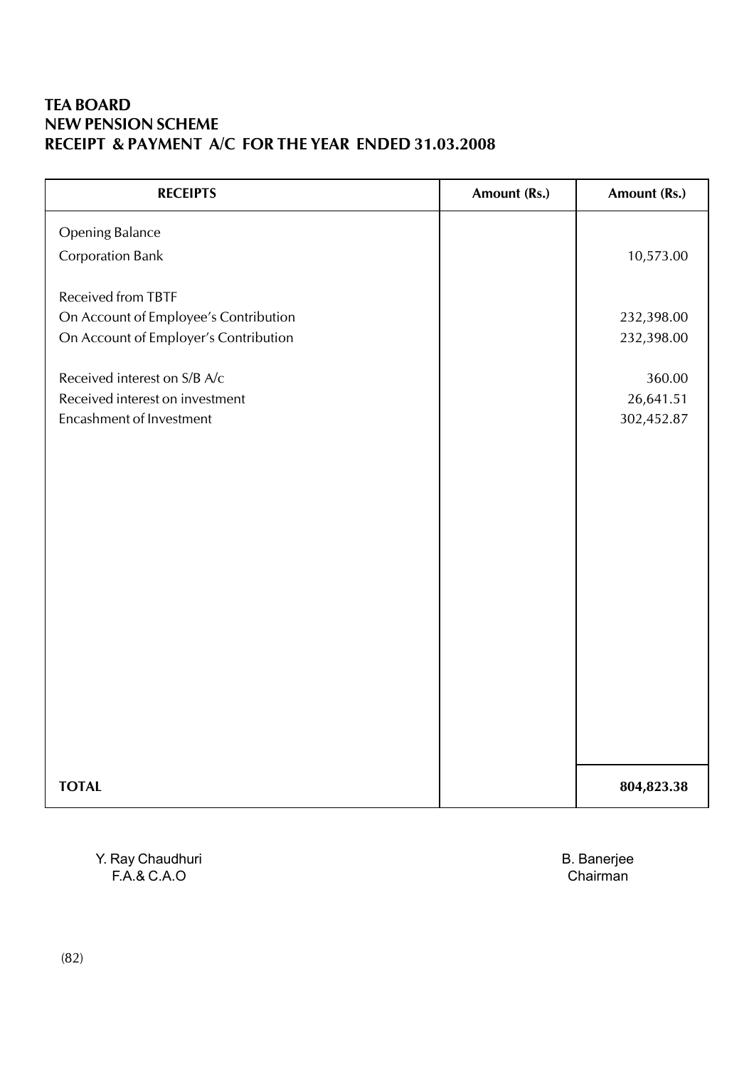**TEA BOARD**
**NEW PENSION SCHEME**
**RECEIPT & PAYMENT A/C FOR THE YEAR ENDED 31.03.2008**

| RECEIPTS | Amount (Rs.) | Amount (Rs.) |
|---|---|---|
| Opening Balance | | |
| Corporation Bank | | 10,573.00 |
| Received from TBTF | | |
| On Account of Employee's Contribution | | 232,398.00 |
| On Account of Employer's Contribution | | 232,398.00 |
| Received interest on S/B A/c | | 360.00 |
| Received interest on investment | | 26,641.51 |
| Encashment of Investment | | 302,452.87 |
| **TOTAL** | | **804,823.38** |

Y. Ray Chaudhuri
F.A.& C.A.O

B. Banerjee
Chairman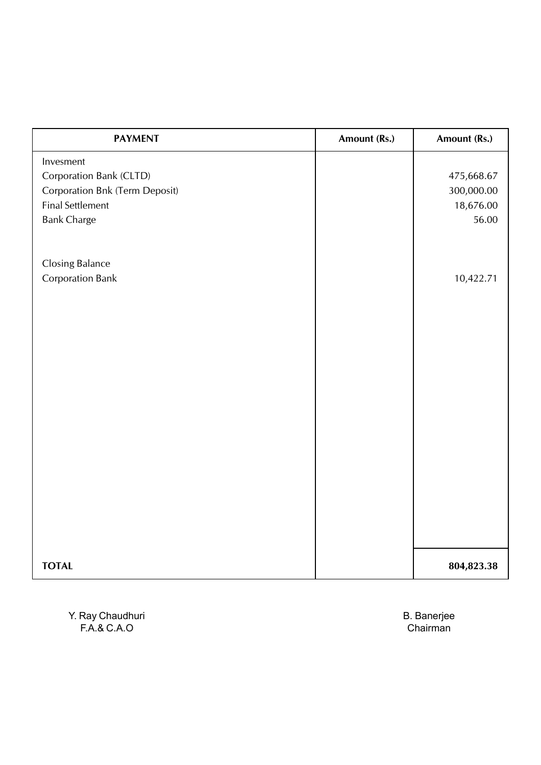| PAYMENT | Amount (Rs.) | Amount (Rs.) |
|---|---|---|
| Invesment | | |
| Corporation Bank (CLTD) | | 475,668.67 |
| Corporation Bnk (Term Deposit) | | 300,000.00 |
| Final Settlement | | 18,676.00 |
| Bank Charge | | 56.00 |
| | | |
| Closing Balance | | |
| Corporation Bank | | 10,422.71 |
| **TOTAL** | | **804,823.38** |

Y. Ray Chaudhuri
F.A.& C.A.O

B. Banerjee
Chairman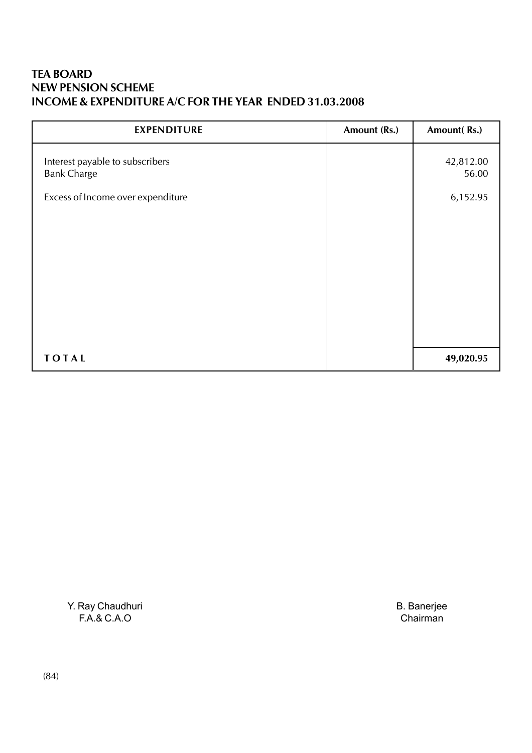**TEA BOARD**
**NEW PENSION SCHEME**
**INCOME & EXPENDITURE A/C FOR THE YEAR ENDED 31.03.2008**

| EXPENDITURE | Amount (Rs.) | Amount( Rs.) |
|---|---|---|
| Interest payable to subscribers | | 42,812.00 |
| Bank Charge | | 56.00 |
| Excess of Income over expenditure | | 6,152.95 |
| **T O T A L** | | **49,020.95** |

Y. Ray Chaudhuri
F.A.& C.A.O

B. Banerjee
Chairman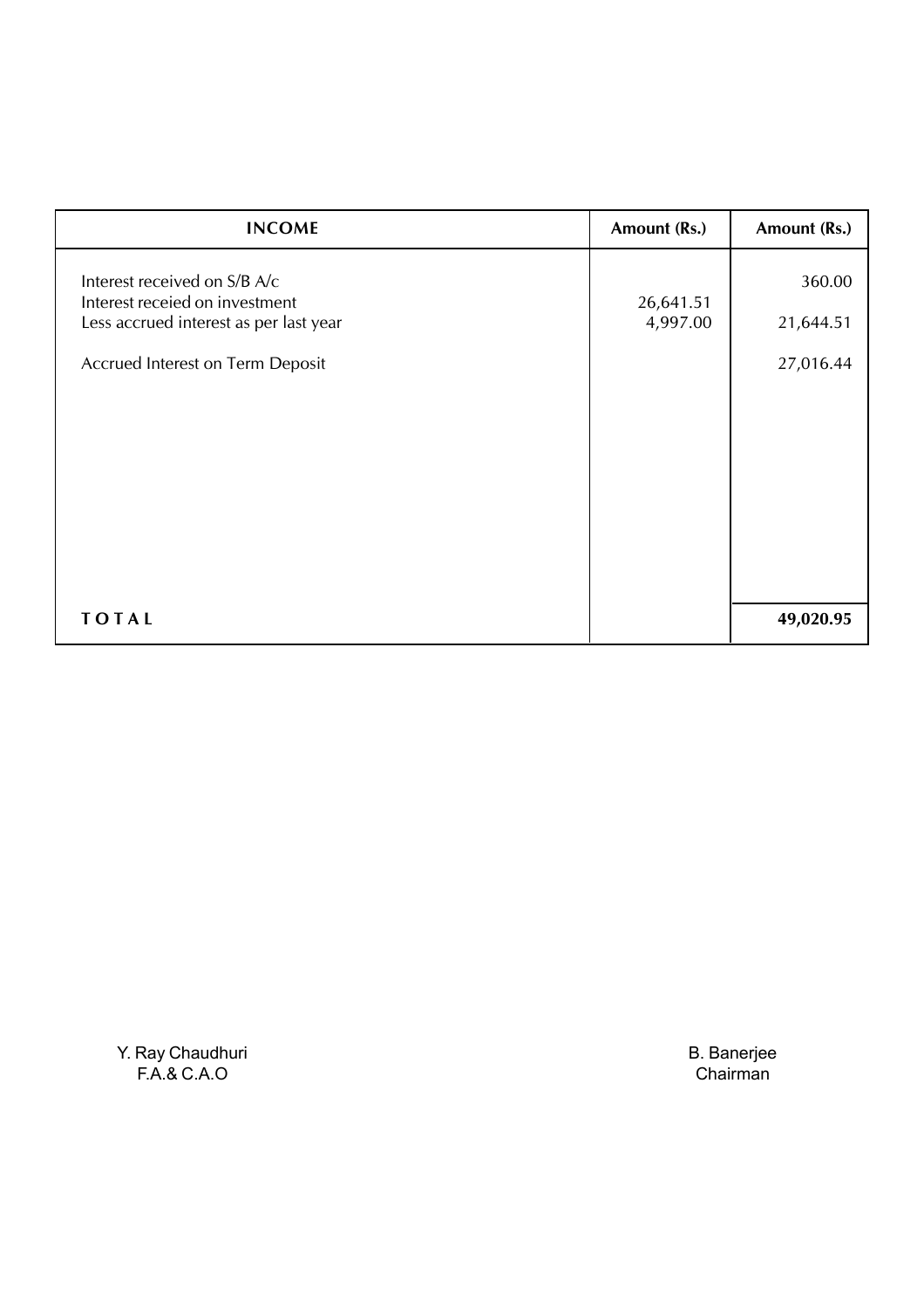| INCOME | Amount (Rs.) | Amount (Rs.) |
|---|---|---|
| Interest received on S/B A/c | | 360.00 |
| Interest receied on investment | 26,641.51 | |
| Less accrued interest as per last year | 4,997.00 | 21,644.51 |
| Accrued Interest on Term Deposit | | 27,016.44 |
| **TOTAL** | | **49,020.95** |

Y. Ray Chaudhuri
F.A.& C.A.O

B. Banerjee
Chairman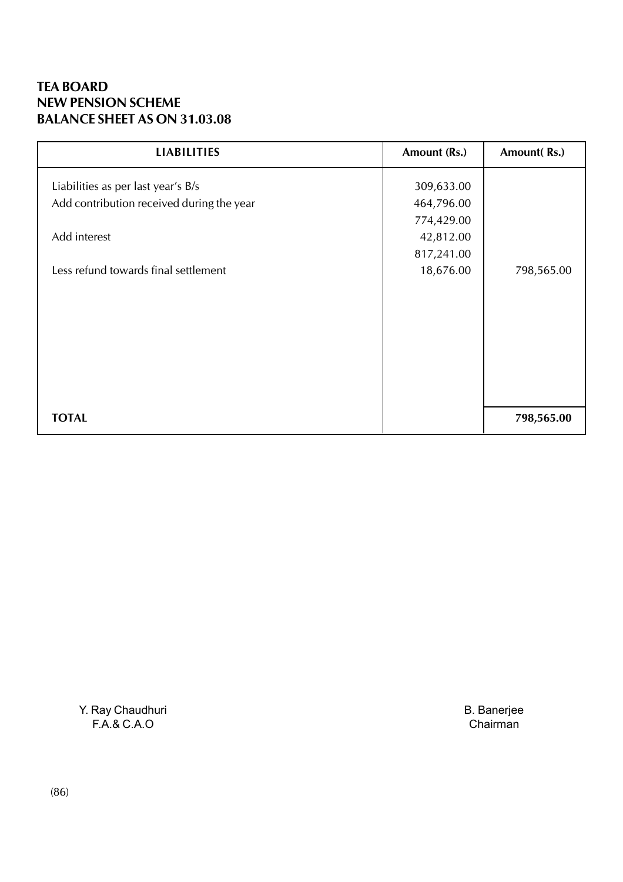**TEA BOARD**
**NEW PENSION SCHEME**
**BALANCE SHEET AS ON 31.03.08**

| LIABILITIES | Amount (Rs.) | Amount( Rs.) |
|---|---|---|
| Liabilities as per last year's B/s | 309,633.00 | |
| Add contribution received during the year | 464,796.00 | |
| | 774,429.00 | |
| Add interest | 42,812.00 | |
| | 817,241.00 | |
| Less refund towards final settlement | 18,676.00 | 798,565.00 |
| **TOTAL** | | **798,565.00** |

Y. Ray Chaudhuri
F.A.& C.A.O

B. Banerjee
Chairman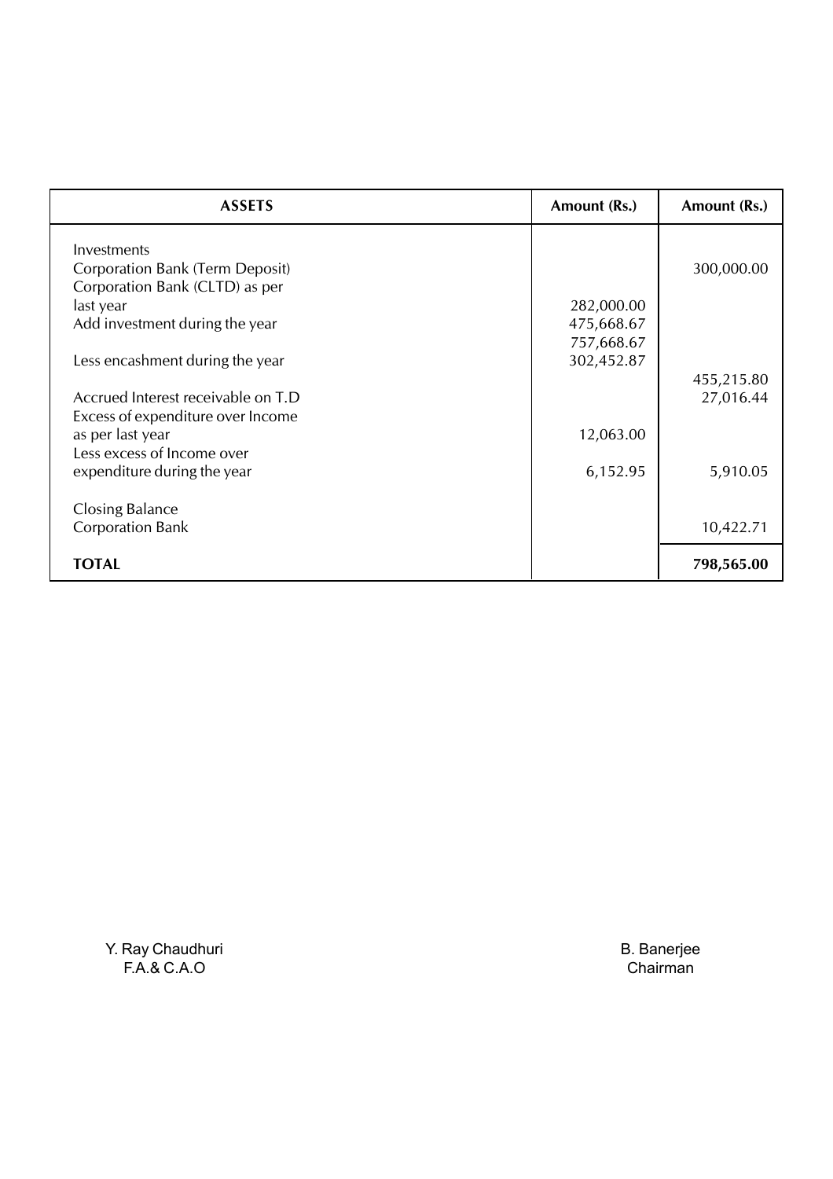| ASSETS | Amount (Rs.) | Amount (Rs.) |
|---|---|---|
| Investments | | |
| Corporation Bank (Term Deposit) | | 300,000.00 |
| Corporation Bank (CLTD) as per last year | 282,000.00 | |
| Add investment during the year | 475,668.67 | |
| | 757,668.67 | |
| Less encashment during the year | 302,452.87 | |
| | | 455,215.80 |
| Accrued Interest receivable on T.D | | 27,016.44 |
| Excess of expenditure over Income as per last year | 12,063.00 | |
| Less excess of Income over expenditure during the year | 6,152.95 | 5,910.05 |
| Closing Balance | | |
| Corporation Bank | | 10,422.71 |
| **TOTAL** | | **798,565.00** |

Y. Ray Chaudhuri
F.A.& C.A.O

B. Banerjee
Chairman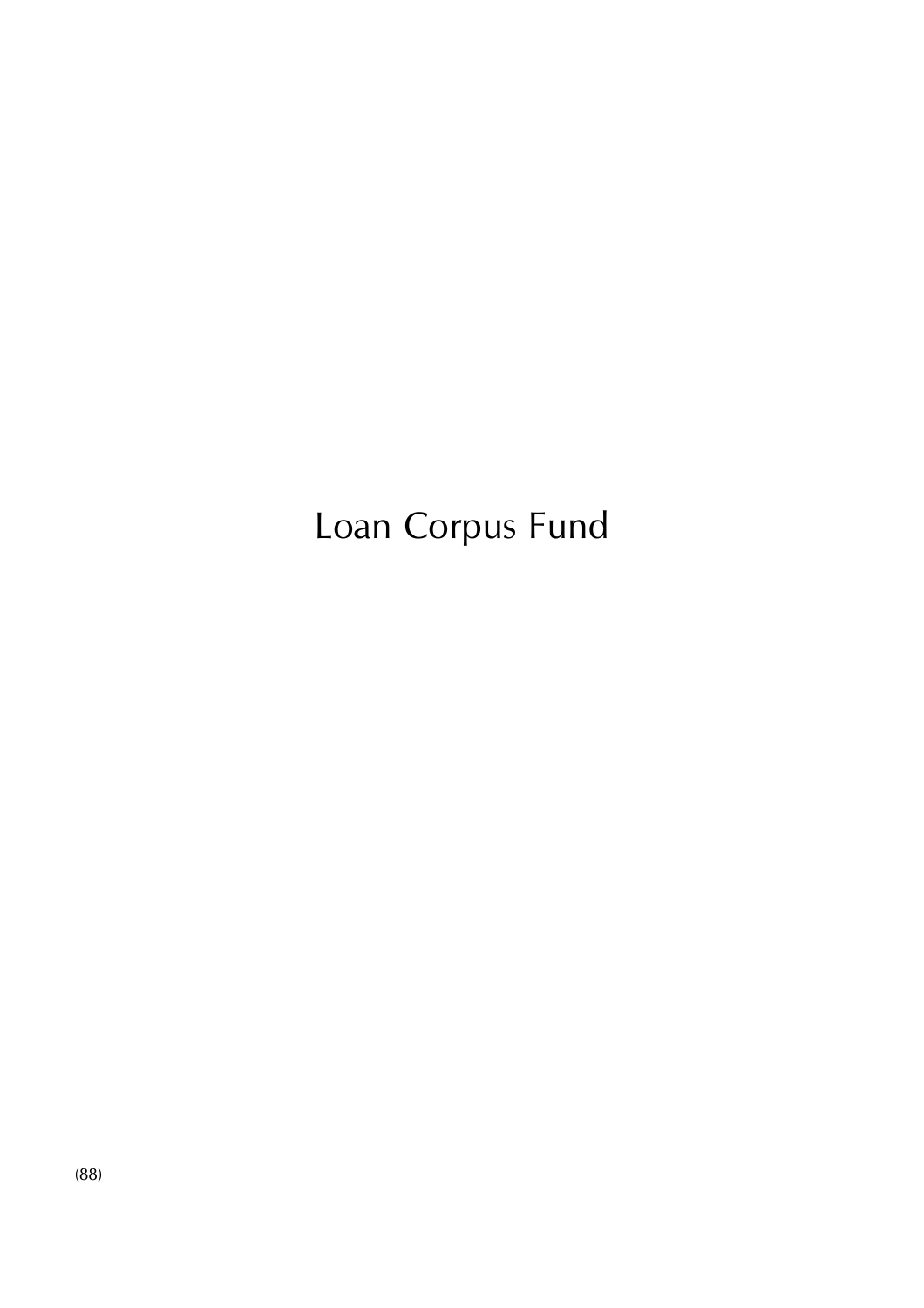# Loan Corpus Fund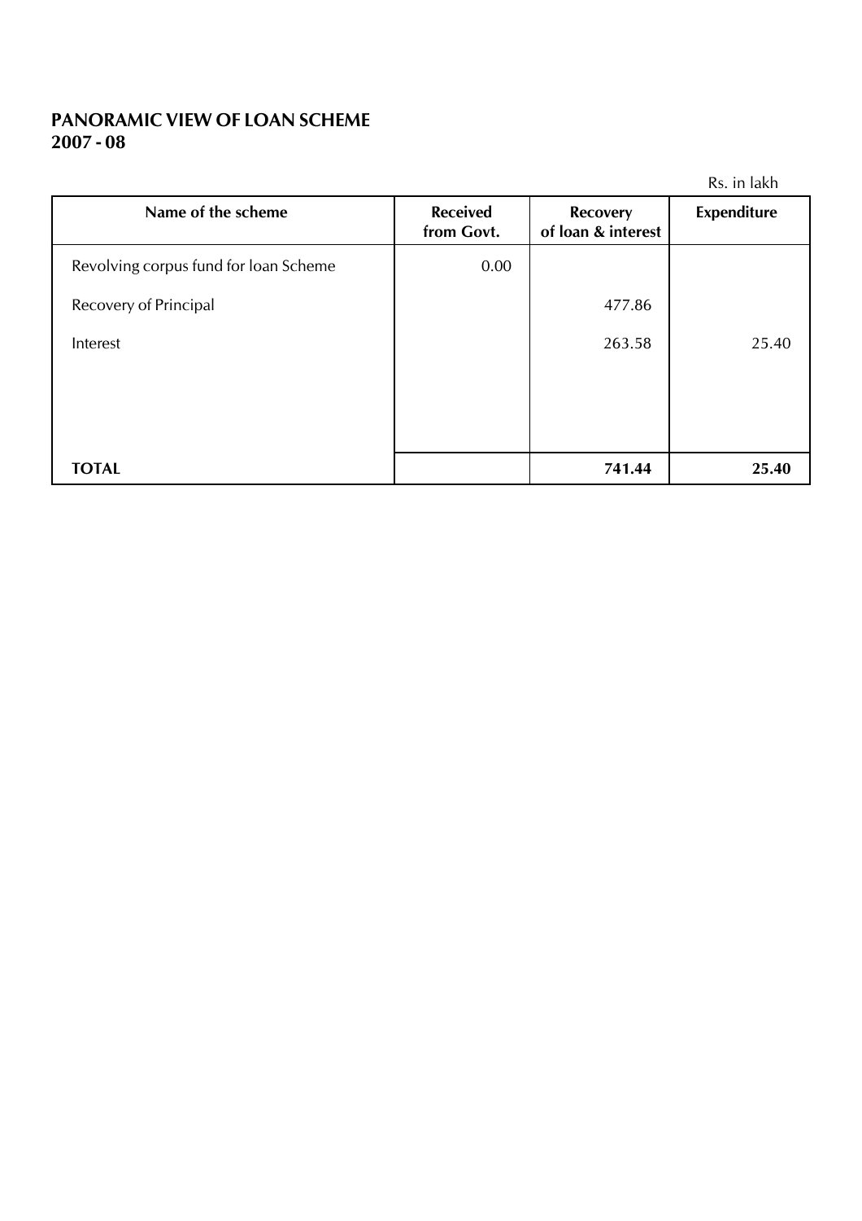## PANORAMIC VIEW OF LOAN SCHEME
## 2007 - 08

Rs. in lakh

| Name of the scheme | Received from Govt. | Recovery of loan & interest | Expenditure |
|---|---|---|---|
| Revolving corpus fund for loan Scheme | 0.00 | | |
| Recovery of Principal | | 477.86 | |
| Interest | | 263.58 | 25.40 |
| **TOTAL** | | **741.44** | **25.40** |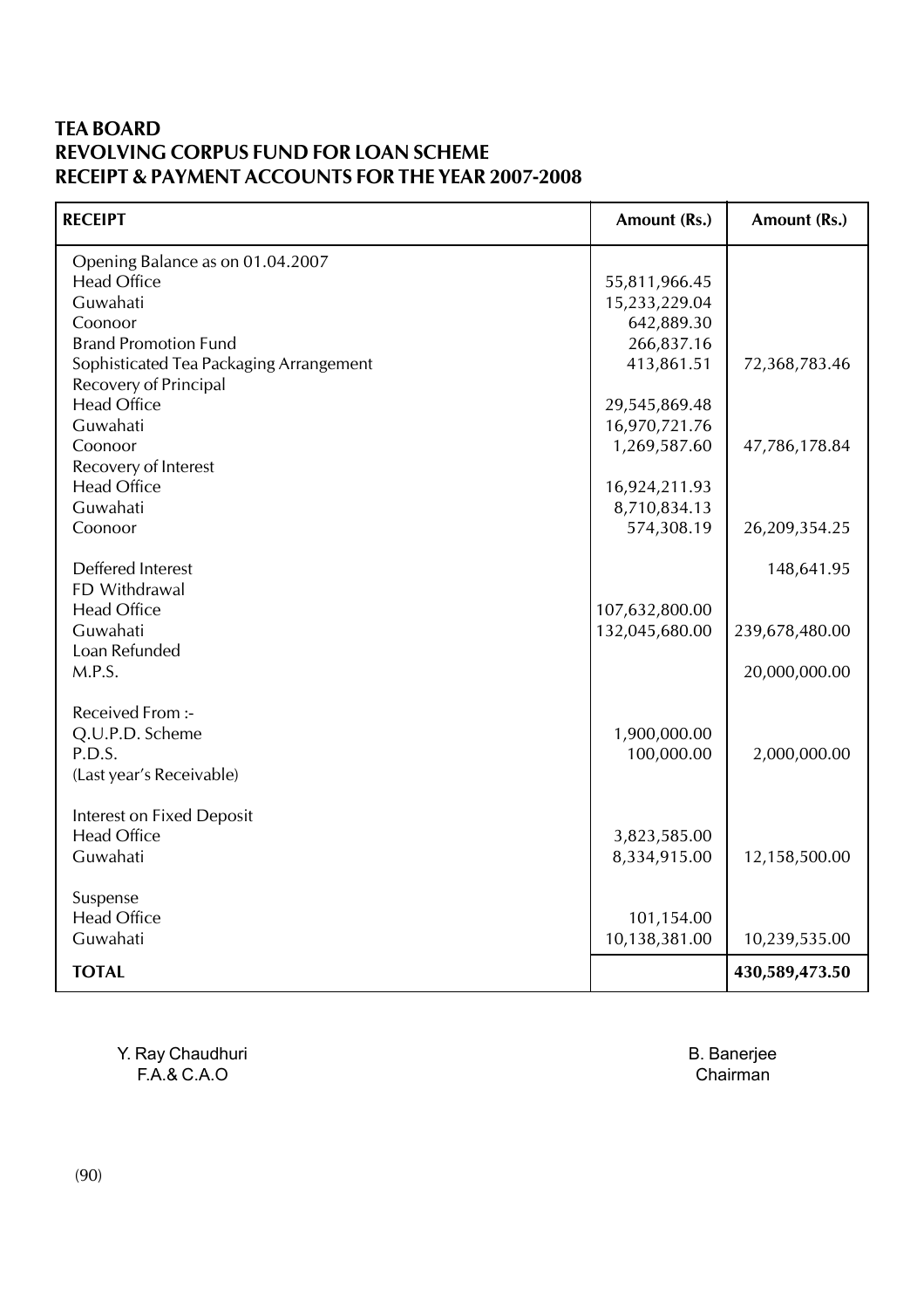**TEA BOARD**
**REVOLVING CORPUS FUND FOR LOAN SCHEME**
**RECEIPT & PAYMENT ACCOUNTS FOR THE YEAR 2007-2008**

| RECEIPT | Amount (Rs.) | Amount (Rs.) |
|---|---|---|
| Opening Balance as on 01.04.2007 | | |
| Head Office | 55,811,966.45 | |
| Guwahati | 15,233,229.04 | |
| Coonoor | 642,889.30 | |
| Brand Promotion Fund | 266,837.16 | |
| Sophisticated Tea Packaging Arrangement | 413,861.51 | 72,368,783.46 |
| Recovery of Principal | | |
| Head Office | 29,545,869.48 | |
| Guwahati | 16,970,721.76 | |
| Coonoor | 1,269,587.60 | 47,786,178.84 |
| Recovery of Interest | | |
| Head Office | 16,924,211.93 | |
| Guwahati | 8,710,834.13 | |
| Coonoor | 574,308.19 | 26,209,354.25 |
| Deffered Interest | | 148,641.95 |
| FD Withdrawal | | |
| Head Office | 107,632,800.00 | |
| Guwahati | 132,045,680.00 | 239,678,480.00 |
| Loan Refunded | | |
| M.P.S. | | 20,000,000.00 |
| Received From :- | | |
| Q.U.P.D. Scheme | 1,900,000.00 | |
| P.D.S. | 100,000.00 | 2,000,000.00 |
| (Last year's Receivable) | | |
| Interest on Fixed Deposit | | |
| Head Office | 3,823,585.00 | |
| Guwahati | 8,334,915.00 | 12,158,500.00 |
| Suspense | | |
| Head Office | 101,154.00 | |
| Guwahati | 10,138,381.00 | 10,239,535.00 |
| **TOTAL** | | **430,589,473.50** |

Y. Ray Chaudhuri
F.A.& C.A.O

B. Banerjee
Chairman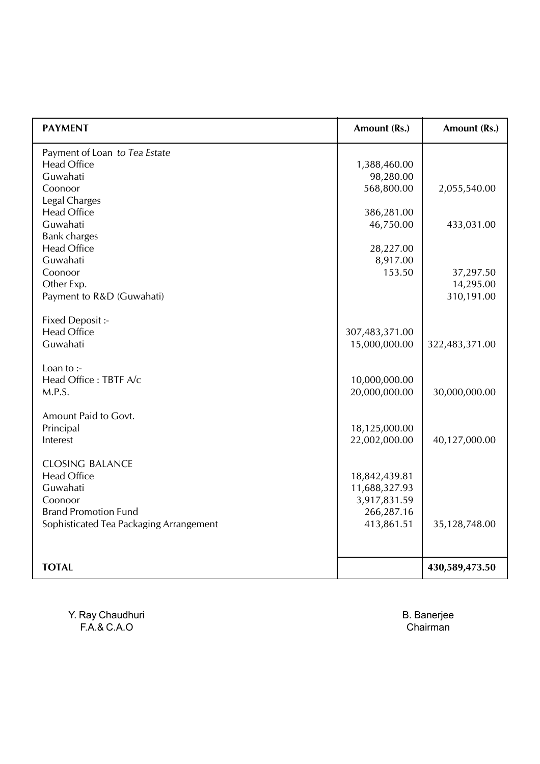| PAYMENT | Amount (Rs.) | Amount (Rs.) |
|---|---|---|
| Payment of Loan *to Tea Estate* | | |
| Head Office | 1,388,460.00 | |
| Guwahati | 98,280.00 | |
| Coonoor | 568,800.00 | 2,055,540.00 |
| Legal Charges | | |
| Head Office | 386,281.00 | |
| Guwahati | 46,750.00 | 433,031.00 |
| Bank charges | | |
| Head Office | 28,227.00 | |
| Guwahati | 8,917.00 | |
| Coonoor | 153.50 | 37,297.50 |
| Other Exp. | | 14,295.00 |
| Payment to R&D (Guwahati) | | 310,191.00 |
| Fixed Deposit :- | | |
| Head Office | 307,483,371.00 | |
| Guwahati | 15,000,000.00 | 322,483,371.00 |
| Loan to :- | | |
| Head Office : TBTF A/c | 10,000,000.00 | |
| M.P.S. | 20,000,000.00 | 30,000,000.00 |
| Amount Paid to Govt. | | |
| Principal | 18,125,000.00 | |
| Interest | 22,002,000.00 | 40,127,000.00 |
| CLOSING BALANCE | | |
| Head Office | 18,842,439.81 | |
| Guwahati | 11,688,327.93 | |
| Coonoor | 3,917,831.59 | |
| Brand Promotion Fund | 266,287.16 | |
| Sophisticated Tea Packaging Arrangement | 413,861.51 | 35,128,748.00 |
| **TOTAL** | | **430,589,473.50** |

Y. Ray Chaudhuri
F.A.& C.A.O

B. Banerjee
Chairman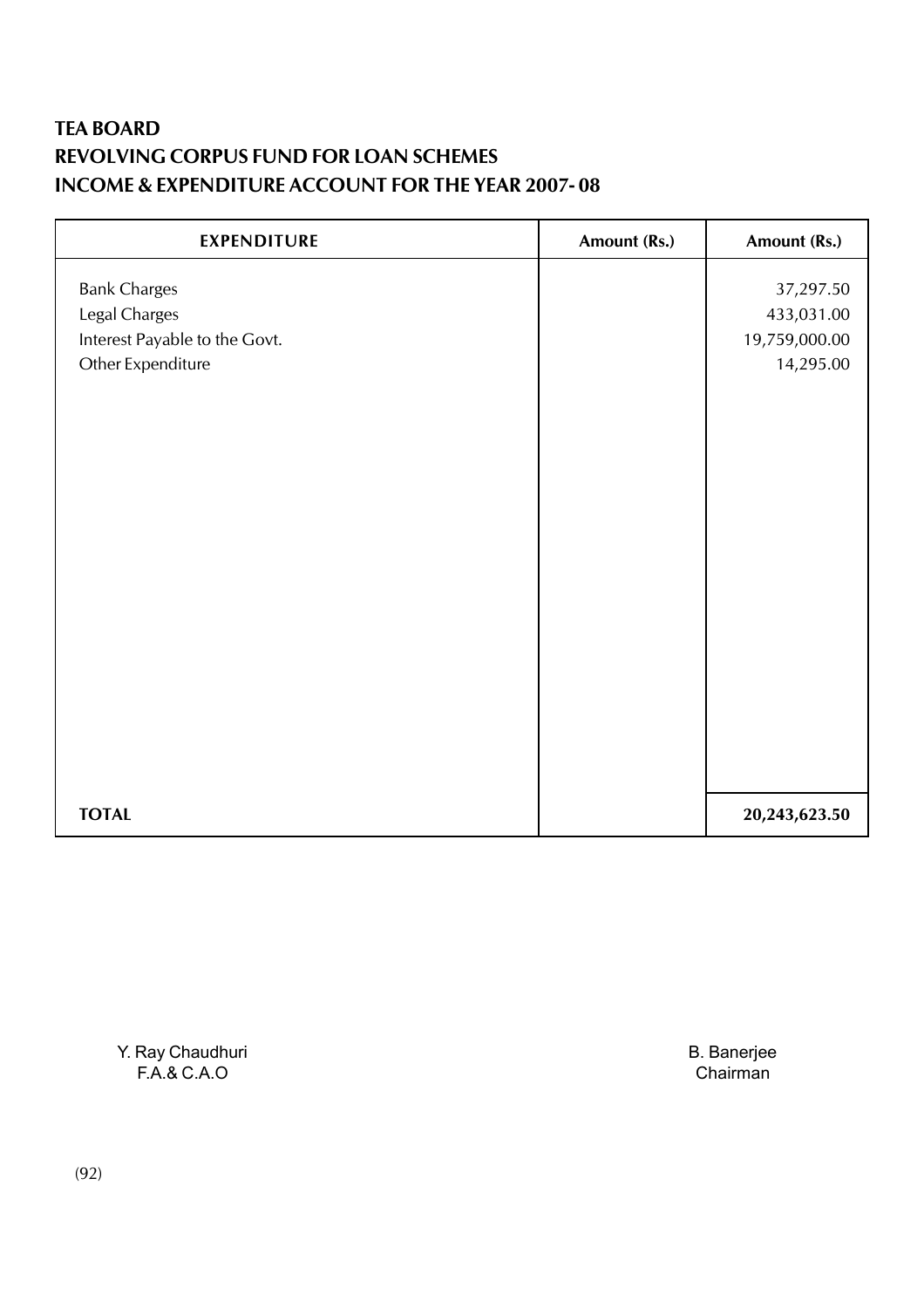**TEA BOARD**
**REVOLVING CORPUS FUND FOR LOAN SCHEMES**
**INCOME & EXPENDITURE ACCOUNT FOR THE YEAR 2007- 08**

| EXPENDITURE | Amount (Rs.) | Amount (Rs.) |
|---|---|---|
| Bank Charges | | 37,297.50 |
| Legal Charges | | 433,031.00 |
| Interest Payable to the Govt. | | 19,759,000.00 |
| Other Expenditure | | 14,295.00 |
| **TOTAL** | | **20,243,623.50** |

Y. Ray Chaudhuri
F.A.& C.A.O

B. Banerjee
Chairman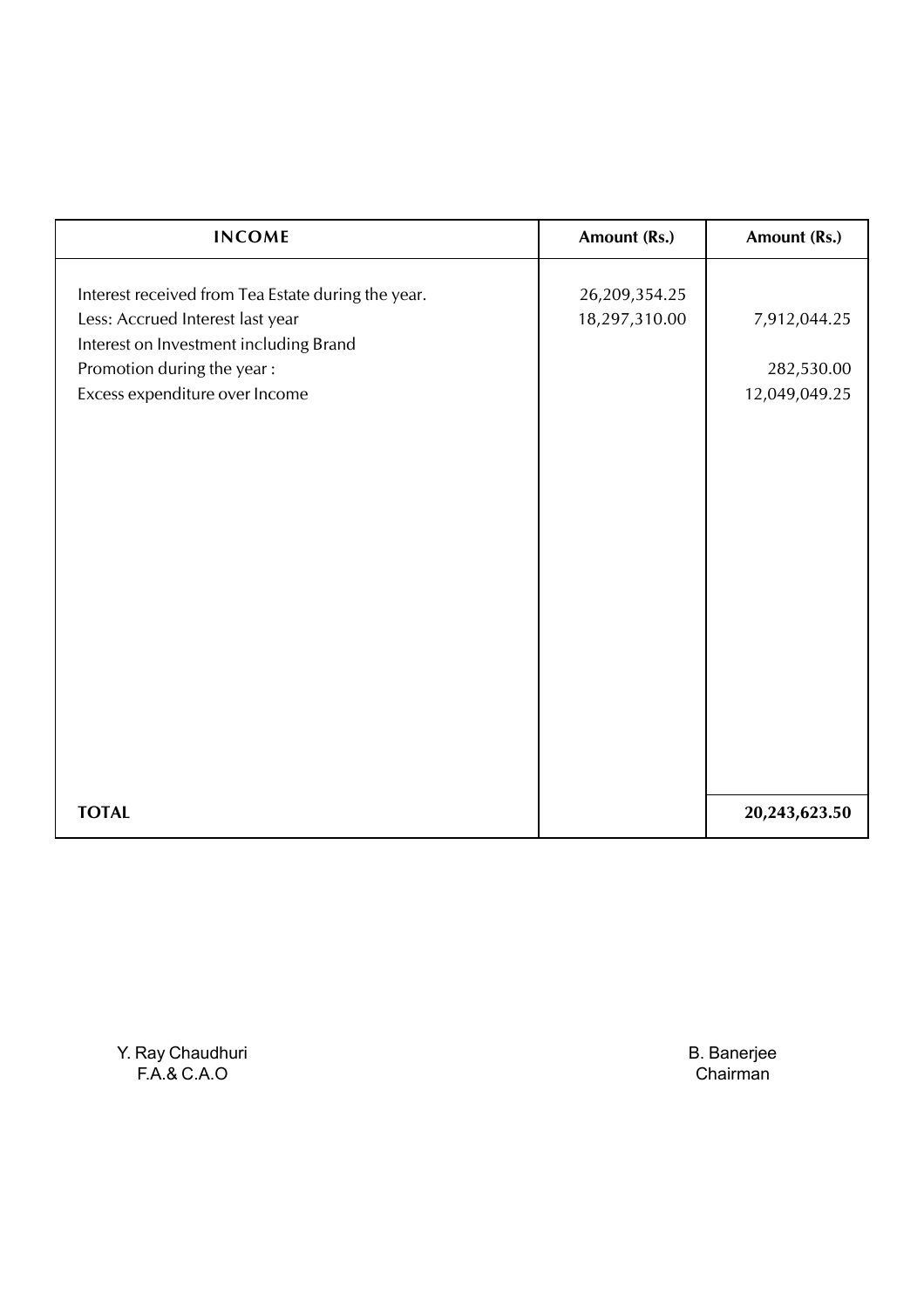| INCOME | Amount (Rs.) | Amount (Rs.) |
|---|---|---|
| Interest received from Tea Estate during the year. | 26,209,354.25 | |
| Less: Accrued Interest last year | 18,297,310.00 | 7,912,044.25 |
| Interest on Investment including Brand Promotion during the year : | | 282,530.00 |
| Excess expenditure over Income | | 12,049,049.25 |
| **TOTAL** | | **20,243,623.50** |

Y. Ray Chaudhuri
F.A.& C.A.O

B. Banerjee
Chairman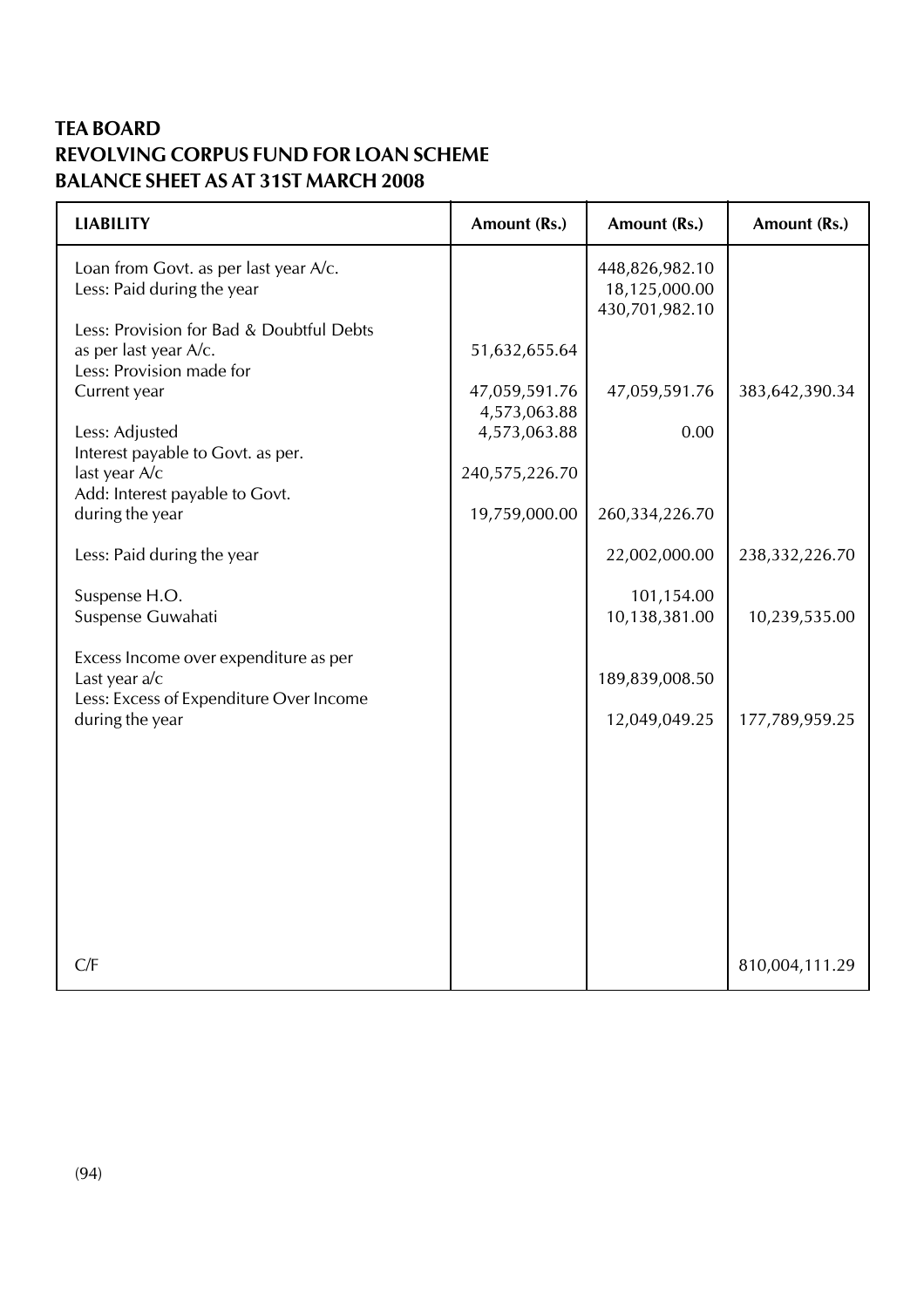**TEA BOARD**
**REVOLVING CORPUS FUND FOR LOAN SCHEME**
**BALANCE SHEET AS AT 31ST MARCH 2008**

| LIABILITY | Amount (Rs.) | Amount (Rs.) | Amount (Rs.) |
|---|---|---|---|
| Loan from Govt. as per last year A/c. | | 448,826,982.10 | |
| Less: Paid during the year | | 18,125,000.00 | |
| | | 430,701,982.10 | |
| Less: Provision for Bad & Doubtful Debts | | | |
| as per last year A/c. | 51,632,655.64 | | |
| Less: Provision made for | | | |
| Current year | 47,059,591.76 | 47,059,591.76 | 383,642,390.34 |
| | 4,573,063.88 | | |
| Less: Adjusted | 4,573,063.88 | 0.00 | |
| Interest payable to Govt. as per. | | | |
| last year A/c | 240,575,226.70 | | |
| Add: Interest payable to Govt. | | | |
| during the year | 19,759,000.00 | 260,334,226.70 | |
| Less: Paid during the year | | 22,002,000.00 | 238,332,226.70 |
| Suspense H.O. | | 101,154.00 | |
| Suspense Guwahati | | 10,138,381.00 | 10,239,535.00 |
| Excess Income over expenditure as per | | | |
| Last year a/c | | 189,839,008.50 | |
| Less: Excess of Expenditure Over Income | | | |
| during the year | | 12,049,049.25 | 177,789,959.25 |
| C/F | | | 810,004,111.29 |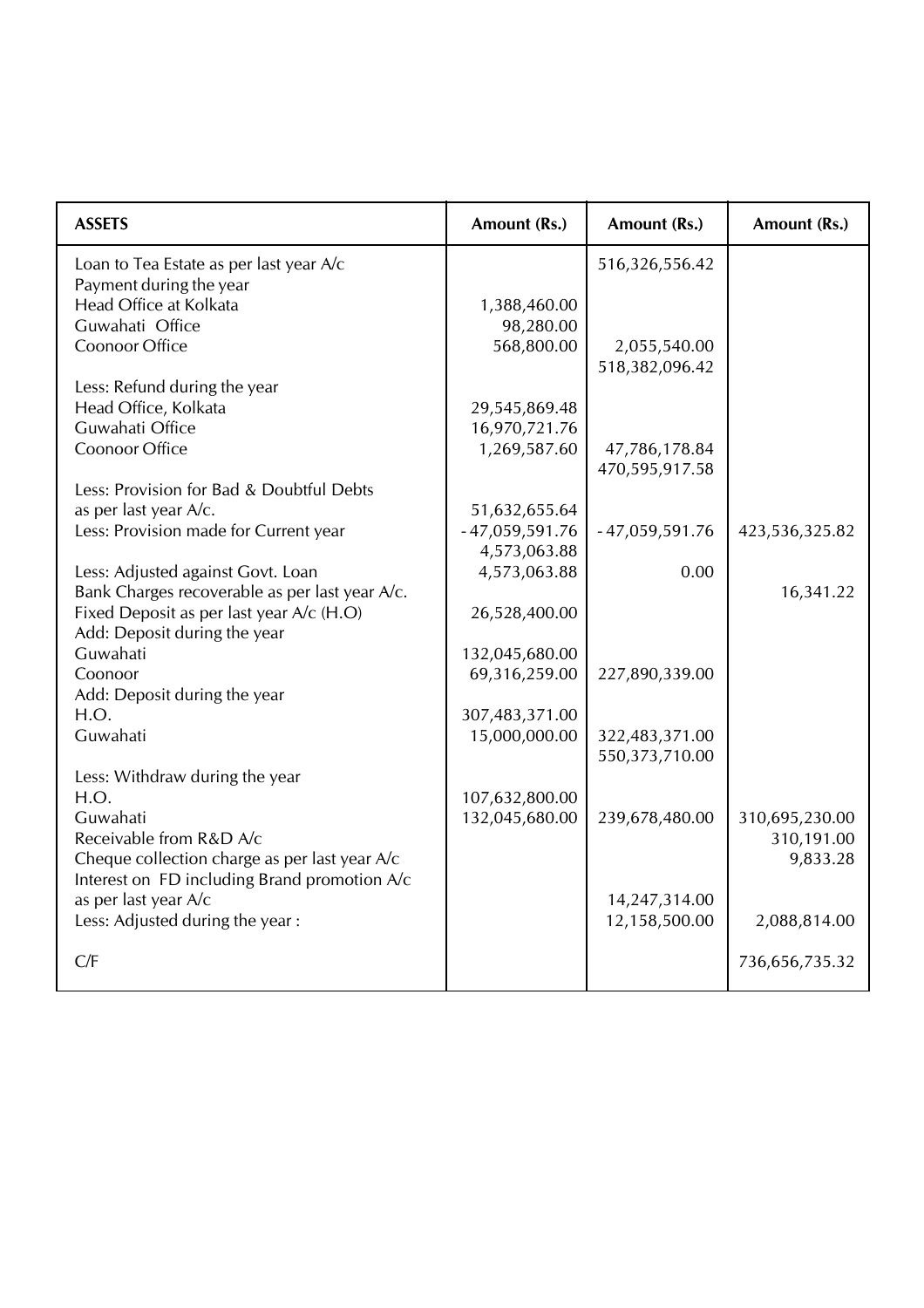| ASSETS | Amount (Rs.) | Amount (Rs.) | Amount (Rs.) |
|---|---|---|---|
| Loan to Tea Estate as per last year A/c | | 516,326,556.42 | |
| Payment during the year | | | |
| Head Office at Kolkata | 1,388,460.00 | | |
| Guwahati Office | 98,280.00 | | |
| Coonoor Office | 568,800.00 | 2,055,540.00 | |
| | | 518,382,096.42 | |
| Less: Refund during the year | | | |
| Head Office, Kolkata | 29,545,869.48 | | |
| Guwahati Office | 16,970,721.76 | | |
| Coonoor Office | 1,269,587.60 | 47,786,178.84 | |
| | | 470,595,917.58 | |
| Less: Provision for Bad & Doubtful Debts | | | |
| as per last year A/c. | 51,632,655.64 | | |
| Less: Provision made for Current year | -47,059,591.76 | -47,059,591.76 | 423,536,325.82 |
| | 4,573,063.88 | | |
| Less: Adjusted against Govt. Loan | 4,573,063.88 | 0.00 | |
| Bank Charges recoverable as per last year A/c. | | | 16,341.22 |
| Fixed Deposit as per last year A/c (H.O) | 26,528,400.00 | | |
| Add: Deposit during the year | | | |
| Guwahati | 132,045,680.00 | | |
| Coonoor | 69,316,259.00 | 227,890,339.00 | |
| Add: Deposit during the year | | | |
| H.O. | 307,483,371.00 | | |
| Guwahati | 15,000,000.00 | 322,483,371.00 | |
| | | 550,373,710.00 | |
| Less: Withdraw during the year | | | |
| H.O. | 107,632,800.00 | | |
| Guwahati | 132,045,680.00 | 239,678,480.00 | 310,695,230.00 |
| Receivable from R&D A/c | | | 310,191.00 |
| Cheque collection charge as per last year A/c | | | 9,833.28 |
| Interest on FD including Brand promotion A/c | | | |
| as per last year A/c | | 14,247,314.00 | |
| Less: Adjusted during the year : | | 12,158,500.00 | 2,088,814.00 |
| C/F | | | 736,656,735.32 |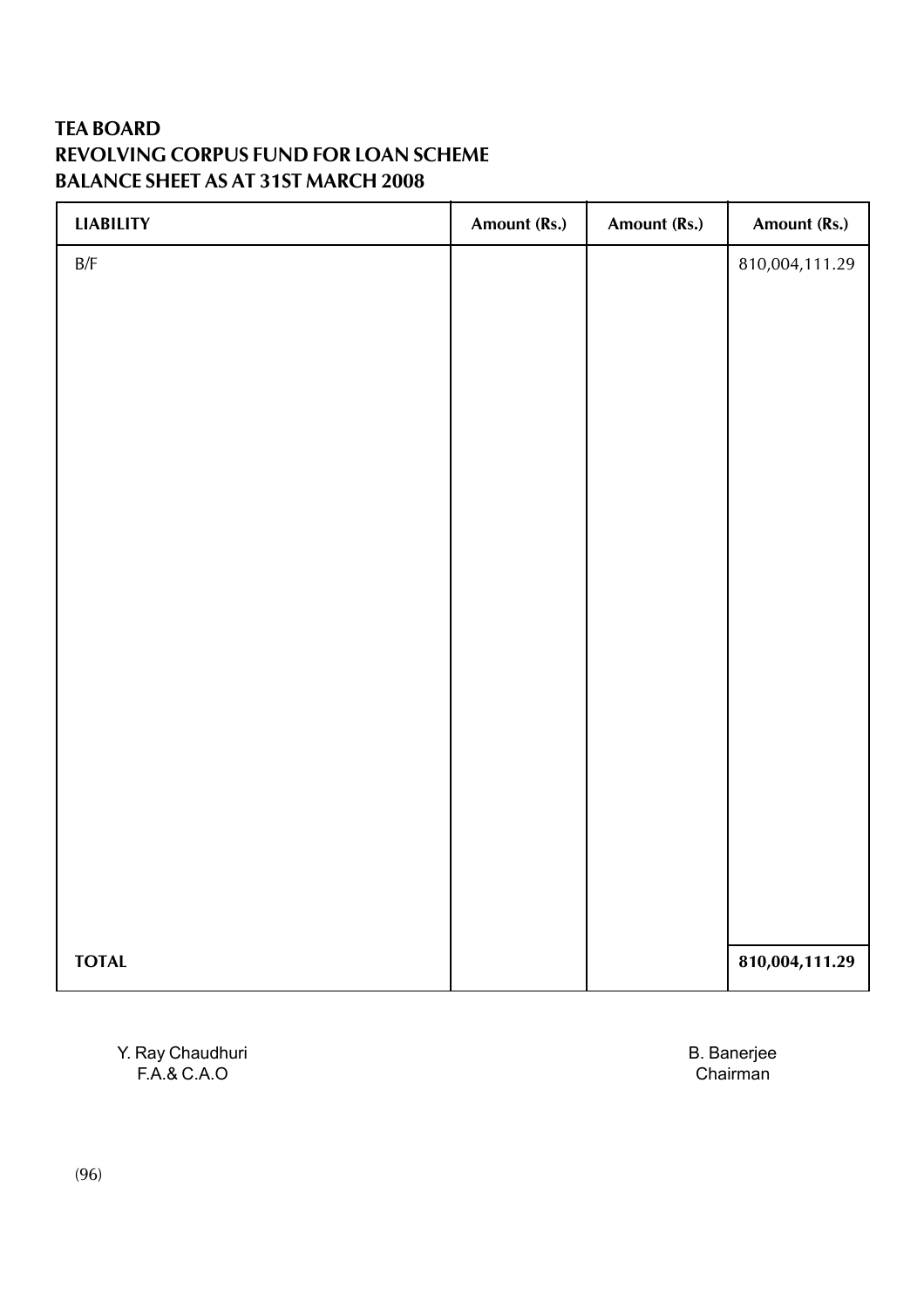**TEA BOARD**
**REVOLVING CORPUS FUND FOR LOAN SCHEME**
**BALANCE SHEET AS AT 31ST MARCH 2008**

| LIABILITY | Amount (Rs.) | Amount (Rs.) | Amount (Rs.) |
|---|---|---|---|
| B/F | | | 810,004,111.29 |
| **TOTAL** | | | **810,004,111.29** |

Y. Ray Chaudhuri
F.A.& C.A.O

B. Banerjee
Chairman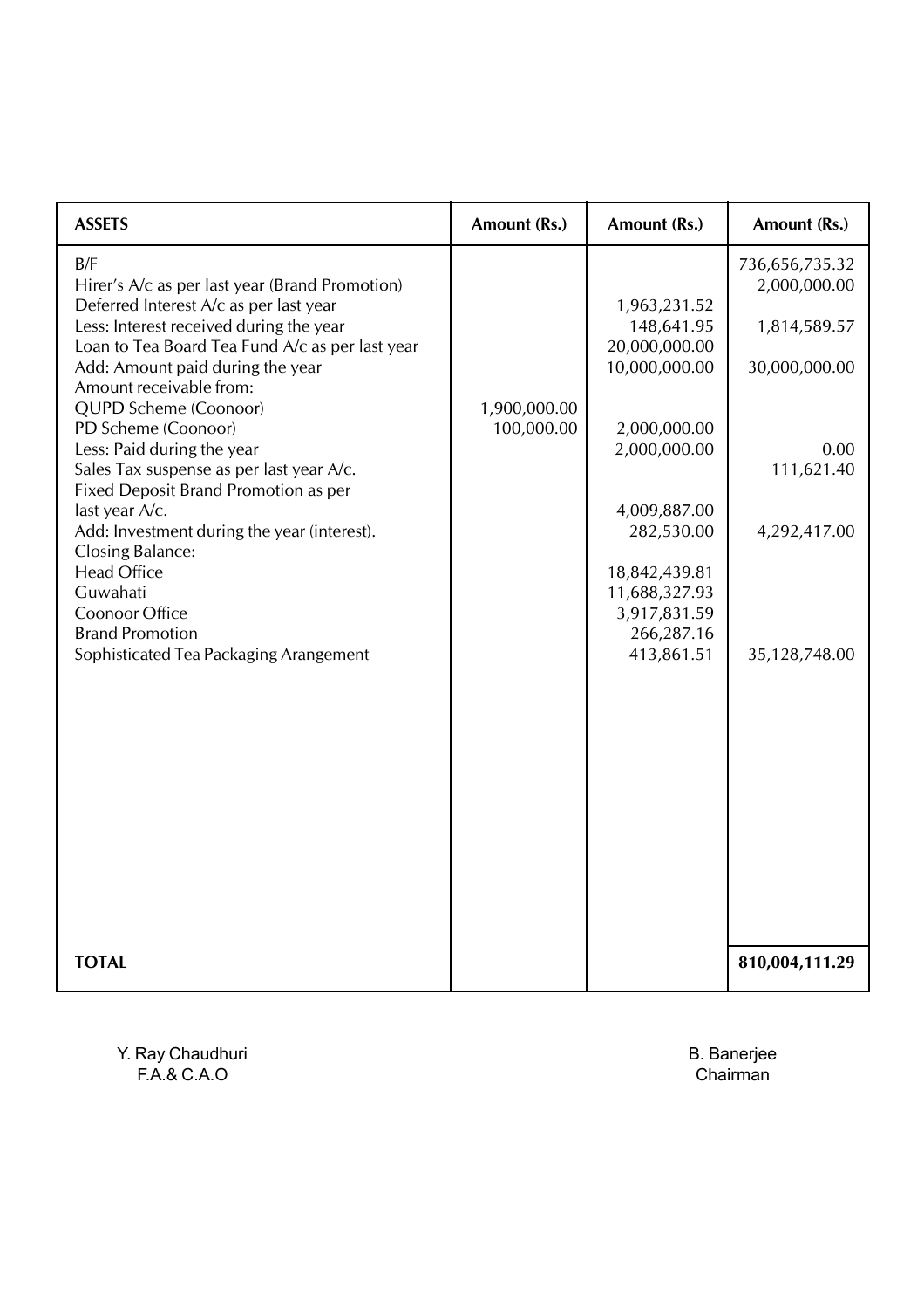| ASSETS | Amount (Rs.) | Amount (Rs.) | Amount (Rs.) |
|---|---|---|---|
| B/F | | | 736,656,735.32 |
| Hirer's A/c as per last year (Brand Promotion) | | | 2,000,000.00 |
| Deferred Interest A/c as per last year | | 1,963,231.52 | |
| Less: Interest received during the year | | 148,641.95 | 1,814,589.57 |
| Loan to Tea Board Tea Fund A/c as per last year | | 20,000,000.00 | |
| Add: Amount paid during the year | | 10,000,000.00 | 30,000,000.00 |
| Amount receivable from: | | | |
| QUPD Scheme (Coonoor) | 1,900,000.00 | | |
| PD Scheme (Coonoor) | 100,000.00 | 2,000,000.00 | |
| Less: Paid during the year | | 2,000,000.00 | 0.00 |
| Sales Tax suspense as per last year A/c. | | | 111,621.40 |
| Fixed Deposit Brand Promotion as per last year A/c. | | 4,009,887.00 | |
| Add: Investment during the year (interest). | | 282,530.00 | 4,292,417.00 |
| Closing Balance: | | | |
| Head Office | | 18,842,439.81 | |
| Guwahati | | 11,688,327.93 | |
| Coonoor Office | | 3,917,831.59 | |
| Brand Promotion | | 266,287.16 | |
| Sophisticated Tea Packaging Arangement | | 413,861.51 | 35,128,748.00 |
| **TOTAL** | | | **810,004,111.29** |

Y. Ray Chaudhuri
F.A.& C.A.O

B. Banerjee
Chairman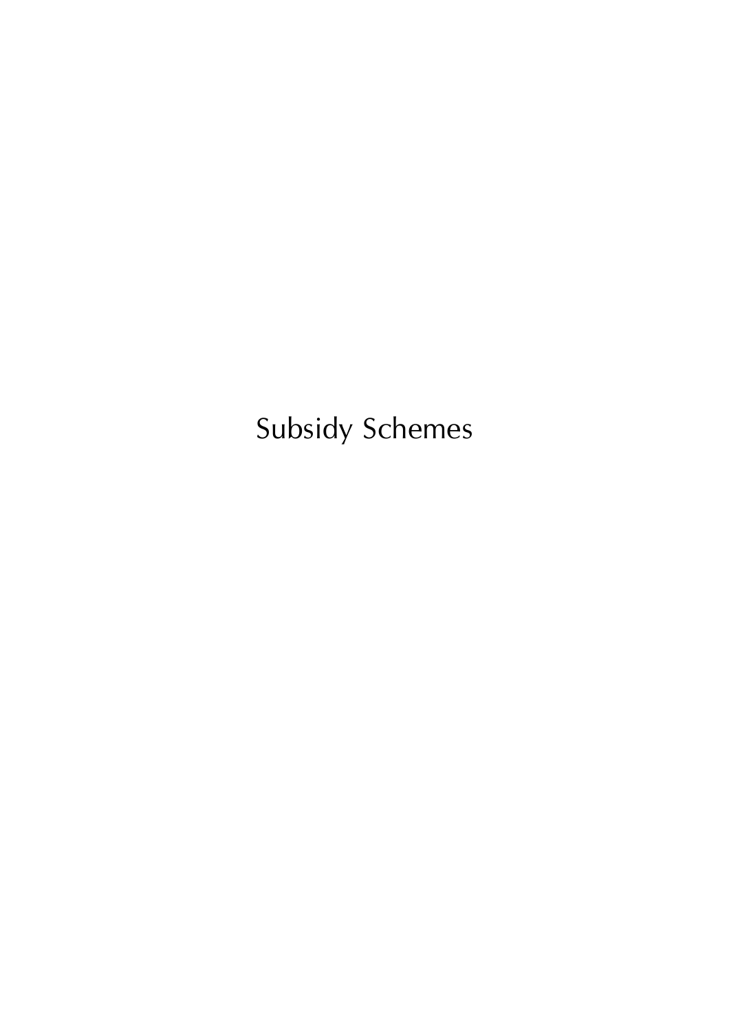# Subsidy Schemes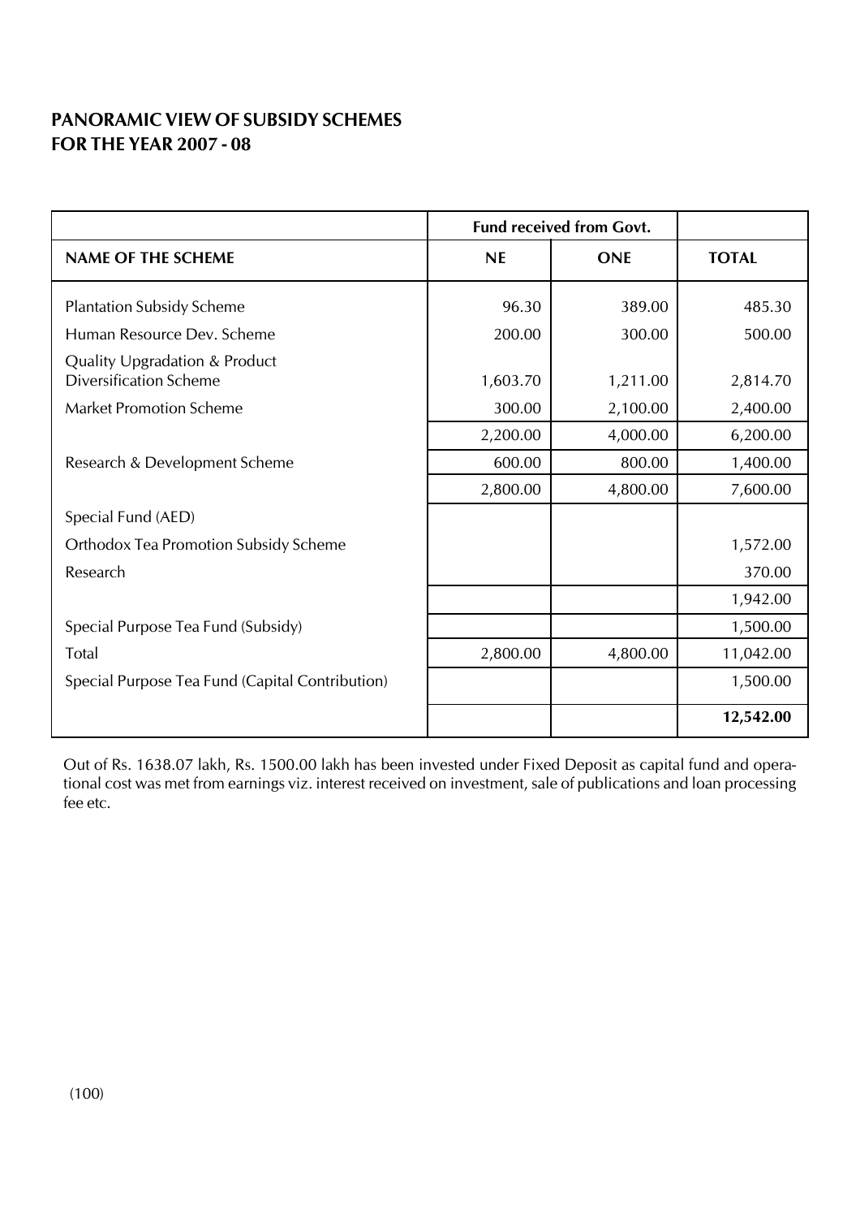## PANORAMIC VIEW OF SUBSIDY SCHEMES FOR THE YEAR 2007 - 08

| | Fund received from Govt. | | |
|---|---|---|---|
| **NAME OF THE SCHEME** | **NE** | **ONE** | **TOTAL** |
| Plantation Subsidy Scheme | 96.30 | 389.00 | 485.30 |
| Human Resource Dev. Scheme | 200.00 | 300.00 | 500.00 |
| Quality Upgradation & Product Diversification Scheme | 1,603.70 | 1,211.00 | 2,814.70 |
| Market Promotion Scheme | 300.00 | 2,100.00 | 2,400.00 |
| | 2,200.00 | 4,000.00 | 6,200.00 |
| Research & Development Scheme | 600.00 | 800.00 | 1,400.00 |
| | 2,800.00 | 4,800.00 | 7,600.00 |
| Special Fund (AED) | | | |
| Orthodox Tea Promotion Subsidy Scheme | | | 1,572.00 |
| Research | | | 370.00 |
| | | | 1,942.00 |
| Special Purpose Tea Fund (Subsidy) | | | 1,500.00 |
| Total | 2,800.00 | 4,800.00 | 11,042.00 |
| Special Purpose Tea Fund (Capital Contribution) | | | 1,500.00 |
| | | | **12,542.00** |

Out of Rs. 1638.07 lakh, Rs. 1500.00 lakh has been invested under Fixed Deposit as capital fund and operational cost was met from earnings viz. interest received on investment, sale of publications and loan processing fee etc.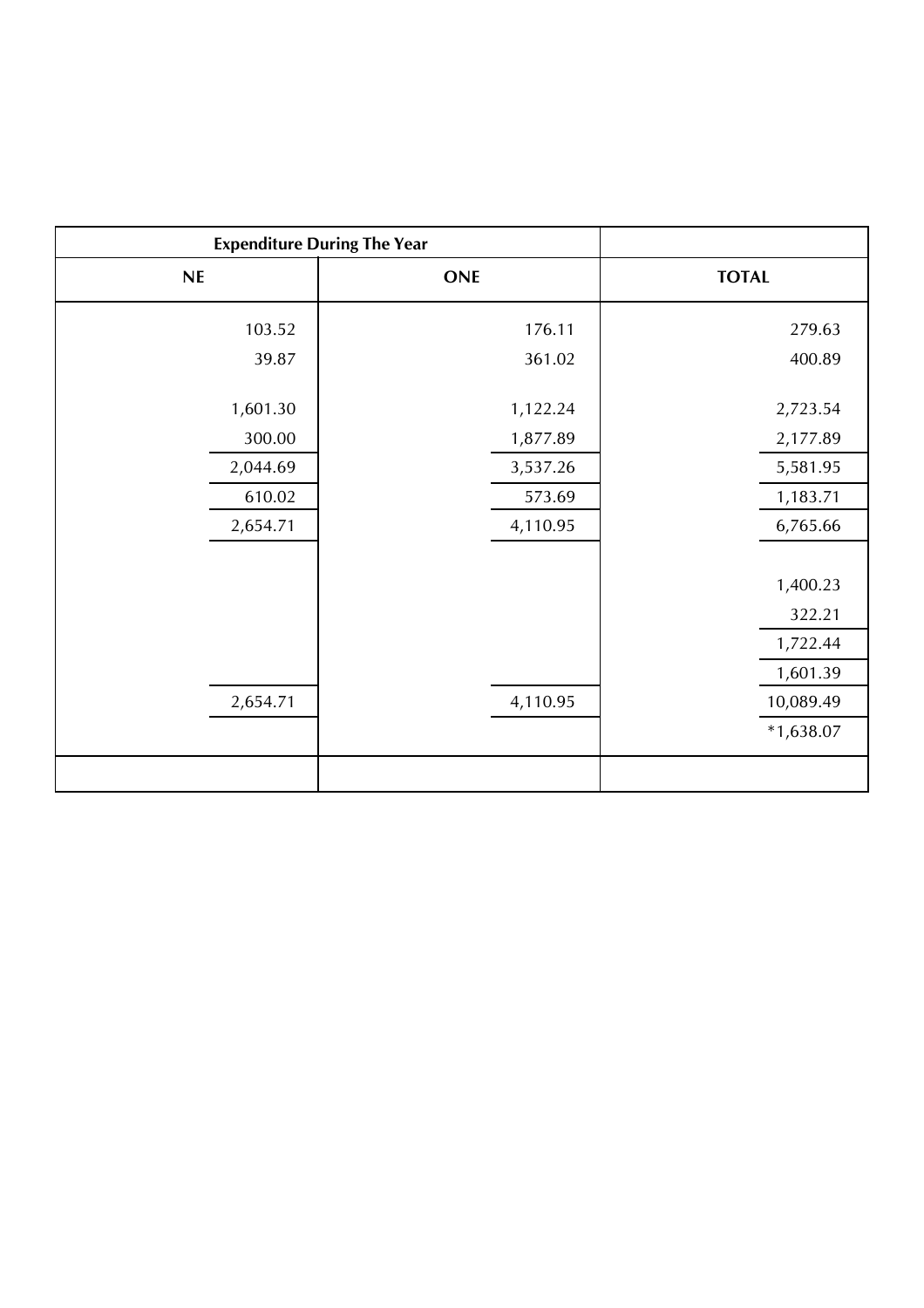| Expenditure During The Year | | |
|---|---|---|
| NE | ONE | TOTAL |
| 103.52 | 176.11 | 279.63 |
| 39.87 | 361.02 | 400.89 |
| 1,601.30 | 1,122.24 | 2,723.54 |
| 300.00 | 1,877.89 | 2,177.89 |
| 2,044.69 | 3,537.26 | 5,581.95 |
| 610.02 | 573.69 | 1,183.71 |
| 2,654.71 | 4,110.95 | 6,765.66 |
| | | 1,400.23 |
| | | 322.21 |
| | | 1,722.44 |
| | | 1,601.39 |
| 2,654.71 | 4,110.95 | 10,089.49 |
| | | *1,638.07 |
| | | |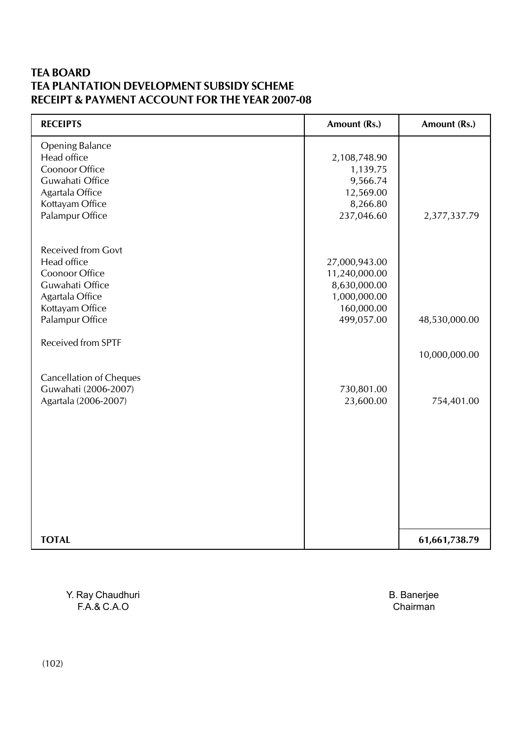## TEA BOARD
## TEA PLANTATION DEVELOPMENT SUBSIDY SCHEME
## RECEIPT & PAYMENT ACCOUNT FOR THE YEAR 2007-08

| RECEIPTS | Amount (Rs.) | Amount (Rs.) |
|---|---|---|
| Opening Balance | | |
| Head office | 2,108,748.90 | |
| Coonoor Office | 1,139.75 | |
| Guwahati Office | 9,566.74 | |
| Agartala Office | 12,569.00 | |
| Kottayam Office | 8,266.80 | |
| Palampur Office | 237,046.60 | 2,377,337.79 |
| Received from Govt | | |
| Head office | 27,000,943.00 | |
| Coonoor Office | 11,240,000.00 | |
| Guwahati Office | 8,630,000.00 | |
| Agartala Office | 1,000,000.00 | |
| Kottayam Office | 160,000.00 | |
| Palampur Office | 499,057.00 | 48,530,000.00 |
| Received from SPTF | | 10,000,000.00 |
| Cancellation of Cheques | | |
| Guwahati (2006-2007) | 730,801.00 | |
| Agartala (2006-2007) | 23,600.00 | 754,401.00 |
| **TOTAL** | | **61,661,738.79** |

Y. Ray Chaudhuri
F.A.& C.A.O

B. Banerjee
Chairman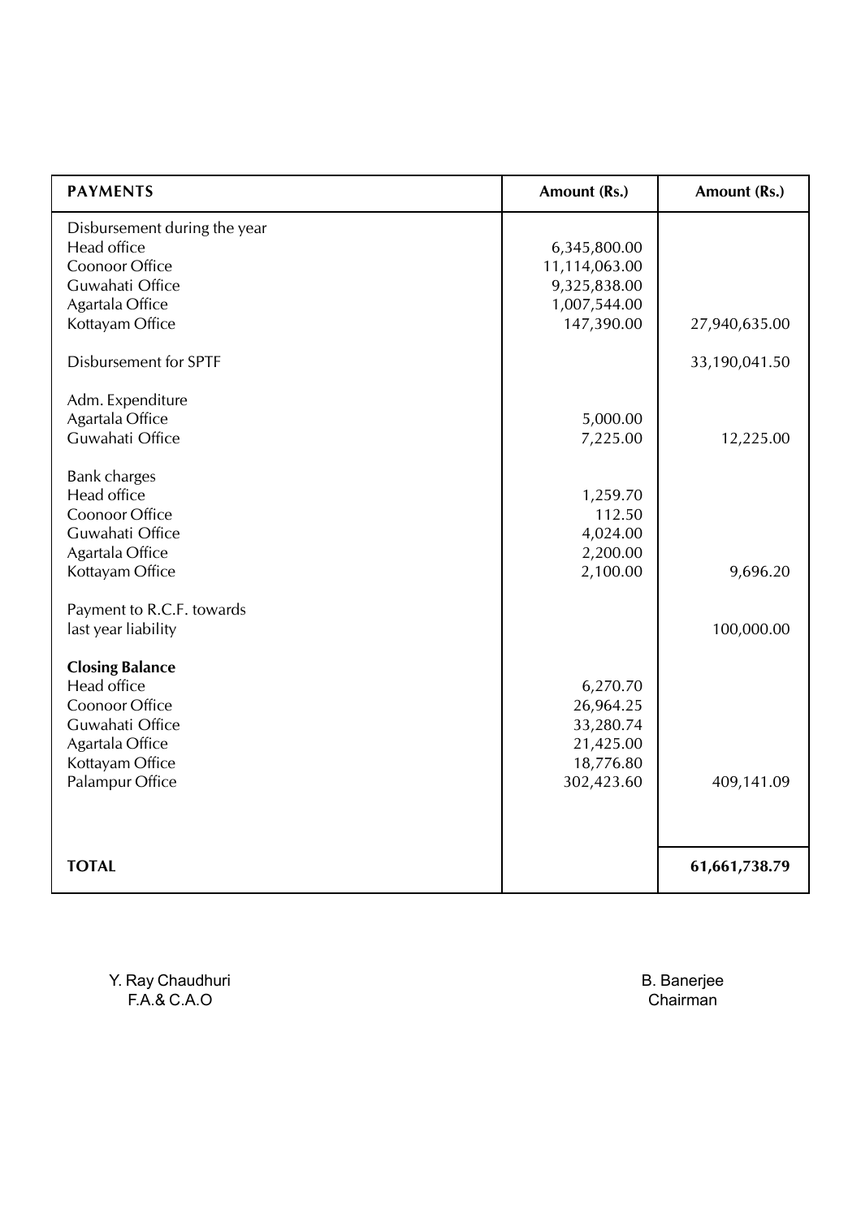| PAYMENTS | Amount (Rs.) | Amount (Rs.) |
|---|---|---|
| Disbursement during the year | | |
| Head office | 6,345,800.00 | |
| Coonoor Office | 11,114,063.00 | |
| Guwahati Office | 9,325,838.00 | |
| Agartala Office | 1,007,544.00 | |
| Kottayam Office | 147,390.00 | 27,940,635.00 |
| Disbursement for SPTF | | 33,190,041.50 |
| Adm. Expenditure | | |
| Agartala Office | 5,000.00 | |
| Guwahati Office | 7,225.00 | 12,225.00 |
| Bank charges | | |
| Head office | 1,259.70 | |
| Coonoor Office | 112.50 | |
| Guwahati Office | 4,024.00 | |
| Agartala Office | 2,200.00 | |
| Kottayam Office | 2,100.00 | 9,696.20 |
| Payment to R.C.F. towards last year liability | | 100,000.00 |
| **Closing Balance** | | |
| Head office | 6,270.70 | |
| Coonoor Office | 26,964.25 | |
| Guwahati Office | 33,280.74 | |
| Agartala Office | 21,425.00 | |
| Kottayam Office | 18,776.80 | |
| Palampur Office | 302,423.60 | 409,141.09 |
| **TOTAL** | | **61,661,738.79** |

Y. Ray Chaudhuri
F.A.& C.A.O

B. Banerjee
Chairman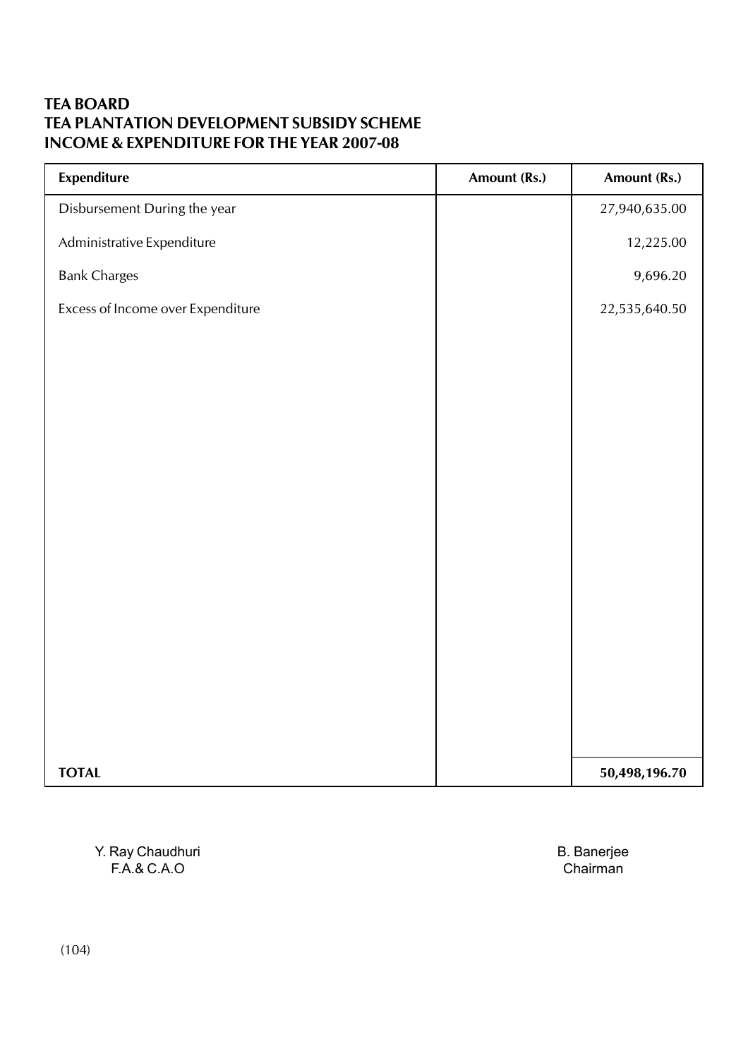**TEA BOARD**
**TEA PLANTATION DEVELOPMENT SUBSIDY SCHEME**
**INCOME & EXPENDITURE FOR THE YEAR 2007-08**

| Expenditure | Amount (Rs.) | Amount (Rs.) |
|---|---|---|
| Disbursement During the year | | 27,940,635.00 |
| Administrative Expenditure | | 12,225.00 |
| Bank Charges | | 9,696.20 |
| Excess of Income over Expenditure | | 22,535,640.50 |
| **TOTAL** | | **50,498,196.70** |

Y. Ray Chaudhuri
F.A.& C.A.O

B. Banerjee
Chairman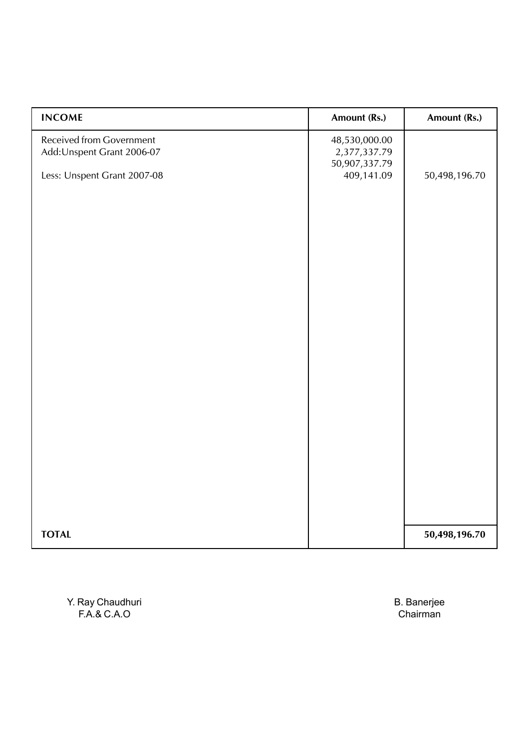| INCOME | Amount (Rs.) | Amount (Rs.) |
|---|---|---|
| Received from Government | 48,530,000.00 | |
| Add:Unspent Grant 2006-07 | 2,377,337.79 | |
| | 50,907,337.79 | |
| Less: Unspent Grant 2007-08 | 409,141.09 | 50,498,196.70 |
| **TOTAL** | | **50,498,196.70** |

Y. Ray Chaudhuri
F.A.& C.A.O

B. Banerjee
Chairman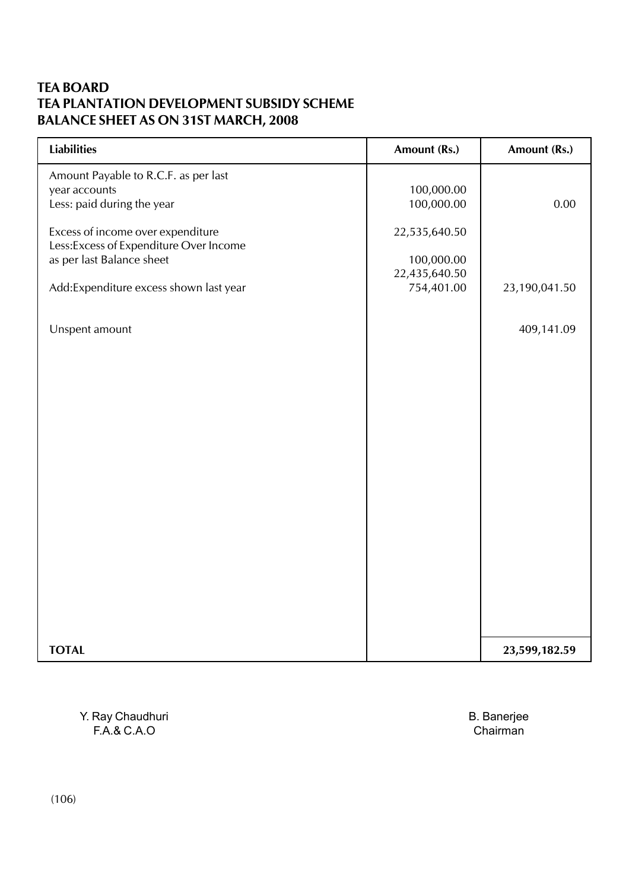**TEA BOARD**
**TEA PLANTATION DEVELOPMENT SUBSIDY SCHEME**
**BALANCE SHEET AS ON 31ST MARCH, 2008**

| Liabilities | Amount (Rs.) | Amount (Rs.) |
|---|---|---|
| Amount Payable to R.C.F. as per last year accounts | 100,000.00 | |
| Less: paid during the year | 100,000.00 | 0.00 |
| Excess of income over expenditure | 22,535,640.50 | |
| Less:Excess of Expenditure Over Income as per last Balance sheet | 100,000.00 | |
| | 22,435,640.50 | |
| Add:Expenditure excess shown last year | 754,401.00 | 23,190,041.50 |
| Unspent amount | | 409,141.09 |
| **TOTAL** | | **23,599,182.59** |

Y. Ray Chaudhuri
F.A.& C.A.O

B. Banerjee
Chairman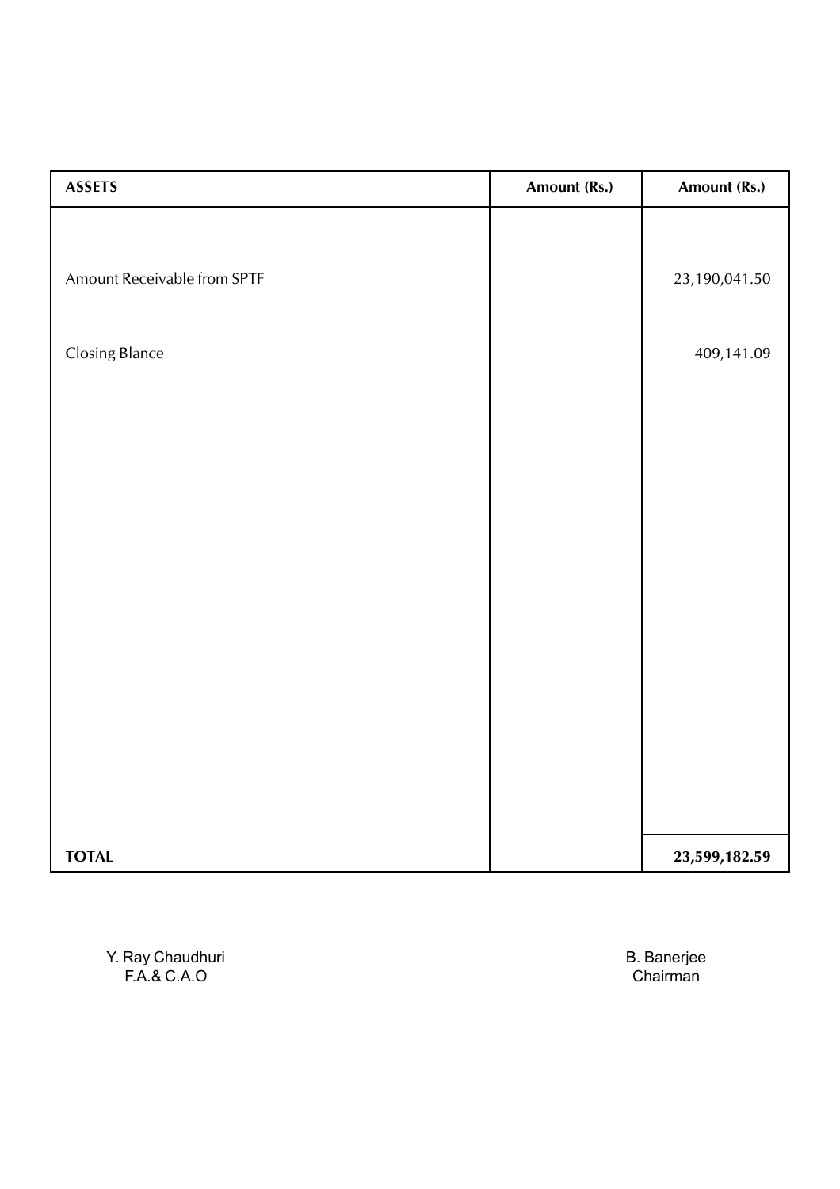| ASSETS | Amount (Rs.) | Amount (Rs.) |
|---|---|---|
| Amount Receivable from SPTF | | 23,190,041.50 |
| Closing Blance | | 409,141.09 |
| **TOTAL** | | **23,599,182.59** |

Y. Ray Chaudhuri
F.A.& C.A.O

B. Banerjee
Chairman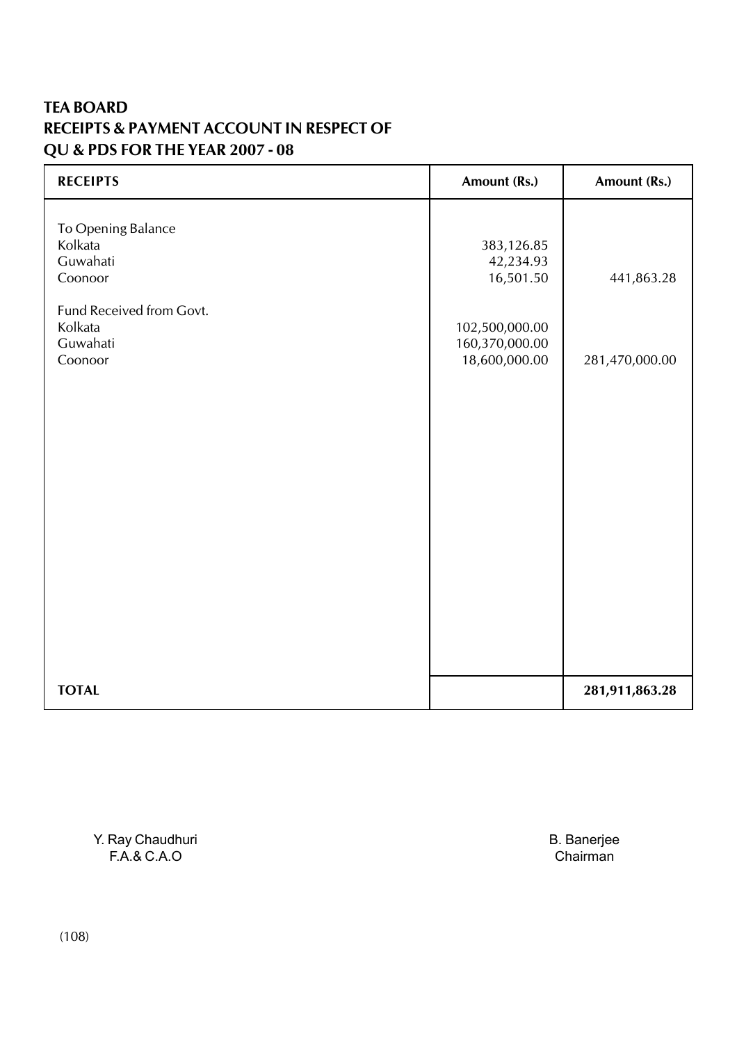**TEA BOARD**
**RECEIPTS & PAYMENT ACCOUNT IN RESPECT OF**
**QU & PDS FOR THE YEAR 2007 - 08**

| RECEIPTS | Amount (Rs.) | Amount (Rs.) |
|---|---|---|
| To Opening Balance | | |
| Kolkata | 383,126.85 | |
| Guwahati | 42,234.93 | |
| Coonoor | 16,501.50 | 441,863.28 |
| Fund Received from Govt. | | |
| Kolkata | 102,500,000.00 | |
| Guwahati | 160,370,000.00 | |
| Coonoor | 18,600,000.00 | 281,470,000.00 |
| **TOTAL** | | **281,911,863.28** |

Y. Ray Chaudhuri
F.A.& C.A.O

B. Banerjee
Chairman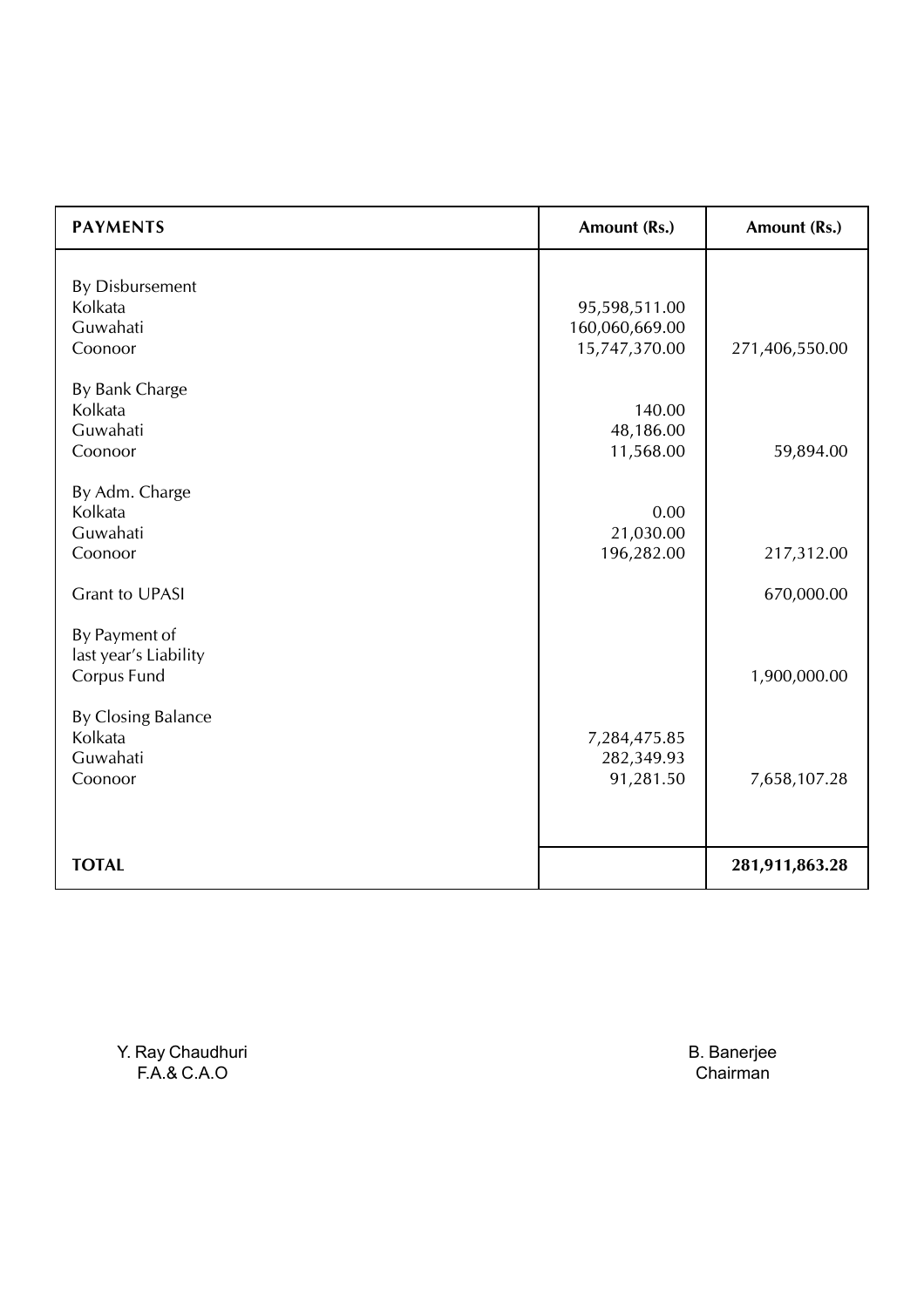| PAYMENTS | Amount (Rs.) | Amount (Rs.) |
|---|---|---|
| By Disbursement | | |
| Kolkata | 95,598,511.00 | |
| Guwahati | 160,060,669.00 | |
| Coonoor | 15,747,370.00 | 271,406,550.00 |
| By Bank Charge | | |
| Kolkata | 140.00 | |
| Guwahati | 48,186.00 | |
| Coonoor | 11,568.00 | 59,894.00 |
| By Adm. Charge | | |
| Kolkata | 0.00 | |
| Guwahati | 21,030.00 | |
| Coonoor | 196,282.00 | 217,312.00 |
| Grant to UPASI | | 670,000.00 |
| By Payment of last year's Liability Corpus Fund | | 1,900,000.00 |
| By Closing Balance | | |
| Kolkata | 7,284,475.85 | |
| Guwahati | 282,349.93 | |
| Coonoor | 91,281.50 | 7,658,107.28 |
| **TOTAL** | | **281,911,863.28** |

Y. Ray Chaudhuri
F.A.& C.A.O

B. Banerjee
Chairman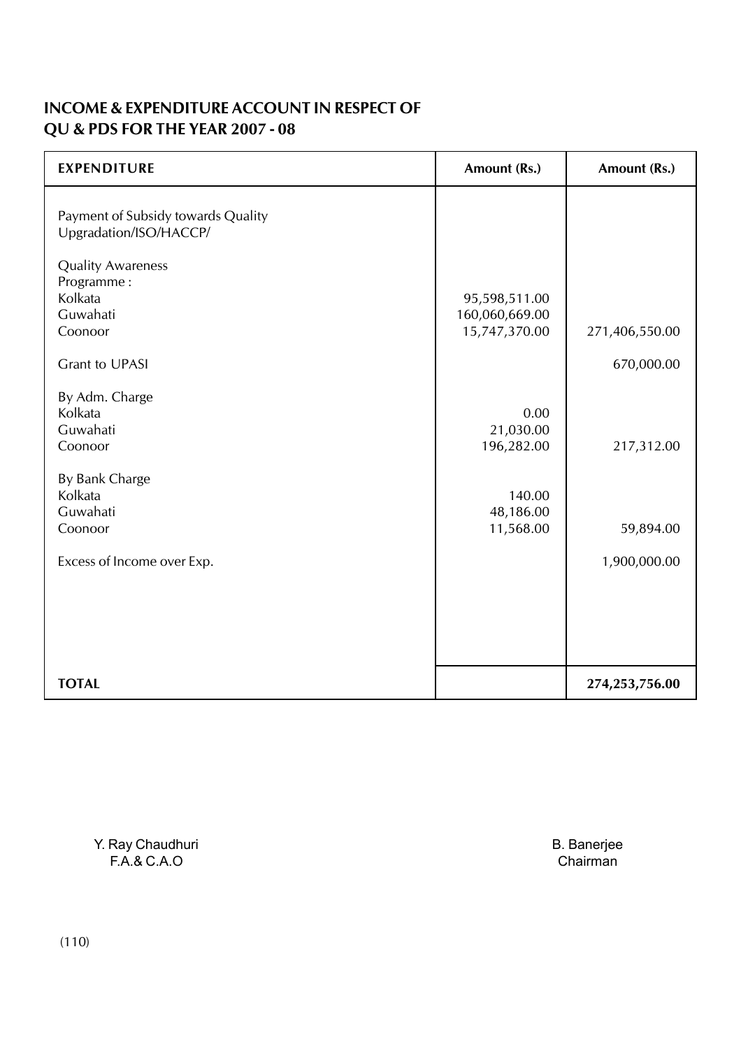## INCOME & EXPENDITURE ACCOUNT IN RESPECT OF QU & PDS FOR THE YEAR 2007 - 08

| EXPENDITURE | Amount (Rs.) | Amount (Rs.) |
|---|---|---|
| Payment of Subsidy towards Quality Upgradation/ISO/HACCP/ | | |
| Quality Awareness Programme : | | |
| Kolkata | 95,598,511.00 | |
| Guwahati | 160,060,669.00 | |
| Coonoor | 15,747,370.00 | 271,406,550.00 |
| Grant to UPASI | | 670,000.00 |
| By Adm. Charge | | |
| Kolkata | 0.00 | |
| Guwahati | 21,030.00 | |
| Coonoor | 196,282.00 | 217,312.00 |
| By Bank Charge | | |
| Kolkata | 140.00 | |
| Guwahati | 48,186.00 | |
| Coonoor | 11,568.00 | 59,894.00 |
| Excess of Income over Exp. | | 1,900,000.00 |
| **TOTAL** | | **274,253,756.00** |

Y. Ray Chaudhuri
F.A.& C.A.O

B. Banerjee
Chairman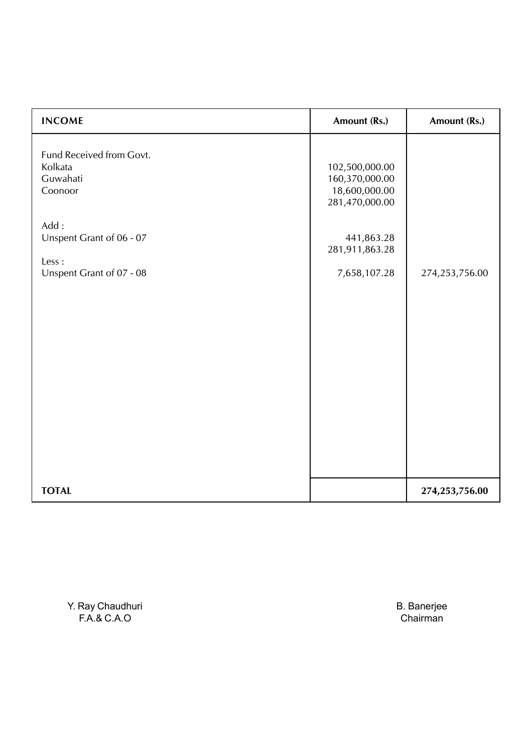| INCOME | Amount (Rs.) | Amount (Rs.) |
|---|---|---|
| Fund Received from Govt. | | |
| Kolkata | 102,500,000.00 | |
| Guwahati | 160,370,000.00 | |
| Coonoor | 18,600,000.00 | |
| | 281,470,000.00 | |
| Add : | | |
| Unspent Grant of 06 - 07 | 441,863.28 | |
| | 281,911,863.28 | |
| Less : | | |
| Unspent Grant of 07 - 08 | 7,658,107.28 | 274,253,756.00 |
| **TOTAL** | | **274,253,756.00** |

Y. Ray Chaudhuri
F.A.& C.A.O

B. Banerjee
Chairman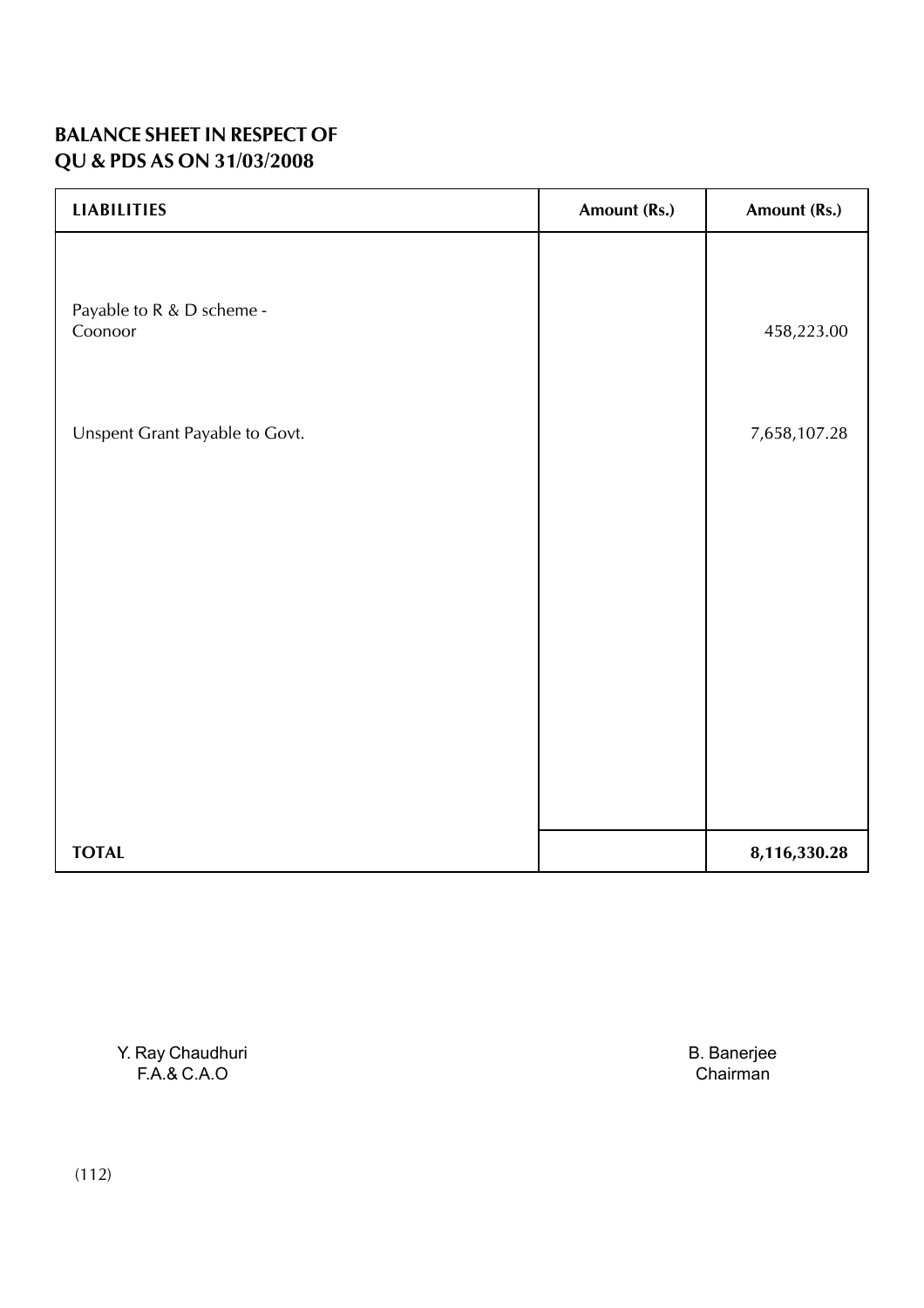**BALANCE SHEET IN RESPECT OF**
**QU & PDS AS ON 31/03/2008**

| LIABILITIES | Amount (Rs.) | Amount (Rs.) |
|---|---|---|
| Payable to R & D scheme - Coonoor | | 458,223.00 |
| Unspent Grant Payable to Govt. | | 7,658,107.28 |
| **TOTAL** | | **8,116,330.28** |

Y. Ray Chaudhuri
F.A.& C.A.O

B. Banerjee
Chairman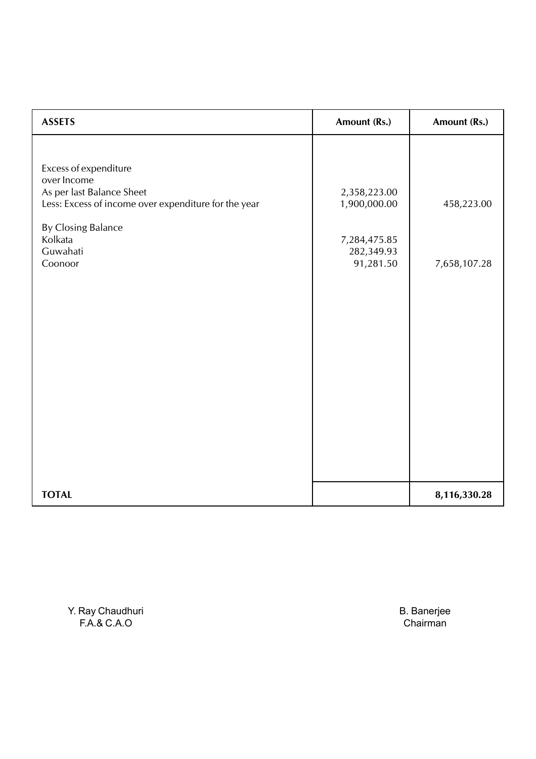| ASSETS | Amount (Rs.) | Amount (Rs.) |
| --- | --- | --- |
| Excess of expenditure over Income | | |
| As per last Balance Sheet | 2,358,223.00 | |
| Less: Excess of income over expenditure for the year | 1,900,000.00 | 458,223.00 |
| By Closing Balance | | |
| Kolkata | 7,284,475.85 | |
| Guwahati | 282,349.93 | |
| Coonoor | 91,281.50 | 7,658,107.28 |
| **TOTAL** | | **8,116,330.28** |

Y. Ray Chaudhuri
F.A.& C.A.O

B. Banerjee
Chairman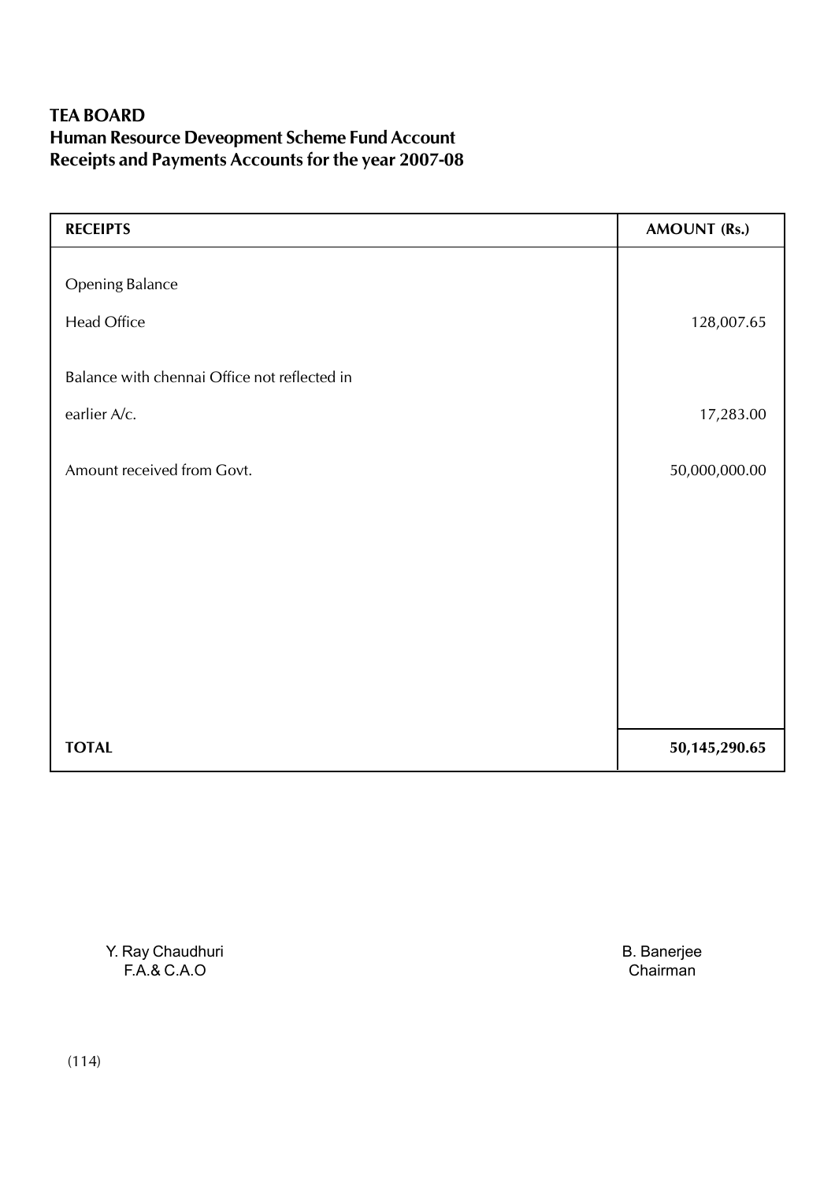**TEA BOARD**
**Human Resource Deveopment Scheme Fund Account**
**Receipts and Payments Accounts for the year 2007-08**

| RECEIPTS | AMOUNT (Rs.) |
|---|---|
| Opening Balance | |
| Head Office | 128,007.65 |
| Balance with chennai Office not reflected in earlier A/c. | 17,283.00 |
| Amount received from Govt. | 50,000,000.00 |
| **TOTAL** | **50,145,290.65** |

Y. Ray Chaudhuri
F.A.& C.A.O

B. Banerjee
Chairman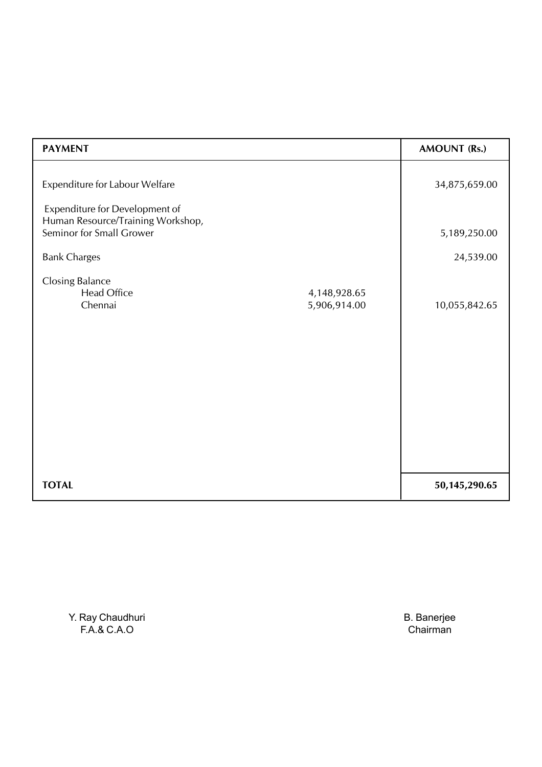| PAYMENT | | AMOUNT (Rs.) |
|---|---|---|
| Expenditure for Labour Welfare | | 34,875,659.00 |
| Expenditure for Development of Human Resource/Training Workshop, Seminor for Small Grower | | 5,189,250.00 |
| Bank Charges | | 24,539.00 |
| Closing Balance | | |
| Head Office | 4,148,928.65 | |
| Chennai | 5,906,914.00 | 10,055,842.65 |
| **TOTAL** | | **50,145,290.65** |

Y. Ray Chaudhuri
F.A.& C.A.O

B. Banerjee
Chairman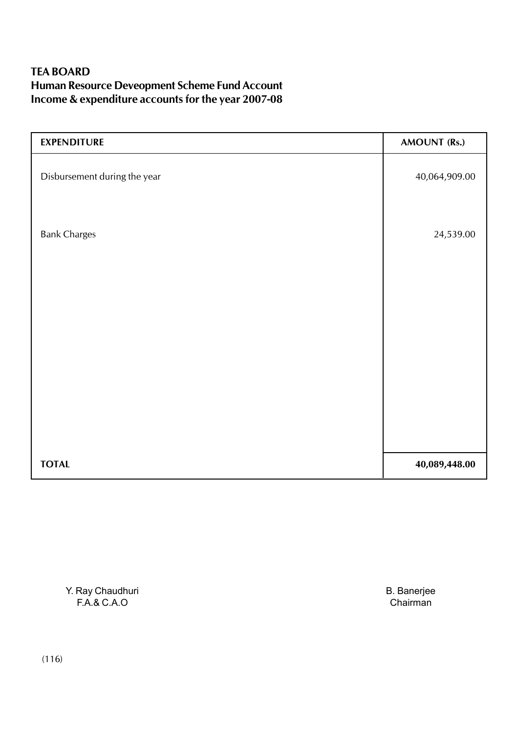**TEA BOARD**
**Human Resource Deveopment Scheme Fund Account**
**Income & expenditure accounts for the year 2007-08**

| EXPENDITURE | AMOUNT (Rs.) |
|---|---|
| Disbursement during the year | 40,064,909.00 |
| Bank Charges | 24,539.00 |
| **TOTAL** | **40,089,448.00** |

Y. Ray Chaudhuri
F.A.& C.A.O

B. Banerjee
Chairman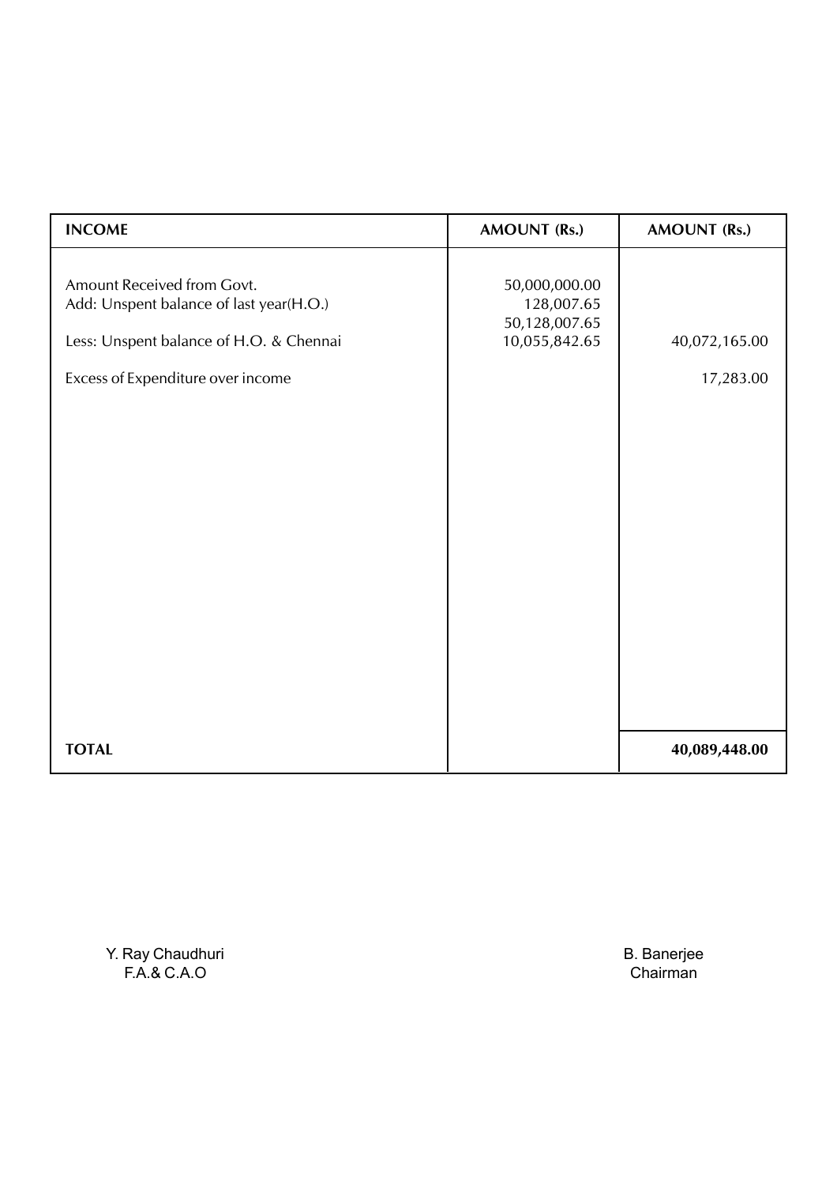| INCOME | AMOUNT (Rs.) | AMOUNT (Rs.) |
|---|---|---|
| Amount Received from Govt. | 50,000,000.00 | |
| Add: Unspent balance of last year(H.O.) | 128,007.65 | |
| | 50,128,007.65 | |
| Less: Unspent balance of H.O. & Chennai | 10,055,842.65 | 40,072,165.00 |
| Excess of Expenditure over income | | 17,283.00 |
| **TOTAL** | | **40,089,448.00** |

Y. Ray Chaudhuri
F.A.& C.A.O

B. Banerjee
Chairman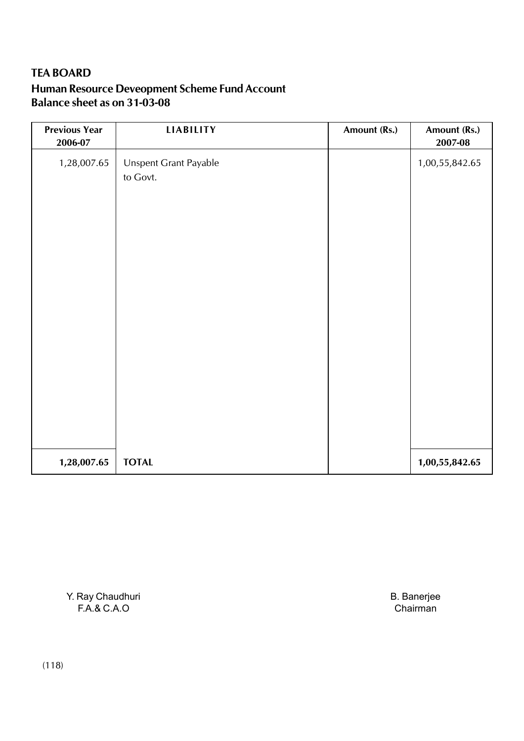**TEA BOARD**

**Human Resource Deveopment Scheme Fund Account**
**Balance sheet as on 31-03-08**

| Previous Year 2006-07 | LIABILITY | Amount (Rs.) | Amount (Rs.) 2007-08 |
|---|---|---|---|
| 1,28,007.65 | Unspent Grant Payable to Govt. | | 1,00,55,842.65 |
| **1,28,007.65** | **TOTAL** | | **1,00,55,842.65** |

Y. Ray Chaudhuri
F.A.& C.A.O

B. Banerjee
Chairman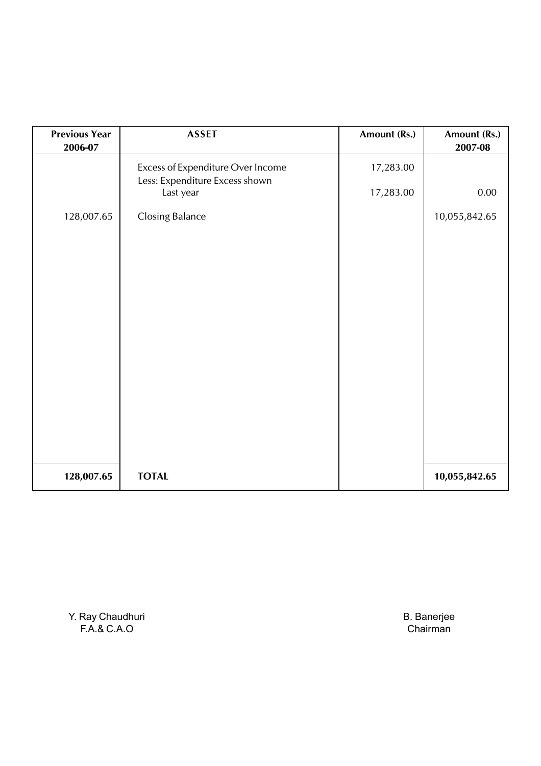| Previous Year 2006-07 | ASSET | Amount (Rs.) | Amount (Rs.) 2007-08 |
|---|---|---|---|
| | Excess of Expenditure Over Income | 17,283.00 | |
| | Less: Expenditure Excess shown Last year | 17,283.00 | 0.00 |
| 128,007.65 | Closing Balance | | 10,055,842.65 |
| **128,007.65** | **TOTAL** | | **10,055,842.65** |

Y. Ray Chaudhuri
F.A.& C.A.O

B. Banerjee
Chairman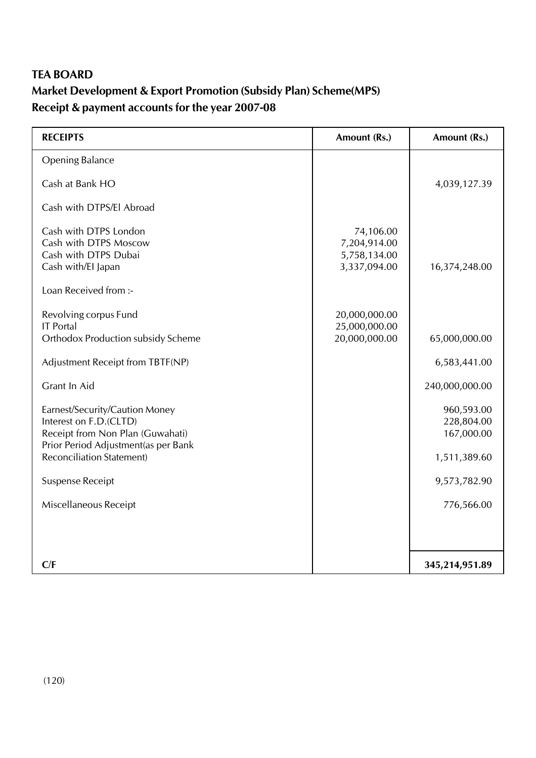**TEA BOARD**

**Market Development & Export Promotion (Subsidy Plan) Scheme(MPS)**

**Receipt & payment accounts for the year 2007-08**

| RECEIPTS | Amount (Rs.) | Amount (Rs.) |
|---|---|---|
| Opening Balance | | |
| Cash at Bank HO | | 4,039,127.39 |
| Cash with DTPS/El Abroad | | |
| Cash with DTPS London | 74,106.00 | |
| Cash with DTPS Moscow | 7,204,914.00 | |
| Cash with DTPS Dubai | 5,758,134.00 | |
| Cash with/EI Japan | 3,337,094.00 | 16,374,248.00 |
| Loan Received from :- | | |
| Revolving corpus Fund | 20,000,000.00 | |
| IT Portal | 25,000,000.00 | |
| Orthodox Production subsidy Scheme | 20,000,000.00 | 65,000,000.00 |
| Adjustment Receipt from TBTF(NP) | | 6,583,441.00 |
| Grant In Aid | | 240,000,000.00 |
| Earnest/Security/Caution Money | | 960,593.00 |
| Interest on F.D.(CLTD) | | 228,804.00 |
| Receipt from Non Plan (Guwahati) | | 167,000.00 |
| Prior Period Adjustment(as per Bank Reconciliation Statement) | | 1,511,389.60 |
| Suspense Receipt | | 9,573,782.90 |
| Miscellaneous Receipt | | 776,566.00 |
| **C/F** | | **345,214,951.89** |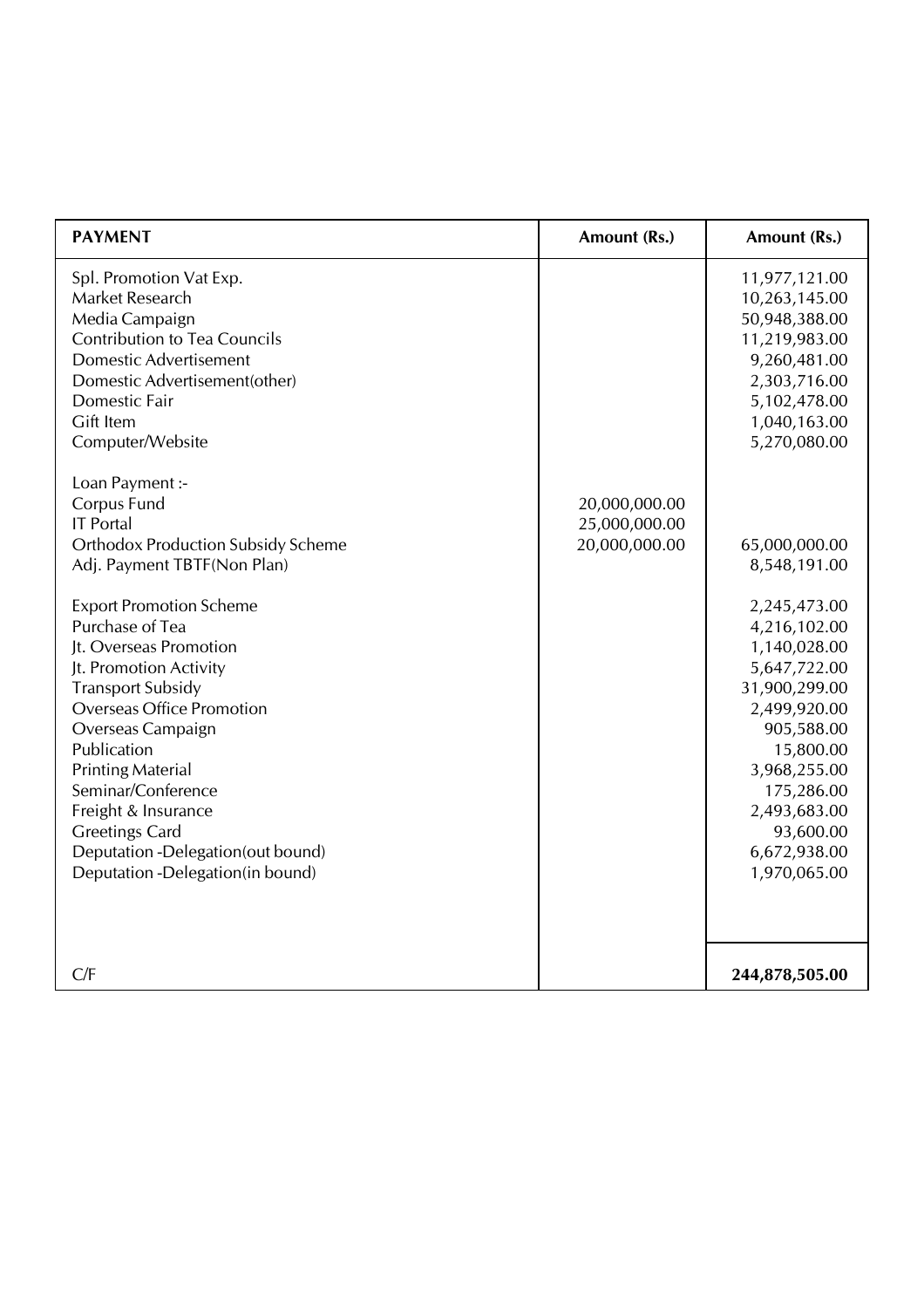| PAYMENT | Amount (Rs.) | Amount (Rs.) |
|---|---|---|
| Spl. Promotion Vat Exp. | | 11,977,121.00 |
| Market Research | | 10,263,145.00 |
| Media Campaign | | 50,948,388.00 |
| Contribution to Tea Councils | | 11,219,983.00 |
| Domestic Advertisement | | 9,260,481.00 |
| Domestic Advertisement(other) | | 2,303,716.00 |
| Domestic Fair | | 5,102,478.00 |
| Gift Item | | 1,040,163.00 |
| Computer/Website | | 5,270,080.00 |
| Loan Payment :- | | |
| Corpus Fund | 20,000,000.00 | |
| IT Portal | 25,000,000.00 | |
| Orthodox Production Subsidy Scheme | 20,000,000.00 | 65,000,000.00 |
| Adj. Payment TBTF(Non Plan) | | 8,548,191.00 |
| Export Promotion Scheme | | 2,245,473.00 |
| Purchase of Tea | | 4,216,102.00 |
| Jt. Overseas Promotion | | 1,140,028.00 |
| Jt. Promotion Activity | | 5,647,722.00 |
| Transport Subsidy | | 31,900,299.00 |
| Overseas Office Promotion | | 2,499,920.00 |
| Overseas Campaign | | 905,588.00 |
| Publication | | 15,800.00 |
| Printing Material | | 3,968,255.00 |
| Seminar/Conference | | 175,286.00 |
| Freight & Insurance | | 2,493,683.00 |
| Greetings Card | | 93,600.00 |
| Deputation -Delegation(out bound) | | 6,672,938.00 |
| Deputation -Delegation(in bound) | | 1,970,065.00 |
| C/F | | **244,878,505.00** |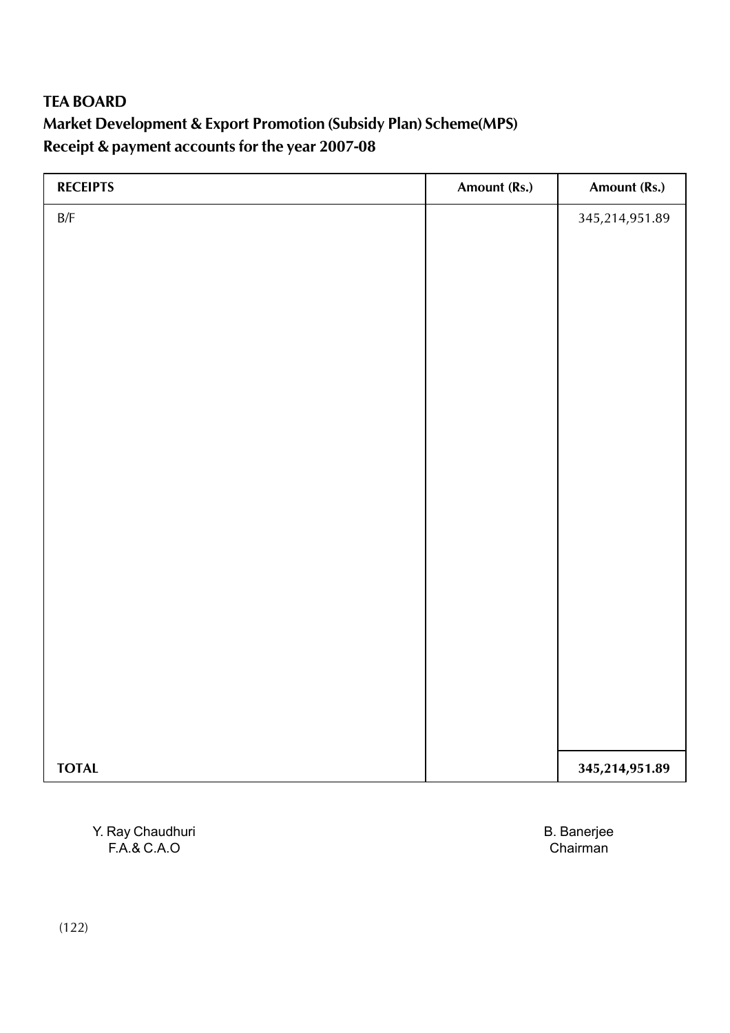**TEA BOARD**

**Market Development & Export Promotion (Subsidy Plan) Scheme(MPS)**

**Receipt & payment accounts for the year 2007-08**

| RECEIPTS | Amount (Rs.) | Amount (Rs.) |
|---|---|---|
| B/F | | 345,214,951.89 |
| **TOTAL** | | **345,214,951.89** |

Y. Ray Chaudhuri
F.A.& C.A.O

B. Banerjee
Chairman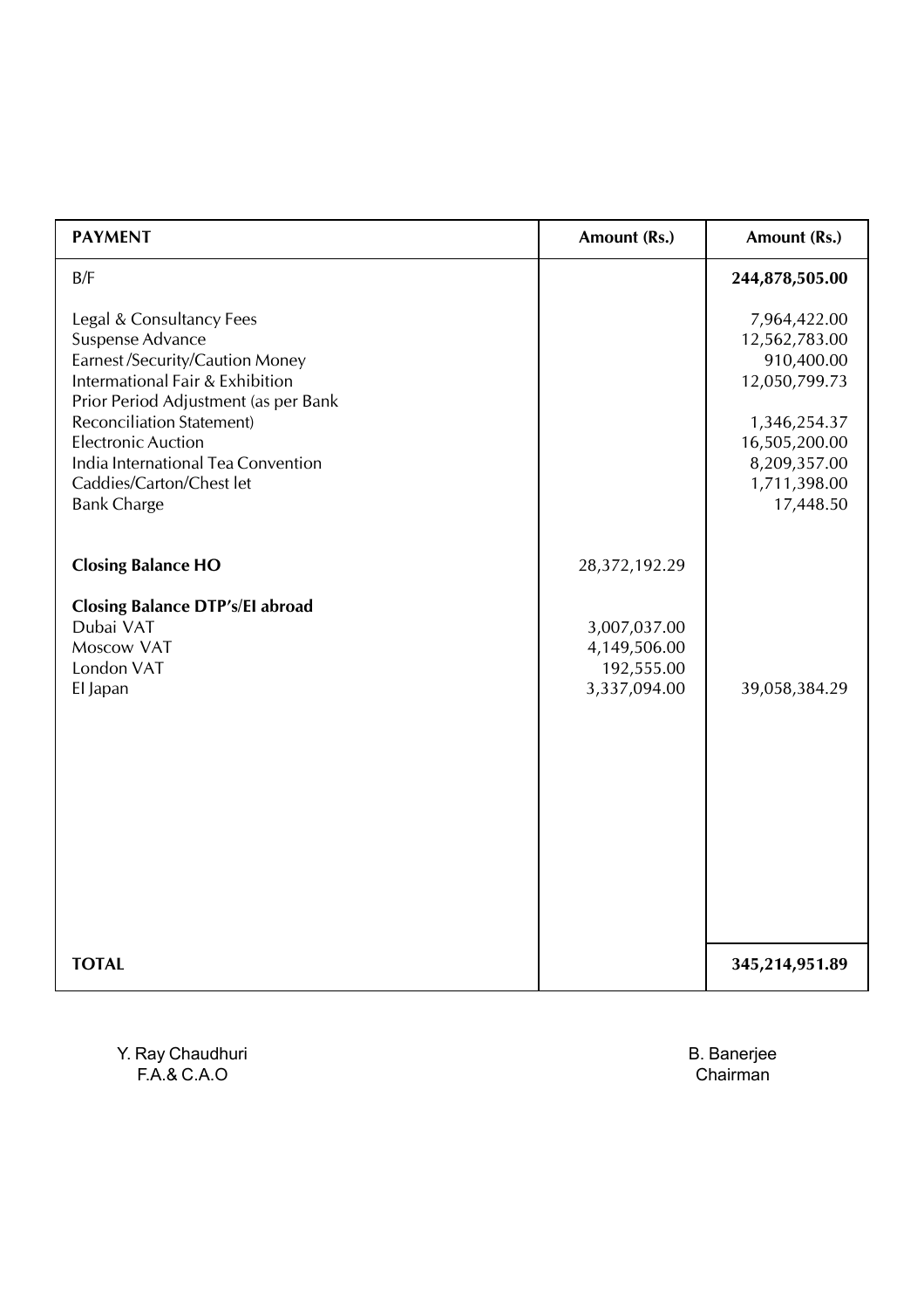| PAYMENT | Amount (Rs.) | Amount (Rs.) |
|---|---|---|
| B/F | | **244,878,505.00** |
| Legal & Consultancy Fees | | 7,964,422.00 |
| Suspense Advance | | 12,562,783.00 |
| Earnest /Security/Caution Money | | 910,400.00 |
| International Fair & Exhibition | | 12,050,799.73 |
| Prior Period Adjustment (as per Bank Reconciliation Statement) | | 1,346,254.37 |
| Electronic Auction | | 16,505,200.00 |
| India International Tea Convention | | 8,209,357.00 |
| Caddies/Carton/Chest let | | 1,711,398.00 |
| Bank Charge | | 17,448.50 |
| **Closing Balance HO** | 28,372,192.29 | |
| **Closing Balance DTP's/EI abroad** | | |
| Dubai VAT | 3,007,037.00 | |
| Moscow VAT | 4,149,506.00 | |
| London VAT | 192,555.00 | |
| EI Japan | 3,337,094.00 | 39,058,384.29 |
| **TOTAL** | | **345,214,951.89** |

Y. Ray Chaudhuri
F.A.& C.A.O

B. Banerjee
Chairman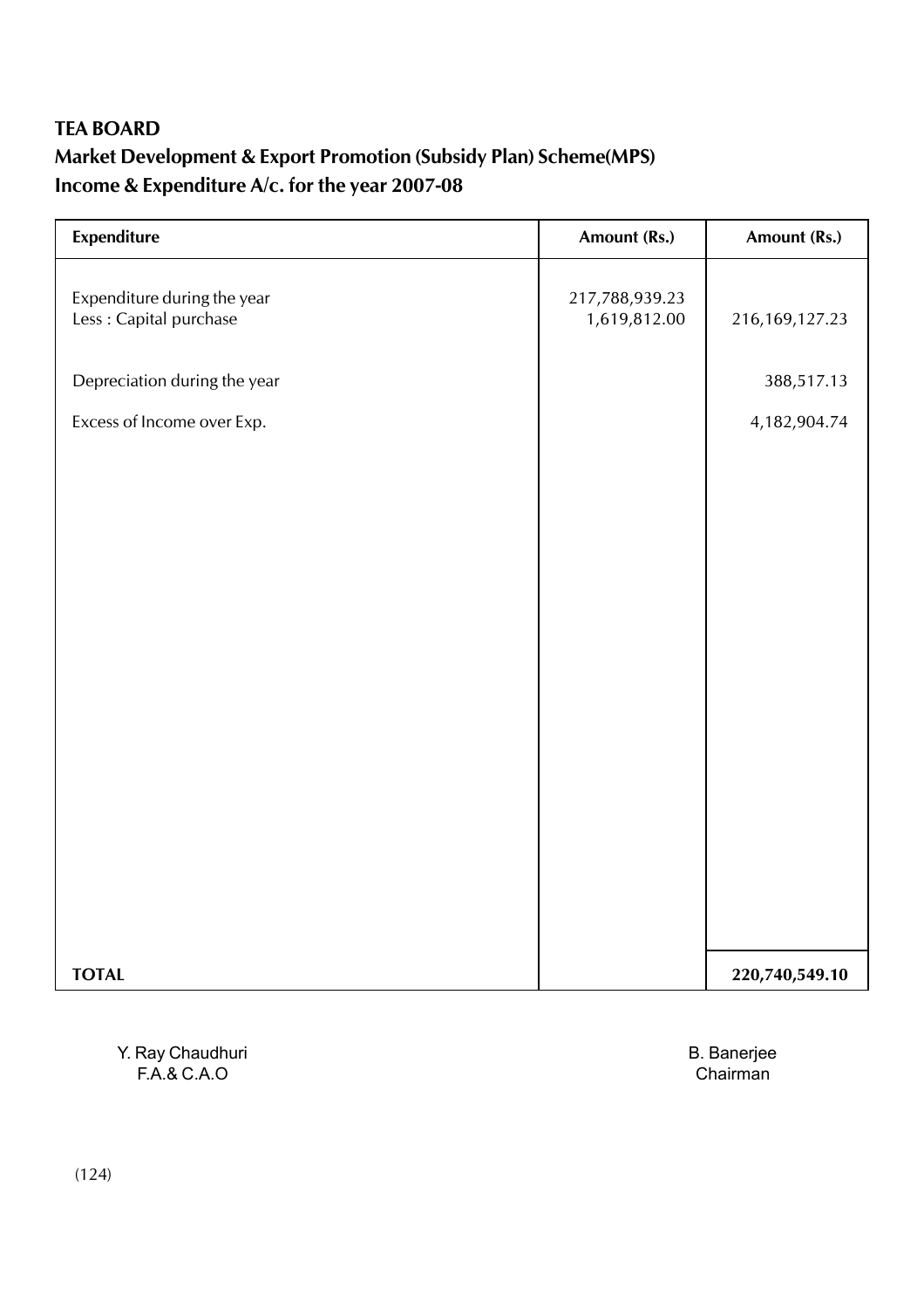**TEA BOARD**

**Market Development & Export Promotion (Subsidy Plan) Scheme(MPS)**

**Income & Expenditure A/c. for the year 2007-08**

| Expenditure | Amount (Rs.) | Amount (Rs.) |
|---|---|---|
| Expenditure during the year | 217,788,939.23 | |
| Less : Capital purchase | 1,619,812.00 | 216,169,127.23 |
| Depreciation during the year | | 388,517.13 |
| Excess of Income over Exp. | | 4,182,904.74 |
| **TOTAL** | | **220,740,549.10** |

Y. Ray Chaudhuri
F.A.& C.A.O

B. Banerjee
Chairman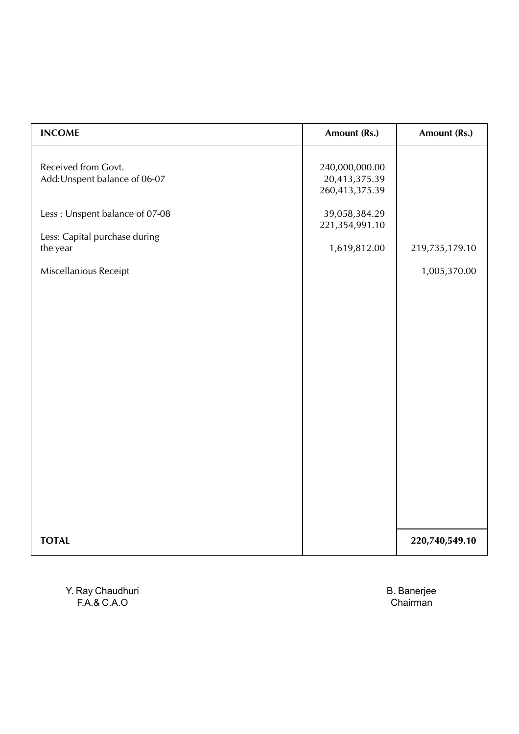| INCOME | Amount (Rs.) | Amount (Rs.) |
|---|---|---|
| Received from Govt. | 240,000,000.00 | |
| Add:Unspent balance of 06-07 | 20,413,375.39 | |
| | 260,413,375.39 | |
| Less : Unspent balance of 07-08 | 39,058,384.29 | |
| | 221,354,991.10 | |
| Less: Capital purchase during the year | 1,619,812.00 | 219,735,179.10 |
| Miscellanious Receipt | | 1,005,370.00 |
| **TOTAL** | | **220,740,549.10** |

Y. Ray Chaudhuri
F.A.& C.A.O

B. Banerjee
Chairman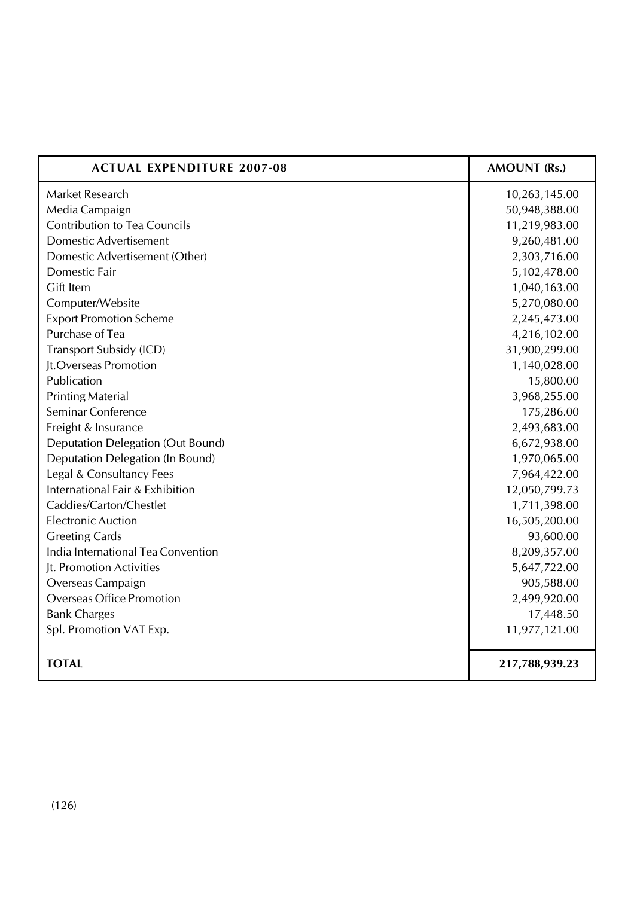| ACTUAL EXPENDITURE 2007-08 | AMOUNT (Rs.) |
|---|---|
| Market Research | 10,263,145.00 |
| Media Campaign | 50,948,388.00 |
| Contribution to Tea Councils | 11,219,983.00 |
| Domestic Advertisement | 9,260,481.00 |
| Domestic Advertisement (Other) | 2,303,716.00 |
| Domestic Fair | 5,102,478.00 |
| Gift Item | 1,040,163.00 |
| Computer/Website | 5,270,080.00 |
| Export Promotion Scheme | 2,245,473.00 |
| Purchase of Tea | 4,216,102.00 |
| Transport Subsidy (ICD) | 31,900,299.00 |
| Jt.Overseas Promotion | 1,140,028.00 |
| Publication | 15,800.00 |
| Printing Material | 3,968,255.00 |
| Seminar Conference | 175,286.00 |
| Freight & Insurance | 2,493,683.00 |
| Deputation Delegation (Out Bound) | 6,672,938.00 |
| Deputation Delegation (In Bound) | 1,970,065.00 |
| Legal & Consultancy Fees | 7,964,422.00 |
| International Fair & Exhibition | 12,050,799.73 |
| Caddies/Carton/Chestlet | 1,711,398.00 |
| Electronic Auction | 16,505,200.00 |
| Greeting Cards | 93,600.00 |
| India International Tea Convention | 8,209,357.00 |
| Jt. Promotion Activities | 5,647,722.00 |
| Overseas Campaign | 905,588.00 |
| Overseas Office Promotion | 2,499,920.00 |
| Bank Charges | 17,448.50 |
| Spl. Promotion VAT Exp. | 11,977,121.00 |
| **TOTAL** | **217,788,939.23** |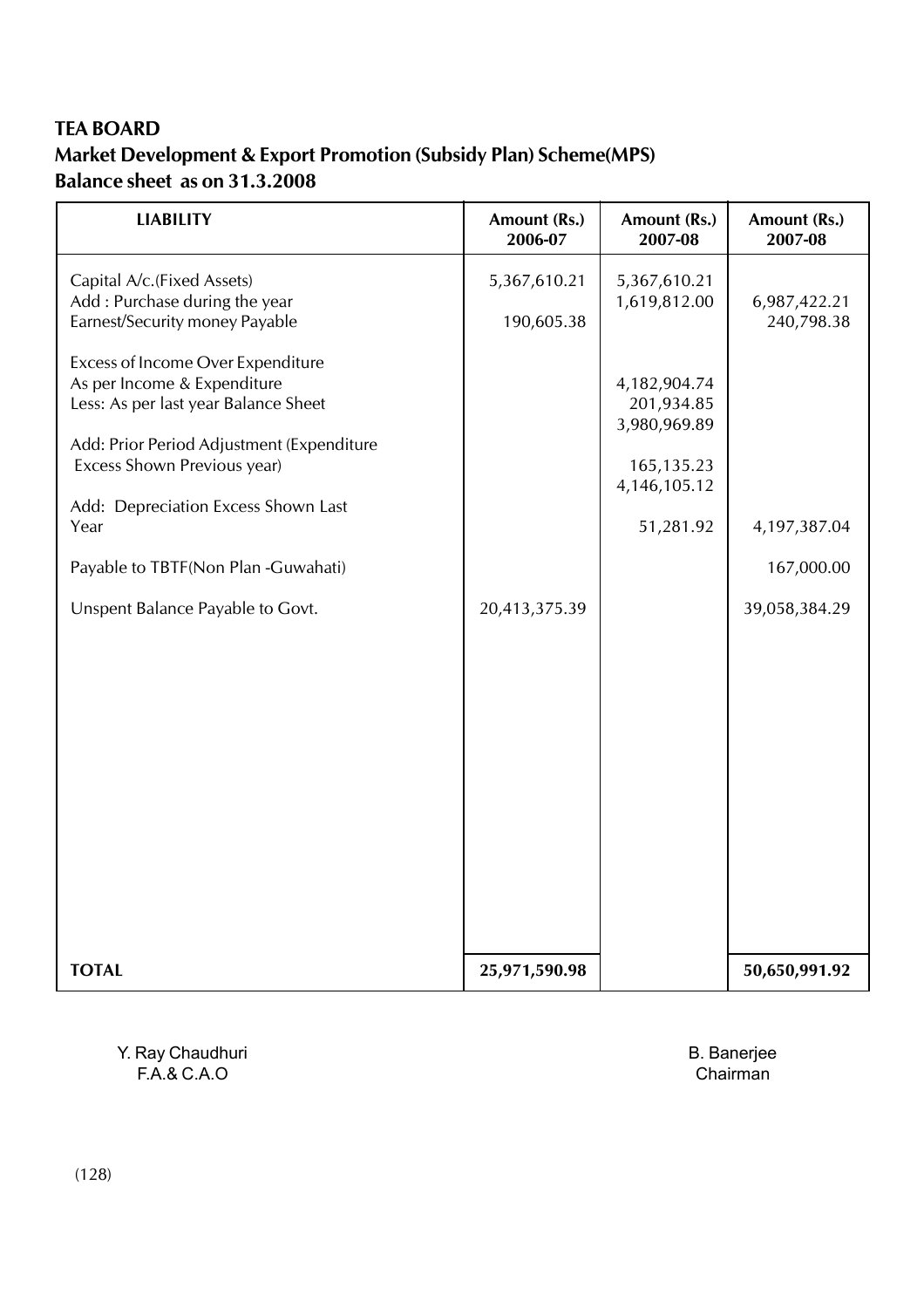**TEA BOARD**

**Market Development & Export Promotion (Subsidy Plan) Scheme(MPS)**

**Balance sheet as on 31.3.2008**

| LIABILITY | Amount (Rs.) 2006-07 | Amount (Rs.) 2007-08 | Amount (Rs.) 2007-08 |
|---|---|---|---|
| Capital A/c.(Fixed Assets) | 5,367,610.21 | 5,367,610.21 | |
| Add : Purchase during the year | | 1,619,812.00 | 6,987,422.21 |
| Earnest/Security money Payable | 190,605.38 | | 240,798.38 |
| Excess of Income Over Expenditure | | | |
| As per Income & Expenditure | | 4,182,904.74 | |
| Less: As per last year Balance Sheet | | 201,934.85 | |
| | | 3,980,969.89 | |
| Add: Prior Period Adjustment (Expenditure Excess Shown Previous year) | | 165,135.23 | |
| | | 4,146,105.12 | |
| Add: Depreciation Excess Shown Last Year | | 51,281.92 | 4,197,387.04 |
| Payable to TBTF(Non Plan -Guwahati) | | | 167,000.00 |
| Unspent Balance Payable to Govt. | 20,413,375.39 | | 39,058,384.29 |
| **TOTAL** | **25,971,590.98** | | **50,650,991.92** |

Y. Ray Chaudhuri
F.A.& C.A.O

B. Banerjee
Chairman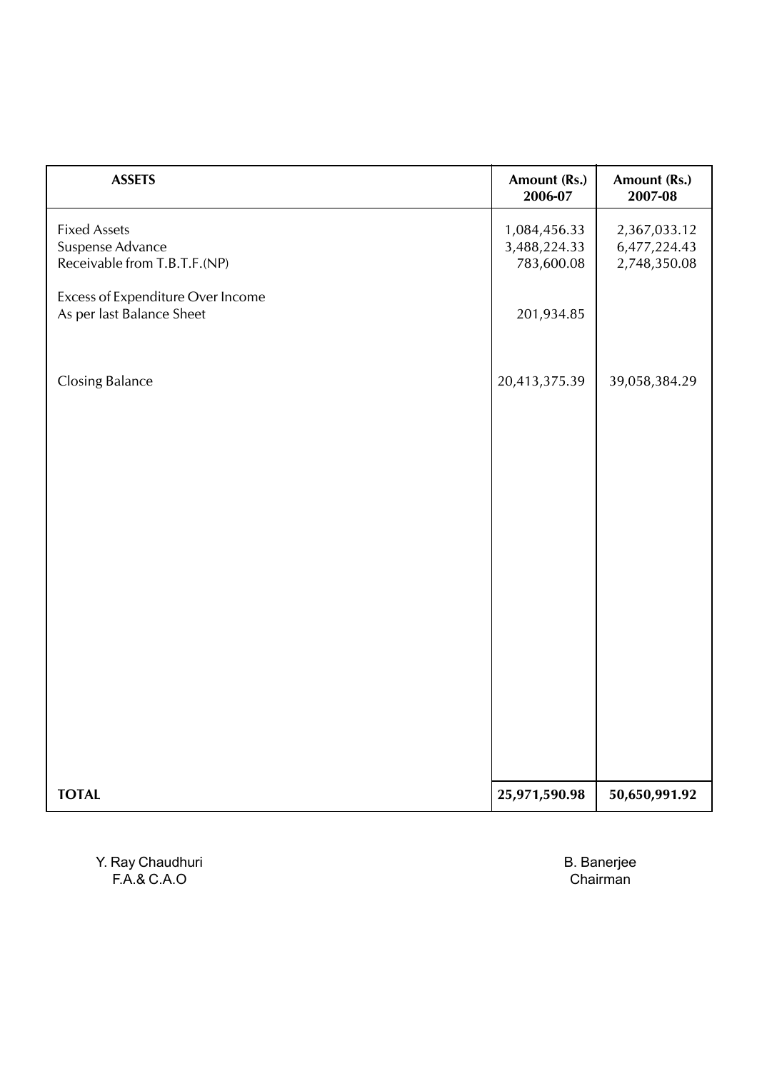| ASSETS | Amount (Rs.) 2006-07 | Amount (Rs.) 2007-08 |
|---|---|---|
| Fixed Assets | 1,084,456.33 | 2,367,033.12 |
| Suspense Advance | 3,488,224.33 | 6,477,224.43 |
| Receivable from T.B.T.F.(NP) | 783,600.08 | 2,748,350.08 |
| Excess of Expenditure Over Income | | |
| As per last Balance Sheet | 201,934.85 | |
| Closing Balance | 20,413,375.39 | 39,058,384.29 |
| **TOTAL** | **25,971,590.98** | **50,650,991.92** |

Y. Ray Chaudhuri
F.A.& C.A.O

B. Banerjee
Chairman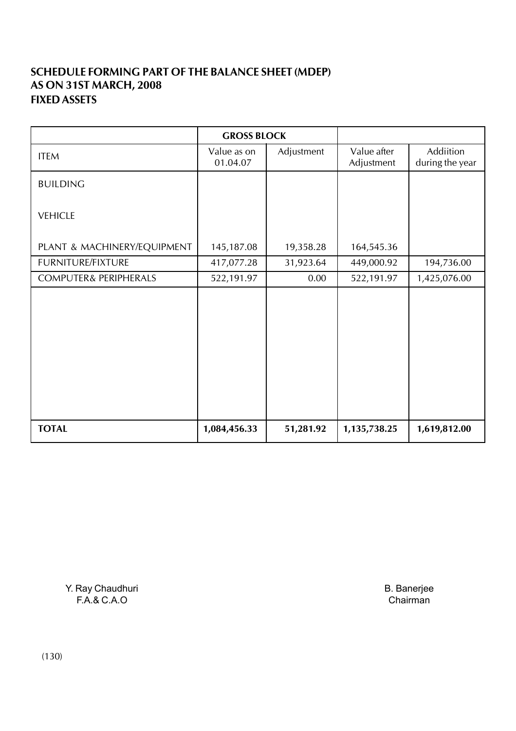**SCHEDULE FORMING PART OF THE BALANCE SHEET (MDEP)**
**AS ON 31ST MARCH, 2008**
**FIXED ASSETS**

| | GROSS BLOCK | | | |
|---|---|---|---|---|
| ITEM | Value as on 01.04.07 | Adjustment | Value after Adjustment | Addiition during the year |
| BUILDING | | | | |
| VEHICLE | | | | |
| PLANT & MACHINERY/EQUIPMENT | 145,187.08 | 19,358.28 | 164,545.36 | |
| FURNITURE/FIXTURE | 417,077.28 | 31,923.64 | 449,000.92 | 194,736.00 |
| COMPUTER& PERIPHERALS | 522,191.97 | 0.00 | 522,191.97 | 1,425,076.00 |
| **TOTAL** | **1,084,456.33** | **51,281.92** | **1,135,738.25** | **1,619,812.00** |

Y. Ray Chaudhuri
F.A.& C.A.O

B. Banerjee
Chairman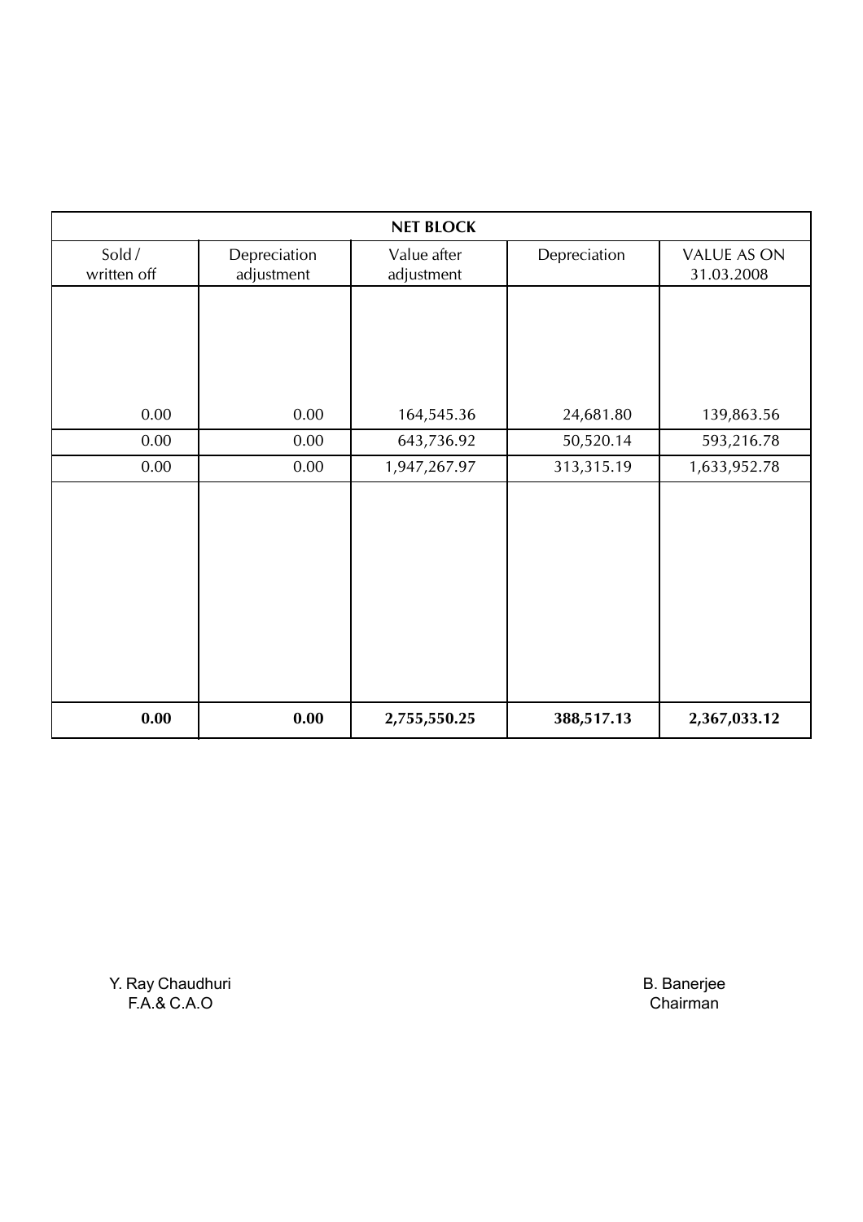| NET BLOCK | | | | |
|---|---|---|---|---|
| Sold / written off | Depreciation adjustment | Value after adjustment | Depreciation | VALUE AS ON 31.03.2008 |
| 0.00 | 0.00 | 164,545.36 | 24,681.80 | 139,863.56 |
| 0.00 | 0.00 | 643,736.92 | 50,520.14 | 593,216.78 |
| 0.00 | 0.00 | 1,947,267.97 | 313,315.19 | 1,633,952.78 |
| **0.00** | **0.00** | **2,755,550.25** | **388,517.13** | **2,367,033.12** |

Y. Ray Chaudhuri
F.A.& C.A.O

B. Banerjee
Chairman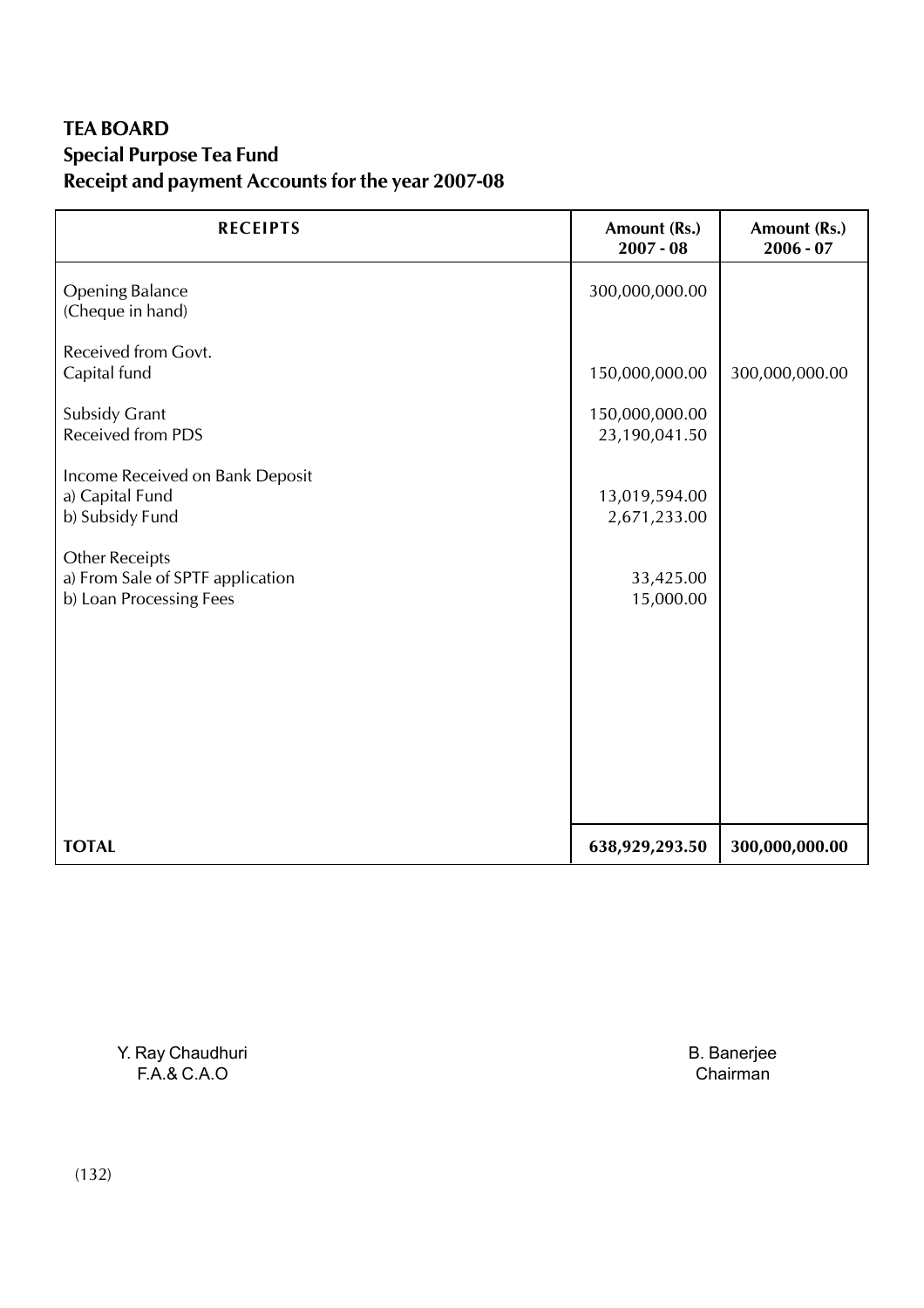**TEA BOARD**
**Special Purpose Tea Fund**
**Receipt and payment Accounts for the year 2007-08**

| RECEIPTS | Amount (Rs.) 2007 - 08 | Amount (Rs.) 2006 - 07 |
|---|---|---|
| Opening Balance<br>(Cheque in hand) | 300,000,000.00 | |
| Received from Govt. | | |
| Capital fund | 150,000,000.00 | 300,000,000.00 |
| Subsidy Grant | 150,000,000.00 | |
| Received from PDS | 23,190,041.50 | |
| Income Received on Bank Deposit | | |
| a) Capital Fund | 13,019,594.00 | |
| b) Subsidy Fund | 2,671,233.00 | |
| Other Receipts | | |
| a) From Sale of SPTF application | 33,425.00 | |
| b) Loan Processing Fees | 15,000.00 | |
| **TOTAL** | **638,929,293.50** | **300,000,000.00** |

Y. Ray Chaudhuri
F.A.& C.A.O

B. Banerjee
Chairman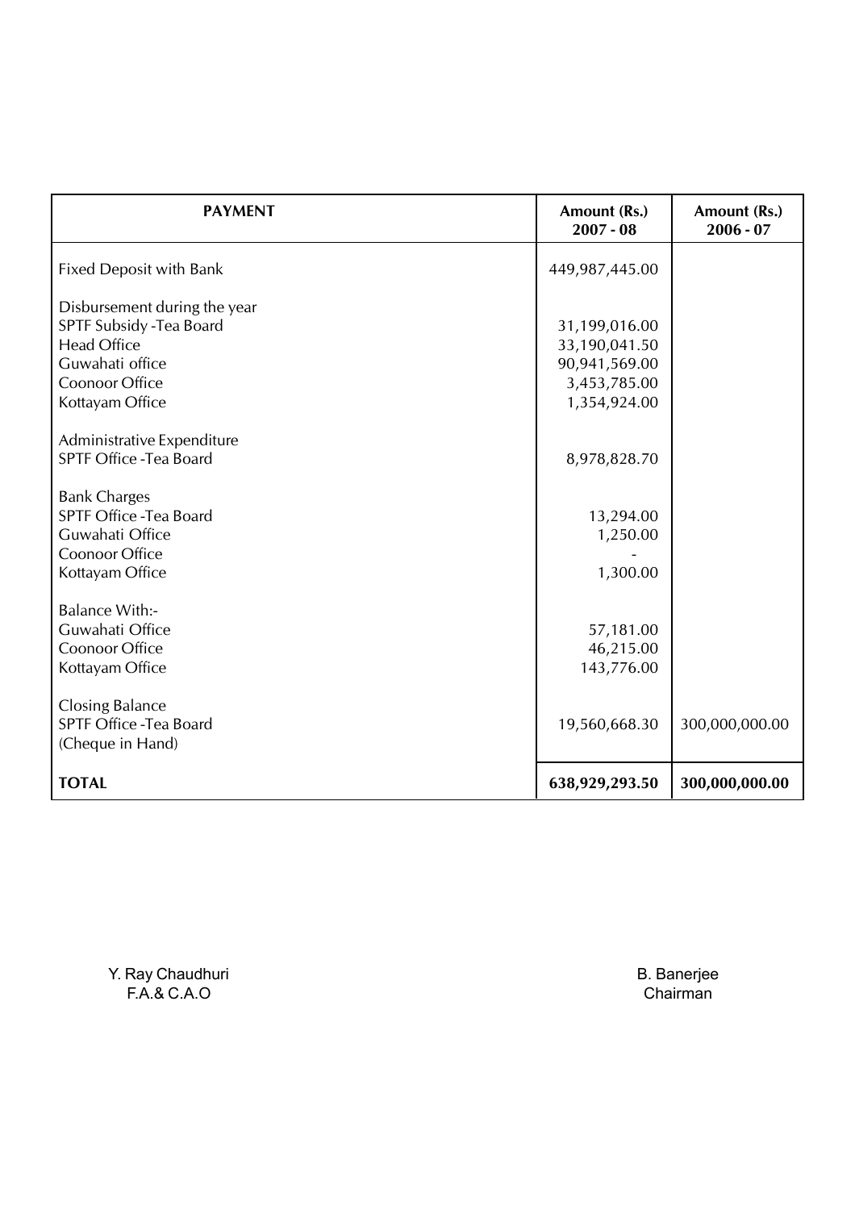| PAYMENT | Amount (Rs.) 2007 - 08 | Amount (Rs.) 2006 - 07 |
|---|---|---|
| Fixed Deposit with Bank | 449,987,445.00 | |
| Disbursement during the year | | |
| SPTF Subsidy -Tea Board | 31,199,016.00 | |
| Head Office | 33,190,041.50 | |
| Guwahati office | 90,941,569.00 | |
| Coonoor Office | 3,453,785.00 | |
| Kottayam Office | 1,354,924.00 | |
| Administrative Expenditure | | |
| SPTF Office -Tea Board | 8,978,828.70 | |
| Bank Charges | | |
| SPTF Office -Tea Board | 13,294.00 | |
| Guwahati Office | 1,250.00 | |
| Coonoor Office | - | |
| Kottayam Office | 1,300.00 | |
| Balance With:- | | |
| Guwahati Office | 57,181.00 | |
| Coonoor Office | 46,215.00 | |
| Kottayam Office | 143,776.00 | |
| Closing Balance | | |
| SPTF Office -Tea Board (Cheque in Hand) | 19,560,668.30 | 300,000,000.00 |
| **TOTAL** | **638,929,293.50** | **300,000,000.00** |

Y. Ray Chaudhuri
F.A.& C.A.O

B. Banerjee
Chairman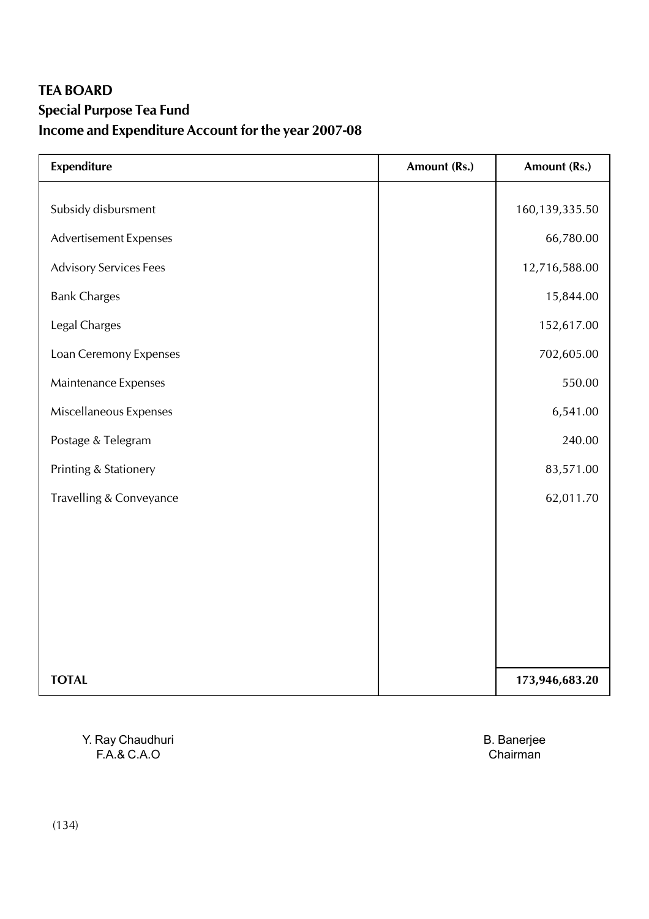**TEA BOARD**

**Special Purpose Tea Fund**

**Income and Expenditure Account for the year 2007-08**

| Expenditure | Amount (Rs.) | Amount (Rs.) |
|---|---|---|
| Subsidy disbursment | | 160,139,335.50 |
| Advertisement Expenses | | 66,780.00 |
| Advisory Services Fees | | 12,716,588.00 |
| Bank Charges | | 15,844.00 |
| Legal Charges | | 152,617.00 |
| Loan Ceremony Expenses | | 702,605.00 |
| Maintenance Expenses | | 550.00 |
| Miscellaneous Expenses | | 6,541.00 |
| Postage & Telegram | | 240.00 |
| Printing & Stationery | | 83,571.00 |
| Travelling & Conveyance | | 62,011.70 |
| **TOTAL** | | **173,946,683.20** |

Y. Ray Chaudhuri
F.A.& C.A.O

B. Banerjee
Chairman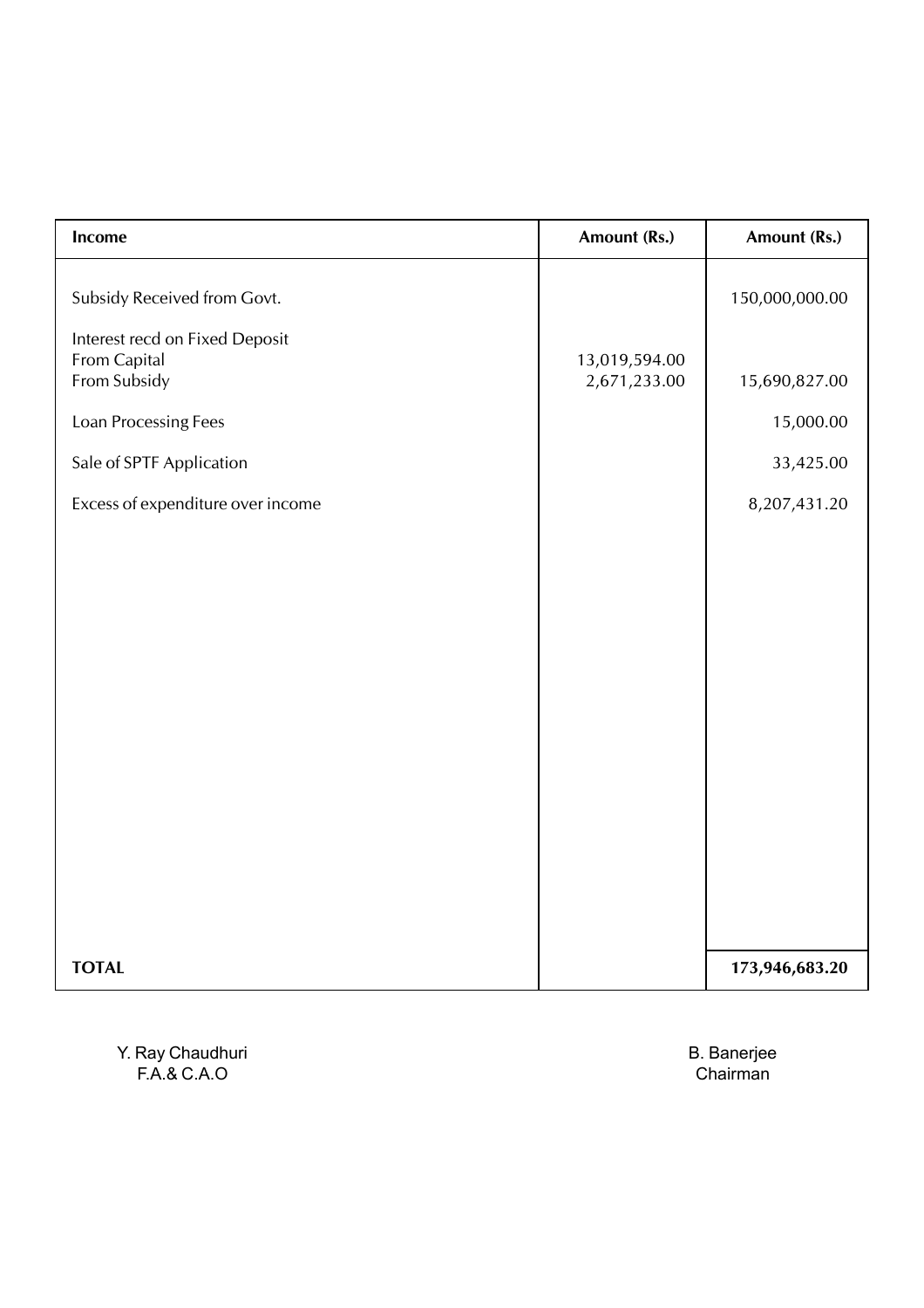| Income | Amount (Rs.) | Amount (Rs.) |
|---|---|---|
| Subsidy Received from Govt. | | 150,000,000.00 |
| Interest recd on Fixed Deposit | | |
| From Capital | 13,019,594.00 | |
| From Subsidy | 2,671,233.00 | 15,690,827.00 |
| Loan Processing Fees | | 15,000.00 |
| Sale of SPTF Application | | 33,425.00 |
| Excess of expenditure over income | | 8,207,431.20 |
| **TOTAL** | | **173,946,683.20** |

Y. Ray Chaudhuri
F.A.& C.A.O

B. Banerjee
Chairman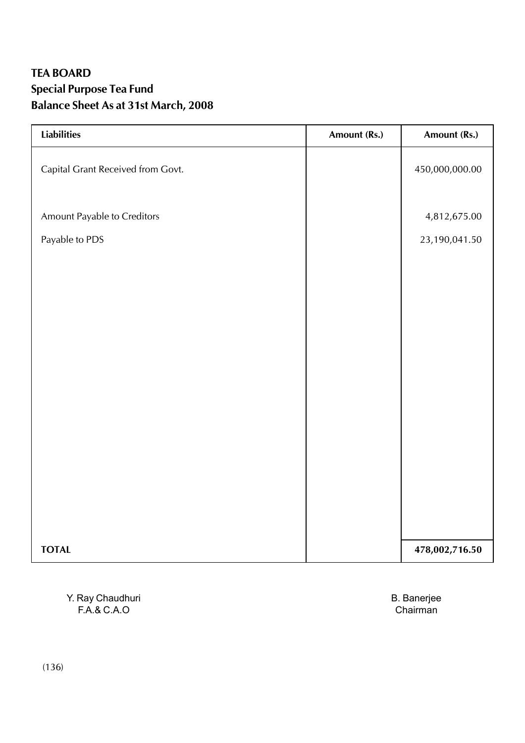**TEA BOARD**

**Special Purpose Tea Fund**

**Balance Sheet As at 31st March, 2008**

| Liabilities | Amount (Rs.) | Amount (Rs.) |
|---|---|---|
| Capital Grant Received from Govt. | | 450,000,000.00 |
| Amount Payable to Creditors | | 4,812,675.00 |
| Payable to PDS | | 23,190,041.50 |
| **TOTAL** | | **478,002,716.50** |

Y. Ray Chaudhuri
F.A.& C.A.O

B. Banerjee
Chairman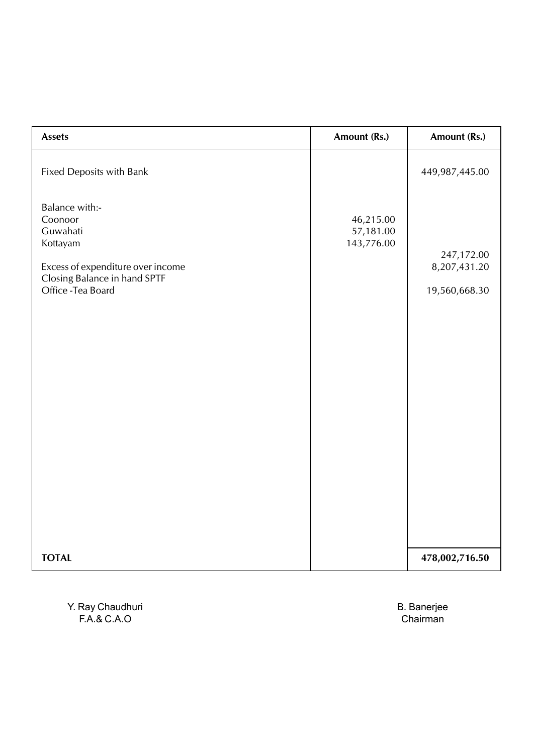| Assets | Amount (Rs.) | Amount (Rs.) |
|---|---|---|
| Fixed Deposits with Bank | | 449,987,445.00 |
| Balance with:- | | |
| Coonoor | 46,215.00 | |
| Guwahati | 57,181.00 | |
| Kottayam | 143,776.00 | 247,172.00 |
| Excess of expenditure over income | | 8,207,431.20 |
| Closing Balance in hand SPTF Office -Tea Board | | 19,560,668.30 |
| **TOTAL** | | **478,002,716.50** |

Y. Ray Chaudhuri
F.A.& C.A.O

B. Banerjee
Chairman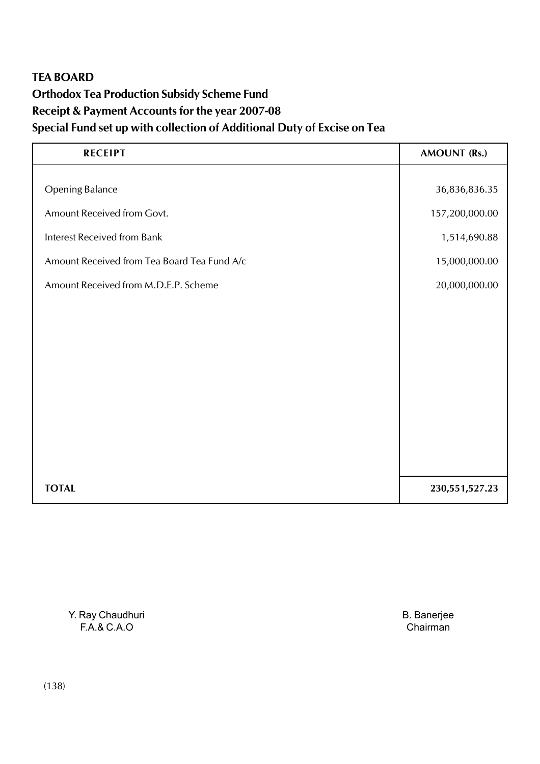**TEA BOARD**

**Orthodox Tea Production Subsidy Scheme Fund**

**Receipt & Payment Accounts for the year 2007-08**

**Special Fund set up with collection of Additional Duty of Excise on Tea**

| RECEIPT | AMOUNT (Rs.) |
|---|---|
| Opening Balance | 36,836,836.35 |
| Amount Received from Govt. | 157,200,000.00 |
| Interest Received from Bank | 1,514,690.88 |
| Amount Received from Tea Board Tea Fund A/c | 15,000,000.00 |
| Amount Received from M.D.E.P. Scheme | 20,000,000.00 |
| **TOTAL** | **230,551,527.23** |

Y. Ray Chaudhuri
F.A.& C.A.O

B. Banerjee
Chairman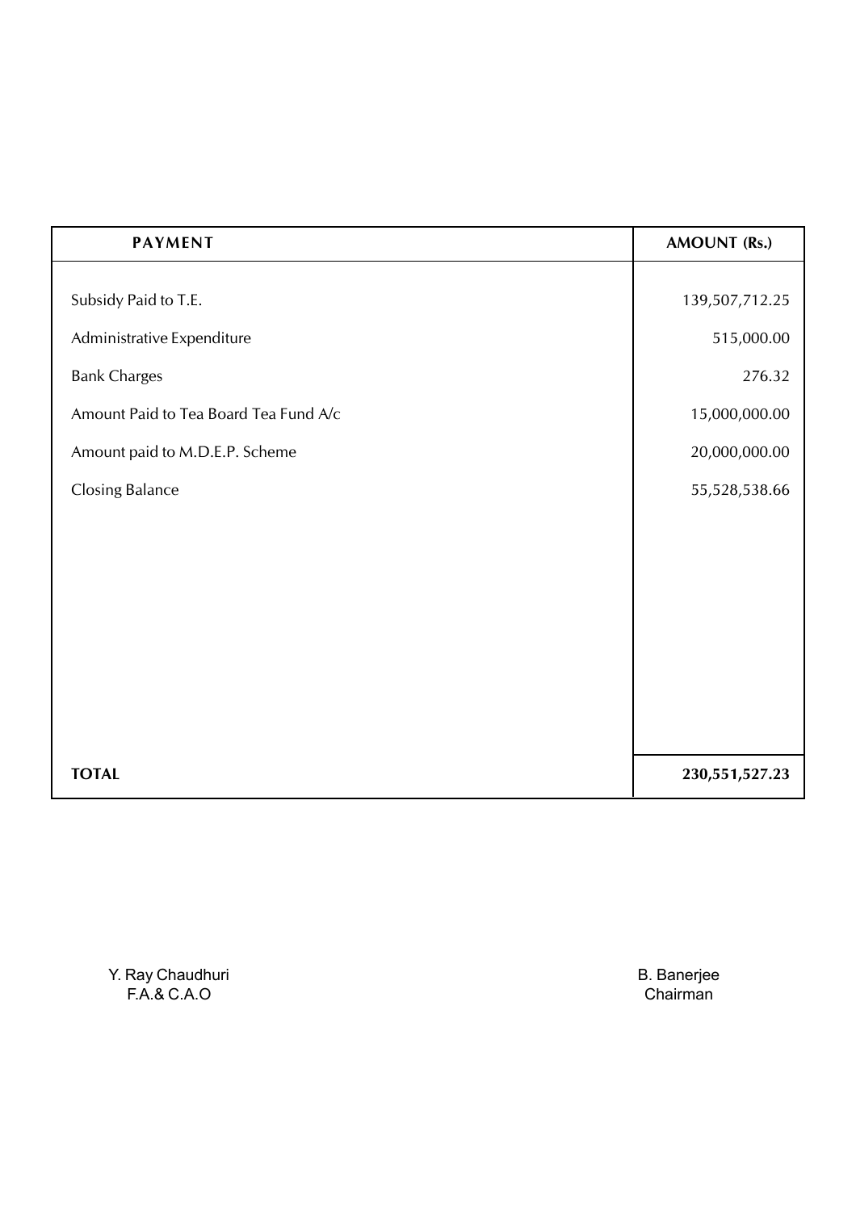| PAYMENT | AMOUNT (Rs.) |
|---|---|
| Subsidy Paid to T.E. | 139,507,712.25 |
| Administrative Expenditure | 515,000.00 |
| Bank Charges | 276.32 |
| Amount Paid to Tea Board Tea Fund A/c | 15,000,000.00 |
| Amount paid to M.D.E.P. Scheme | 20,000,000.00 |
| Closing Balance | 55,528,538.66 |
| **TOTAL** | **230,551,527.23** |

Y. Ray Chaudhuri
F.A.& C.A.O

B. Banerjee
Chairman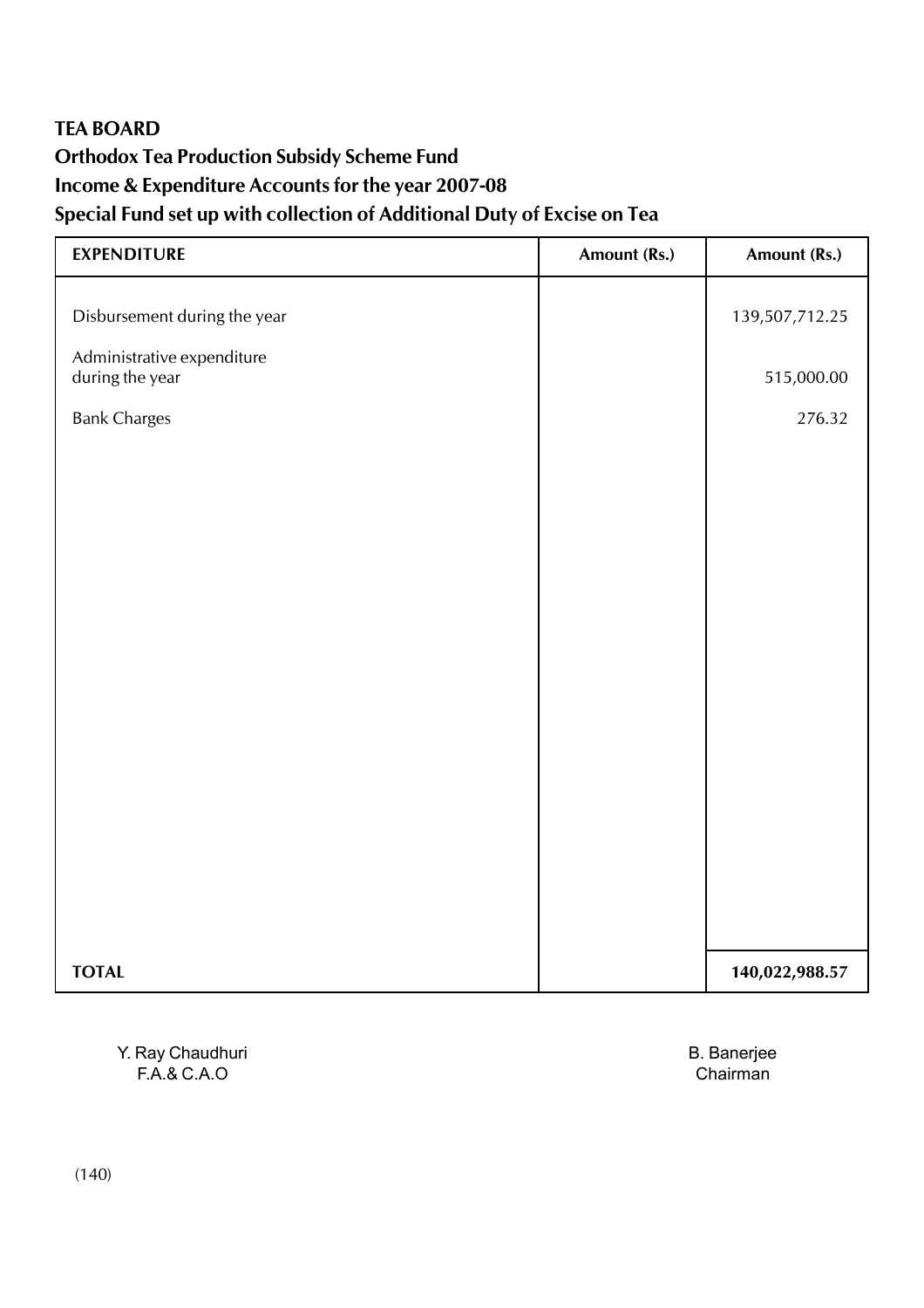**TEA BOARD**

**Orthodox Tea Production Subsidy Scheme Fund**

**Income & Expenditure Accounts for the year 2007-08**

**Special Fund set up with collection of Additional Duty of Excise on Tea**

| EXPENDITURE | Amount (Rs.) | Amount (Rs.) |
|---|---|---|
| Disbursement during the year | | 139,507,712.25 |
| Administrative expenditure during the year | | 515,000.00 |
| Bank Charges | | 276.32 |
| **TOTAL** | | **140,022,988.57** |

Y. Ray Chaudhuri
F.A.& C.A.O

B. Banerjee
Chairman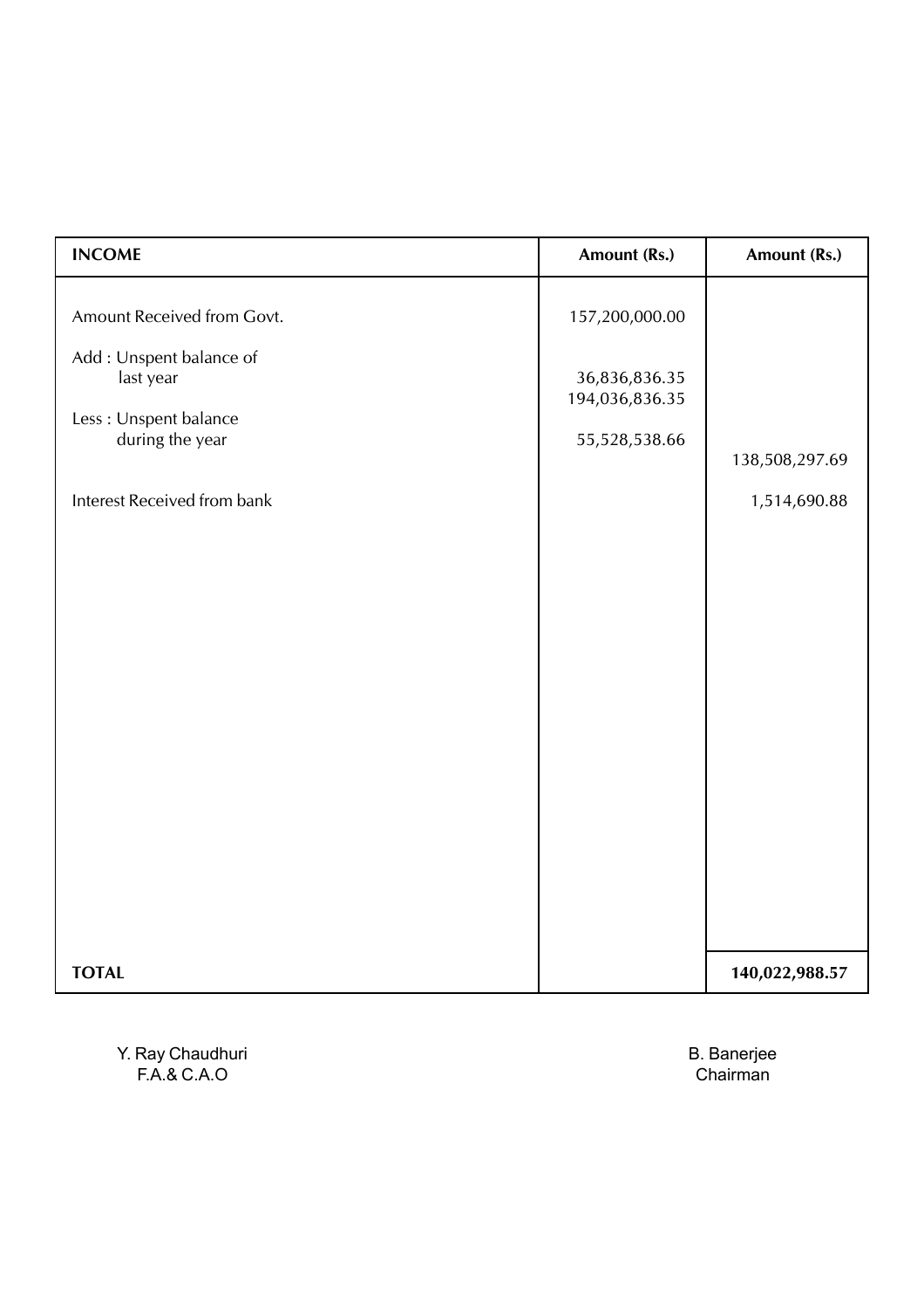| INCOME | Amount (Rs.) | Amount (Rs.) |
|---|---|---|
| Amount Received from Govt. | 157,200,000.00 | |
| Add : Unspent balance of last year | 36,836,836.35 | |
| | 194,036,836.35 | |
| Less : Unspent balance during the year | 55,528,538.66 | |
| | | 138,508,297.69 |
| Interest Received from bank | | 1,514,690.88 |
| **TOTAL** | | **140,022,988.57** |

Y. Ray Chaudhuri
F.A.& C.A.O

B. Banerjee
Chairman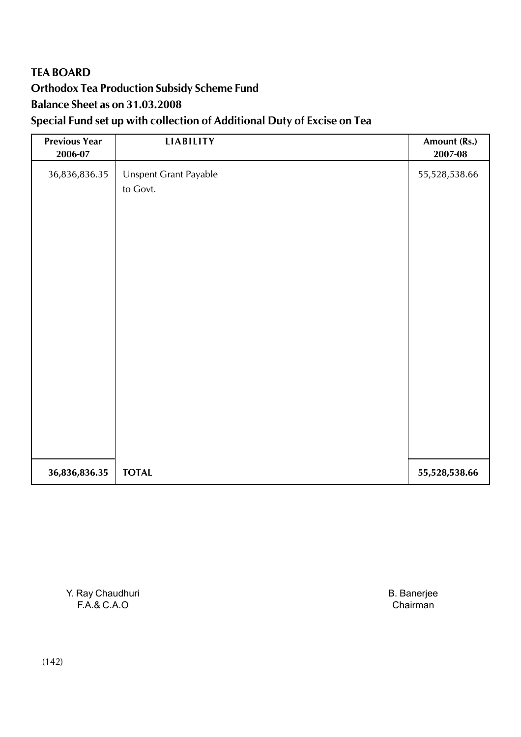# TEA BOARD

## Orthodox Tea Production Subsidy Scheme Fund

## Balance Sheet as on 31.03.2008

## Special Fund set up with collection of Additional Duty of Excise on Tea

| Previous Year 2006-07 | LIABILITY | Amount (Rs.) 2007-08 |
|---|---|---|
| 36,836,836.35 | Unspent Grant Payable to Govt. | 55,528,538.66 |
| **36,836,836.35** | **TOTAL** | **55,528,538.66** |

Y. Ray Chaudhuri
F.A.& C.A.O

B. Banerjee
Chairman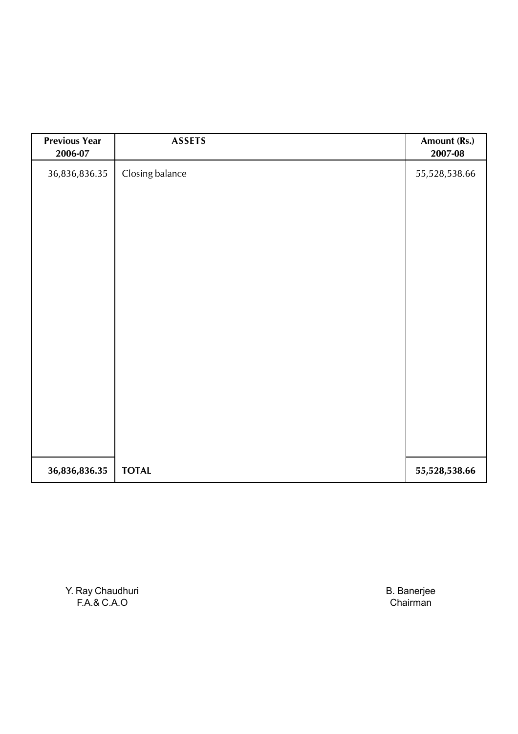| Previous Year 2006-07 | ASSETS | Amount (Rs.) 2007-08 |
|---|---|---|
| 36,836,836.35 | Closing balance | 55,528,538.66 |
| **36,836,836.35** | **TOTAL** | **55,528,538.66** |

Y. Ray Chaudhuri
F.A.& C.A.O

B. Banerjee
Chairman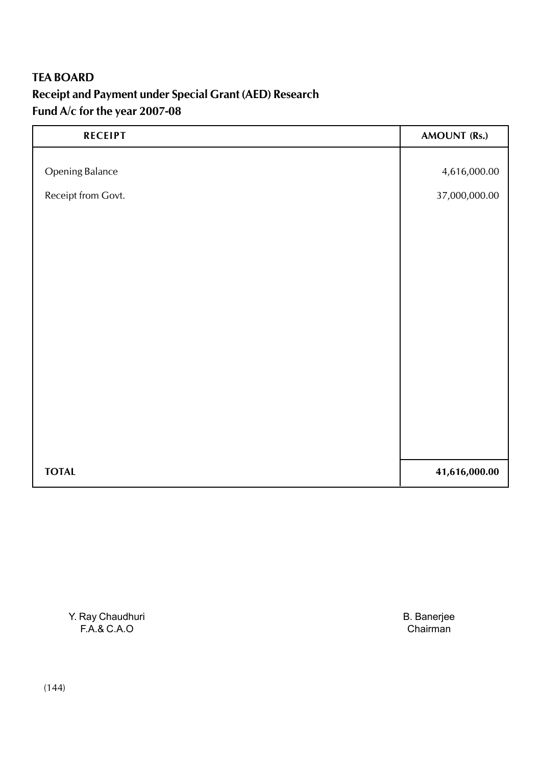**TEA BOARD**

**Receipt and Payment under Special Grant (AED) Research Fund A/c for the year 2007-08**

| RECEIPT | AMOUNT (Rs.) |
|---|---|
| Opening Balance | 4,616,000.00 |
| Receipt from Govt. | 37,000,000.00 |
| **TOTAL** | **41,616,000.00** |

Y. Ray Chaudhuri
F.A.& C.A.O

B. Banerjee
Chairman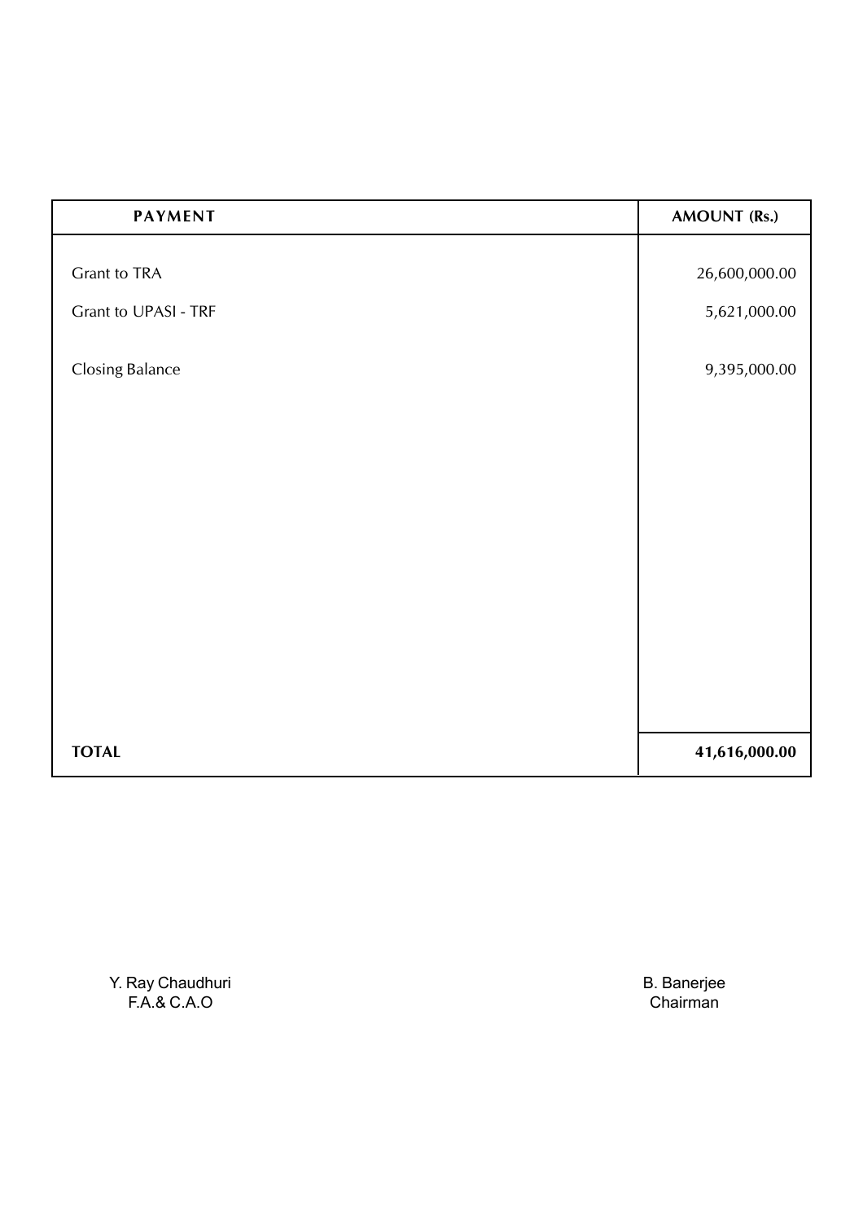| PAYMENT | AMOUNT (Rs.) |
| --- | --- |
| Grant to TRA | 26,600,000.00 |
| Grant to UPASI - TRF | 5,621,000.00 |
| Closing Balance | 9,395,000.00 |
| **TOTAL** | **41,616,000.00** |

Y. Ray Chaudhuri
F.A.& C.A.O

B. Banerjee
Chairman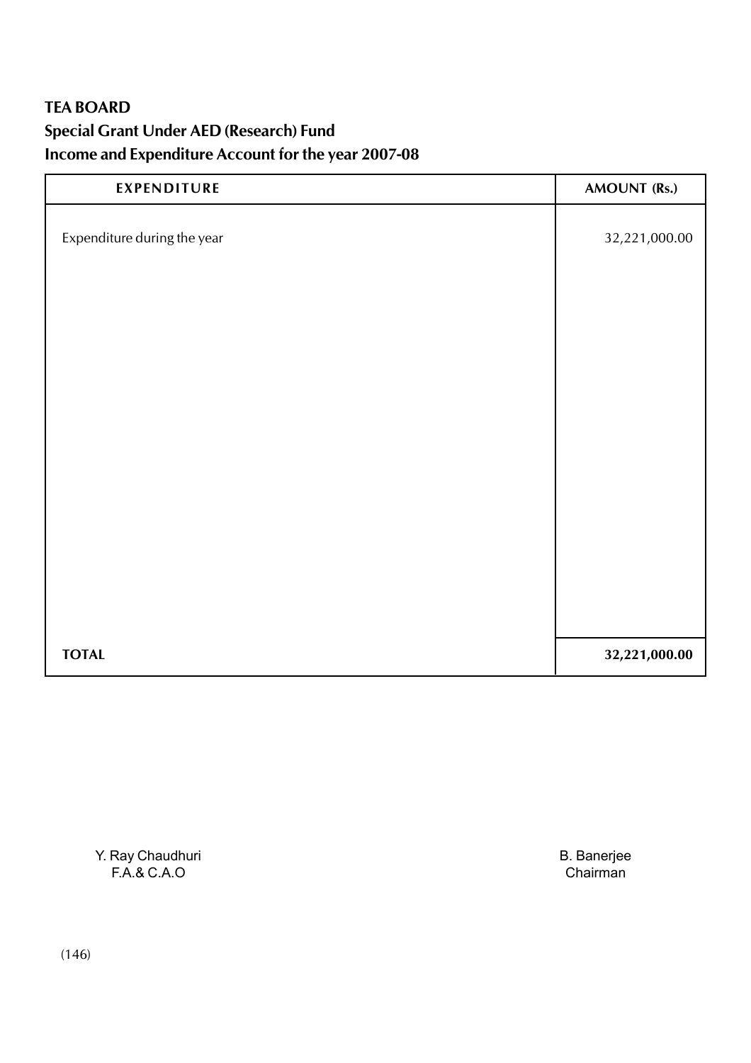**TEA BOARD**

**Special Grant Under AED (Research) Fund**

**Income and Expenditure Account for the year 2007-08**

| EXPENDITURE | AMOUNT (Rs.) |
|---|---|
| Expenditure during the year | 32,221,000.00 |
| **TOTAL** | **32,221,000.00** |

Y. Ray Chaudhuri
F.A.& C.A.O

B. Banerjee
Chairman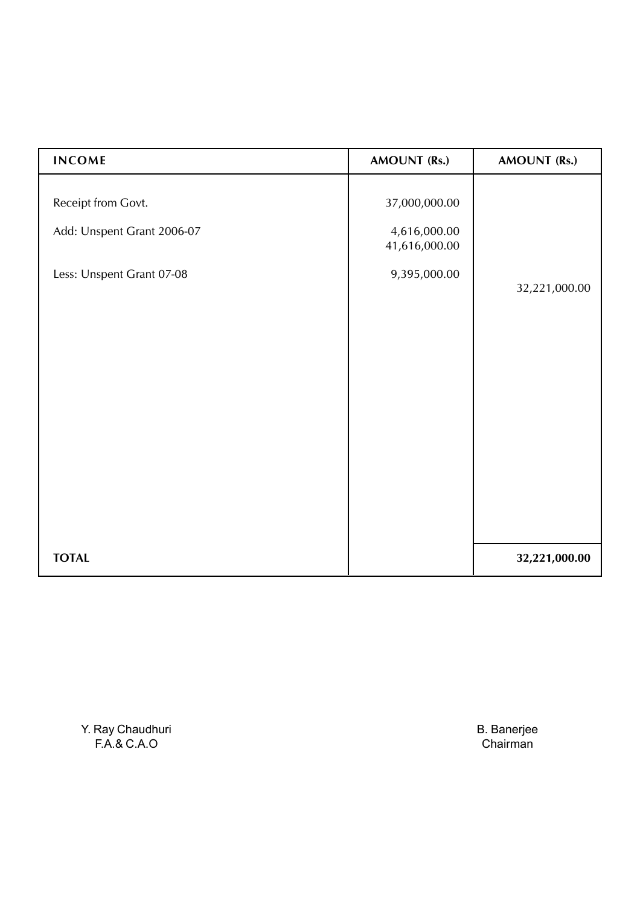| INCOME | AMOUNT (Rs.) | AMOUNT (Rs.) |
|---|---|---|
| Receipt from Govt. | 37,000,000.00 | |
| Add: Unspent Grant 2006-07 | 4,616,000.00 | |
| | 41,616,000.00 | |
| Less: Unspent Grant 07-08 | 9,395,000.00 | 32,221,000.00 |
| **TOTAL** | | **32,221,000.00** |

Y. Ray Chaudhuri
F.A.& C.A.O

B. Banerjee
Chairman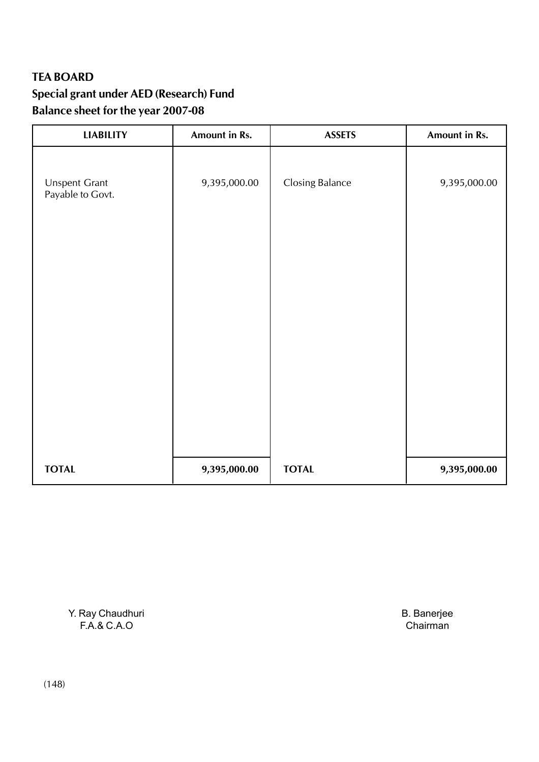**TEA BOARD**

**Special grant under AED (Research) Fund**

**Balance sheet for the year 2007-08**

| LIABILITY | Amount in Rs. | ASSETS | Amount in Rs. |
|---|---|---|---|
| Unspent Grant Payable to Govt. | 9,395,000.00 | Closing Balance | 9,395,000.00 |
| **TOTAL** | **9,395,000.00** | **TOTAL** | **9,395,000.00** |

Y. Ray Chaudhuri
F.A.& C.A.O

B. Banerjee
Chairman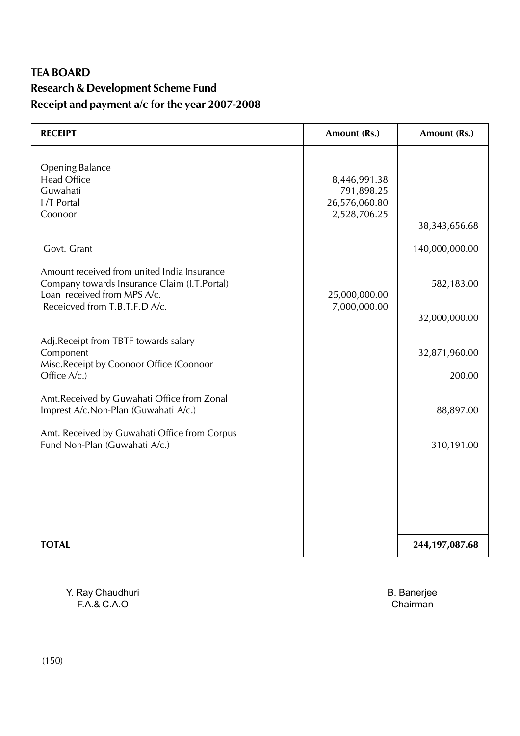**TEA BOARD**

**Research & Development Scheme Fund**

**Receipt and payment a/c for the year 2007-2008**

| RECEIPT | Amount (Rs.) | Amount (Rs.) |
|---|---|---|
| Opening Balance | | |
| Head Office | 8,446,991.38 | |
| Guwahati | 791,898.25 | |
| I /T Portal | 26,576,060.80 | |
| Coonoor | 2,528,706.25 | |
| | | 38,343,656.68 |
| Govt. Grant | | 140,000,000.00 |
| Amount received from united India Insurance Company towards Insurance Claim (I.T.Portal) | | 582,183.00 |
| Loan received from MPS A/c. | 25,000,000.00 | |
| Receicved from T.B.T.F.D A/c. | 7,000,000.00 | |
| | | 32,000,000.00 |
| Adj.Receipt from TBTF towards salary Component | | 32,871,960.00 |
| Misc.Receipt by Coonoor Office (Coonoor Office A/c.) | | 200.00 |
| Amt.Received by Guwahati Office from Zonal Imprest A/c.Non-Plan (Guwahati A/c.) | | 88,897.00 |
| Amt. Received by Guwahati Office from Corpus Fund Non-Plan (Guwahati A/c.) | | 310,191.00 |
| **TOTAL** | | **244,197,087.68** |

Y. Ray Chaudhuri
F.A.& C.A.O

B. Banerjee
Chairman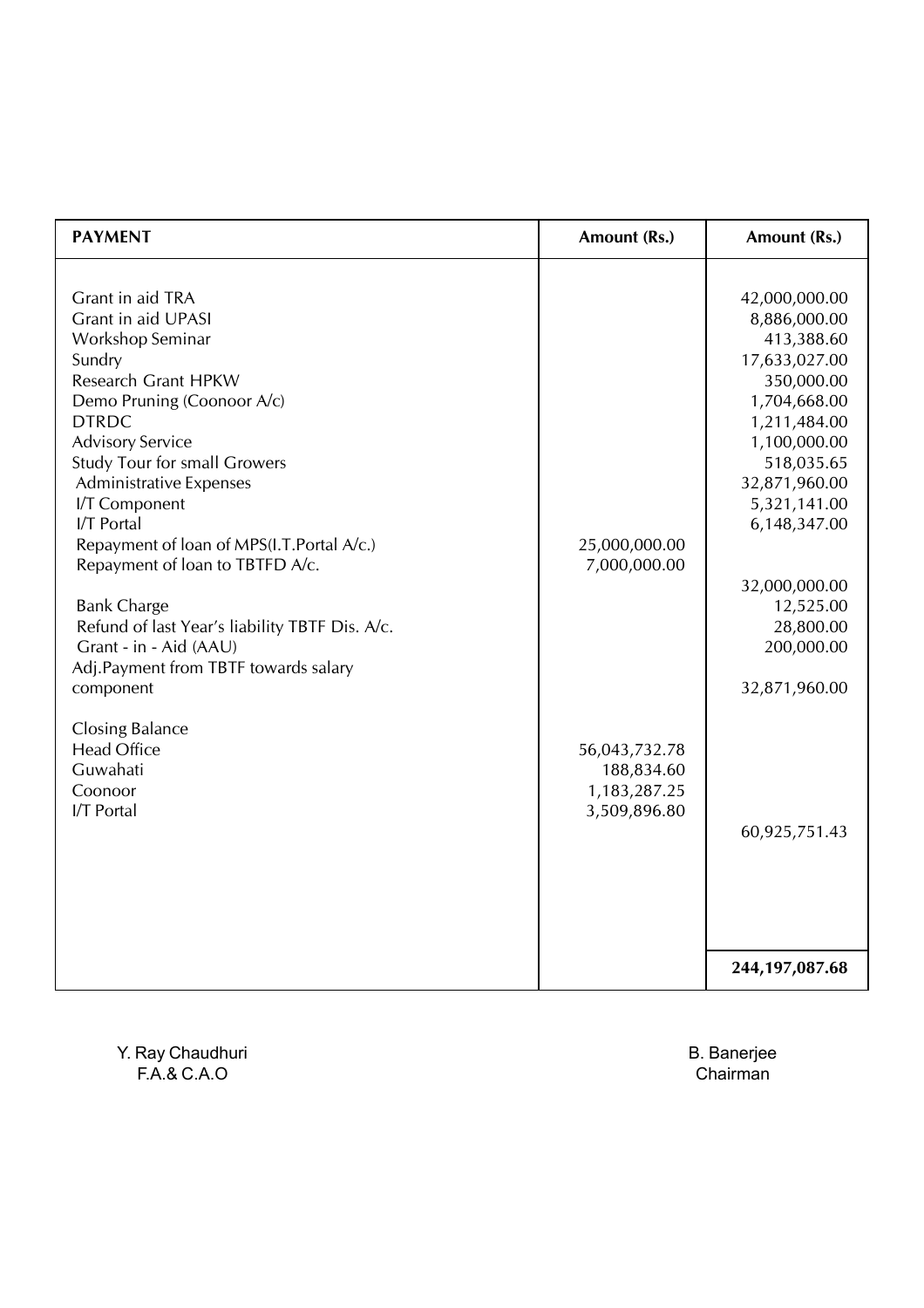| PAYMENT | Amount (Rs.) | Amount (Rs.) |
|---|---|---|
| Grant in aid TRA | | 42,000,000.00 |
| Grant in aid UPASI | | 8,886,000.00 |
| Workshop Seminar | | 413,388.60 |
| Sundry | | 17,633,027.00 |
| Research Grant HPKW | | 350,000.00 |
| Demo Pruning (Coonoor A/c) | | 1,704,668.00 |
| DTRDC | | 1,211,484.00 |
| Advisory Service | | 1,100,000.00 |
| Study Tour for small Growers | | 518,035.65 |
| Administrative Expenses | | 32,871,960.00 |
| I/T Component | | 5,321,141.00 |
| I/T Portal | | 6,148,347.00 |
| Repayment of loan of MPS(I.T.Portal A/c.) | 25,000,000.00 | |
| Repayment of loan to TBTFD A/c. | 7,000,000.00 | |
| | | 32,000,000.00 |
| Bank Charge | | 12,525.00 |
| Refund of last Year's liability TBTF Dis. A/c. | | 28,800.00 |
| Grant - in - Aid (AAU) | | 200,000.00 |
| Adj.Payment from TBTF towards salary component | | 32,871,960.00 |
| Closing Balance | | |
| Head Office | 56,043,732.78 | |
| Guwahati | 188,834.60 | |
| Coonoor | 1,183,287.25 | |
| I/T Portal | 3,509,896.80 | |
| | | 60,925,751.43 |
| | | **244,197,087.68** |

Y. Ray Chaudhuri
F.A.& C.A.O

B. Banerjee
Chairman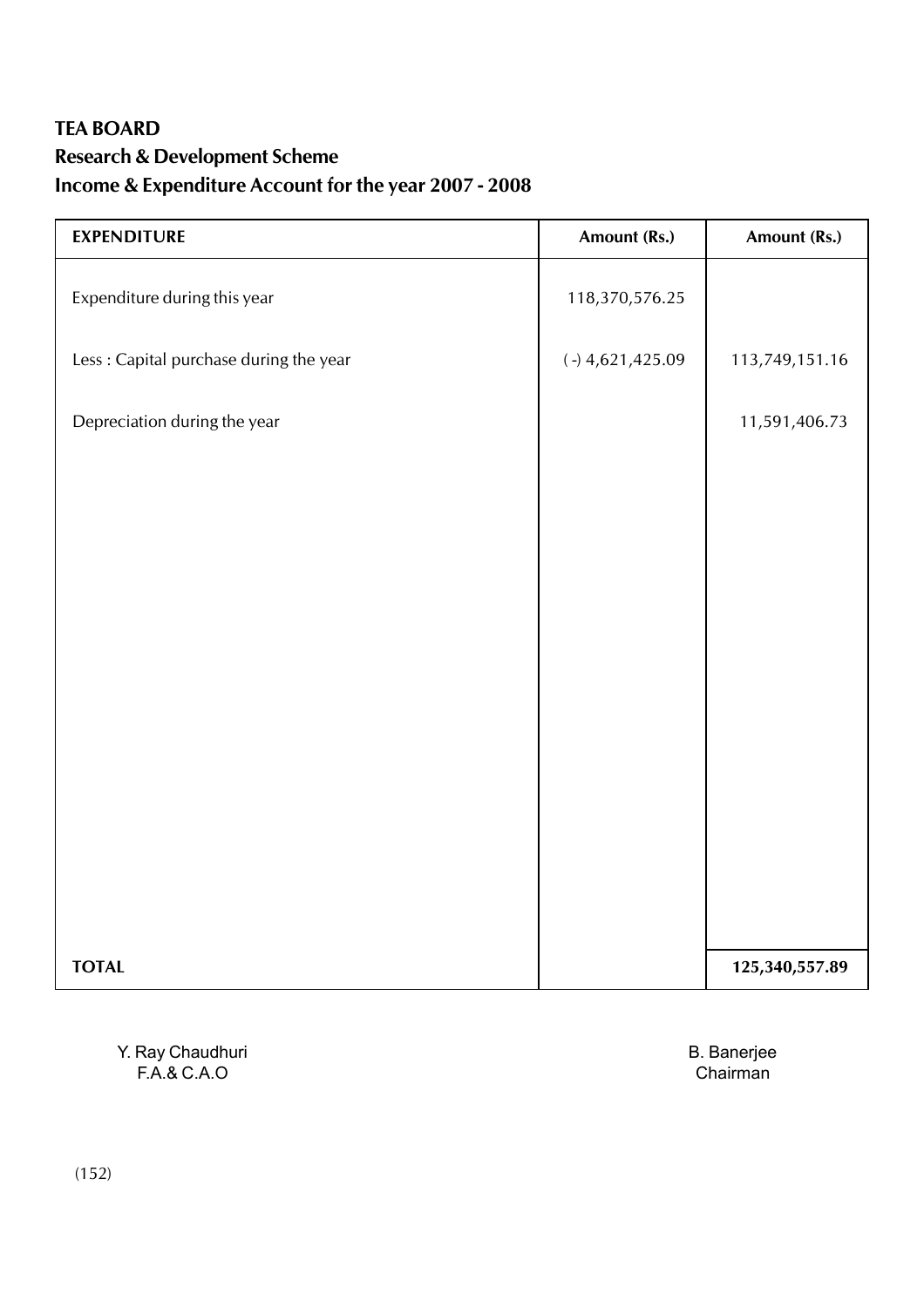**TEA BOARD**

**Research & Development Scheme**

**Income & Expenditure Account for the year 2007 - 2008**

| EXPENDITURE | Amount (Rs.) | Amount (Rs.) |
|---|---|---|
| Expenditure during this year | 118,370,576.25 | |
| Less : Capital purchase during the year | ( -) 4,621,425.09 | 113,749,151.16 |
| Depreciation during the year | | 11,591,406.73 |
| **TOTAL** | | **125,340,557.89** |

Y. Ray Chaudhuri
F.A.& C.A.O

B. Banerjee
Chairman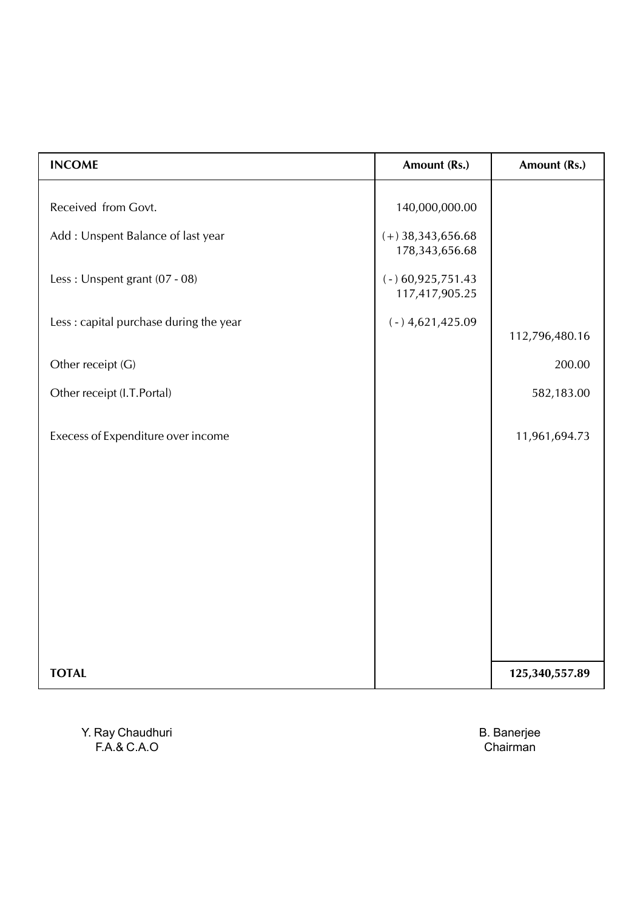| INCOME | Amount (Rs.) | Amount (Rs.) |
|---|---|---|
| Received from Govt. | 140,000,000.00 | |
| Add : Unspent Balance of last year | (+) 38,343,656.68<br>178,343,656.68 | |
| Less : Unspent grant (07 - 08) | (-) 60,925,751.43<br>117,417,905.25 | |
| Less : capital purchase during the year | (-) 4,621,425.09 | 112,796,480.16 |
| Other receipt (G) | | 200.00 |
| Other receipt (I.T.Portal) | | 582,183.00 |
| Execess of Expenditure over income | | 11,961,694.73 |
| **TOTAL** | | **125,340,557.89** |

Y. Ray Chaudhuri
F.A.& C.A.O

B. Banerjee
Chairman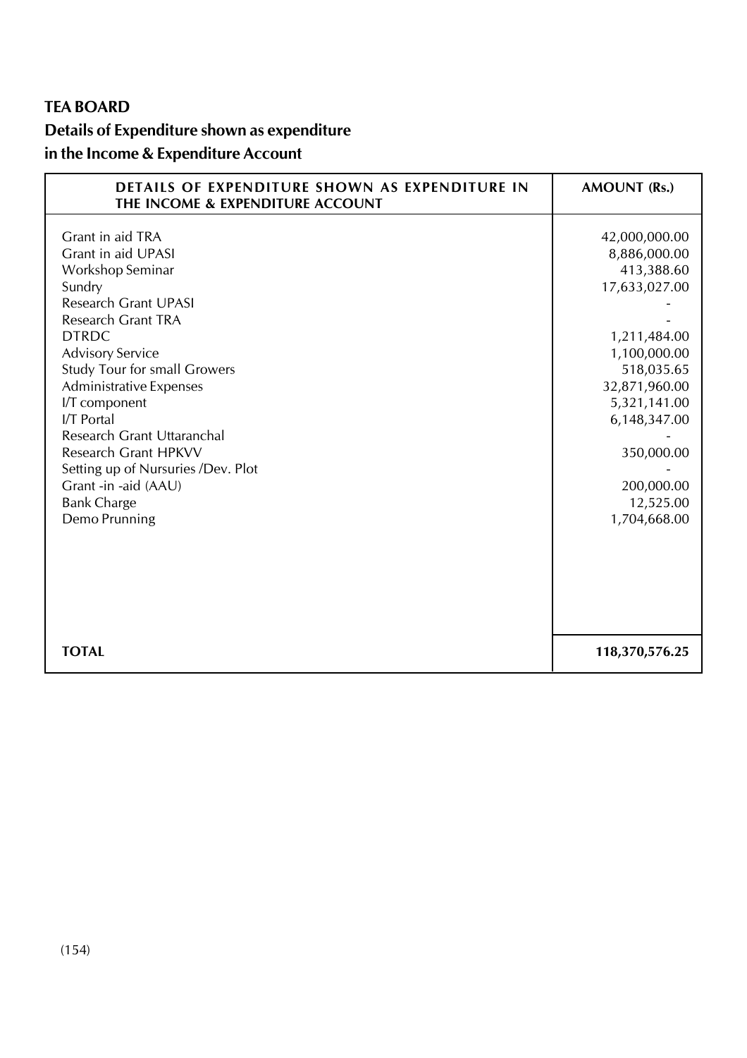**TEA BOARD**

**Details of Expenditure shown as expenditure in the Income & Expenditure Account**

| DETAILS OF EXPENDITURE SHOWN AS EXPENDITURE IN THE INCOME & EXPENDITURE ACCOUNT | AMOUNT (Rs.) |
|---|---|
| Grant in aid TRA | 42,000,000.00 |
| Grant in aid UPASI | 8,886,000.00 |
| Workshop Seminar | 413,388.60 |
| Sundry | 17,633,027.00 |
| Research Grant UPASI | - |
| Research Grant TRA | - |
| DTRDC | 1,211,484.00 |
| Advisory Service | 1,100,000.00 |
| Study Tour for small Growers | 518,035.65 |
| Administrative Expenses | 32,871,960.00 |
| I/T component | 5,321,141.00 |
| I/T Portal | 6,148,347.00 |
| Research Grant Uttaranchal | - |
| Research Grant HPKVV | 350,000.00 |
| Setting up of Nursuries /Dev. Plot | - |
| Grant -in -aid (AAU) | 200,000.00 |
| Bank Charge | 12,525.00 |
| Demo Prunning | 1,704,668.00 |
| **TOTAL** | **118,370,576.25** |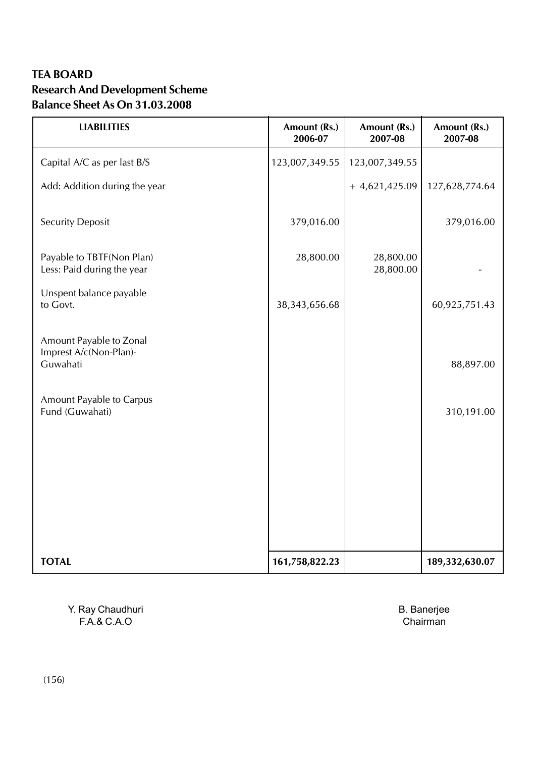**TEA BOARD**
**Research And Development Scheme**
**Balance Sheet As On 31.03.2008**

| LIABILITIES | Amount (Rs.) 2006-07 | Amount (Rs.) 2007-08 | Amount (Rs.) 2007-08 |
|---|---|---|---|
| Capital A/C as per last B/S | 123,007,349.55 | 123,007,349.55 | |
| Add: Addition during the year | | + 4,621,425.09 | 127,628,774.64 |
| Security Deposit | 379,016.00 | | 379,016.00 |
| Payable to TBTF(Non Plan) | 28,800.00 | 28,800.00 | |
| Less: Paid during the year | | 28,800.00 | - |
| Unspent balance payable to Govt. | 38,343,656.68 | | 60,925,751.43 |
| Amount Payable to Zonal Imprest A/c(Non-Plan)-Guwahati | | | 88,897.00 |
| Amount Payable to Carpus Fund (Guwahati) | | | 310,191.00 |
| **TOTAL** | **161,758,822.23** | | **189,332,630.07** |

Y. Ray Chaudhuri
F.A.& C.A.O

B. Banerjee
Chairman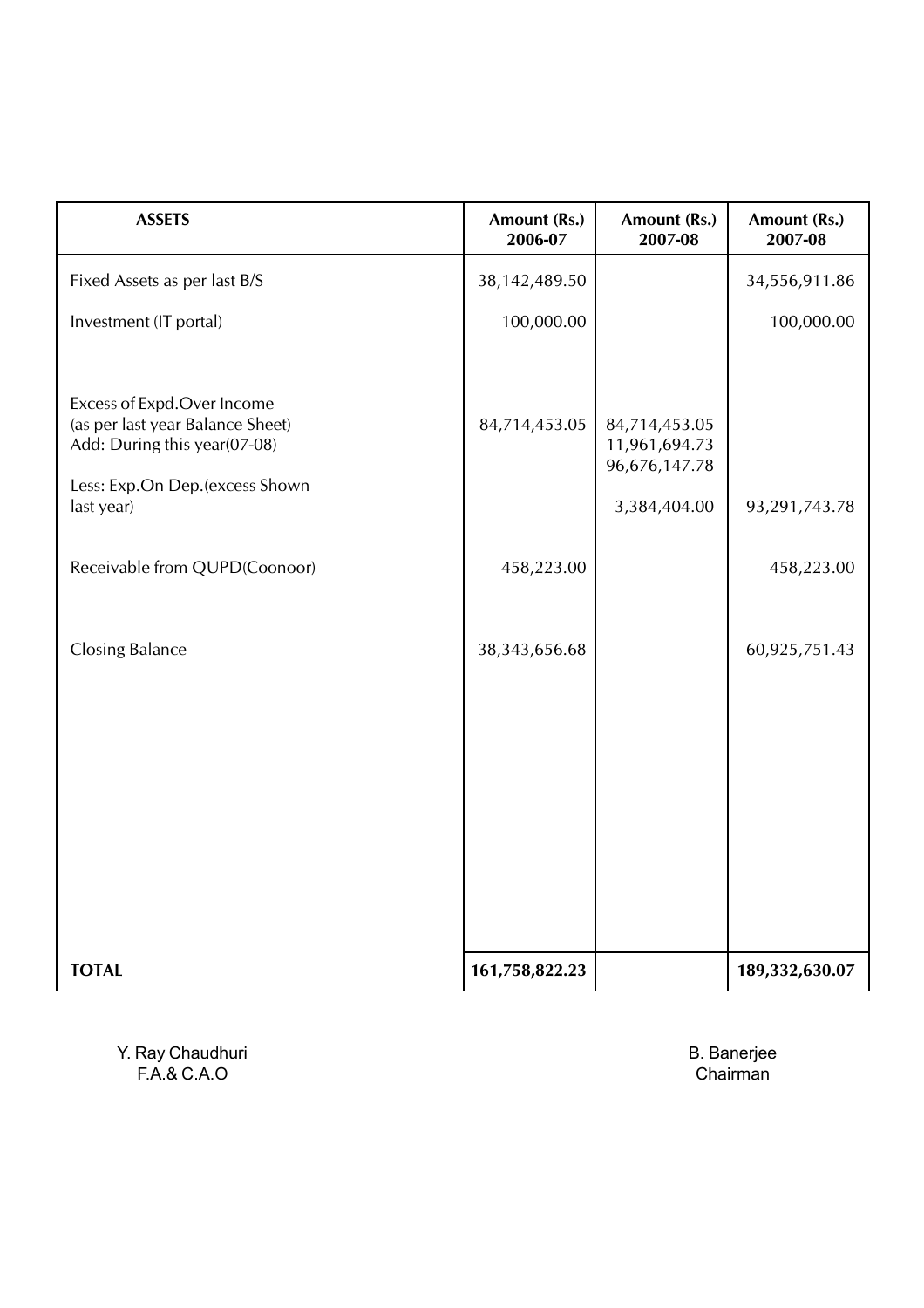| ASSETS | Amount (Rs.) 2006-07 | Amount (Rs.) 2007-08 | Amount (Rs.) 2007-08 |
|---|---|---|---|
| Fixed Assets as per last B/S | 38,142,489.50 | | 34,556,911.86 |
| Investment (IT portal) | 100,000.00 | | 100,000.00 |
| Excess of Expd.Over Income (as per last year Balance Sheet) | 84,714,453.05 | 84,714,453.05 | |
| Add: During this year(07-08) | | 11,961,694.73 | |
| | | 96,676,147.78 | |
| Less: Exp.On Dep.(excess Shown last year) | | 3,384,404.00 | 93,291,743.78 |
| Receivable from QUPD(Coonoor) | 458,223.00 | | 458,223.00 |
| Closing Balance | 38,343,656.68 | | 60,925,751.43 |
| **TOTAL** | **161,758,822.23** | | **189,332,630.07** |

Y. Ray Chaudhuri
F.A.& C.A.O

B. Banerjee
Chairman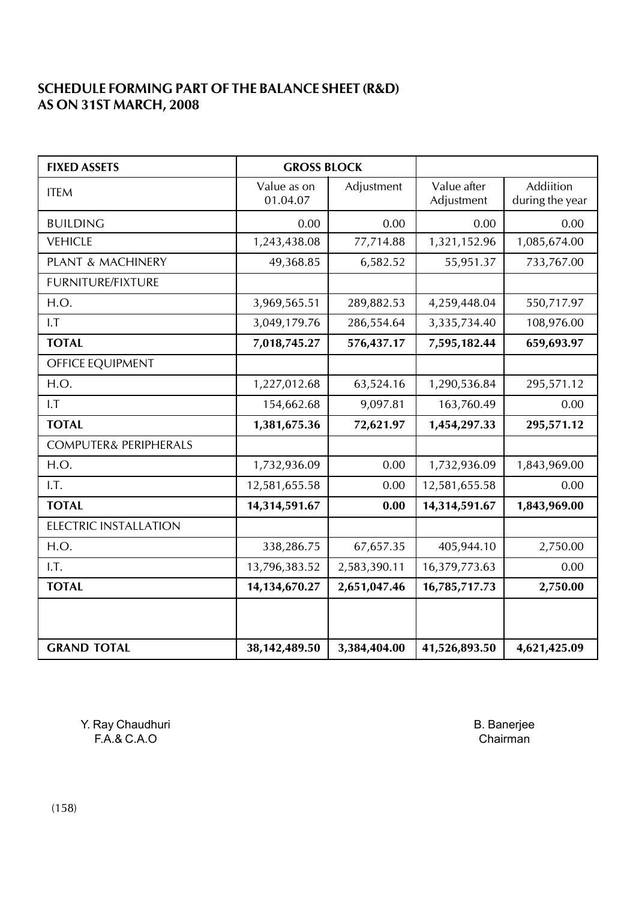## SCHEDULE FORMING PART OF THE BALANCE SHEET (R&D) AS ON 31ST MARCH, 2008

| FIXED ASSETS | GROSS BLOCK | | | |
|---|---|---|---|---|
| ITEM | Value as on 01.04.07 | Adjustment | Value after Adjustment | Addiition during the year |
| BUILDING | 0.00 | 0.00 | 0.00 | 0.00 |
| VEHICLE | 1,243,438.08 | 77,714.88 | 1,321,152.96 | 1,085,674.00 |
| PLANT & MACHINERY | 49,368.85 | 6,582.52 | 55,951.37 | 733,767.00 |
| FURNITURE/FIXTURE | | | | |
| H.O. | 3,969,565.51 | 289,882.53 | 4,259,448.04 | 550,717.97 |
| I.T | 3,049,179.76 | 286,554.64 | 3,335,734.40 | 108,976.00 |
| **TOTAL** | **7,018,745.27** | **576,437.17** | **7,595,182.44** | **659,693.97** |
| OFFICE EQUIPMENT | | | | |
| H.O. | 1,227,012.68 | 63,524.16 | 1,290,536.84 | 295,571.12 |
| I.T | 154,662.68 | 9,097.81 | 163,760.49 | 0.00 |
| **TOTAL** | **1,381,675.36** | **72,621.97** | **1,454,297.33** | **295,571.12** |
| COMPUTER& PERIPHERALS | | | | |
| H.O. | 1,732,936.09 | 0.00 | 1,732,936.09 | 1,843,969.00 |
| I.T. | 12,581,655.58 | 0.00 | 12,581,655.58 | 0.00 |
| **TOTAL** | **14,314,591.67** | **0.00** | **14,314,591.67** | **1,843,969.00** |
| ELECTRIC INSTALLATION | | | | |
| H.O. | 338,286.75 | 67,657.35 | 405,944.10 | 2,750.00 |
| I.T. | 13,796,383.52 | 2,583,390.11 | 16,379,773.63 | 0.00 |
| **TOTAL** | **14,134,670.27** | **2,651,047.46** | **16,785,717.73** | **2,750.00** |
| | | | | |
| **GRAND TOTAL** | **38,142,489.50** | **3,384,404.00** | **41,526,893.50** | **4,621,425.09** |

Y. Ray Chaudhuri
F.A.& C.A.O

B. Banerjee
Chairman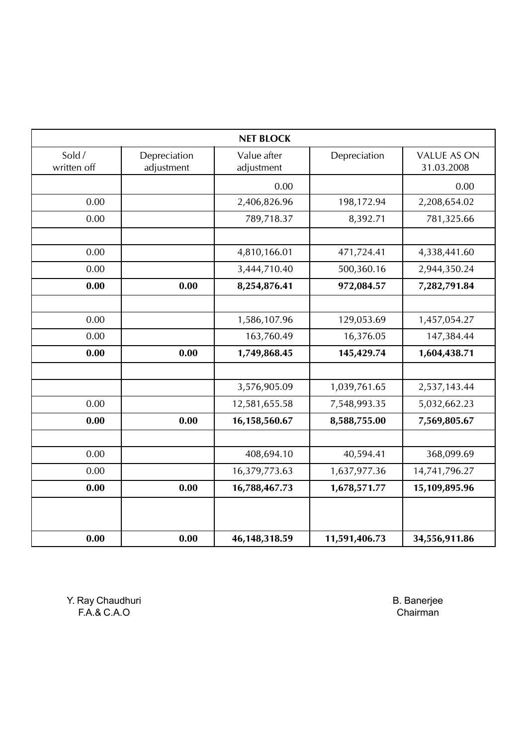| NET BLOCK | | | | |
|---|---|---|---|---|
| Sold / written off | Depreciation adjustment | Value after adjustment | Depreciation | VALUE AS ON 31.03.2008 |
| | | 0.00 | | 0.00 |
| 0.00 | | 2,406,826.96 | 198,172.94 | 2,208,654.02 |
| 0.00 | | 789,718.37 | 8,392.71 | 781,325.66 |
| | | | | |
| 0.00 | | 4,810,166.01 | 471,724.41 | 4,338,441.60 |
| 0.00 | | 3,444,710.40 | 500,360.16 | 2,944,350.24 |
| **0.00** | **0.00** | **8,254,876.41** | **972,084.57** | **7,282,791.84** |
| | | | | |
| 0.00 | | 1,586,107.96 | 129,053.69 | 1,457,054.27 |
| 0.00 | | 163,760.49 | 16,376.05 | 147,384.44 |
| **0.00** | **0.00** | **1,749,868.45** | **145,429.74** | **1,604,438.71** |
| | | | | |
| | | 3,576,905.09 | 1,039,761.65 | 2,537,143.44 |
| 0.00 | | 12,581,655.58 | 7,548,993.35 | 5,032,662.23 |
| **0.00** | **0.00** | **16,158,560.67** | **8,588,755.00** | **7,569,805.67** |
| | | | | |
| 0.00 | | 408,694.10 | 40,594.41 | 368,099.69 |
| 0.00 | | 16,379,773.63 | 1,637,977.36 | 14,741,796.27 |
| **0.00** | **0.00** | **16,788,467.73** | **1,678,571.77** | **15,109,895.96** |
| | | | | |
| **0.00** | **0.00** | **46,148,318.59** | **11,591,406.73** | **34,556,911.86** |

Y. Ray Chaudhuri
F.A.& C.A.O

B. Banerjee
Chairman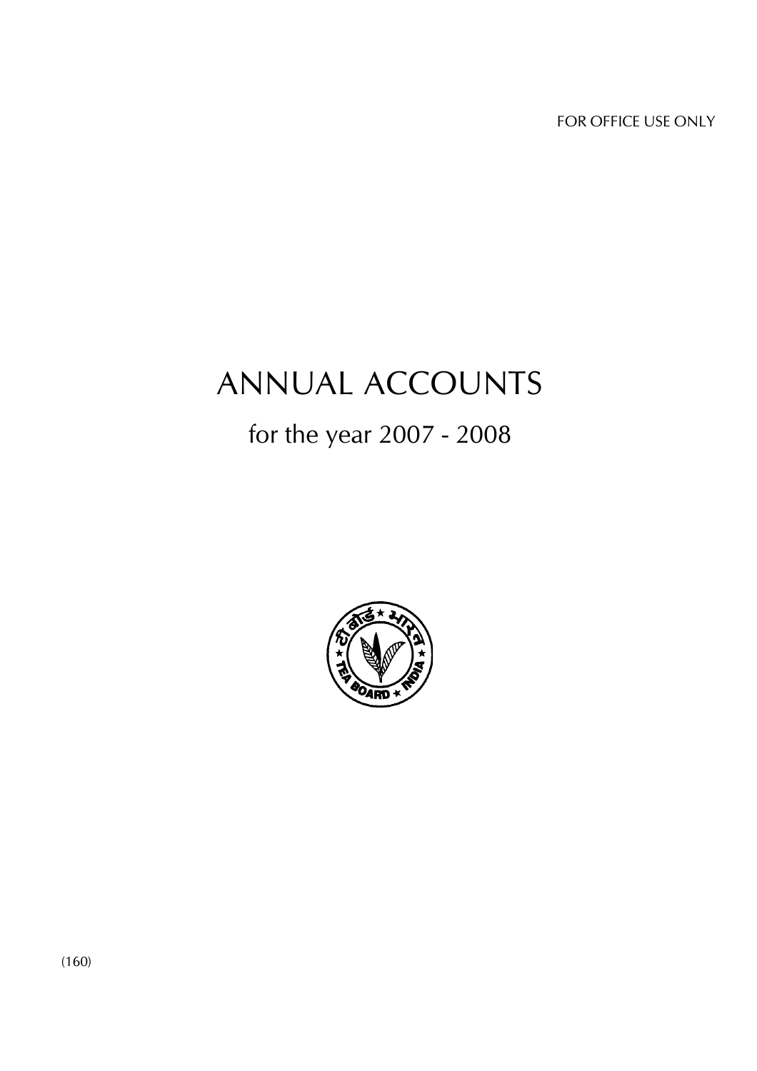FOR OFFICE USE ONLY

# ANNUAL ACCOUNTS

## for the year 2007 - 2008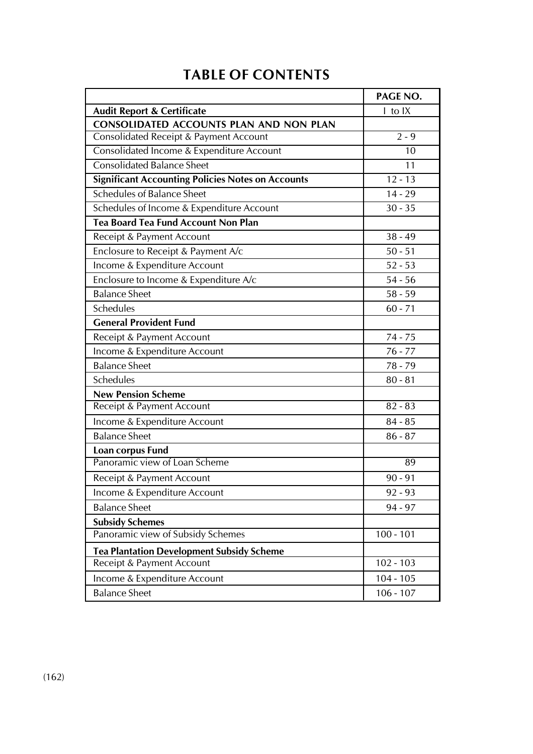# TABLE OF CONTENTS

| | PAGE NO. |
|---|---|
| **Audit Report & Certificate** | I to IX |
| **CONSOLIDATED ACCOUNTS PLAN AND NON PLAN** | |
| Consolidated Receipt & Payment Account | 2 - 9 |
| Consolidated Income & Expenditure Account | 10 |
| Consolidated Balance Sheet | 11 |
| **Significant Accounting Policies Notes on Accounts** | 12 - 13 |
| Schedules of Balance Sheet | 14 - 29 |
| Schedules of Income & Expenditure Account | 30 - 35 |
| **Tea Board Tea Fund Account Non Plan** | |
| Receipt & Payment Account | 38 - 49 |
| Enclosure to Receipt & Payment A/c | 50 - 51 |
| Income & Expenditure Account | 52 - 53 |
| Enclosure to Income & Expenditure A/c | 54 - 56 |
| Balance Sheet | 58 - 59 |
| Schedules | 60 - 71 |
| **General Provident Fund** | |
| Receipt & Payment Account | 74 - 75 |
| Income & Expenditure Account | 76 - 77 |
| Balance Sheet | 78 - 79 |
| Schedules | 80 - 81 |
| **New Pension Scheme** | |
| Receipt & Payment Account | 82 - 83 |
| Income & Expenditure Account | 84 - 85 |
| Balance Sheet | 86 - 87 |
| **Loan corpus Fund** | |
| Panoramic view of Loan Scheme | 89 |
| Receipt & Payment Account | 90 - 91 |
| Income & Expenditure Account | 92 - 93 |
| Balance Sheet | 94 - 97 |
| **Subsidy Schemes** | |
| Panoramic view of Subsidy Schemes | 100 - 101 |
| **Tea Plantation Development Subsidy Scheme** | |
| Receipt & Payment Account | 102 - 103 |
| Income & Expenditure Account | 104 - 105 |
| Balance Sheet | 106 - 107 |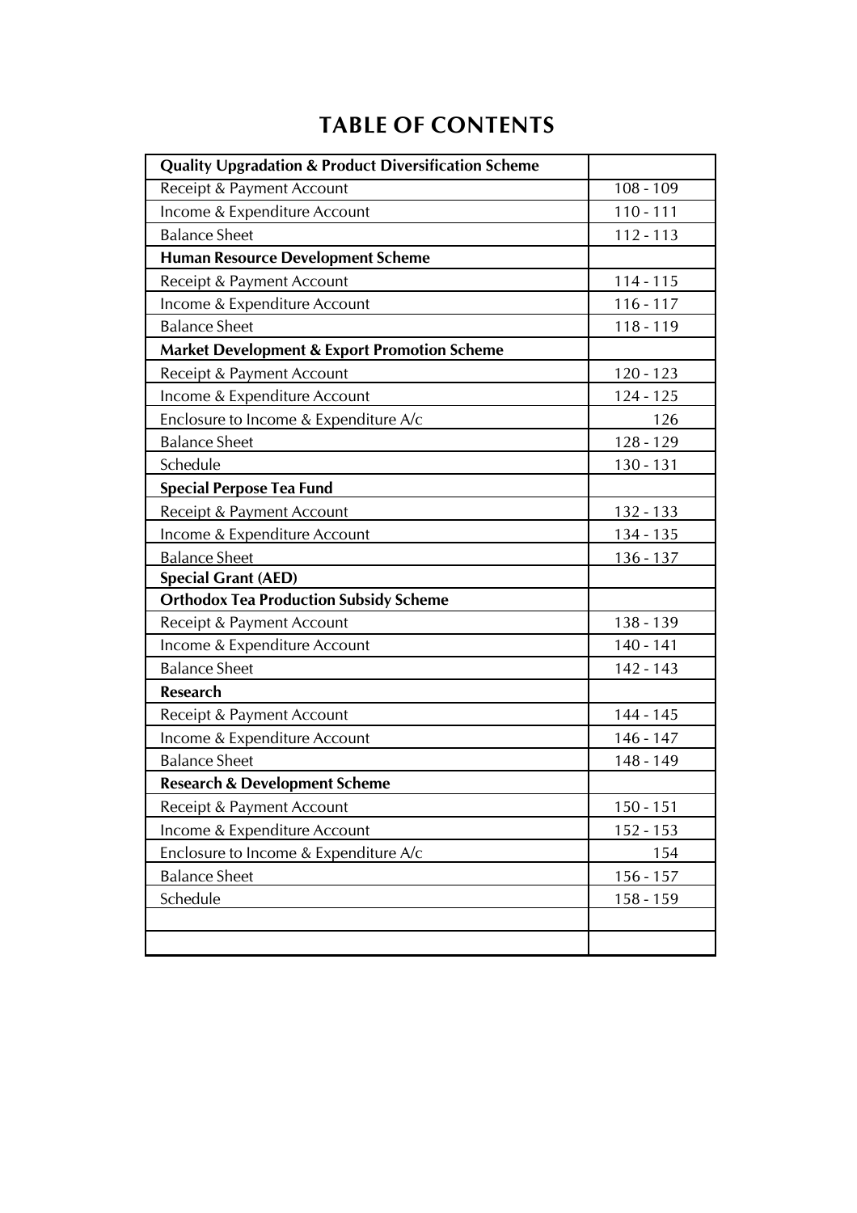# TABLE OF CONTENTS

| | |
|---|---|
| **Quality Upgradation & Product Diversification Scheme** | |
| Receipt & Payment Account | 108 - 109 |
| Income & Expenditure Account | 110 - 111 |
| Balance Sheet | 112 - 113 |
| **Human Resource Development Scheme** | |
| Receipt & Payment Account | 114 - 115 |
| Income & Expenditure Account | 116 - 117 |
| Balance Sheet | 118 - 119 |
| **Market Development & Export Promotion Scheme** | |
| Receipt & Payment Account | 120 - 123 |
| Income & Expenditure Account | 124 - 125 |
| Enclosure to Income & Expenditure A/c | 126 |
| Balance Sheet | 128 - 129 |
| Schedule | 130 - 131 |
| **Special Perpose Tea Fund** | |
| Receipt & Payment Account | 132 - 133 |
| Income & Expenditure Account | 134 - 135 |
| Balance Sheet | 136 - 137 |
| **Special Grant (AED)** | |
| **Orthodox Tea Production Subsidy Scheme** | |
| Receipt & Payment Account | 138 - 139 |
| Income & Expenditure Account | 140 - 141 |
| Balance Sheet | 142 - 143 |
| **Research** | |
| Receipt & Payment Account | 144 - 145 |
| Income & Expenditure Account | 146 - 147 |
| Balance Sheet | 148 - 149 |
| **Research & Development Scheme** | |
| Receipt & Payment Account | 150 - 151 |
| Income & Expenditure Account | 152 - 153 |
| Enclosure to Income & Expenditure A/c | 154 |
| Balance Sheet | 156 - 157 |
| Schedule | 158 - 159 |
| | |
| | |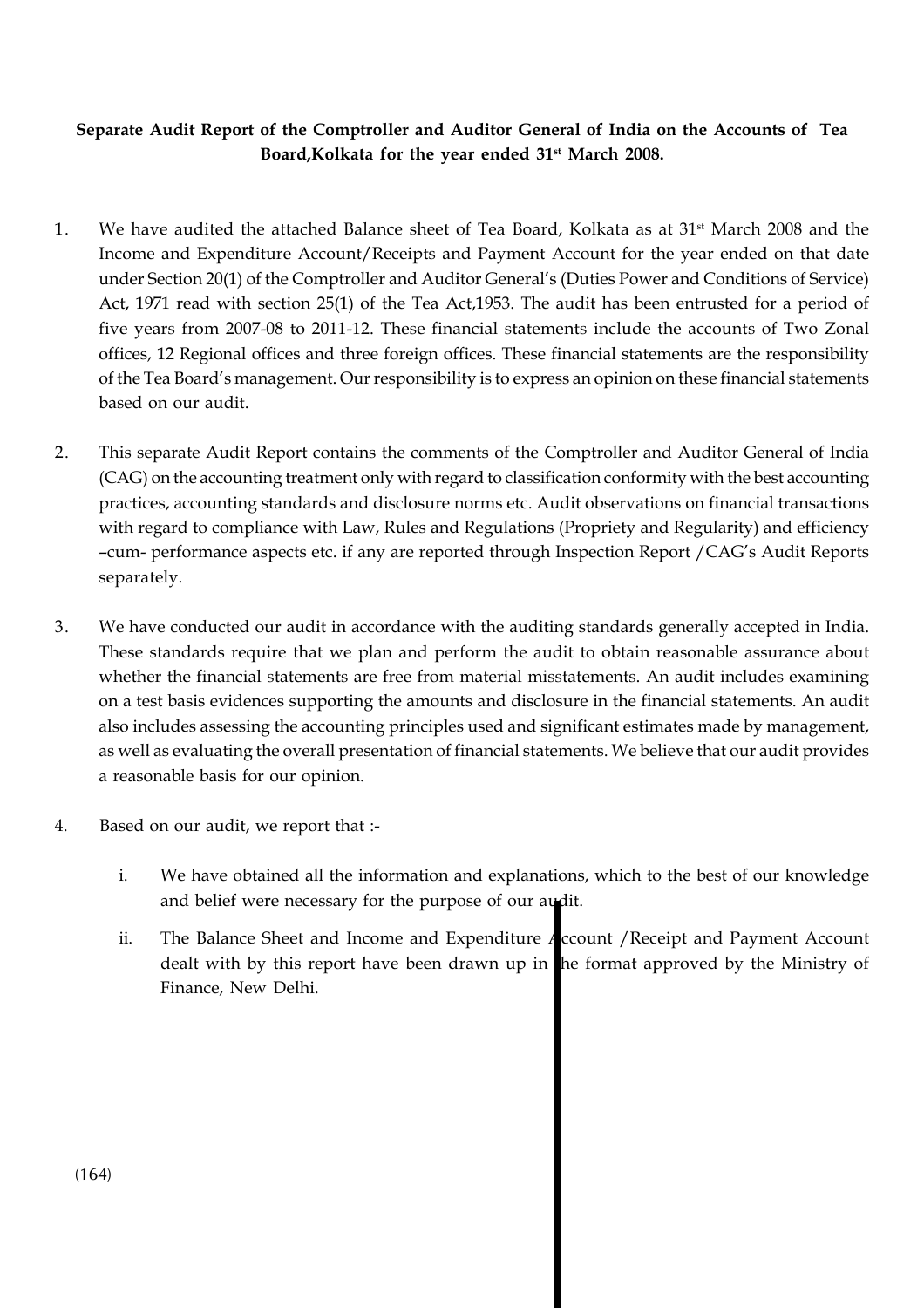**Separate Audit Report of the Comptroller and Auditor General of India on the Accounts of Tea Board,Kolkata for the year ended 31st March 2008.**

1. We have audited the attached Balance sheet of Tea Board, Kolkata as at 31st March 2008 and the Income and Expenditure Account/Receipts and Payment Account for the year ended on that date under Section 20(1) of the Comptroller and Auditor General's (Duties Power and Conditions of Service) Act, 1971 read with section 25(1) of the Tea Act,1953. The audit has been entrusted for a period of five years from 2007-08 to 2011-12. These financial statements include the accounts of Two Zonal offices, 12 Regional offices and three foreign offices. These financial statements are the responsibility of the Tea Board's management. Our responsibility is to express an opinion on these financial statements based on our audit.

2. This separate Audit Report contains the comments of the Comptroller and Auditor General of India (CAG) on the accounting treatment only with regard to classification conformity with the best accounting practices, accounting standards and disclosure norms etc. Audit observations on financial transactions with regard to compliance with Law, Rules and Regulations (Propriety and Regularity) and efficiency –cum- performance aspects etc. if any are reported through Inspection Report /CAG's Audit Reports separately.

3. We have conducted our audit in accordance with the auditing standards generally accepted in India. These standards require that we plan and perform the audit to obtain reasonable assurance about whether the financial statements are free from material misstatements. An audit includes examining on a test basis evidences supporting the amounts and disclosure in the financial statements. An audit also includes assessing the accounting principles used and significant estimates made by management, as well as evaluating the overall presentation of financial statements. We believe that our audit provides a reasonable basis for our opinion.

4. Based on our audit, we report that :-

   i. We have obtained all the information and explanations, which to the best of our knowledge and belief were necessary for the purpose of our audit.

   ii. The Balance Sheet and Income and Expenditure Account /Receipt and Payment Account dealt with by this report have been drawn up in the format approved by the Ministry of Finance, New Delhi.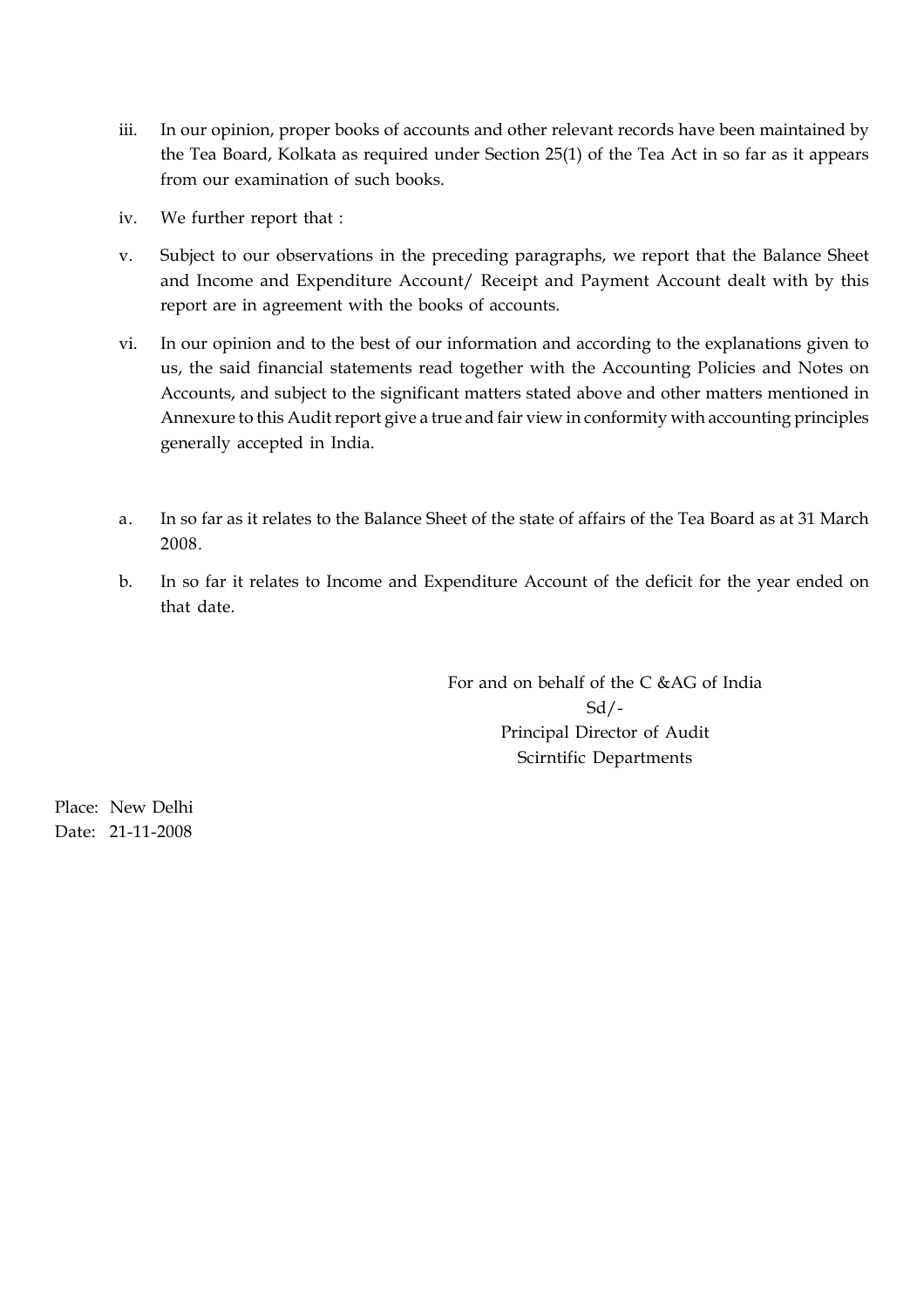iii. In our opinion, proper books of accounts and other relevant records have been maintained by the Tea Board, Kolkata as required under Section 25(1) of the Tea Act in so far as it appears from our examination of such books.

iv. We further report that :

v. Subject to our observations in the preceding paragraphs, we report that the Balance Sheet and Income and Expenditure Account/ Receipt and Payment Account dealt with by this report are in agreement with the books of accounts.

vi. In our opinion and to the best of our information and according to the explanations given to us, the said financial statements read together with the Accounting Policies and Notes on Accounts, and subject to the significant matters stated above and other matters mentioned in Annexure to this Audit report give a true and fair view in conformity with accounting principles generally accepted in India.

a. In so far as it relates to the Balance Sheet of the state of affairs of the Tea Board as at 31 March 2008.

b. In so far it relates to Income and Expenditure Account of the deficit for the year ended on that date.

For and on behalf of the C &AG of India
Sd/-
Principal Director of Audit
Scirntific Departments

Place: New Delhi
Date: 21-11-2008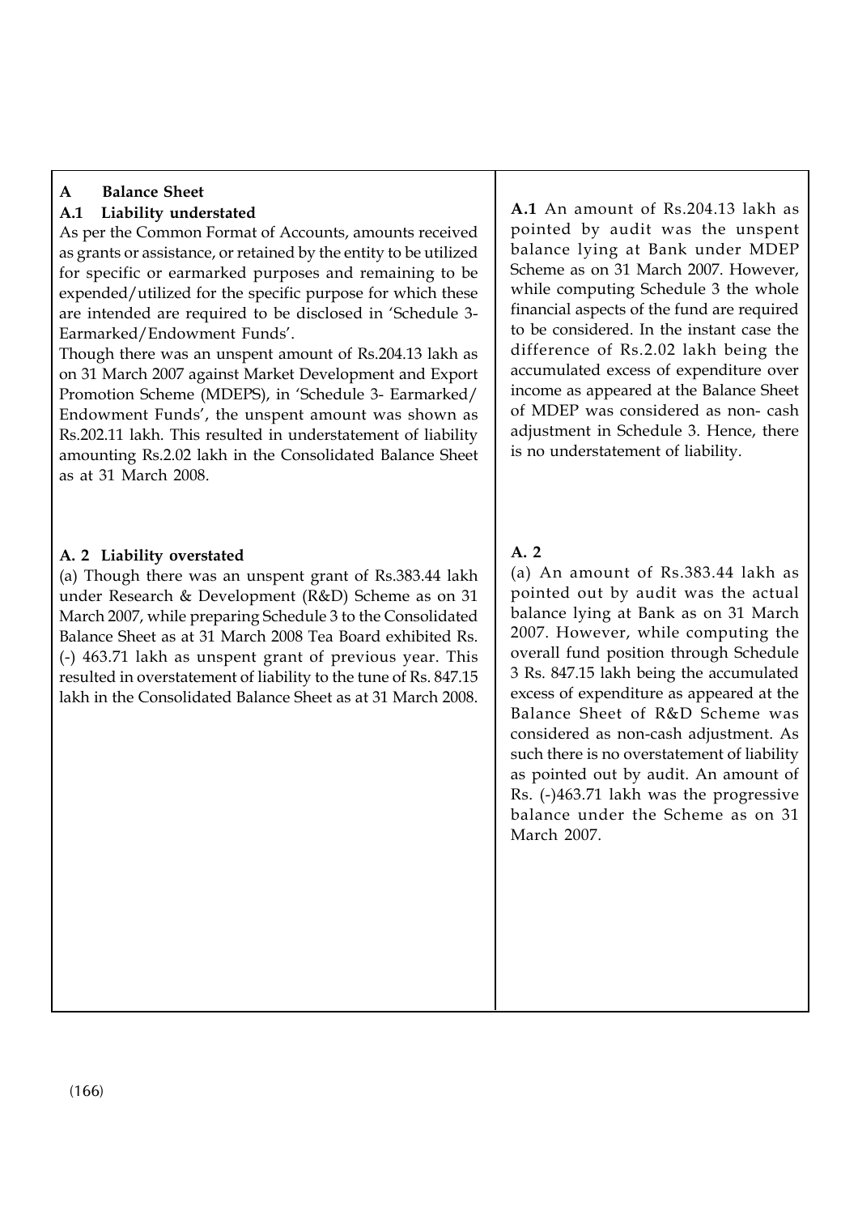| **A Balance Sheet** | |
|---|---|
| **A.1 Liability understated**<br>As per the Common Format of Accounts, amounts received as grants or assistance, or retained by the entity to be utilized for specific or earmarked purposes and remaining to be expended/utilized for the specific purpose for which these are intended are required to be disclosed in 'Schedule 3- Earmarked/Endowment Funds'.<br>Though there was an unspent amount of Rs.204.13 lakh as on 31 March 2007 against Market Development and Export Promotion Scheme (MDEPS), in 'Schedule 3- Earmarked/ Endowment Funds', the unspent amount was shown as Rs.202.11 lakh. This resulted in understatement of liability amounting Rs.2.02 lakh in the Consolidated Balance Sheet as at 31 March 2008. | **A.1** An amount of Rs.204.13 lakh as pointed by audit was the unspent balance lying at Bank under MDEP Scheme as on 31 March 2007. However, while computing Schedule 3 the whole financial aspects of the fund are required to be considered. In the instant case the difference of Rs.2.02 lakh being the accumulated excess of expenditure over income as appeared at the Balance Sheet of MDEP was considered as non- cash adjustment in Schedule 3. Hence, there is no understatement of liability. |
| **A. 2 Liability overstated**<br>(a) Though there was an unspent grant of Rs.383.44 lakh under Research & Development (R&D) Scheme as on 31 March 2007, while preparing Schedule 3 to the Consolidated Balance Sheet as at 31 March 2008 Tea Board exhibited Rs. (-) 463.71 lakh as unspent grant of previous year. This resulted in overstatement of liability to the tune of Rs. 847.15 lakh in the Consolidated Balance Sheet as at 31 March 2008. | **A. 2**<br>(a) An amount of Rs.383.44 lakh as pointed out by audit was the actual balance lying at Bank as on 31 March 2007. However, while computing the overall fund position through Schedule 3 Rs. 847.15 lakh being the accumulated excess of expenditure as appeared at the Balance Sheet of R&D Scheme was considered as non-cash adjustment. As such there is no overstatement of liability as pointed out by audit. An amount of Rs. (-)463.71 lakh was the progressive balance under the Scheme as on 31 March 2007. |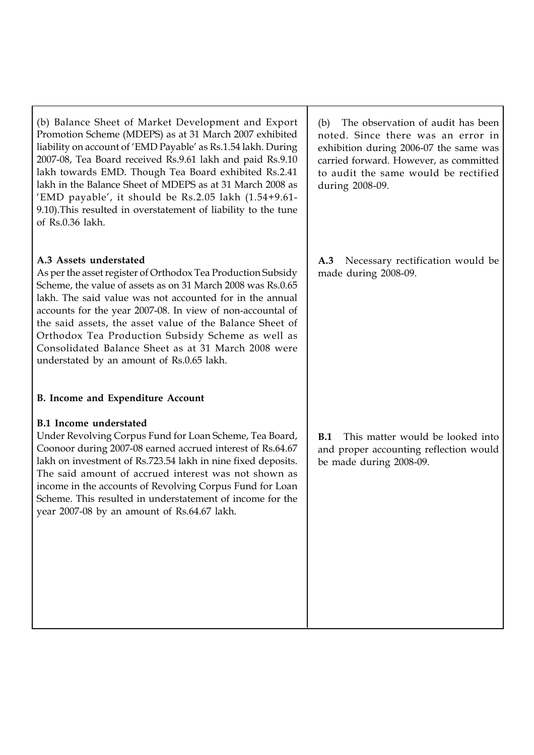| | |
|---|---|
| (b) Balance Sheet of Market Development and Export Promotion Scheme (MDEPS) as at 31 March 2007 exhibited liability on account of 'EMD Payable' as Rs.1.54 lakh. During 2007-08, Tea Board received Rs.9.61 lakh and paid Rs.9.10 lakh towards EMD. Though Tea Board exhibited Rs.2.41 lakh in the Balance Sheet of MDEPS as at 31 March 2008 as 'EMD payable', it should be Rs.2.05 lakh (1.54+9.61-9.10).This resulted in overstatement of liability to the tune of Rs.0.36 lakh. | (b) The observation of audit has been noted. Since there was an error in exhibition during 2006-07 the same was carried forward. However, as committed to audit the same would be rectified during 2008-09. |
| **A.3 Assets understated**<br>As per the asset register of Orthodox Tea Production Subsidy Scheme, the value of assets as on 31 March 2008 was Rs.0.65 lakh. The said value was not accounted for in the annual accounts for the year 2007-08. In view of non-accountal of the said assets, the asset value of the Balance Sheet of Orthodox Tea Production Subsidy Scheme as well as Consolidated Balance Sheet as at 31 March 2008 were understated by an amount of Rs.0.65 lakh. | **A.3** Necessary rectification would be made during 2008-09. |
| **B. Income and Expenditure Account** | |
| **B.1 Income understated**<br>Under Revolving Corpus Fund for Loan Scheme, Tea Board, Coonoor during 2007-08 earned accrued interest of Rs.64.67 lakh on investment of Rs.723.54 lakh in nine fixed deposits. The said amount of accrued interest was not shown as income in the accounts of Revolving Corpus Fund for Loan Scheme. This resulted in understatement of income for the year 2007-08 by an amount of Rs.64.67 lakh. | **B.1** This matter would be looked into and proper accounting reflection would be made during 2008-09. |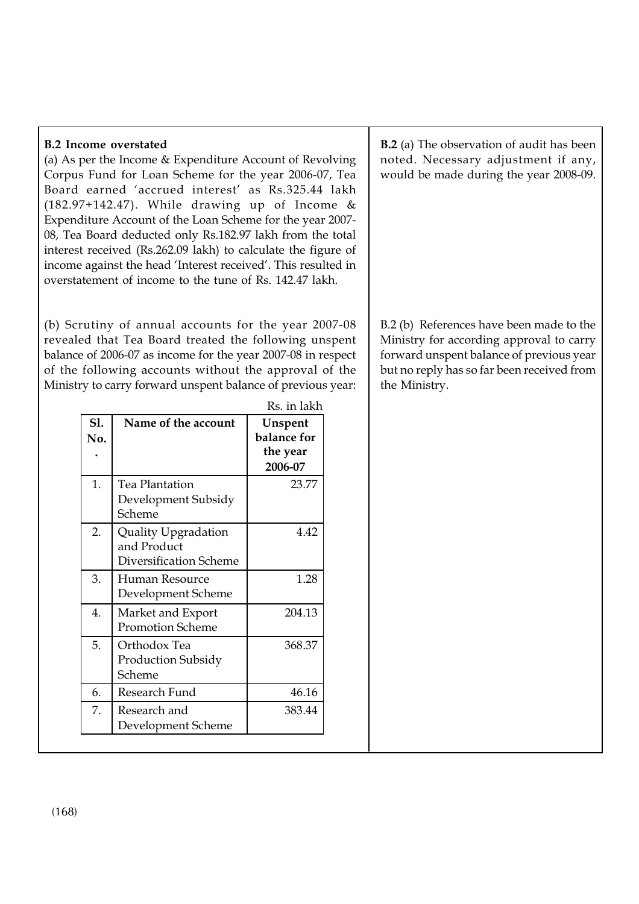**B.2 Income overstated**

(a) As per the Income & Expenditure Account of Revolving Corpus Fund for Loan Scheme for the year 2006-07, Tea Board earned 'accrued interest' as Rs.325.44 lakh (182.97+142.47). While drawing up of Income & Expenditure Account of the Loan Scheme for the year 2007-08, Tea Board deducted only Rs.182.97 lakh from the total interest received (Rs.262.09 lakh) to calculate the figure of income against the head 'Interest received'. This resulted in overstatement of income to the tune of Rs. 142.47 lakh.

**B.2** (a) The observation of audit has been noted. Necessary adjustment if any, would be made during the year 2008-09.

(b) Scrutiny of annual accounts for the year 2007-08 revealed that Tea Board treated the following unspent balance of 2006-07 as income for the year 2007-08 in respect of the following accounts without the approval of the Ministry to carry forward unspent balance of previous year:

Rs. in lakh

| Sl. No. | Name of the account | Unspent balance for the year 2006-07 |
|---|---|---|
| 1. | Tea Plantation Development Subsidy Scheme | 23.77 |
| 2. | Quality Upgradation and Product Diversification Scheme | 4.42 |
| 3. | Human Resource Development Scheme | 1.28 |
| 4. | Market and Export Promotion Scheme | 204.13 |
| 5. | Orthodox Tea Production Subsidy Scheme | 368.37 |
| 6. | Research Fund | 46.16 |
| 7. | Research and Development Scheme | 383.44 |

B.2 (b) References have been made to the Ministry for according approval to carry forward unspent balance of previous year but no reply has so far been received from the Ministry.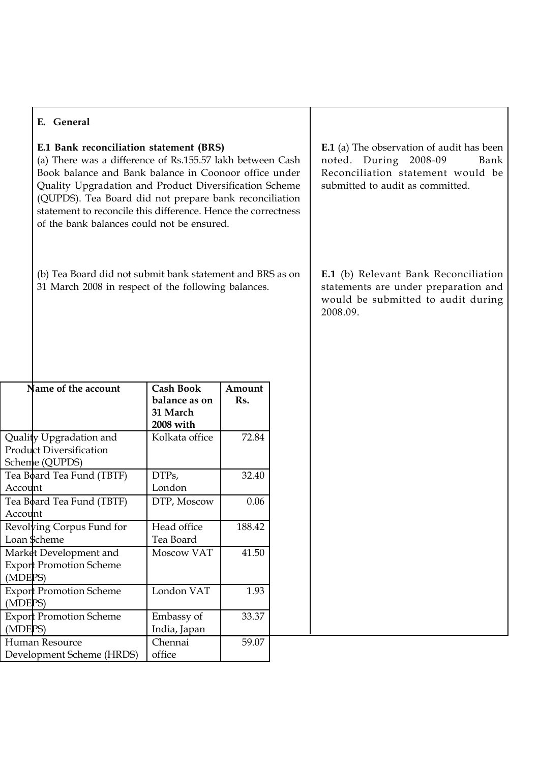## E. General

**E.1 Bank reconciliation statement (BRS)**

(a) There was a difference of Rs.155.57 lakh between Cash Book balance and Bank balance in Coonoor office under Quality Upgradation and Product Diversification Scheme (QUPDS). Tea Board did not prepare bank reconciliation statement to reconcile this difference. Hence the correctness of the bank balances could not be ensured.

**E.1** (a) The observation of audit has been noted. During 2008-09 Bank Reconciliation statement would be submitted to audit as committed.

(b) Tea Board did not submit bank statement and BRS as on 31 March 2008 in respect of the following balances.

**E.1** (b) Relevant Bank Reconciliation statements are under preparation and would be submitted to audit during 2008.09.

| Name of the account | Cash Book balance as on 31 March 2008 with | Amount Rs. |
|---|---|---|
| Quality Upgradation and Product Diversification Scheme (QUPDS) | Kolkata office | 72.84 |
| Tea Board Tea Fund (TBTF) Account | DTPs, London | 32.40 |
| Tea Board Tea Fund (TBTF) Account | DTP, Moscow | 0.06 |
| Revolving Corpus Fund for Loan Scheme | Head office Tea Board | 188.42 |
| Market Development and Export Promotion Scheme (MDEPS) | Moscow VAT | 41.50 |
| Export Promotion Scheme (MDEPS) | London VAT | 1.93 |
| Export Promotion Scheme (MDEPS) | Embassy of India, Japan | 33.37 |
| Human Resource Development Scheme (HRDS) | Chennai office | 59.07 |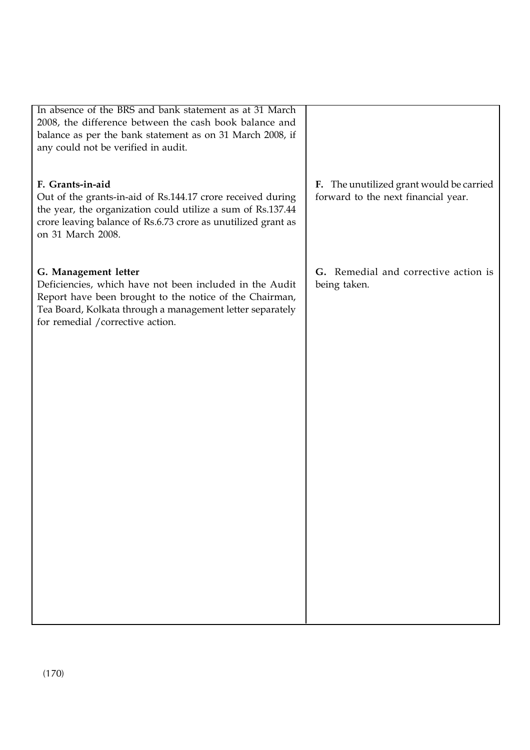| | |
|---|---|
| In absence of the BRS and bank statement as at 31 March 2008, the difference between the cash book balance and balance as per the bank statement as on 31 March 2008, if any could not be verified in audit. | |
| **F. Grants-in-aid**<br>Out of the grants-in-aid of Rs.144.17 crore received during the year, the organization could utilize a sum of Rs.137.44 crore leaving balance of Rs.6.73 crore as unutilized grant as on 31 March 2008. | **F.** The unutilized grant would be carried forward to the next financial year. |
| **G. Management letter**<br>Deficiencies, which have not been included in the Audit Report have been brought to the notice of the Chairman, Tea Board, Kolkata through a management letter separately for remedial /corrective action. | **G.** Remedial and corrective action is being taken. |